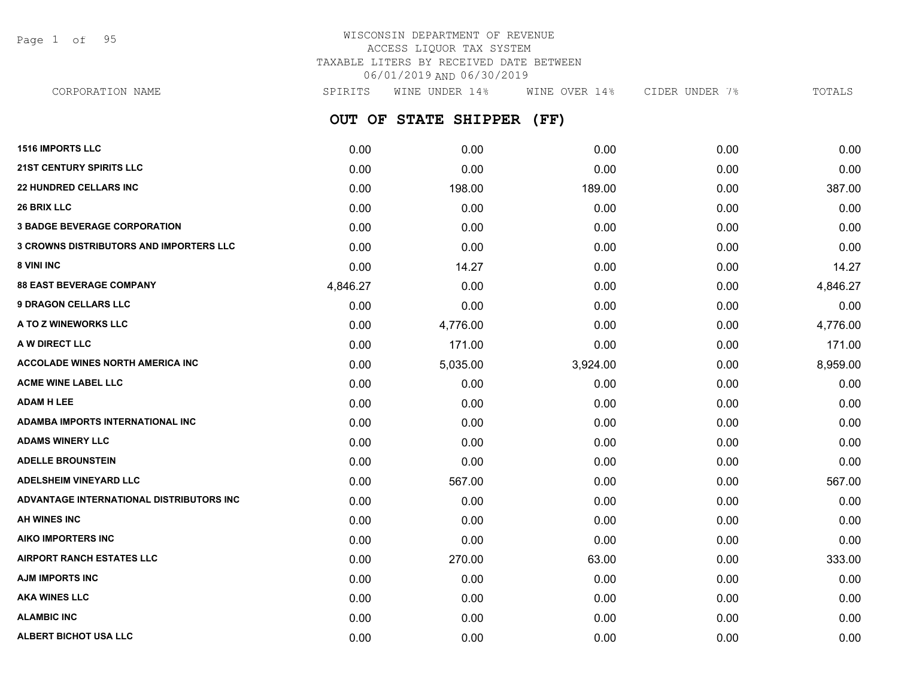# WISCONSIN DEPARTMENT OF REVENUE

ACCESS LIQUOR TAX SYSTEM

TAXABLE LITERS BY RECEIVED DATE BETWEEN 06/01/2019 AND 06/30/2019

## OUT OF STATE SHIPPER (FF)

| CORPORATION NAME | SPIRITS | WINE UNDER 14% | WINE OVER 14% | CIDER UNDER 7% | TOTALS |
|---|---|---|---|---|---|
| 1516 IMPORTS LLC | 0.00 | 0.00 | 0.00 | 0.00 | 0.00 |
| 21ST CENTURY SPIRITS LLC | 0.00 | 0.00 | 0.00 | 0.00 | 0.00 |
| 22 HUNDRED CELLARS INC | 0.00 | 198.00 | 189.00 | 0.00 | 387.00 |
| 26 BRIX LLC | 0.00 | 0.00 | 0.00 | 0.00 | 0.00 |
| 3 BADGE BEVERAGE CORPORATION | 0.00 | 0.00 | 0.00 | 0.00 | 0.00 |
| 3 CROWNS DISTRIBUTORS AND IMPORTERS LLC | 0.00 | 0.00 | 0.00 | 0.00 | 0.00 |
| 8 VINI INC | 0.00 | 14.27 | 0.00 | 0.00 | 14.27 |
| 88 EAST BEVERAGE COMPANY | 4,846.27 | 0.00 | 0.00 | 0.00 | 4,846.27 |
| 9 DRAGON CELLARS LLC | 0.00 | 0.00 | 0.00 | 0.00 | 0.00 |
| A TO Z WINEWORKS LLC | 0.00 | 4,776.00 | 0.00 | 0.00 | 4,776.00 |
| A W DIRECT LLC | 0.00 | 171.00 | 0.00 | 0.00 | 171.00 |
| ACCOLADE WINES NORTH AMERICA INC | 0.00 | 5,035.00 | 3,924.00 | 0.00 | 8,959.00 |
| ACME WINE LABEL LLC | 0.00 | 0.00 | 0.00 | 0.00 | 0.00 |
| ADAM H LEE | 0.00 | 0.00 | 0.00 | 0.00 | 0.00 |
| ADAMBA IMPORTS INTERNATIONAL INC | 0.00 | 0.00 | 0.00 | 0.00 | 0.00 |
| ADAMS WINERY LLC | 0.00 | 0.00 | 0.00 | 0.00 | 0.00 |
| ADELLE BROUNSTEIN | 0.00 | 0.00 | 0.00 | 0.00 | 0.00 |
| ADELSHEIM VINEYARD LLC | 0.00 | 567.00 | 0.00 | 0.00 | 567.00 |
| ADVANTAGE INTERNATIONAL DISTRIBUTORS INC | 0.00 | 0.00 | 0.00 | 0.00 | 0.00 |
| AH WINES INC | 0.00 | 0.00 | 0.00 | 0.00 | 0.00 |
| AIKO IMPORTERS INC | 0.00 | 0.00 | 0.00 | 0.00 | 0.00 |
| AIRPORT RANCH ESTATES LLC | 0.00 | 270.00 | 63.00 | 0.00 | 333.00 |
| AJM IMPORTS INC | 0.00 | 0.00 | 0.00 | 0.00 | 0.00 |
| AKA WINES LLC | 0.00 | 0.00 | 0.00 | 0.00 | 0.00 |
| ALAMBIC INC | 0.00 | 0.00 | 0.00 | 0.00 | 0.00 |
| ALBERT BICHOT USA LLC | 0.00 | 0.00 | 0.00 | 0.00 | 0.00 |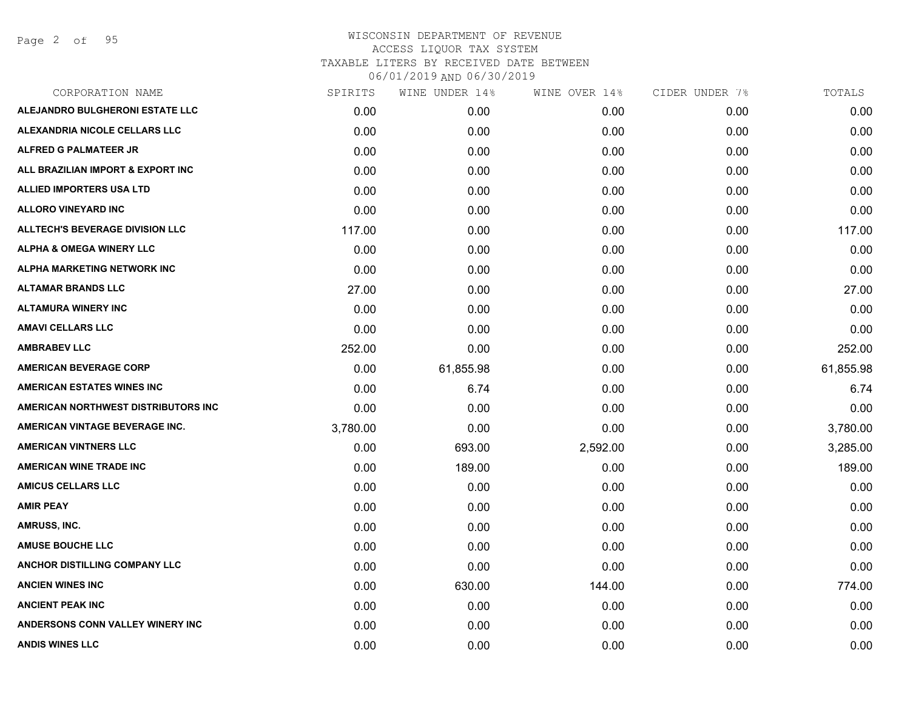WISCONSIN DEPARTMENT OF REVENUE
ACCESS LIQUOR TAX SYSTEM
TAXABLE LITERS BY RECEIVED DATE BETWEEN
06/01/2019 AND 06/30/2019

| CORPORATION NAME | SPIRITS | WINE UNDER 14% | WINE OVER 14% | CIDER UNDER 7% | TOTALS |
|---|---|---|---|---|---|
| ALEJANDRO BULGHERONI ESTATE LLC | 0.00 | 0.00 | 0.00 | 0.00 | 0.00 |
| ALEXANDRIA NICOLE CELLARS LLC | 0.00 | 0.00 | 0.00 | 0.00 | 0.00 |
| ALFRED G PALMATEER JR | 0.00 | 0.00 | 0.00 | 0.00 | 0.00 |
| ALL BRAZILIAN IMPORT & EXPORT INC | 0.00 | 0.00 | 0.00 | 0.00 | 0.00 |
| ALLIED IMPORTERS USA LTD | 0.00 | 0.00 | 0.00 | 0.00 | 0.00 |
| ALLORO VINEYARD INC | 0.00 | 0.00 | 0.00 | 0.00 | 0.00 |
| ALLTECH'S BEVERAGE DIVISION LLC | 117.00 | 0.00 | 0.00 | 0.00 | 117.00 |
| ALPHA & OMEGA WINERY LLC | 0.00 | 0.00 | 0.00 | 0.00 | 0.00 |
| ALPHA MARKETING NETWORK INC | 0.00 | 0.00 | 0.00 | 0.00 | 0.00 |
| ALTAMAR BRANDS LLC | 27.00 | 0.00 | 0.00 | 0.00 | 27.00 |
| ALTAMURA WINERY INC | 0.00 | 0.00 | 0.00 | 0.00 | 0.00 |
| AMAVI CELLARS LLC | 0.00 | 0.00 | 0.00 | 0.00 | 0.00 |
| AMBRABEV LLC | 252.00 | 0.00 | 0.00 | 0.00 | 252.00 |
| AMERICAN BEVERAGE CORP | 0.00 | 61,855.98 | 0.00 | 0.00 | 61,855.98 |
| AMERICAN ESTATES WINES INC | 0.00 | 6.74 | 0.00 | 0.00 | 6.74 |
| AMERICAN NORTHWEST DISTRIBUTORS INC | 0.00 | 0.00 | 0.00 | 0.00 | 0.00 |
| AMERICAN VINTAGE BEVERAGE INC. | 3,780.00 | 0.00 | 0.00 | 0.00 | 3,780.00 |
| AMERICAN VINTNERS LLC | 0.00 | 693.00 | 2,592.00 | 0.00 | 3,285.00 |
| AMERICAN WINE TRADE INC | 0.00 | 189.00 | 0.00 | 0.00 | 189.00 |
| AMICUS CELLARS LLC | 0.00 | 0.00 | 0.00 | 0.00 | 0.00 |
| AMIR PEAY | 0.00 | 0.00 | 0.00 | 0.00 | 0.00 |
| AMRUSS, INC. | 0.00 | 0.00 | 0.00 | 0.00 | 0.00 |
| AMUSE BOUCHE LLC | 0.00 | 0.00 | 0.00 | 0.00 | 0.00 |
| ANCHOR DISTILLING COMPANY LLC | 0.00 | 0.00 | 0.00 | 0.00 | 0.00 |
| ANCIEN WINES INC | 0.00 | 630.00 | 144.00 | 0.00 | 774.00 |
| ANCIENT PEAK INC | 0.00 | 0.00 | 0.00 | 0.00 | 0.00 |
| ANDERSONS CONN VALLEY WINERY INC | 0.00 | 0.00 | 0.00 | 0.00 | 0.00 |
| ANDIS WINES LLC | 0.00 | 0.00 | 0.00 | 0.00 | 0.00 |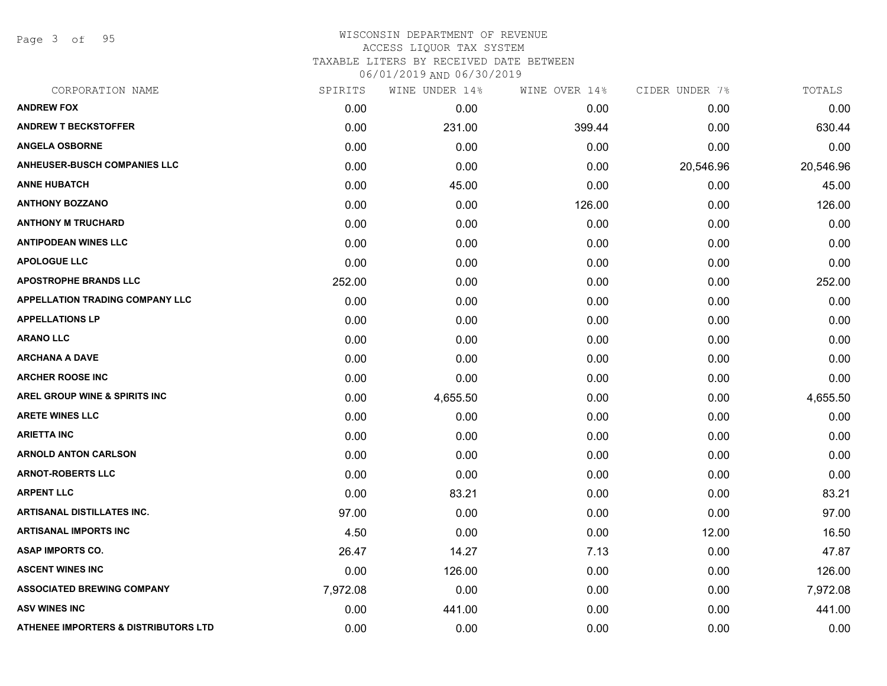# WISCONSIN DEPARTMENT OF REVENUE
## ACCESS LIQUOR TAX SYSTEM
### TAXABLE LITERS BY RECEIVED DATE BETWEEN 06/01/2019 AND 06/30/2019

| CORPORATION NAME | SPIRITS | WINE UNDER 14% | WINE OVER 14% | CIDER UNDER 7% | TOTALS |
|---|---|---|---|---|---|
| ANDREW FOX | 0.00 | 0.00 | 0.00 | 0.00 | 0.00 |
| ANDREW T BECKSTOFFER | 0.00 | 231.00 | 399.44 | 0.00 | 630.44 |
| ANGELA OSBORNE | 0.00 | 0.00 | 0.00 | 0.00 | 0.00 |
| ANHEUSER-BUSCH COMPANIES LLC | 0.00 | 0.00 | 0.00 | 20,546.96 | 20,546.96 |
| ANNE HUBATCH | 0.00 | 45.00 | 0.00 | 0.00 | 45.00 |
| ANTHONY BOZZANO | 0.00 | 0.00 | 126.00 | 0.00 | 126.00 |
| ANTHONY M TRUCHARD | 0.00 | 0.00 | 0.00 | 0.00 | 0.00 |
| ANTIPODEAN WINES LLC | 0.00 | 0.00 | 0.00 | 0.00 | 0.00 |
| APOLOGUE LLC | 0.00 | 0.00 | 0.00 | 0.00 | 0.00 |
| APOSTROPHE BRANDS LLC | 252.00 | 0.00 | 0.00 | 0.00 | 252.00 |
| APPELLATION TRADING COMPANY LLC | 0.00 | 0.00 | 0.00 | 0.00 | 0.00 |
| APPELLATIONS LP | 0.00 | 0.00 | 0.00 | 0.00 | 0.00 |
| ARANO LLC | 0.00 | 0.00 | 0.00 | 0.00 | 0.00 |
| ARCHANA A DAVE | 0.00 | 0.00 | 0.00 | 0.00 | 0.00 |
| ARCHER ROOSE INC | 0.00 | 0.00 | 0.00 | 0.00 | 0.00 |
| AREL GROUP WINE & SPIRITS INC | 0.00 | 4,655.50 | 0.00 | 0.00 | 4,655.50 |
| ARETE WINES LLC | 0.00 | 0.00 | 0.00 | 0.00 | 0.00 |
| ARIETTA INC | 0.00 | 0.00 | 0.00 | 0.00 | 0.00 |
| ARNOLD ANTON CARLSON | 0.00 | 0.00 | 0.00 | 0.00 | 0.00 |
| ARNOT-ROBERTS LLC | 0.00 | 0.00 | 0.00 | 0.00 | 0.00 |
| ARPENT LLC | 0.00 | 83.21 | 0.00 | 0.00 | 83.21 |
| ARTISANAL DISTILLATES INC. | 97.00 | 0.00 | 0.00 | 0.00 | 97.00 |
| ARTISANAL IMPORTS INC | 4.50 | 0.00 | 0.00 | 12.00 | 16.50 |
| ASAP IMPORTS CO. | 26.47 | 14.27 | 7.13 | 0.00 | 47.87 |
| ASCENT WINES INC | 0.00 | 126.00 | 0.00 | 0.00 | 126.00 |
| ASSOCIATED BREWING COMPANY | 7,972.08 | 0.00 | 0.00 | 0.00 | 7,972.08 |
| ASV WINES INC | 0.00 | 441.00 | 0.00 | 0.00 | 441.00 |
| ATHENEE IMPORTERS & DISTRIBUTORS LTD | 0.00 | 0.00 | 0.00 | 0.00 | 0.00 |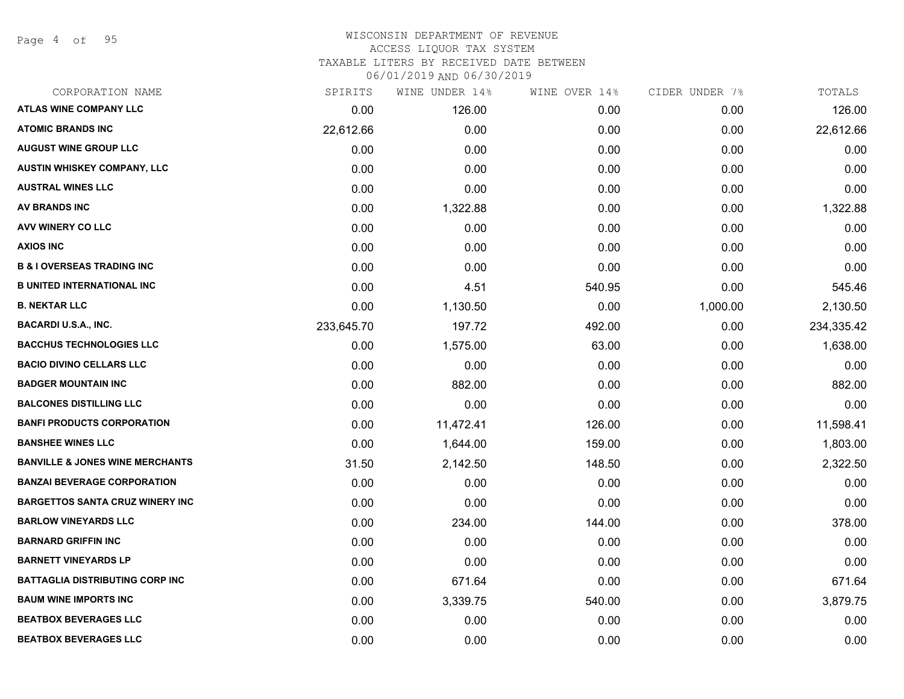# WISCONSIN DEPARTMENT OF REVENUE
## ACCESS LIQUOR TAX SYSTEM
### TAXABLE LITERS BY RECEIVED DATE BETWEEN 06/01/2019 AND 06/30/2019

| CORPORATION NAME | SPIRITS | WINE UNDER 14% | WINE OVER 14% | CIDER UNDER 7% | TOTALS |
|---|---|---|---|---|---|
| ATLAS WINE COMPANY LLC | 0.00 | 126.00 | 0.00 | 0.00 | 126.00 |
| ATOMIC BRANDS INC | 22,612.66 | 0.00 | 0.00 | 0.00 | 22,612.66 |
| AUGUST WINE GROUP LLC | 0.00 | 0.00 | 0.00 | 0.00 | 0.00 |
| AUSTIN WHISKEY COMPANY, LLC | 0.00 | 0.00 | 0.00 | 0.00 | 0.00 |
| AUSTRAL WINES LLC | 0.00 | 0.00 | 0.00 | 0.00 | 0.00 |
| AV BRANDS INC | 0.00 | 1,322.88 | 0.00 | 0.00 | 1,322.88 |
| AVV WINERY CO LLC | 0.00 | 0.00 | 0.00 | 0.00 | 0.00 |
| AXIOS INC | 0.00 | 0.00 | 0.00 | 0.00 | 0.00 |
| B & I OVERSEAS TRADING INC | 0.00 | 0.00 | 0.00 | 0.00 | 0.00 |
| B UNITED INTERNATIONAL INC | 0.00 | 4.51 | 540.95 | 0.00 | 545.46 |
| B. NEKTAR LLC | 0.00 | 1,130.50 | 0.00 | 1,000.00 | 2,130.50 |
| BACARDI U.S.A., INC. | 233,645.70 | 197.72 | 492.00 | 0.00 | 234,335.42 |
| BACCHUS TECHNOLOGIES LLC | 0.00 | 1,575.00 | 63.00 | 0.00 | 1,638.00 |
| BACIO DIVINO CELLARS LLC | 0.00 | 0.00 | 0.00 | 0.00 | 0.00 |
| BADGER MOUNTAIN INC | 0.00 | 882.00 | 0.00 | 0.00 | 882.00 |
| BALCONES DISTILLING LLC | 0.00 | 0.00 | 0.00 | 0.00 | 0.00 |
| BANFI PRODUCTS CORPORATION | 0.00 | 11,472.41 | 126.00 | 0.00 | 11,598.41 |
| BANSHEE WINES LLC | 0.00 | 1,644.00 | 159.00 | 0.00 | 1,803.00 |
| BANVILLE & JONES WINE MERCHANTS | 31.50 | 2,142.50 | 148.50 | 0.00 | 2,322.50 |
| BANZAI BEVERAGE CORPORATION | 0.00 | 0.00 | 0.00 | 0.00 | 0.00 |
| BARGETTOS SANTA CRUZ WINERY INC | 0.00 | 0.00 | 0.00 | 0.00 | 0.00 |
| BARLOW VINEYARDS LLC | 0.00 | 234.00 | 144.00 | 0.00 | 378.00 |
| BARNARD GRIFFIN INC | 0.00 | 0.00 | 0.00 | 0.00 | 0.00 |
| BARNETT VINEYARDS LP | 0.00 | 0.00 | 0.00 | 0.00 | 0.00 |
| BATTAGLIA DISTRIBUTING CORP INC | 0.00 | 671.64 | 0.00 | 0.00 | 671.64 |
| BAUM WINE IMPORTS INC | 0.00 | 3,339.75 | 540.00 | 0.00 | 3,879.75 |
| BEATBOX BEVERAGES LLC | 0.00 | 0.00 | 0.00 | 0.00 | 0.00 |
| BEATBOX BEVERAGES LLC | 0.00 | 0.00 | 0.00 | 0.00 | 0.00 |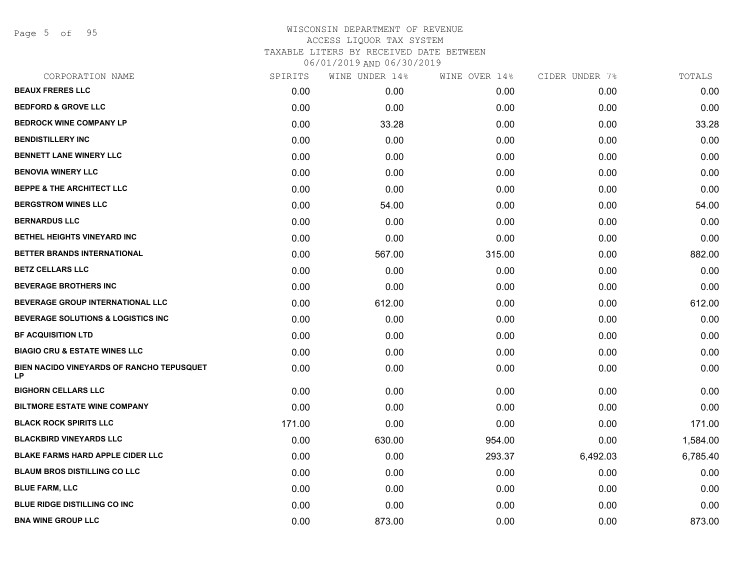WISCONSIN DEPARTMENT OF REVENUE
ACCESS LIQUOR TAX SYSTEM
TAXABLE LITERS BY RECEIVED DATE BETWEEN
06/01/2019 AND 06/30/2019

| CORPORATION NAME | SPIRITS | WINE UNDER 14% | WINE OVER 14% | CIDER UNDER 7% | TOTALS |
|---|---|---|---|---|---|
| BEAUX FRERES LLC | 0.00 | 0.00 | 0.00 | 0.00 | 0.00 |
| BEDFORD & GROVE LLC | 0.00 | 0.00 | 0.00 | 0.00 | 0.00 |
| BEDROCK WINE COMPANY LP | 0.00 | 33.28 | 0.00 | 0.00 | 33.28 |
| BENDISTILLERY INC | 0.00 | 0.00 | 0.00 | 0.00 | 0.00 |
| BENNETT LANE WINERY LLC | 0.00 | 0.00 | 0.00 | 0.00 | 0.00 |
| BENOVIA WINERY LLC | 0.00 | 0.00 | 0.00 | 0.00 | 0.00 |
| BEPPE & THE ARCHITECT LLC | 0.00 | 0.00 | 0.00 | 0.00 | 0.00 |
| BERGSTROM WINES LLC | 0.00 | 54.00 | 0.00 | 0.00 | 54.00 |
| BERNARDUS LLC | 0.00 | 0.00 | 0.00 | 0.00 | 0.00 |
| BETHEL HEIGHTS VINEYARD INC | 0.00 | 0.00 | 0.00 | 0.00 | 0.00 |
| BETTER BRANDS INTERNATIONAL | 0.00 | 567.00 | 315.00 | 0.00 | 882.00 |
| BETZ CELLARS LLC | 0.00 | 0.00 | 0.00 | 0.00 | 0.00 |
| BEVERAGE BROTHERS INC | 0.00 | 0.00 | 0.00 | 0.00 | 0.00 |
| BEVERAGE GROUP INTERNATIONAL LLC | 0.00 | 612.00 | 0.00 | 0.00 | 612.00 |
| BEVERAGE SOLUTIONS & LOGISTICS INC | 0.00 | 0.00 | 0.00 | 0.00 | 0.00 |
| BF ACQUISITION LTD | 0.00 | 0.00 | 0.00 | 0.00 | 0.00 |
| BIAGIO CRU & ESTATE WINES LLC | 0.00 | 0.00 | 0.00 | 0.00 | 0.00 |
| BIEN NACIDO VINEYARDS OF RANCHO TEPUSQUET LP | 0.00 | 0.00 | 0.00 | 0.00 | 0.00 |
| BIGHORN CELLARS LLC | 0.00 | 0.00 | 0.00 | 0.00 | 0.00 |
| BILTMORE ESTATE WINE COMPANY | 0.00 | 0.00 | 0.00 | 0.00 | 0.00 |
| BLACK ROCK SPIRITS LLC | 171.00 | 0.00 | 0.00 | 0.00 | 171.00 |
| BLACKBIRD VINEYARDS LLC | 0.00 | 630.00 | 954.00 | 0.00 | 1,584.00 |
| BLAKE FARMS HARD APPLE CIDER LLC | 0.00 | 0.00 | 293.37 | 6,492.03 | 6,785.40 |
| BLAUM BROS DISTILLING CO LLC | 0.00 | 0.00 | 0.00 | 0.00 | 0.00 |
| BLUE FARM, LLC | 0.00 | 0.00 | 0.00 | 0.00 | 0.00 |
| BLUE RIDGE DISTILLING CO INC | 0.00 | 0.00 | 0.00 | 0.00 | 0.00 |
| BNA WINE GROUP LLC | 0.00 | 873.00 | 0.00 | 0.00 | 873.00 |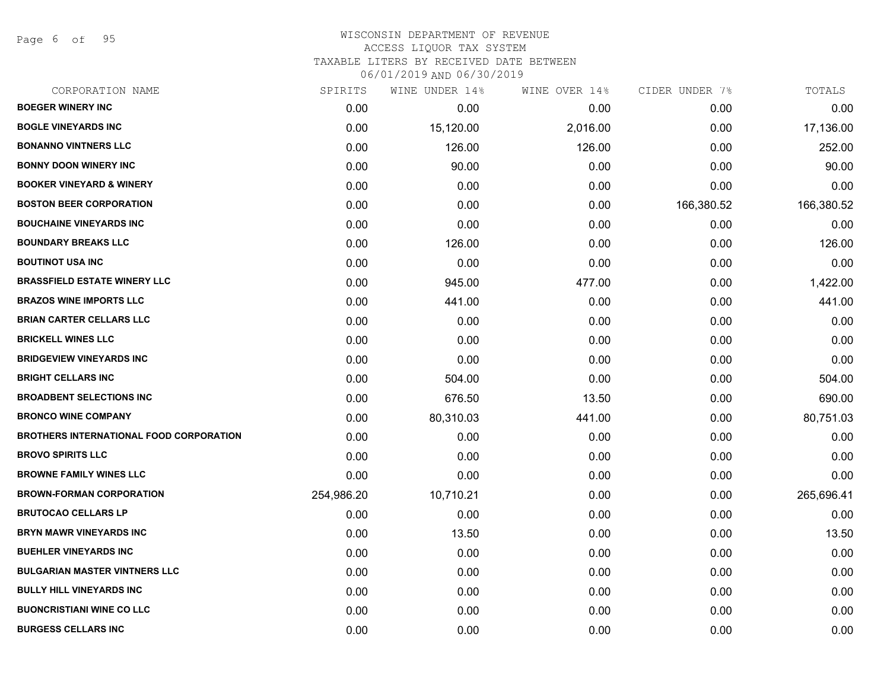# WISCONSIN DEPARTMENT OF REVENUE
ACCESS LIQUOR TAX SYSTEM
TAXABLE LITERS BY RECEIVED DATE BETWEEN
06/01/2019 AND 06/30/2019

| CORPORATION NAME | SPIRITS | WINE UNDER 14% | WINE OVER 14% | CIDER UNDER 7% | TOTALS |
|---|---|---|---|---|---|
| BOEGER WINERY INC | 0.00 | 0.00 | 0.00 | 0.00 | 0.00 |
| BOGLE VINEYARDS INC | 0.00 | 15,120.00 | 2,016.00 | 0.00 | 17,136.00 |
| BONANNO VINTNERS LLC | 0.00 | 126.00 | 126.00 | 0.00 | 252.00 |
| BONNY DOON WINERY INC | 0.00 | 90.00 | 0.00 | 0.00 | 90.00 |
| BOOKER VINEYARD & WINERY | 0.00 | 0.00 | 0.00 | 0.00 | 0.00 |
| BOSTON BEER CORPORATION | 0.00 | 0.00 | 0.00 | 166,380.52 | 166,380.52 |
| BOUCHAINE VINEYARDS INC | 0.00 | 0.00 | 0.00 | 0.00 | 0.00 |
| BOUNDARY BREAKS LLC | 0.00 | 126.00 | 0.00 | 0.00 | 126.00 |
| BOUTINOT USA INC | 0.00 | 0.00 | 0.00 | 0.00 | 0.00 |
| BRASSFIELD ESTATE WINERY LLC | 0.00 | 945.00 | 477.00 | 0.00 | 1,422.00 |
| BRAZOS WINE IMPORTS LLC | 0.00 | 441.00 | 0.00 | 0.00 | 441.00 |
| BRIAN CARTER CELLARS LLC | 0.00 | 0.00 | 0.00 | 0.00 | 0.00 |
| BRICKELL WINES LLC | 0.00 | 0.00 | 0.00 | 0.00 | 0.00 |
| BRIDGEVIEW VINEYARDS INC | 0.00 | 0.00 | 0.00 | 0.00 | 0.00 |
| BRIGHT CELLARS INC | 0.00 | 504.00 | 0.00 | 0.00 | 504.00 |
| BROADBENT SELECTIONS INC | 0.00 | 676.50 | 13.50 | 0.00 | 690.00 |
| BRONCO WINE COMPANY | 0.00 | 80,310.03 | 441.00 | 0.00 | 80,751.03 |
| BROTHERS INTERNATIONAL FOOD CORPORATION | 0.00 | 0.00 | 0.00 | 0.00 | 0.00 |
| BROVO SPIRITS LLC | 0.00 | 0.00 | 0.00 | 0.00 | 0.00 |
| BROWNE FAMILY WINES LLC | 0.00 | 0.00 | 0.00 | 0.00 | 0.00 |
| BROWN-FORMAN CORPORATION | 254,986.20 | 10,710.21 | 0.00 | 0.00 | 265,696.41 |
| BRUTOCAO CELLARS LP | 0.00 | 0.00 | 0.00 | 0.00 | 0.00 |
| BRYN MAWR VINEYARDS INC | 0.00 | 13.50 | 0.00 | 0.00 | 13.50 |
| BUEHLER VINEYARDS INC | 0.00 | 0.00 | 0.00 | 0.00 | 0.00 |
| BULGARIAN MASTER VINTNERS LLC | 0.00 | 0.00 | 0.00 | 0.00 | 0.00 |
| BULLY HILL VINEYARDS INC | 0.00 | 0.00 | 0.00 | 0.00 | 0.00 |
| BUONCRISTIANI WINE CO LLC | 0.00 | 0.00 | 0.00 | 0.00 | 0.00 |
| BURGESS CELLARS INC | 0.00 | 0.00 | 0.00 | 0.00 | 0.00 |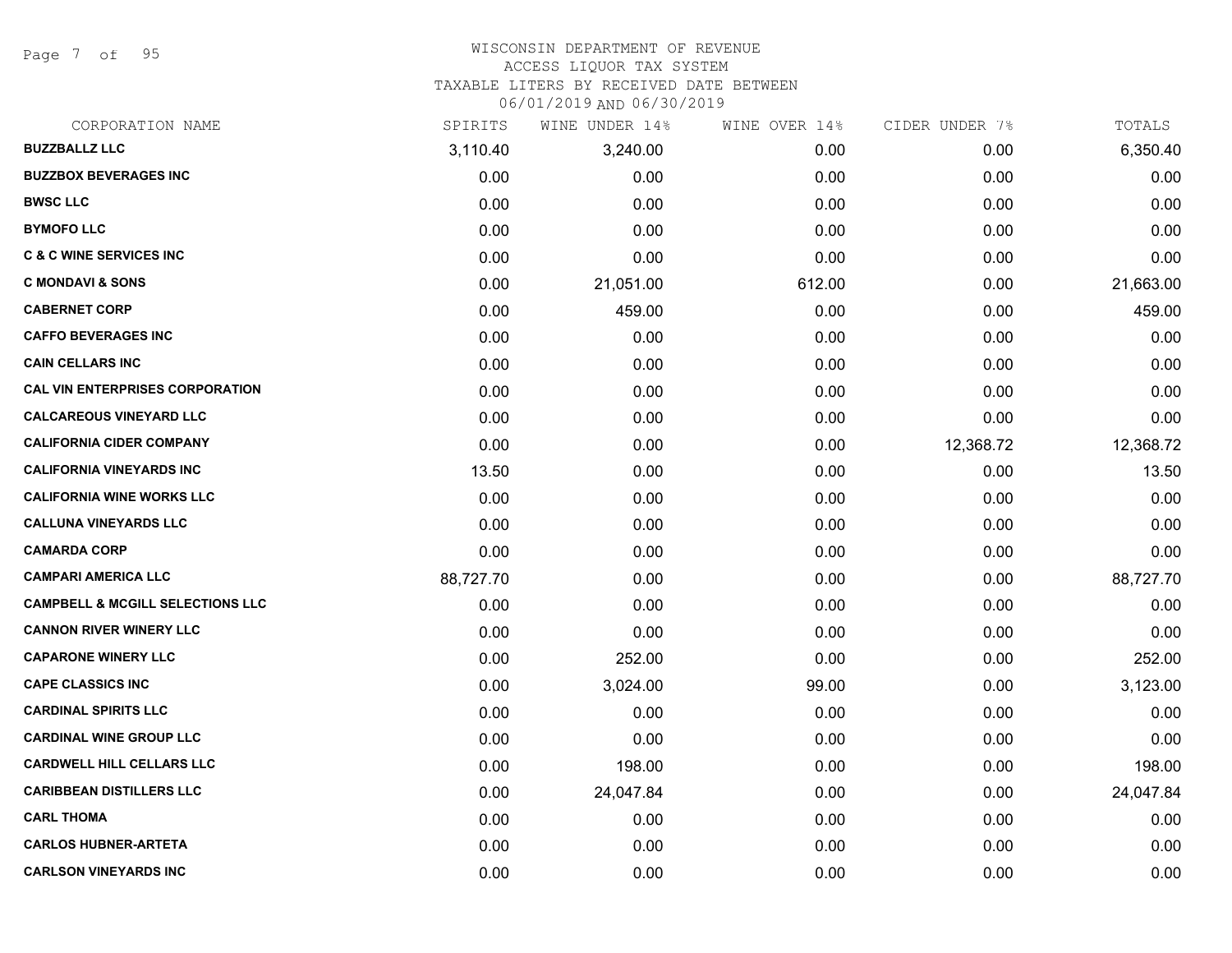WISCONSIN DEPARTMENT OF REVENUE
ACCESS LIQUOR TAX SYSTEM
TAXABLE LITERS BY RECEIVED DATE BETWEEN
06/01/2019 AND 06/30/2019

| CORPORATION NAME | SPIRITS | WINE UNDER 14% | WINE OVER 14% | CIDER UNDER 7% | TOTALS |
|---|---|---|---|---|---|
| **BUZZBALLZ LLC** | 3,110.40 | 3,240.00 | 0.00 | 0.00 | 6,350.40 |
| **BUZZBOX BEVERAGES INC** | 0.00 | 0.00 | 0.00 | 0.00 | 0.00 |
| **BWSC LLC** | 0.00 | 0.00 | 0.00 | 0.00 | 0.00 |
| **BYMOFO LLC** | 0.00 | 0.00 | 0.00 | 0.00 | 0.00 |
| **C & C WINE SERVICES INC** | 0.00 | 0.00 | 0.00 | 0.00 | 0.00 |
| **C MONDAVI & SONS** | 0.00 | 21,051.00 | 612.00 | 0.00 | 21,663.00 |
| **CABERNET CORP** | 0.00 | 459.00 | 0.00 | 0.00 | 459.00 |
| **CAFFO BEVERAGES INC** | 0.00 | 0.00 | 0.00 | 0.00 | 0.00 |
| **CAIN CELLARS INC** | 0.00 | 0.00 | 0.00 | 0.00 | 0.00 |
| **CAL VIN ENTERPRISES CORPORATION** | 0.00 | 0.00 | 0.00 | 0.00 | 0.00 |
| **CALCAREOUS VINEYARD LLC** | 0.00 | 0.00 | 0.00 | 0.00 | 0.00 |
| **CALIFORNIA CIDER COMPANY** | 0.00 | 0.00 | 0.00 | 12,368.72 | 12,368.72 |
| **CALIFORNIA VINEYARDS INC** | 13.50 | 0.00 | 0.00 | 0.00 | 13.50 |
| **CALIFORNIA WINE WORKS LLC** | 0.00 | 0.00 | 0.00 | 0.00 | 0.00 |
| **CALLUNA VINEYARDS LLC** | 0.00 | 0.00 | 0.00 | 0.00 | 0.00 |
| **CAMARDA CORP** | 0.00 | 0.00 | 0.00 | 0.00 | 0.00 |
| **CAMPARI AMERICA LLC** | 88,727.70 | 0.00 | 0.00 | 0.00 | 88,727.70 |
| **CAMPBELL & MCGILL SELECTIONS LLC** | 0.00 | 0.00 | 0.00 | 0.00 | 0.00 |
| **CANNON RIVER WINERY LLC** | 0.00 | 0.00 | 0.00 | 0.00 | 0.00 |
| **CAPARONE WINERY LLC** | 0.00 | 252.00 | 0.00 | 0.00 | 252.00 |
| **CAPE CLASSICS INC** | 0.00 | 3,024.00 | 99.00 | 0.00 | 3,123.00 |
| **CARDINAL SPIRITS LLC** | 0.00 | 0.00 | 0.00 | 0.00 | 0.00 |
| **CARDINAL WINE GROUP LLC** | 0.00 | 0.00 | 0.00 | 0.00 | 0.00 |
| **CARDWELL HILL CELLARS LLC** | 0.00 | 198.00 | 0.00 | 0.00 | 198.00 |
| **CARIBBEAN DISTILLERS LLC** | 0.00 | 24,047.84 | 0.00 | 0.00 | 24,047.84 |
| **CARL THOMA** | 0.00 | 0.00 | 0.00 | 0.00 | 0.00 |
| **CARLOS HUBNER-ARTETA** | 0.00 | 0.00 | 0.00 | 0.00 | 0.00 |
| **CARLSON VINEYARDS INC** | 0.00 | 0.00 | 0.00 | 0.00 | 0.00 |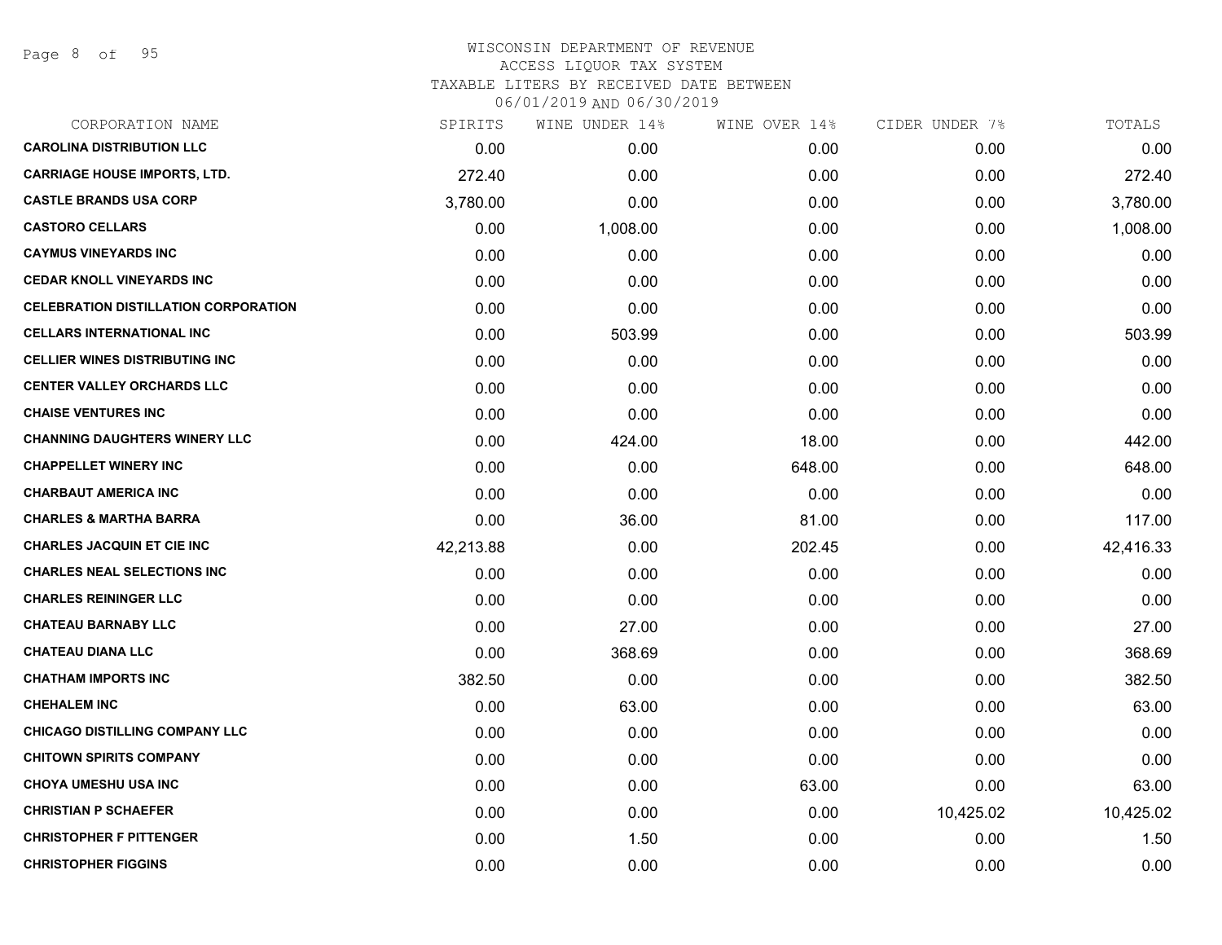WISCONSIN DEPARTMENT OF REVENUE
ACCESS LIQUOR TAX SYSTEM
TAXABLE LITERS BY RECEIVED DATE BETWEEN
06/01/2019 AND 06/30/2019

| CORPORATION NAME | SPIRITS | WINE UNDER 14% | WINE OVER 14% | CIDER UNDER 7% | TOTALS |
|---|---|---|---|---|---|
| CAROLINA DISTRIBUTION LLC | 0.00 | 0.00 | 0.00 | 0.00 | 0.00 |
| CARRIAGE HOUSE IMPORTS, LTD. | 272.40 | 0.00 | 0.00 | 0.00 | 272.40 |
| CASTLE BRANDS USA CORP | 3,780.00 | 0.00 | 0.00 | 0.00 | 3,780.00 |
| CASTORO CELLARS | 0.00 | 1,008.00 | 0.00 | 0.00 | 1,008.00 |
| CAYMUS VINEYARDS INC | 0.00 | 0.00 | 0.00 | 0.00 | 0.00 |
| CEDAR KNOLL VINEYARDS INC | 0.00 | 0.00 | 0.00 | 0.00 | 0.00 |
| CELEBRATION DISTILLATION CORPORATION | 0.00 | 0.00 | 0.00 | 0.00 | 0.00 |
| CELLARS INTERNATIONAL INC | 0.00 | 503.99 | 0.00 | 0.00 | 503.99 |
| CELLIER WINES DISTRIBUTING INC | 0.00 | 0.00 | 0.00 | 0.00 | 0.00 |
| CENTER VALLEY ORCHARDS LLC | 0.00 | 0.00 | 0.00 | 0.00 | 0.00 |
| CHAISE VENTURES INC | 0.00 | 0.00 | 0.00 | 0.00 | 0.00 |
| CHANNING DAUGHTERS WINERY LLC | 0.00 | 424.00 | 18.00 | 0.00 | 442.00 |
| CHAPPELLET WINERY INC | 0.00 | 0.00 | 648.00 | 0.00 | 648.00 |
| CHARBAUT AMERICA INC | 0.00 | 0.00 | 0.00 | 0.00 | 0.00 |
| CHARLES & MARTHA BARRA | 0.00 | 36.00 | 81.00 | 0.00 | 117.00 |
| CHARLES JACQUIN ET CIE INC | 42,213.88 | 0.00 | 202.45 | 0.00 | 42,416.33 |
| CHARLES NEAL SELECTIONS INC | 0.00 | 0.00 | 0.00 | 0.00 | 0.00 |
| CHARLES REININGER LLC | 0.00 | 0.00 | 0.00 | 0.00 | 0.00 |
| CHATEAU BARNABY LLC | 0.00 | 27.00 | 0.00 | 0.00 | 27.00 |
| CHATEAU DIANA LLC | 0.00 | 368.69 | 0.00 | 0.00 | 368.69 |
| CHATHAM IMPORTS INC | 382.50 | 0.00 | 0.00 | 0.00 | 382.50 |
| CHEHALEM INC | 0.00 | 63.00 | 0.00 | 0.00 | 63.00 |
| CHICAGO DISTILLING COMPANY LLC | 0.00 | 0.00 | 0.00 | 0.00 | 0.00 |
| CHITOWN SPIRITS COMPANY | 0.00 | 0.00 | 0.00 | 0.00 | 0.00 |
| CHOYA UMESHU USA INC | 0.00 | 0.00 | 63.00 | 0.00 | 63.00 |
| CHRISTIAN P SCHAEFER | 0.00 | 0.00 | 0.00 | 10,425.02 | 10,425.02 |
| CHRISTOPHER F PITTENGER | 0.00 | 1.50 | 0.00 | 0.00 | 1.50 |
| CHRISTOPHER FIGGINS | 0.00 | 0.00 | 0.00 | 0.00 | 0.00 |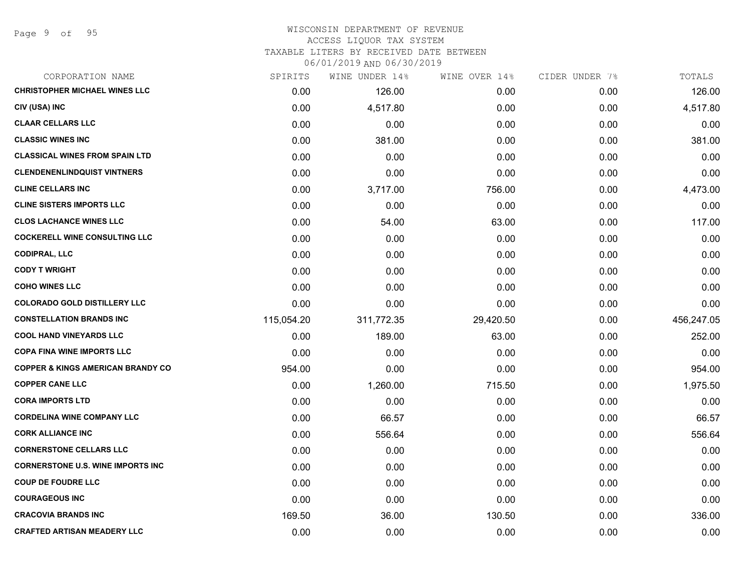# WISCONSIN DEPARTMENT OF REVENUE
## ACCESS LIQUOR TAX SYSTEM
## TAXABLE LITERS BY RECEIVED DATE BETWEEN 06/01/2019 AND 06/30/2019

| CORPORATION NAME | SPIRITS | WINE UNDER 14% | WINE OVER 14% | CIDER UNDER 7% | TOTALS |
|---|---|---|---|---|---|
| CHRISTOPHER MICHAEL WINES LLC | 0.00 | 126.00 | 0.00 | 0.00 | 126.00 |
| CIV (USA) INC | 0.00 | 4,517.80 | 0.00 | 0.00 | 4,517.80 |
| CLAAR CELLARS LLC | 0.00 | 0.00 | 0.00 | 0.00 | 0.00 |
| CLASSIC WINES INC | 0.00 | 381.00 | 0.00 | 0.00 | 381.00 |
| CLASSICAL WINES FROM SPAIN LTD | 0.00 | 0.00 | 0.00 | 0.00 | 0.00 |
| CLENDENENLINDQUIST VINTNERS | 0.00 | 0.00 | 0.00 | 0.00 | 0.00 |
| CLINE CELLARS INC | 0.00 | 3,717.00 | 756.00 | 0.00 | 4,473.00 |
| CLINE SISTERS IMPORTS LLC | 0.00 | 0.00 | 0.00 | 0.00 | 0.00 |
| CLOS LACHANCE WINES LLC | 0.00 | 54.00 | 63.00 | 0.00 | 117.00 |
| COCKERELL WINE CONSULTING LLC | 0.00 | 0.00 | 0.00 | 0.00 | 0.00 |
| CODIPRAL, LLC | 0.00 | 0.00 | 0.00 | 0.00 | 0.00 |
| CODY T WRIGHT | 0.00 | 0.00 | 0.00 | 0.00 | 0.00 |
| COHO WINES LLC | 0.00 | 0.00 | 0.00 | 0.00 | 0.00 |
| COLORADO GOLD DISTILLERY LLC | 0.00 | 0.00 | 0.00 | 0.00 | 0.00 |
| CONSTELLATION BRANDS INC | 115,054.20 | 311,772.35 | 29,420.50 | 0.00 | 456,247.05 |
| COOL HAND VINEYARDS LLC | 0.00 | 189.00 | 63.00 | 0.00 | 252.00 |
| COPA FINA WINE IMPORTS LLC | 0.00 | 0.00 | 0.00 | 0.00 | 0.00 |
| COPPER & KINGS AMERICAN BRANDY CO | 954.00 | 0.00 | 0.00 | 0.00 | 954.00 |
| COPPER CANE LLC | 0.00 | 1,260.00 | 715.50 | 0.00 | 1,975.50 |
| CORA IMPORTS LTD | 0.00 | 0.00 | 0.00 | 0.00 | 0.00 |
| CORDELINA WINE COMPANY LLC | 0.00 | 66.57 | 0.00 | 0.00 | 66.57 |
| CORK ALLIANCE INC | 0.00 | 556.64 | 0.00 | 0.00 | 556.64 |
| CORNERSTONE CELLARS LLC | 0.00 | 0.00 | 0.00 | 0.00 | 0.00 |
| CORNERSTONE U.S. WINE IMPORTS INC | 0.00 | 0.00 | 0.00 | 0.00 | 0.00 |
| COUP DE FOUDRE LLC | 0.00 | 0.00 | 0.00 | 0.00 | 0.00 |
| COURAGEOUS INC | 0.00 | 0.00 | 0.00 | 0.00 | 0.00 |
| CRACOVIA BRANDS INC | 169.50 | 36.00 | 130.50 | 0.00 | 336.00 |
| CRAFTED ARTISAN MEADERY LLC | 0.00 | 0.00 | 0.00 | 0.00 | 0.00 |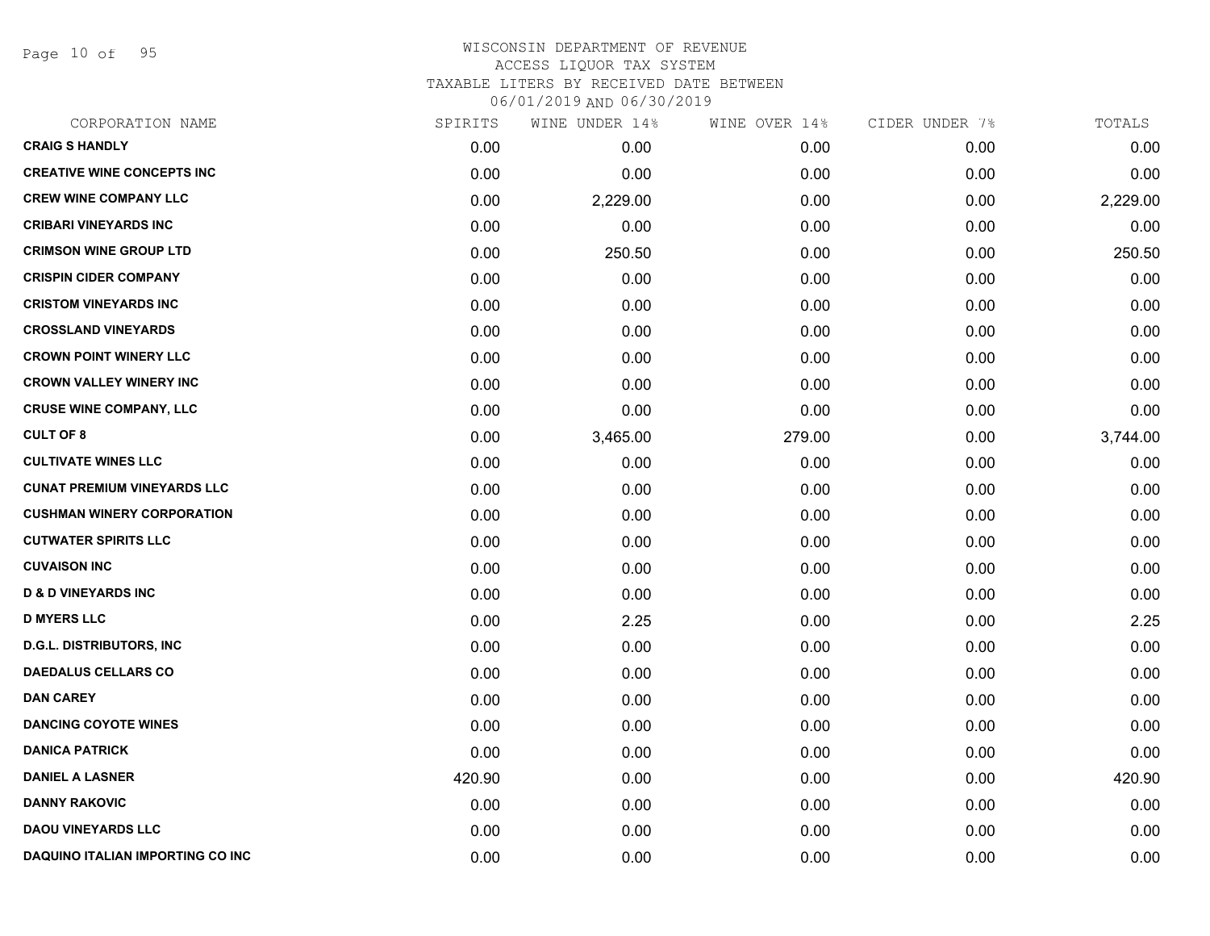# WISCONSIN DEPARTMENT OF REVENUE
ACCESS LIQUOR TAX SYSTEM
TAXABLE LITERS BY RECEIVED DATE BETWEEN
06/01/2019 AND 06/30/2019

| CORPORATION NAME | SPIRITS | WINE UNDER 14% | WINE OVER 14% | CIDER UNDER 7% | TOTALS |
|---|---|---|---|---|---|
| CRAIG S HANDLY | 0.00 | 0.00 | 0.00 | 0.00 | 0.00 |
| CREATIVE WINE CONCEPTS INC | 0.00 | 0.00 | 0.00 | 0.00 | 0.00 |
| CREW WINE COMPANY LLC | 0.00 | 2,229.00 | 0.00 | 0.00 | 2,229.00 |
| CRIBARI VINEYARDS INC | 0.00 | 0.00 | 0.00 | 0.00 | 0.00 |
| CRIMSON WINE GROUP LTD | 0.00 | 250.50 | 0.00 | 0.00 | 250.50 |
| CRISPIN CIDER COMPANY | 0.00 | 0.00 | 0.00 | 0.00 | 0.00 |
| CRISTOM VINEYARDS INC | 0.00 | 0.00 | 0.00 | 0.00 | 0.00 |
| CROSSLAND VINEYARDS | 0.00 | 0.00 | 0.00 | 0.00 | 0.00 |
| CROWN POINT WINERY LLC | 0.00 | 0.00 | 0.00 | 0.00 | 0.00 |
| CROWN VALLEY WINERY INC | 0.00 | 0.00 | 0.00 | 0.00 | 0.00 |
| CRUSE WINE COMPANY, LLC | 0.00 | 0.00 | 0.00 | 0.00 | 0.00 |
| CULT OF 8 | 0.00 | 3,465.00 | 279.00 | 0.00 | 3,744.00 |
| CULTIVATE WINES LLC | 0.00 | 0.00 | 0.00 | 0.00 | 0.00 |
| CUNAT PREMIUM VINEYARDS LLC | 0.00 | 0.00 | 0.00 | 0.00 | 0.00 |
| CUSHMAN WINERY CORPORATION | 0.00 | 0.00 | 0.00 | 0.00 | 0.00 |
| CUTWATER SPIRITS LLC | 0.00 | 0.00 | 0.00 | 0.00 | 0.00 |
| CUVAISON INC | 0.00 | 0.00 | 0.00 | 0.00 | 0.00 |
| D & D VINEYARDS INC | 0.00 | 0.00 | 0.00 | 0.00 | 0.00 |
| D MYERS LLC | 0.00 | 2.25 | 0.00 | 0.00 | 2.25 |
| D.G.L. DISTRIBUTORS, INC | 0.00 | 0.00 | 0.00 | 0.00 | 0.00 |
| DAEDALUS CELLARS CO | 0.00 | 0.00 | 0.00 | 0.00 | 0.00 |
| DAN CAREY | 0.00 | 0.00 | 0.00 | 0.00 | 0.00 |
| DANCING COYOTE WINES | 0.00 | 0.00 | 0.00 | 0.00 | 0.00 |
| DANICA PATRICK | 0.00 | 0.00 | 0.00 | 0.00 | 0.00 |
| DANIEL A LASNER | 420.90 | 0.00 | 0.00 | 0.00 | 420.90 |
| DANNY RAKOVIC | 0.00 | 0.00 | 0.00 | 0.00 | 0.00 |
| DAOU VINEYARDS LLC | 0.00 | 0.00 | 0.00 | 0.00 | 0.00 |
| DAQUINO ITALIAN IMPORTING CO INC | 0.00 | 0.00 | 0.00 | 0.00 | 0.00 |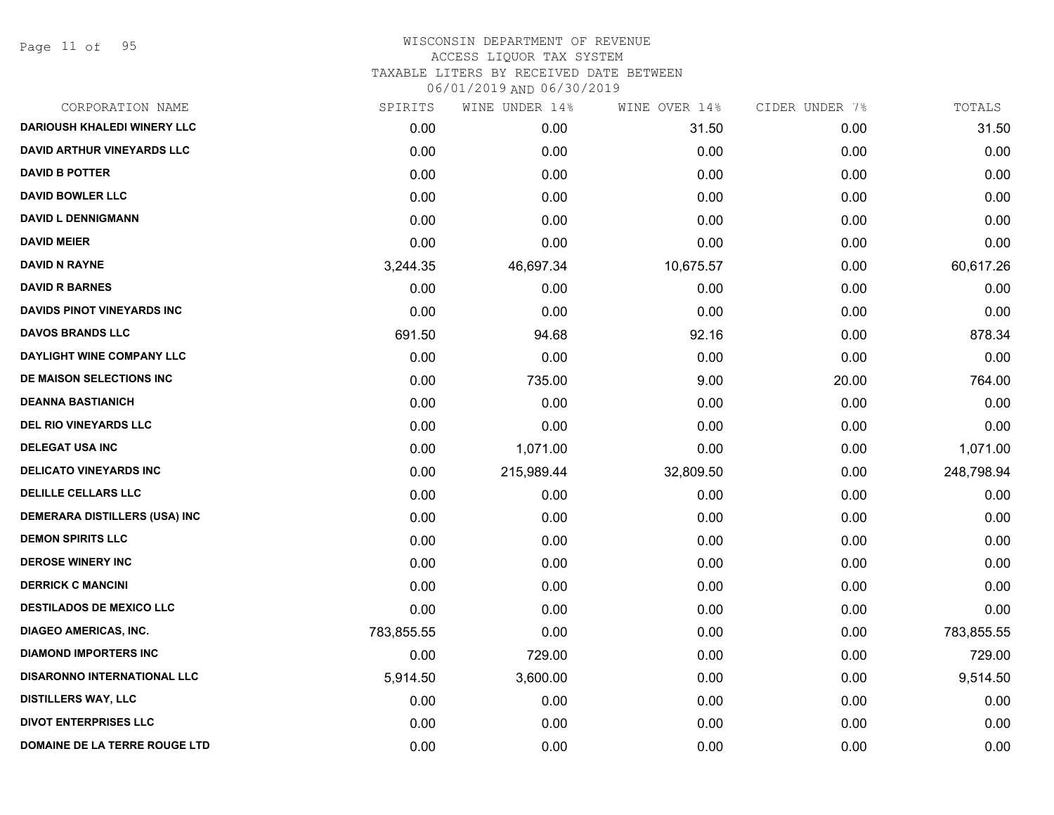WISCONSIN DEPARTMENT OF REVENUE
ACCESS LIQUOR TAX SYSTEM
TAXABLE LITERS BY RECEIVED DATE BETWEEN
06/01/2019 AND 06/30/2019

| CORPORATION NAME | SPIRITS | WINE UNDER 14% | WINE OVER 14% | CIDER UNDER 7% | TOTALS |
|---|---|---|---|---|---|
| DARIOUSH KHALEDI WINERY LLC | 0.00 | 0.00 | 31.50 | 0.00 | 31.50 |
| DAVID ARTHUR VINEYARDS LLC | 0.00 | 0.00 | 0.00 | 0.00 | 0.00 |
| DAVID B POTTER | 0.00 | 0.00 | 0.00 | 0.00 | 0.00 |
| DAVID BOWLER LLC | 0.00 | 0.00 | 0.00 | 0.00 | 0.00 |
| DAVID L DENNIGMANN | 0.00 | 0.00 | 0.00 | 0.00 | 0.00 |
| DAVID MEIER | 0.00 | 0.00 | 0.00 | 0.00 | 0.00 |
| DAVID N RAYNE | 3,244.35 | 46,697.34 | 10,675.57 | 0.00 | 60,617.26 |
| DAVID R BARNES | 0.00 | 0.00 | 0.00 | 0.00 | 0.00 |
| DAVIDS PINOT VINEYARDS INC | 0.00 | 0.00 | 0.00 | 0.00 | 0.00 |
| DAVOS BRANDS LLC | 691.50 | 94.68 | 92.16 | 0.00 | 878.34 |
| DAYLIGHT WINE COMPANY LLC | 0.00 | 0.00 | 0.00 | 0.00 | 0.00 |
| DE MAISON SELECTIONS INC | 0.00 | 735.00 | 9.00 | 20.00 | 764.00 |
| DEANNA BASTIANICH | 0.00 | 0.00 | 0.00 | 0.00 | 0.00 |
| DEL RIO VINEYARDS LLC | 0.00 | 0.00 | 0.00 | 0.00 | 0.00 |
| DELEGAT USA INC | 0.00 | 1,071.00 | 0.00 | 0.00 | 1,071.00 |
| DELICATO VINEYARDS INC | 0.00 | 215,989.44 | 32,809.50 | 0.00 | 248,798.94 |
| DELILLE CELLARS LLC | 0.00 | 0.00 | 0.00 | 0.00 | 0.00 |
| DEMERARA DISTILLERS (USA) INC | 0.00 | 0.00 | 0.00 | 0.00 | 0.00 |
| DEMON SPIRITS LLC | 0.00 | 0.00 | 0.00 | 0.00 | 0.00 |
| DEROSE WINERY INC | 0.00 | 0.00 | 0.00 | 0.00 | 0.00 |
| DERRICK C MANCINI | 0.00 | 0.00 | 0.00 | 0.00 | 0.00 |
| DESTILADOS DE MEXICO LLC | 0.00 | 0.00 | 0.00 | 0.00 | 0.00 |
| DIAGEO AMERICAS, INC. | 783,855.55 | 0.00 | 0.00 | 0.00 | 783,855.55 |
| DIAMOND IMPORTERS INC | 0.00 | 729.00 | 0.00 | 0.00 | 729.00 |
| DISARONNO INTERNATIONAL LLC | 5,914.50 | 3,600.00 | 0.00 | 0.00 | 9,514.50 |
| DISTILLERS WAY, LLC | 0.00 | 0.00 | 0.00 | 0.00 | 0.00 |
| DIVOT ENTERPRISES LLC | 0.00 | 0.00 | 0.00 | 0.00 | 0.00 |
| DOMAINE DE LA TERRE ROUGE LTD | 0.00 | 0.00 | 0.00 | 0.00 | 0.00 |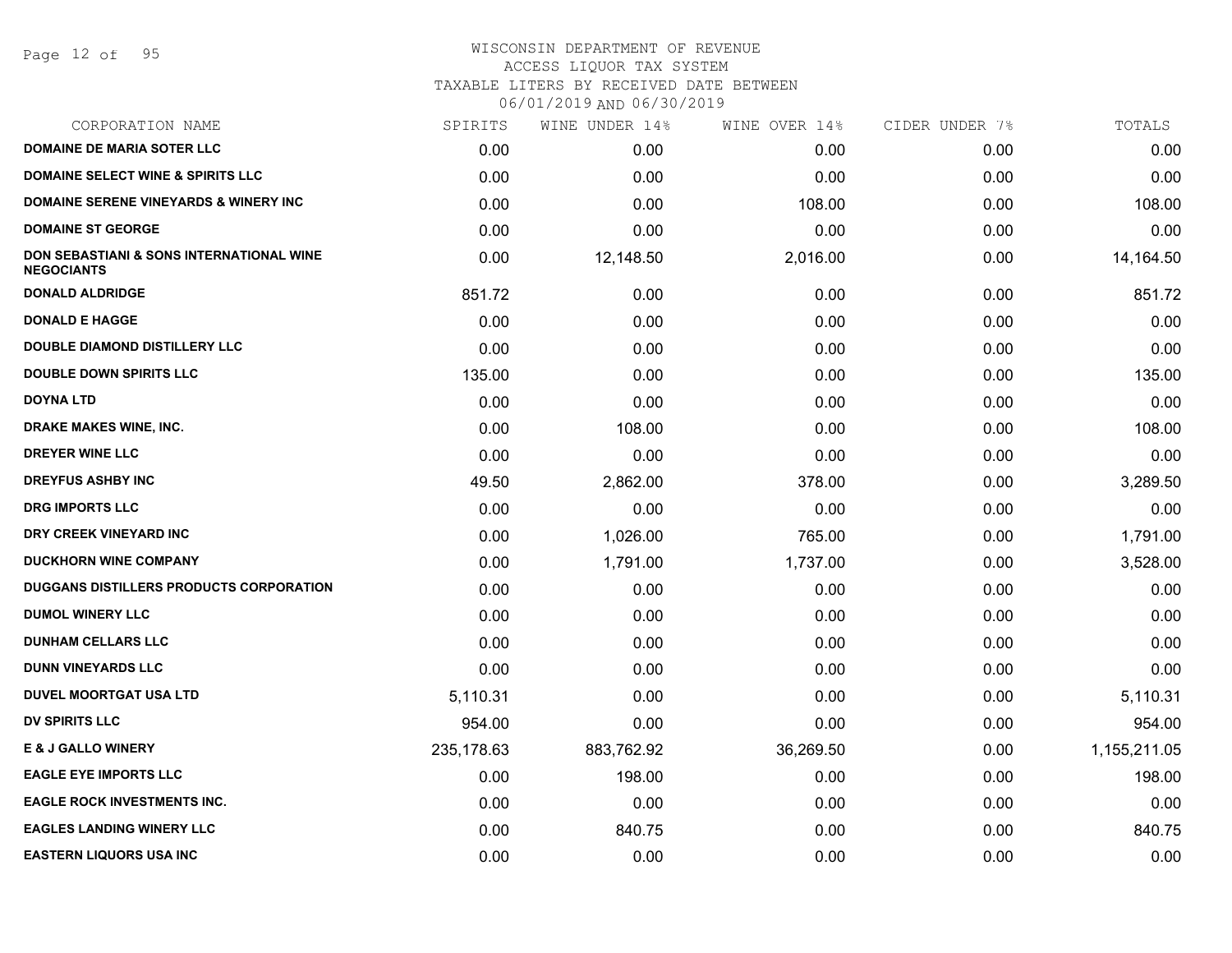WISCONSIN DEPARTMENT OF REVENUE
ACCESS LIQUOR TAX SYSTEM
TAXABLE LITERS BY RECEIVED DATE BETWEEN
06/01/2019 AND 06/30/2019

| CORPORATION NAME | SPIRITS | WINE UNDER 14% | WINE OVER 14% | CIDER UNDER 7% | TOTALS |
|---|---|---|---|---|---|
| DOMAINE DE MARIA SOTER LLC | 0.00 | 0.00 | 0.00 | 0.00 | 0.00 |
| DOMAINE SELECT WINE & SPIRITS LLC | 0.00 | 0.00 | 0.00 | 0.00 | 0.00 |
| DOMAINE SERENE VINEYARDS & WINERY INC | 0.00 | 0.00 | 108.00 | 0.00 | 108.00 |
| DOMAINE ST GEORGE | 0.00 | 0.00 | 0.00 | 0.00 | 0.00 |
| DON SEBASTIANI & SONS INTERNATIONAL WINE NEGOCIANTS | 0.00 | 12,148.50 | 2,016.00 | 0.00 | 14,164.50 |
| DONALD ALDRIDGE | 851.72 | 0.00 | 0.00 | 0.00 | 851.72 |
| DONALD E HAGGE | 0.00 | 0.00 | 0.00 | 0.00 | 0.00 |
| DOUBLE DIAMOND DISTILLERY LLC | 0.00 | 0.00 | 0.00 | 0.00 | 0.00 |
| DOUBLE DOWN SPIRITS LLC | 135.00 | 0.00 | 0.00 | 0.00 | 135.00 |
| DOYNA LTD | 0.00 | 0.00 | 0.00 | 0.00 | 0.00 |
| DRAKE MAKES WINE, INC. | 0.00 | 108.00 | 0.00 | 0.00 | 108.00 |
| DREYER WINE LLC | 0.00 | 0.00 | 0.00 | 0.00 | 0.00 |
| DREYFUS ASHBY INC | 49.50 | 2,862.00 | 378.00 | 0.00 | 3,289.50 |
| DRG IMPORTS LLC | 0.00 | 0.00 | 0.00 | 0.00 | 0.00 |
| DRY CREEK VINEYARD INC | 0.00 | 1,026.00 | 765.00 | 0.00 | 1,791.00 |
| DUCKHORN WINE COMPANY | 0.00 | 1,791.00 | 1,737.00 | 0.00 | 3,528.00 |
| DUGGANS DISTILLERS PRODUCTS CORPORATION | 0.00 | 0.00 | 0.00 | 0.00 | 0.00 |
| DUMOL WINERY LLC | 0.00 | 0.00 | 0.00 | 0.00 | 0.00 |
| DUNHAM CELLARS LLC | 0.00 | 0.00 | 0.00 | 0.00 | 0.00 |
| DUNN VINEYARDS LLC | 0.00 | 0.00 | 0.00 | 0.00 | 0.00 |
| DUVEL MOORTGAT USA LTD | 5,110.31 | 0.00 | 0.00 | 0.00 | 5,110.31 |
| DV SPIRITS LLC | 954.00 | 0.00 | 0.00 | 0.00 | 954.00 |
| E & J GALLO WINERY | 235,178.63 | 883,762.92 | 36,269.50 | 0.00 | 1,155,211.05 |
| EAGLE EYE IMPORTS LLC | 0.00 | 198.00 | 0.00 | 0.00 | 198.00 |
| EAGLE ROCK INVESTMENTS INC. | 0.00 | 0.00 | 0.00 | 0.00 | 0.00 |
| EAGLES LANDING WINERY LLC | 0.00 | 840.75 | 0.00 | 0.00 | 840.75 |
| EASTERN LIQUORS USA INC | 0.00 | 0.00 | 0.00 | 0.00 | 0.00 |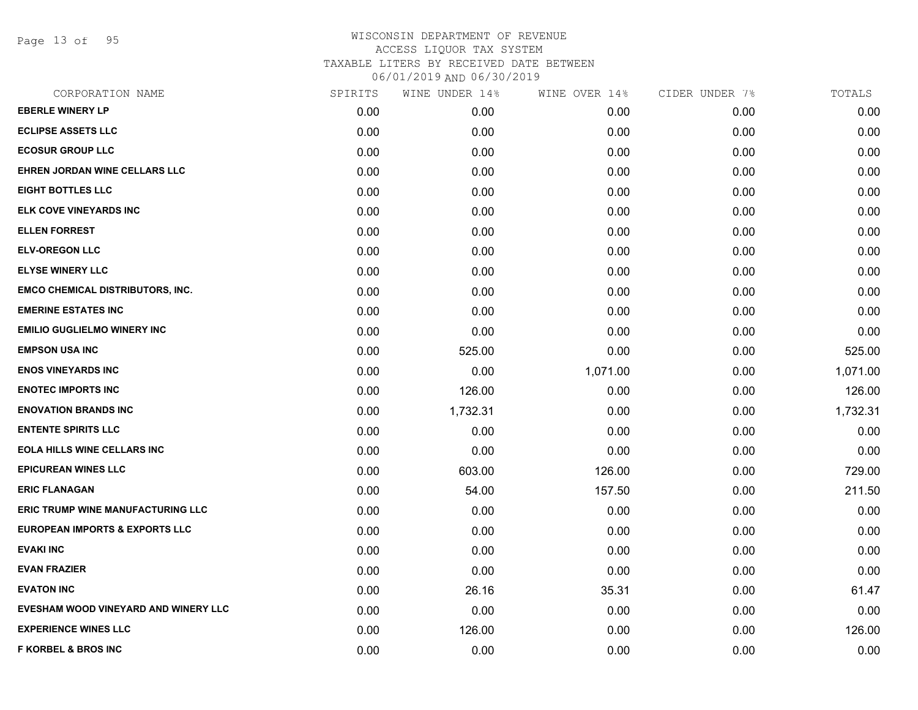# WISCONSIN DEPARTMENT OF REVENUE
## ACCESS LIQUOR TAX SYSTEM
### TAXABLE LITERS BY RECEIVED DATE BETWEEN 06/01/2019 AND 06/30/2019

| CORPORATION NAME | SPIRITS | WINE UNDER 14% | WINE OVER 14% | CIDER UNDER 7% | TOTALS |
|---|---|---|---|---|---|
| EBERLE WINERY LP | 0.00 | 0.00 | 0.00 | 0.00 | 0.00 |
| ECLIPSE ASSETS LLC | 0.00 | 0.00 | 0.00 | 0.00 | 0.00 |
| ECOSUR GROUP LLC | 0.00 | 0.00 | 0.00 | 0.00 | 0.00 |
| EHREN JORDAN WINE CELLARS LLC | 0.00 | 0.00 | 0.00 | 0.00 | 0.00 |
| EIGHT BOTTLES LLC | 0.00 | 0.00 | 0.00 | 0.00 | 0.00 |
| ELK COVE VINEYARDS INC | 0.00 | 0.00 | 0.00 | 0.00 | 0.00 |
| ELLEN FORREST | 0.00 | 0.00 | 0.00 | 0.00 | 0.00 |
| ELV-OREGON LLC | 0.00 | 0.00 | 0.00 | 0.00 | 0.00 |
| ELYSE WINERY LLC | 0.00 | 0.00 | 0.00 | 0.00 | 0.00 |
| EMCO CHEMICAL DISTRIBUTORS, INC. | 0.00 | 0.00 | 0.00 | 0.00 | 0.00 |
| EMERINE ESTATES INC | 0.00 | 0.00 | 0.00 | 0.00 | 0.00 |
| EMILIO GUGLIELMO WINERY INC | 0.00 | 0.00 | 0.00 | 0.00 | 0.00 |
| EMPSON USA INC | 0.00 | 525.00 | 0.00 | 0.00 | 525.00 |
| ENOS VINEYARDS INC | 0.00 | 0.00 | 1,071.00 | 0.00 | 1,071.00 |
| ENOTEC IMPORTS INC | 0.00 | 126.00 | 0.00 | 0.00 | 126.00 |
| ENOVATION BRANDS INC | 0.00 | 1,732.31 | 0.00 | 0.00 | 1,732.31 |
| ENTENTE SPIRITS LLC | 0.00 | 0.00 | 0.00 | 0.00 | 0.00 |
| EOLA HILLS WINE CELLARS INC | 0.00 | 0.00 | 0.00 | 0.00 | 0.00 |
| EPICUREAN WINES LLC | 0.00 | 603.00 | 126.00 | 0.00 | 729.00 |
| ERIC FLANAGAN | 0.00 | 54.00 | 157.50 | 0.00 | 211.50 |
| ERIC TRUMP WINE MANUFACTURING LLC | 0.00 | 0.00 | 0.00 | 0.00 | 0.00 |
| EUROPEAN IMPORTS & EXPORTS LLC | 0.00 | 0.00 | 0.00 | 0.00 | 0.00 |
| EVAKI INC | 0.00 | 0.00 | 0.00 | 0.00 | 0.00 |
| EVAN FRAZIER | 0.00 | 0.00 | 0.00 | 0.00 | 0.00 |
| EVATON INC | 0.00 | 26.16 | 35.31 | 0.00 | 61.47 |
| EVESHAM WOOD VINEYARD AND WINERY LLC | 0.00 | 0.00 | 0.00 | 0.00 | 0.00 |
| EXPERIENCE WINES LLC | 0.00 | 126.00 | 0.00 | 0.00 | 126.00 |
| F KORBEL & BROS INC | 0.00 | 0.00 | 0.00 | 0.00 | 0.00 |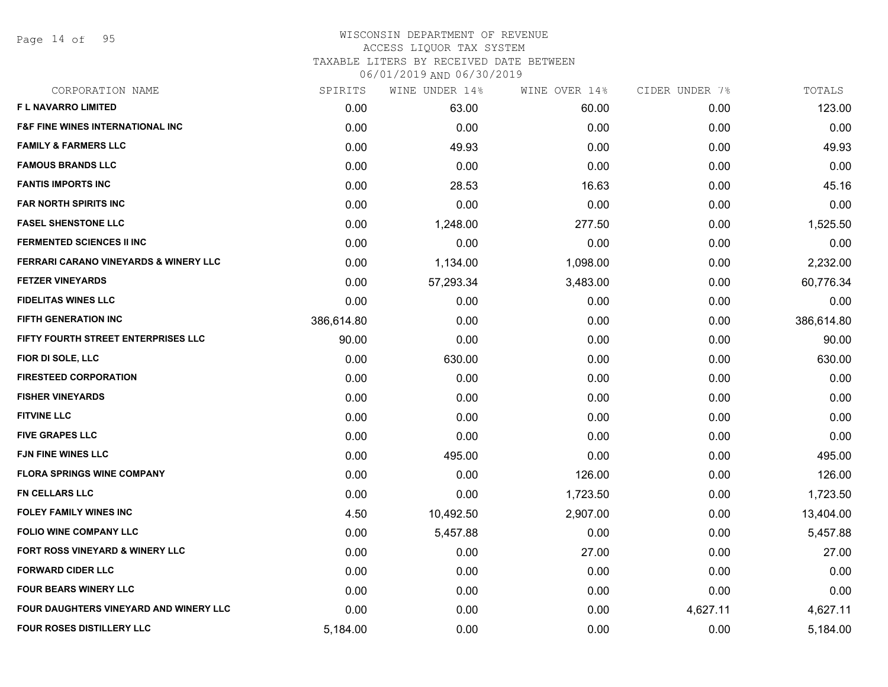# WISCONSIN DEPARTMENT OF REVENUE
## ACCESS LIQUOR TAX SYSTEM
### TAXABLE LITERS BY RECEIVED DATE BETWEEN 06/01/2019 AND 06/30/2019

| CORPORATION NAME | SPIRITS | WINE UNDER 14% | WINE OVER 14% | CIDER UNDER 7% | TOTALS |
|---|---|---|---|---|---|
| F L NAVARRO LIMITED | 0.00 | 63.00 | 60.00 | 0.00 | 123.00 |
| F&F FINE WINES INTERNATIONAL INC | 0.00 | 0.00 | 0.00 | 0.00 | 0.00 |
| FAMILY & FARMERS LLC | 0.00 | 49.93 | 0.00 | 0.00 | 49.93 |
| FAMOUS BRANDS LLC | 0.00 | 0.00 | 0.00 | 0.00 | 0.00 |
| FANTIS IMPORTS INC | 0.00 | 28.53 | 16.63 | 0.00 | 45.16 |
| FAR NORTH SPIRITS INC | 0.00 | 0.00 | 0.00 | 0.00 | 0.00 |
| FASEL SHENSTONE LLC | 0.00 | 1,248.00 | 277.50 | 0.00 | 1,525.50 |
| FERMENTED SCIENCES II INC | 0.00 | 0.00 | 0.00 | 0.00 | 0.00 |
| FERRARI CARANO VINEYARDS & WINERY LLC | 0.00 | 1,134.00 | 1,098.00 | 0.00 | 2,232.00 |
| FETZER VINEYARDS | 0.00 | 57,293.34 | 3,483.00 | 0.00 | 60,776.34 |
| FIDELITAS WINES LLC | 0.00 | 0.00 | 0.00 | 0.00 | 0.00 |
| FIFTH GENERATION INC | 386,614.80 | 0.00 | 0.00 | 0.00 | 386,614.80 |
| FIFTY FOURTH STREET ENTERPRISES LLC | 90.00 | 0.00 | 0.00 | 0.00 | 90.00 |
| FIOR DI SOLE, LLC | 0.00 | 630.00 | 0.00 | 0.00 | 630.00 |
| FIRESTEED CORPORATION | 0.00 | 0.00 | 0.00 | 0.00 | 0.00 |
| FISHER VINEYARDS | 0.00 | 0.00 | 0.00 | 0.00 | 0.00 |
| FITVINE LLC | 0.00 | 0.00 | 0.00 | 0.00 | 0.00 |
| FIVE GRAPES LLC | 0.00 | 0.00 | 0.00 | 0.00 | 0.00 |
| FJN FINE WINES LLC | 0.00 | 495.00 | 0.00 | 0.00 | 495.00 |
| FLORA SPRINGS WINE COMPANY | 0.00 | 0.00 | 126.00 | 0.00 | 126.00 |
| FN CELLARS LLC | 0.00 | 0.00 | 1,723.50 | 0.00 | 1,723.50 |
| FOLEY FAMILY WINES INC | 4.50 | 10,492.50 | 2,907.00 | 0.00 | 13,404.00 |
| FOLIO WINE COMPANY LLC | 0.00 | 5,457.88 | 0.00 | 0.00 | 5,457.88 |
| FORT ROSS VINEYARD & WINERY LLC | 0.00 | 0.00 | 27.00 | 0.00 | 27.00 |
| FORWARD CIDER LLC | 0.00 | 0.00 | 0.00 | 0.00 | 0.00 |
| FOUR BEARS WINERY LLC | 0.00 | 0.00 | 0.00 | 0.00 | 0.00 |
| FOUR DAUGHTERS VINEYARD AND WINERY LLC | 0.00 | 0.00 | 0.00 | 4,627.11 | 4,627.11 |
| FOUR ROSES DISTILLERY LLC | 5,184.00 | 0.00 | 0.00 | 0.00 | 5,184.00 |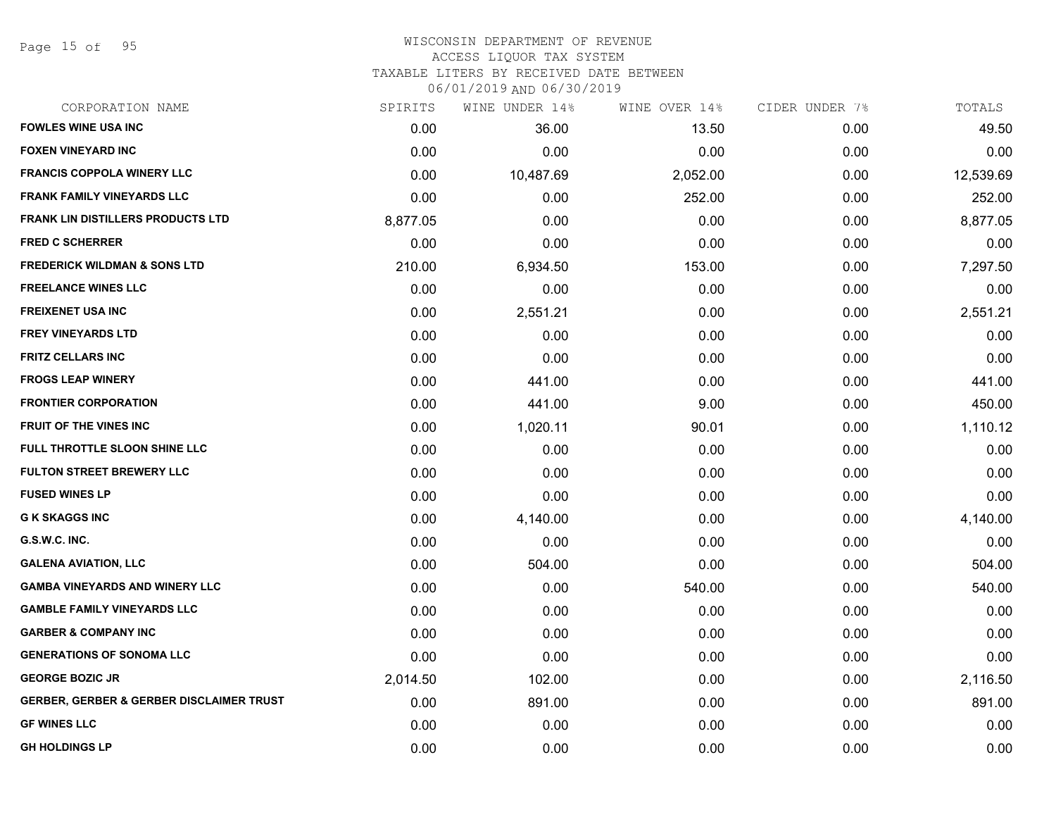WISCONSIN DEPARTMENT OF REVENUE
ACCESS LIQUOR TAX SYSTEM
TAXABLE LITERS BY RECEIVED DATE BETWEEN
06/01/2019 AND 06/30/2019

| CORPORATION NAME | SPIRITS | WINE UNDER 14% | WINE OVER 14% | CIDER UNDER 7% | TOTALS |
|---|---|---|---|---|---|
| FOWLES WINE USA INC | 0.00 | 36.00 | 13.50 | 0.00 | 49.50 |
| FOXEN VINEYARD INC | 0.00 | 0.00 | 0.00 | 0.00 | 0.00 |
| FRANCIS COPPOLA WINERY LLC | 0.00 | 10,487.69 | 2,052.00 | 0.00 | 12,539.69 |
| FRANK FAMILY VINEYARDS LLC | 0.00 | 0.00 | 252.00 | 0.00 | 252.00 |
| FRANK LIN DISTILLERS PRODUCTS LTD | 8,877.05 | 0.00 | 0.00 | 0.00 | 8,877.05 |
| FRED C SCHERRER | 0.00 | 0.00 | 0.00 | 0.00 | 0.00 |
| FREDERICK WILDMAN & SONS LTD | 210.00 | 6,934.50 | 153.00 | 0.00 | 7,297.50 |
| FREELANCE WINES LLC | 0.00 | 0.00 | 0.00 | 0.00 | 0.00 |
| FREIXENET USA INC | 0.00 | 2,551.21 | 0.00 | 0.00 | 2,551.21 |
| FREY VINEYARDS LTD | 0.00 | 0.00 | 0.00 | 0.00 | 0.00 |
| FRITZ CELLARS INC | 0.00 | 0.00 | 0.00 | 0.00 | 0.00 |
| FROGS LEAP WINERY | 0.00 | 441.00 | 0.00 | 0.00 | 441.00 |
| FRONTIER CORPORATION | 0.00 | 441.00 | 9.00 | 0.00 | 450.00 |
| FRUIT OF THE VINES INC | 0.00 | 1,020.11 | 90.01 | 0.00 | 1,110.12 |
| FULL THROTTLE SLOON SHINE LLC | 0.00 | 0.00 | 0.00 | 0.00 | 0.00 |
| FULTON STREET BREWERY LLC | 0.00 | 0.00 | 0.00 | 0.00 | 0.00 |
| FUSED WINES LP | 0.00 | 0.00 | 0.00 | 0.00 | 0.00 |
| G K SKAGGS INC | 0.00 | 4,140.00 | 0.00 | 0.00 | 4,140.00 |
| G.S.W.C. INC. | 0.00 | 0.00 | 0.00 | 0.00 | 0.00 |
| GALENA AVIATION, LLC | 0.00 | 504.00 | 0.00 | 0.00 | 504.00 |
| GAMBA VINEYARDS AND WINERY LLC | 0.00 | 0.00 | 540.00 | 0.00 | 540.00 |
| GAMBLE FAMILY VINEYARDS LLC | 0.00 | 0.00 | 0.00 | 0.00 | 0.00 |
| GARBER & COMPANY INC | 0.00 | 0.00 | 0.00 | 0.00 | 0.00 |
| GENERATIONS OF SONOMA LLC | 0.00 | 0.00 | 0.00 | 0.00 | 0.00 |
| GEORGE BOZIC JR | 2,014.50 | 102.00 | 0.00 | 0.00 | 2,116.50 |
| GERBER, GERBER & GERBER DISCLAIMER TRUST | 0.00 | 891.00 | 0.00 | 0.00 | 891.00 |
| GF WINES LLC | 0.00 | 0.00 | 0.00 | 0.00 | 0.00 |
| GH HOLDINGS LP | 0.00 | 0.00 | 0.00 | 0.00 | 0.00 |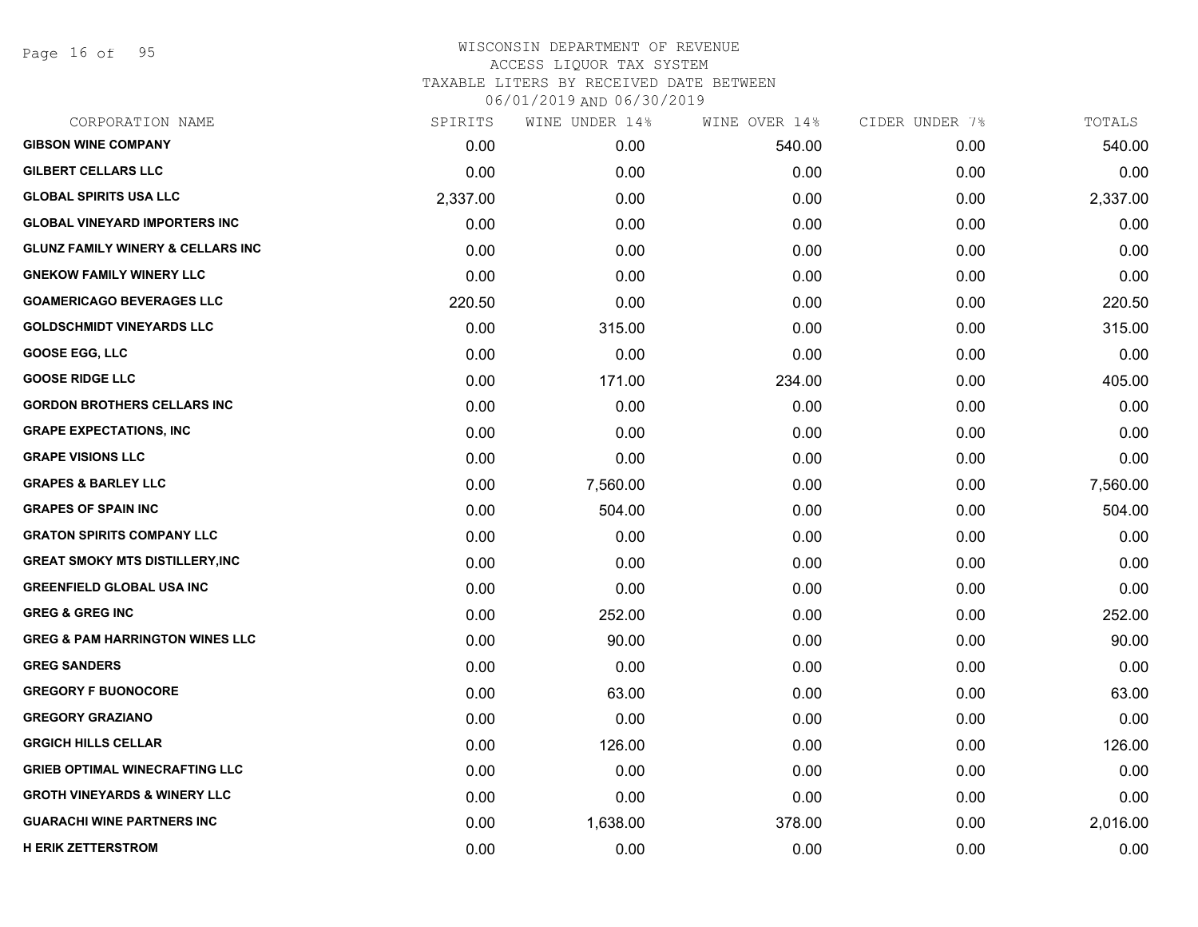# WISCONSIN DEPARTMENT OF REVENUE
## ACCESS LIQUOR TAX SYSTEM
### TAXABLE LITERS BY RECEIVED DATE BETWEEN 06/01/2019 AND 06/30/2019

| CORPORATION NAME | SPIRITS | WINE UNDER 14% | WINE OVER 14% | CIDER UNDER 7% | TOTALS |
|---|---|---|---|---|---|
| GIBSON WINE COMPANY | 0.00 | 0.00 | 540.00 | 0.00 | 540.00 |
| GILBERT CELLARS LLC | 0.00 | 0.00 | 0.00 | 0.00 | 0.00 |
| GLOBAL SPIRITS USA LLC | 2,337.00 | 0.00 | 0.00 | 0.00 | 2,337.00 |
| GLOBAL VINEYARD IMPORTERS INC | 0.00 | 0.00 | 0.00 | 0.00 | 0.00 |
| GLUNZ FAMILY WINERY & CELLARS INC | 0.00 | 0.00 | 0.00 | 0.00 | 0.00 |
| GNEKOW FAMILY WINERY LLC | 0.00 | 0.00 | 0.00 | 0.00 | 0.00 |
| GOAMERICAGO BEVERAGES LLC | 220.50 | 0.00 | 0.00 | 0.00 | 220.50 |
| GOLDSCHMIDT VINEYARDS LLC | 0.00 | 315.00 | 0.00 | 0.00 | 315.00 |
| GOOSE EGG, LLC | 0.00 | 0.00 | 0.00 | 0.00 | 0.00 |
| GOOSE RIDGE LLC | 0.00 | 171.00 | 234.00 | 0.00 | 405.00 |
| GORDON BROTHERS CELLARS INC | 0.00 | 0.00 | 0.00 | 0.00 | 0.00 |
| GRAPE EXPECTATIONS, INC | 0.00 | 0.00 | 0.00 | 0.00 | 0.00 |
| GRAPE VISIONS LLC | 0.00 | 0.00 | 0.00 | 0.00 | 0.00 |
| GRAPES & BARLEY LLC | 0.00 | 7,560.00 | 0.00 | 0.00 | 7,560.00 |
| GRAPES OF SPAIN INC | 0.00 | 504.00 | 0.00 | 0.00 | 504.00 |
| GRATON SPIRITS COMPANY LLC | 0.00 | 0.00 | 0.00 | 0.00 | 0.00 |
| GREAT SMOKY MTS DISTILLERY,INC | 0.00 | 0.00 | 0.00 | 0.00 | 0.00 |
| GREENFIELD GLOBAL USA INC | 0.00 | 0.00 | 0.00 | 0.00 | 0.00 |
| GREG & GREG INC | 0.00 | 252.00 | 0.00 | 0.00 | 252.00 |
| GREG & PAM HARRINGTON WINES LLC | 0.00 | 90.00 | 0.00 | 0.00 | 90.00 |
| GREG SANDERS | 0.00 | 0.00 | 0.00 | 0.00 | 0.00 |
| GREGORY F BUONOCORE | 0.00 | 63.00 | 0.00 | 0.00 | 63.00 |
| GREGORY GRAZIANO | 0.00 | 0.00 | 0.00 | 0.00 | 0.00 |
| GRGICH HILLS CELLAR | 0.00 | 126.00 | 0.00 | 0.00 | 126.00 |
| GRIEB OPTIMAL WINECRAFTING LLC | 0.00 | 0.00 | 0.00 | 0.00 | 0.00 |
| GROTH VINEYARDS & WINERY LLC | 0.00 | 0.00 | 0.00 | 0.00 | 0.00 |
| GUARACHI WINE PARTNERS INC | 0.00 | 1,638.00 | 378.00 | 0.00 | 2,016.00 |
| H ERIK ZETTERSTROM | 0.00 | 0.00 | 0.00 | 0.00 | 0.00 |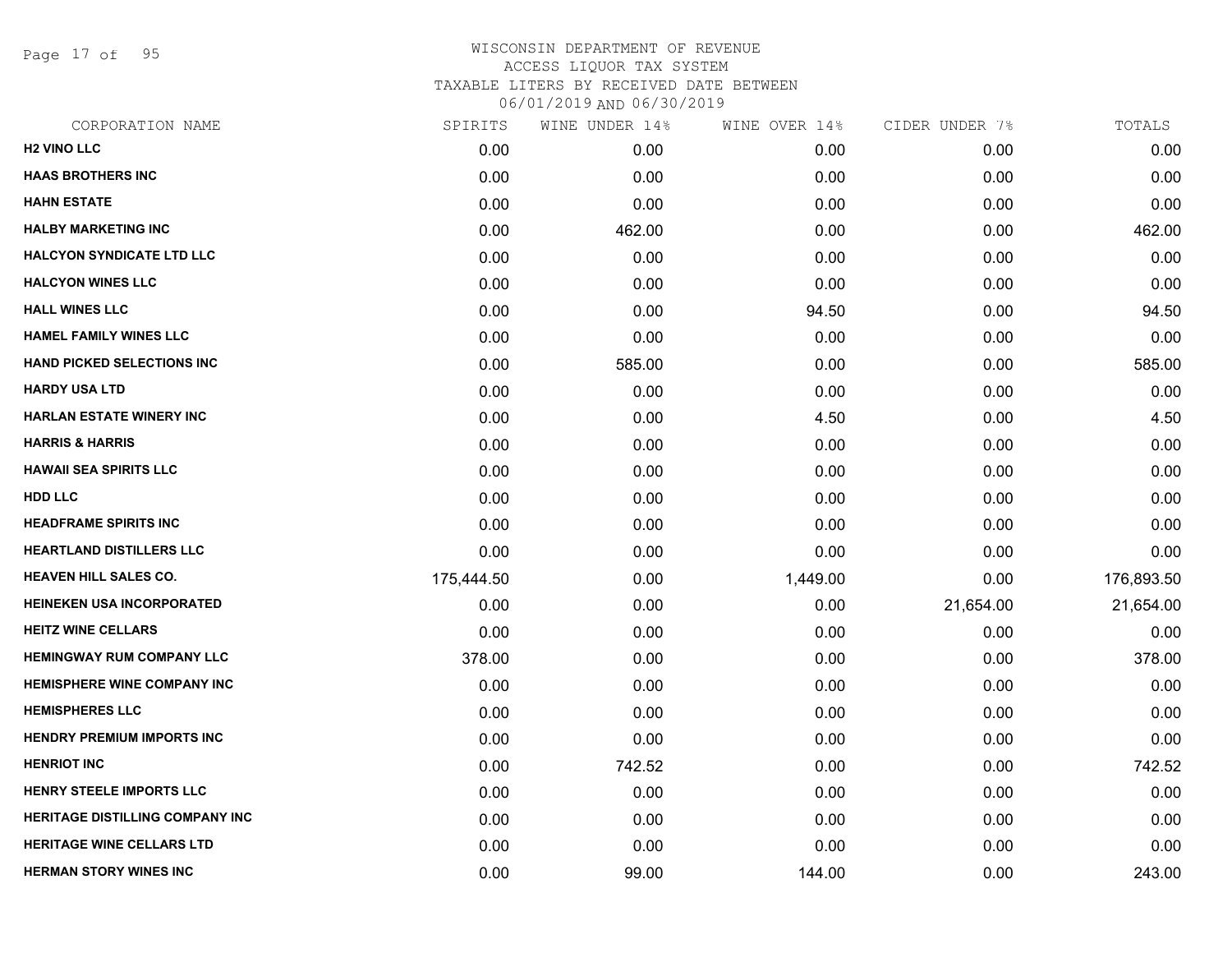# WISCONSIN DEPARTMENT OF REVENUE
## ACCESS LIQUOR TAX SYSTEM
### TAXABLE LITERS BY RECEIVED DATE BETWEEN 06/01/2019 AND 06/30/2019

| CORPORATION NAME | SPIRITS | WINE UNDER 14% | WINE OVER 14% | CIDER UNDER 7% | TOTALS |
|---|---|---|---|---|---|
| **H2 VINO LLC** | 0.00 | 0.00 | 0.00 | 0.00 | 0.00 |
| **HAAS BROTHERS INC** | 0.00 | 0.00 | 0.00 | 0.00 | 0.00 |
| **HAHN ESTATE** | 0.00 | 0.00 | 0.00 | 0.00 | 0.00 |
| **HALBY MARKETING INC** | 0.00 | 462.00 | 0.00 | 0.00 | 462.00 |
| **HALCYON SYNDICATE LTD LLC** | 0.00 | 0.00 | 0.00 | 0.00 | 0.00 |
| **HALCYON WINES LLC** | 0.00 | 0.00 | 0.00 | 0.00 | 0.00 |
| **HALL WINES LLC** | 0.00 | 0.00 | 94.50 | 0.00 | 94.50 |
| **HAMEL FAMILY WINES LLC** | 0.00 | 0.00 | 0.00 | 0.00 | 0.00 |
| **HAND PICKED SELECTIONS INC** | 0.00 | 585.00 | 0.00 | 0.00 | 585.00 |
| **HARDY USA LTD** | 0.00 | 0.00 | 0.00 | 0.00 | 0.00 |
| **HARLAN ESTATE WINERY INC** | 0.00 | 0.00 | 4.50 | 0.00 | 4.50 |
| **HARRIS & HARRIS** | 0.00 | 0.00 | 0.00 | 0.00 | 0.00 |
| **HAWAII SEA SPIRITS LLC** | 0.00 | 0.00 | 0.00 | 0.00 | 0.00 |
| **HDD LLC** | 0.00 | 0.00 | 0.00 | 0.00 | 0.00 |
| **HEADFRAME SPIRITS INC** | 0.00 | 0.00 | 0.00 | 0.00 | 0.00 |
| **HEARTLAND DISTILLERS LLC** | 0.00 | 0.00 | 0.00 | 0.00 | 0.00 |
| **HEAVEN HILL SALES CO.** | 175,444.50 | 0.00 | 1,449.00 | 0.00 | 176,893.50 |
| **HEINEKEN USA INCORPORATED** | 0.00 | 0.00 | 0.00 | 21,654.00 | 21,654.00 |
| **HEITZ WINE CELLARS** | 0.00 | 0.00 | 0.00 | 0.00 | 0.00 |
| **HEMINGWAY RUM COMPANY LLC** | 378.00 | 0.00 | 0.00 | 0.00 | 378.00 |
| **HEMISPHERE WINE COMPANY INC** | 0.00 | 0.00 | 0.00 | 0.00 | 0.00 |
| **HEMISPHERES LLC** | 0.00 | 0.00 | 0.00 | 0.00 | 0.00 |
| **HENDRY PREMIUM IMPORTS INC** | 0.00 | 0.00 | 0.00 | 0.00 | 0.00 |
| **HENRIOT INC** | 0.00 | 742.52 | 0.00 | 0.00 | 742.52 |
| **HENRY STEELE IMPORTS LLC** | 0.00 | 0.00 | 0.00 | 0.00 | 0.00 |
| **HERITAGE DISTILLING COMPANY INC** | 0.00 | 0.00 | 0.00 | 0.00 | 0.00 |
| **HERITAGE WINE CELLARS LTD** | 0.00 | 0.00 | 0.00 | 0.00 | 0.00 |
| **HERMAN STORY WINES INC** | 0.00 | 99.00 | 144.00 | 0.00 | 243.00 |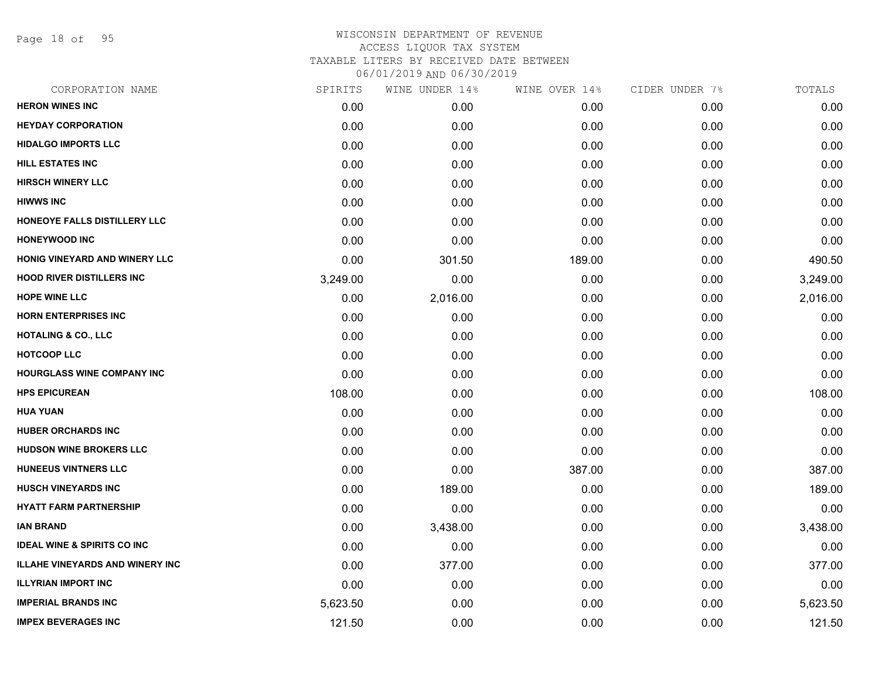WISCONSIN DEPARTMENT OF REVENUE
ACCESS LIQUOR TAX SYSTEM
TAXABLE LITERS BY RECEIVED DATE BETWEEN
06/01/2019 AND 06/30/2019

| CORPORATION NAME | SPIRITS | WINE UNDER 14% | WINE OVER 14% | CIDER UNDER 7% | TOTALS |
|---|---|---|---|---|---|
| HERON WINES INC | 0.00 | 0.00 | 0.00 | 0.00 | 0.00 |
| HEYDAY CORPORATION | 0.00 | 0.00 | 0.00 | 0.00 | 0.00 |
| HIDALGO IMPORTS LLC | 0.00 | 0.00 | 0.00 | 0.00 | 0.00 |
| HILL ESTATES INC | 0.00 | 0.00 | 0.00 | 0.00 | 0.00 |
| HIRSCH WINERY LLC | 0.00 | 0.00 | 0.00 | 0.00 | 0.00 |
| HIWWS INC | 0.00 | 0.00 | 0.00 | 0.00 | 0.00 |
| HONEOYE FALLS DISTILLERY LLC | 0.00 | 0.00 | 0.00 | 0.00 | 0.00 |
| HONEYWOOD INC | 0.00 | 0.00 | 0.00 | 0.00 | 0.00 |
| HONIG VINEYARD AND WINERY LLC | 0.00 | 301.50 | 189.00 | 0.00 | 490.50 |
| HOOD RIVER DISTILLERS INC | 3,249.00 | 0.00 | 0.00 | 0.00 | 3,249.00 |
| HOPE WINE LLC | 0.00 | 2,016.00 | 0.00 | 0.00 | 2,016.00 |
| HORN ENTERPRISES INC | 0.00 | 0.00 | 0.00 | 0.00 | 0.00 |
| HOTALING & CO., LLC | 0.00 | 0.00 | 0.00 | 0.00 | 0.00 |
| HOTCOOP LLC | 0.00 | 0.00 | 0.00 | 0.00 | 0.00 |
| HOURGLASS WINE COMPANY INC | 0.00 | 0.00 | 0.00 | 0.00 | 0.00 |
| HPS EPICUREAN | 108.00 | 0.00 | 0.00 | 0.00 | 108.00 |
| HUA YUAN | 0.00 | 0.00 | 0.00 | 0.00 | 0.00 |
| HUBER ORCHARDS INC | 0.00 | 0.00 | 0.00 | 0.00 | 0.00 |
| HUDSON WINE BROKERS LLC | 0.00 | 0.00 | 0.00 | 0.00 | 0.00 |
| HUNEEUS VINTNERS LLC | 0.00 | 0.00 | 387.00 | 0.00 | 387.00 |
| HUSCH VINEYARDS INC | 0.00 | 189.00 | 0.00 | 0.00 | 189.00 |
| HYATT FARM PARTNERSHIP | 0.00 | 0.00 | 0.00 | 0.00 | 0.00 |
| IAN BRAND | 0.00 | 3,438.00 | 0.00 | 0.00 | 3,438.00 |
| IDEAL WINE & SPIRITS CO INC | 0.00 | 0.00 | 0.00 | 0.00 | 0.00 |
| ILLAHE VINEYARDS AND WINERY INC | 0.00 | 377.00 | 0.00 | 0.00 | 377.00 |
| ILLYRIAN IMPORT INC | 0.00 | 0.00 | 0.00 | 0.00 | 0.00 |
| IMPERIAL BRANDS INC | 5,623.50 | 0.00 | 0.00 | 0.00 | 5,623.50 |
| IMPEX BEVERAGES INC | 121.50 | 0.00 | 0.00 | 0.00 | 121.50 |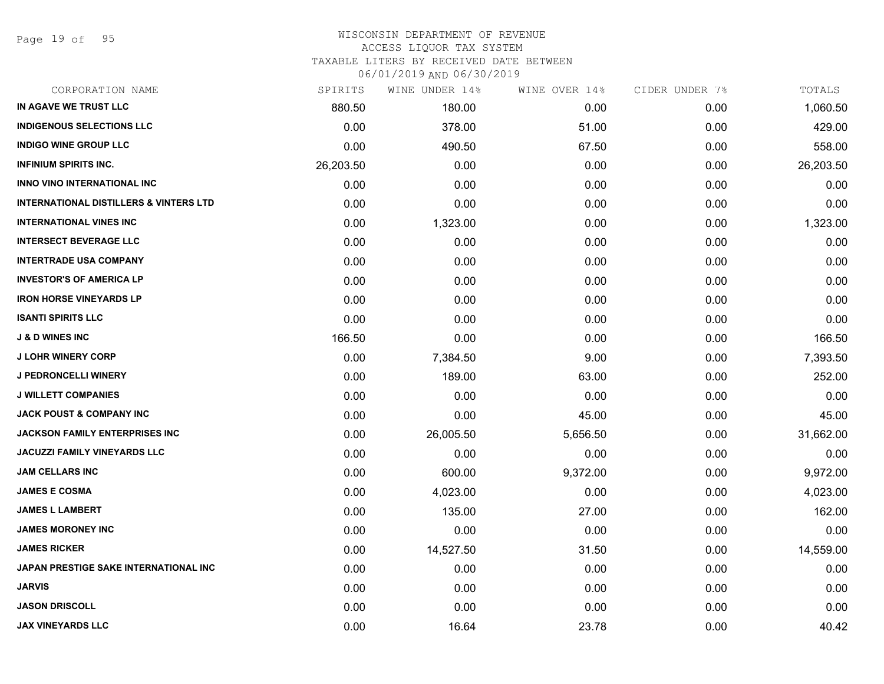# WISCONSIN DEPARTMENT OF REVENUE
## ACCESS LIQUOR TAX SYSTEM
### TAXABLE LITERS BY RECEIVED DATE BETWEEN 06/01/2019 AND 06/30/2019

| CORPORATION NAME | SPIRITS | WINE UNDER 14% | WINE OVER 14% | CIDER UNDER 7% | TOTALS |
|---|---|---|---|---|---|
| IN AGAVE WE TRUST LLC | 880.50 | 180.00 | 0.00 | 0.00 | 1,060.50 |
| INDIGENOUS SELECTIONS LLC | 0.00 | 378.00 | 51.00 | 0.00 | 429.00 |
| INDIGO WINE GROUP LLC | 0.00 | 490.50 | 67.50 | 0.00 | 558.00 |
| INFINIUM SPIRITS INC. | 26,203.50 | 0.00 | 0.00 | 0.00 | 26,203.50 |
| INNO VINO INTERNATIONAL INC | 0.00 | 0.00 | 0.00 | 0.00 | 0.00 |
| INTERNATIONAL DISTILLERS & VINTERS LTD | 0.00 | 0.00 | 0.00 | 0.00 | 0.00 |
| INTERNATIONAL VINES INC | 0.00 | 1,323.00 | 0.00 | 0.00 | 1,323.00 |
| INTERSECT BEVERAGE LLC | 0.00 | 0.00 | 0.00 | 0.00 | 0.00 |
| INTERTRADE USA COMPANY | 0.00 | 0.00 | 0.00 | 0.00 | 0.00 |
| INVESTOR'S OF AMERICA LP | 0.00 | 0.00 | 0.00 | 0.00 | 0.00 |
| IRON HORSE VINEYARDS LP | 0.00 | 0.00 | 0.00 | 0.00 | 0.00 |
| ISANTI SPIRITS LLC | 0.00 | 0.00 | 0.00 | 0.00 | 0.00 |
| J & D WINES INC | 166.50 | 0.00 | 0.00 | 0.00 | 166.50 |
| J LOHR WINERY CORP | 0.00 | 7,384.50 | 9.00 | 0.00 | 7,393.50 |
| J PEDRONCELLI WINERY | 0.00 | 189.00 | 63.00 | 0.00 | 252.00 |
| J WILLETT COMPANIES | 0.00 | 0.00 | 0.00 | 0.00 | 0.00 |
| JACK POUST & COMPANY INC | 0.00 | 0.00 | 45.00 | 0.00 | 45.00 |
| JACKSON FAMILY ENTERPRISES INC | 0.00 | 26,005.50 | 5,656.50 | 0.00 | 31,662.00 |
| JACUZZI FAMILY VINEYARDS LLC | 0.00 | 0.00 | 0.00 | 0.00 | 0.00 |
| JAM CELLARS INC | 0.00 | 600.00 | 9,372.00 | 0.00 | 9,972.00 |
| JAMES E COSMA | 0.00 | 4,023.00 | 0.00 | 0.00 | 4,023.00 |
| JAMES L LAMBERT | 0.00 | 135.00 | 27.00 | 0.00 | 162.00 |
| JAMES MORONEY INC | 0.00 | 0.00 | 0.00 | 0.00 | 0.00 |
| JAMES RICKER | 0.00 | 14,527.50 | 31.50 | 0.00 | 14,559.00 |
| JAPAN PRESTIGE SAKE INTERNATIONAL INC | 0.00 | 0.00 | 0.00 | 0.00 | 0.00 |
| JARVIS | 0.00 | 0.00 | 0.00 | 0.00 | 0.00 |
| JASON DRISCOLL | 0.00 | 0.00 | 0.00 | 0.00 | 0.00 |
| JAX VINEYARDS LLC | 0.00 | 16.64 | 23.78 | 0.00 | 40.42 |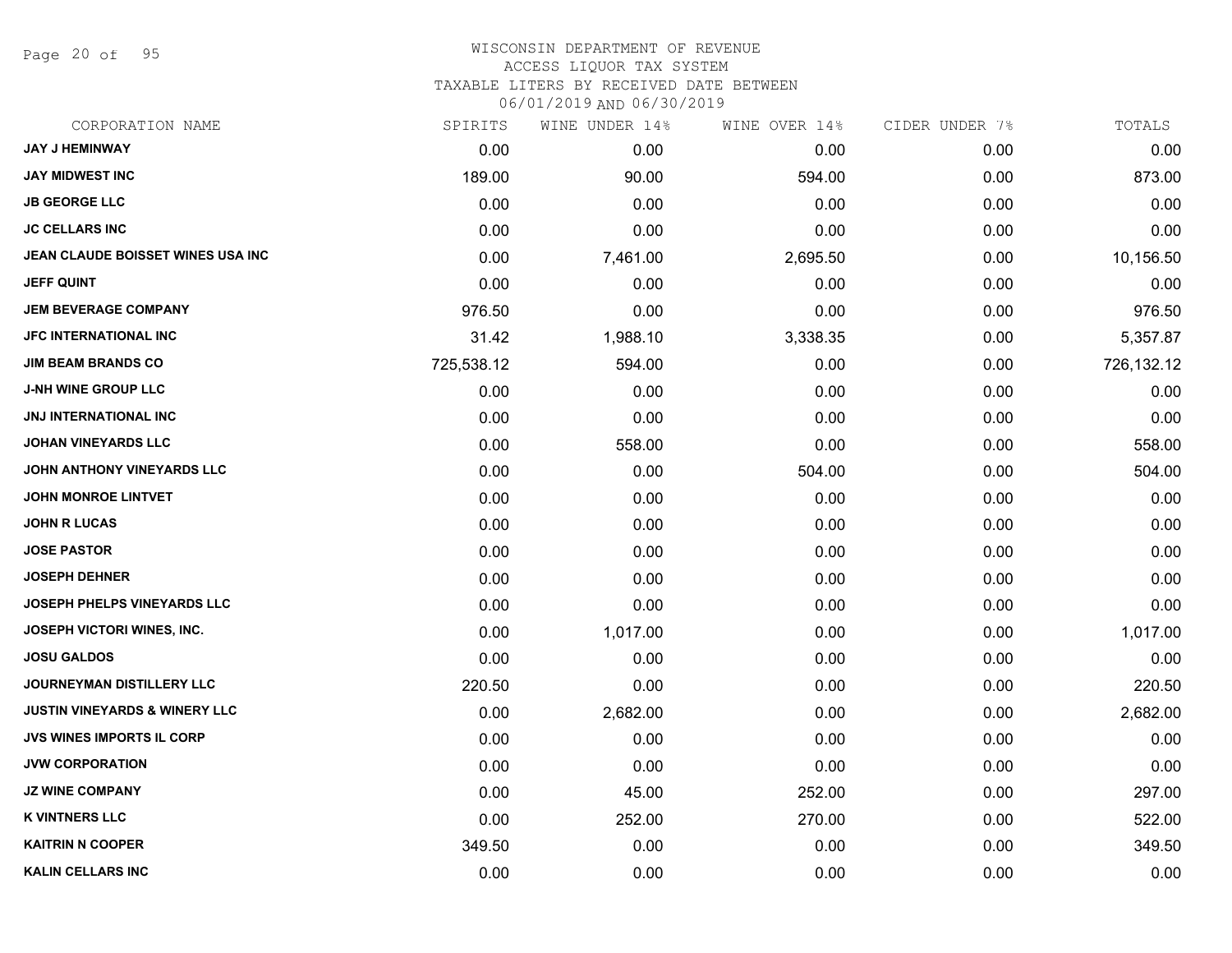WISCONSIN DEPARTMENT OF REVENUE
ACCESS LIQUOR TAX SYSTEM
TAXABLE LITERS BY RECEIVED DATE BETWEEN
06/01/2019 AND 06/30/2019

| CORPORATION NAME | SPIRITS | WINE UNDER 14% | WINE OVER 14% | CIDER UNDER 7% | TOTALS |
|---|---|---|---|---|---|
| JAY J HEMINWAY | 0.00 | 0.00 | 0.00 | 0.00 | 0.00 |
| JAY MIDWEST INC | 189.00 | 90.00 | 594.00 | 0.00 | 873.00 |
| JB GEORGE LLC | 0.00 | 0.00 | 0.00 | 0.00 | 0.00 |
| JC CELLARS INC | 0.00 | 0.00 | 0.00 | 0.00 | 0.00 |
| JEAN CLAUDE BOISSET WINES USA INC | 0.00 | 7,461.00 | 2,695.50 | 0.00 | 10,156.50 |
| JEFF QUINT | 0.00 | 0.00 | 0.00 | 0.00 | 0.00 |
| JEM BEVERAGE COMPANY | 976.50 | 0.00 | 0.00 | 0.00 | 976.50 |
| JFC INTERNATIONAL INC | 31.42 | 1,988.10 | 3,338.35 | 0.00 | 5,357.87 |
| JIM BEAM BRANDS CO | 725,538.12 | 594.00 | 0.00 | 0.00 | 726,132.12 |
| J-NH WINE GROUP LLC | 0.00 | 0.00 | 0.00 | 0.00 | 0.00 |
| JNJ INTERNATIONAL INC | 0.00 | 0.00 | 0.00 | 0.00 | 0.00 |
| JOHAN VINEYARDS LLC | 0.00 | 558.00 | 0.00 | 0.00 | 558.00 |
| JOHN ANTHONY VINEYARDS LLC | 0.00 | 0.00 | 504.00 | 0.00 | 504.00 |
| JOHN MONROE LINTVET | 0.00 | 0.00 | 0.00 | 0.00 | 0.00 |
| JOHN R LUCAS | 0.00 | 0.00 | 0.00 | 0.00 | 0.00 |
| JOSE PASTOR | 0.00 | 0.00 | 0.00 | 0.00 | 0.00 |
| JOSEPH DEHNER | 0.00 | 0.00 | 0.00 | 0.00 | 0.00 |
| JOSEPH PHELPS VINEYARDS LLC | 0.00 | 0.00 | 0.00 | 0.00 | 0.00 |
| JOSEPH VICTORI WINES, INC. | 0.00 | 1,017.00 | 0.00 | 0.00 | 1,017.00 |
| JOSU GALDOS | 0.00 | 0.00 | 0.00 | 0.00 | 0.00 |
| JOURNEYMAN DISTILLERY LLC | 220.50 | 0.00 | 0.00 | 0.00 | 220.50 |
| JUSTIN VINEYARDS & WINERY LLC | 0.00 | 2,682.00 | 0.00 | 0.00 | 2,682.00 |
| JVS WINES IMPORTS IL CORP | 0.00 | 0.00 | 0.00 | 0.00 | 0.00 |
| JVW CORPORATION | 0.00 | 0.00 | 0.00 | 0.00 | 0.00 |
| JZ WINE COMPANY | 0.00 | 45.00 | 252.00 | 0.00 | 297.00 |
| K VINTNERS LLC | 0.00 | 252.00 | 270.00 | 0.00 | 522.00 |
| KAITRIN N COOPER | 349.50 | 0.00 | 0.00 | 0.00 | 349.50 |
| KALIN CELLARS INC | 0.00 | 0.00 | 0.00 | 0.00 | 0.00 |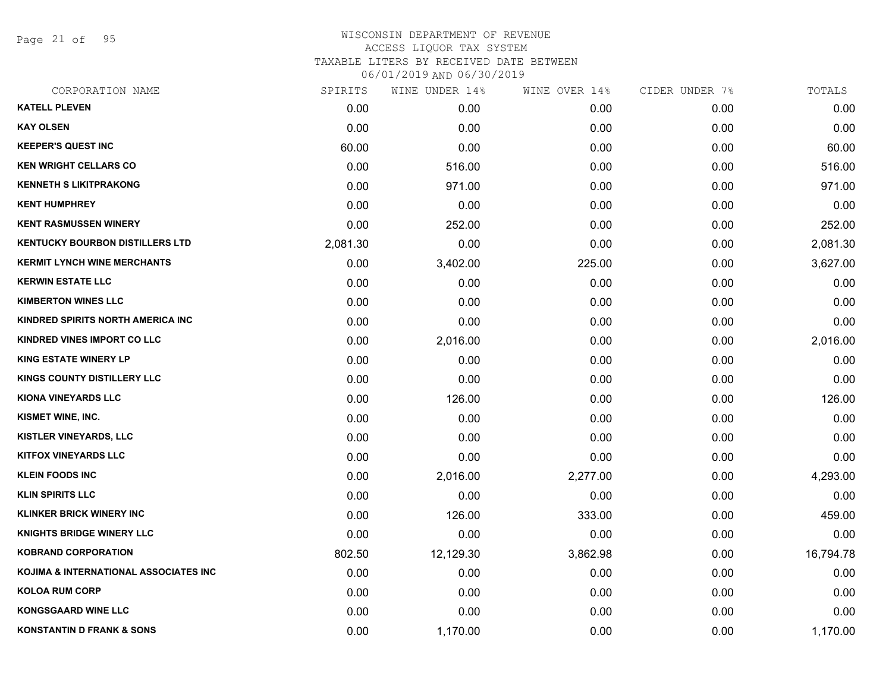# WISCONSIN DEPARTMENT OF REVENUE
## ACCESS LIQUOR TAX SYSTEM
### TAXABLE LITERS BY RECEIVED DATE BETWEEN 06/01/2019 AND 06/30/2019

| CORPORATION NAME | SPIRITS | WINE UNDER 14% | WINE OVER 14% | CIDER UNDER 7% | TOTALS |
|---|---|---|---|---|---|
| KATELL PLEVEN | 0.00 | 0.00 | 0.00 | 0.00 | 0.00 |
| KAY OLSEN | 0.00 | 0.00 | 0.00 | 0.00 | 0.00 |
| KEEPER'S QUEST INC | 60.00 | 0.00 | 0.00 | 0.00 | 60.00 |
| KEN WRIGHT CELLARS CO | 0.00 | 516.00 | 0.00 | 0.00 | 516.00 |
| KENNETH S LIKITPRAKONG | 0.00 | 971.00 | 0.00 | 0.00 | 971.00 |
| KENT HUMPHREY | 0.00 | 0.00 | 0.00 | 0.00 | 0.00 |
| KENT RASMUSSEN WINERY | 0.00 | 252.00 | 0.00 | 0.00 | 252.00 |
| KENTUCKY BOURBON DISTILLERS LTD | 2,081.30 | 0.00 | 0.00 | 0.00 | 2,081.30 |
| KERMIT LYNCH WINE MERCHANTS | 0.00 | 3,402.00 | 225.00 | 0.00 | 3,627.00 |
| KERWIN ESTATE LLC | 0.00 | 0.00 | 0.00 | 0.00 | 0.00 |
| KIMBERTON WINES LLC | 0.00 | 0.00 | 0.00 | 0.00 | 0.00 |
| KINDRED SPIRITS NORTH AMERICA INC | 0.00 | 0.00 | 0.00 | 0.00 | 0.00 |
| KINDRED VINES IMPORT CO LLC | 0.00 | 2,016.00 | 0.00 | 0.00 | 2,016.00 |
| KING ESTATE WINERY LP | 0.00 | 0.00 | 0.00 | 0.00 | 0.00 |
| KINGS COUNTY DISTILLERY LLC | 0.00 | 0.00 | 0.00 | 0.00 | 0.00 |
| KIONA VINEYARDS LLC | 0.00 | 126.00 | 0.00 | 0.00 | 126.00 |
| KISMET WINE, INC. | 0.00 | 0.00 | 0.00 | 0.00 | 0.00 |
| KISTLER VINEYARDS, LLC | 0.00 | 0.00 | 0.00 | 0.00 | 0.00 |
| KITFOX VINEYARDS LLC | 0.00 | 0.00 | 0.00 | 0.00 | 0.00 |
| KLEIN FOODS INC | 0.00 | 2,016.00 | 2,277.00 | 0.00 | 4,293.00 |
| KLIN SPIRITS LLC | 0.00 | 0.00 | 0.00 | 0.00 | 0.00 |
| KLINKER BRICK WINERY INC | 0.00 | 126.00 | 333.00 | 0.00 | 459.00 |
| KNIGHTS BRIDGE WINERY LLC | 0.00 | 0.00 | 0.00 | 0.00 | 0.00 |
| KOBRAND CORPORATION | 802.50 | 12,129.30 | 3,862.98 | 0.00 | 16,794.78 |
| KOJIMA & INTERNATIONAL ASSOCIATES INC | 0.00 | 0.00 | 0.00 | 0.00 | 0.00 |
| KOLOA RUM CORP | 0.00 | 0.00 | 0.00 | 0.00 | 0.00 |
| KONGSGAARD WINE LLC | 0.00 | 0.00 | 0.00 | 0.00 | 0.00 |
| KONSTANTIN D FRANK & SONS | 0.00 | 1,170.00 | 0.00 | 0.00 | 1,170.00 |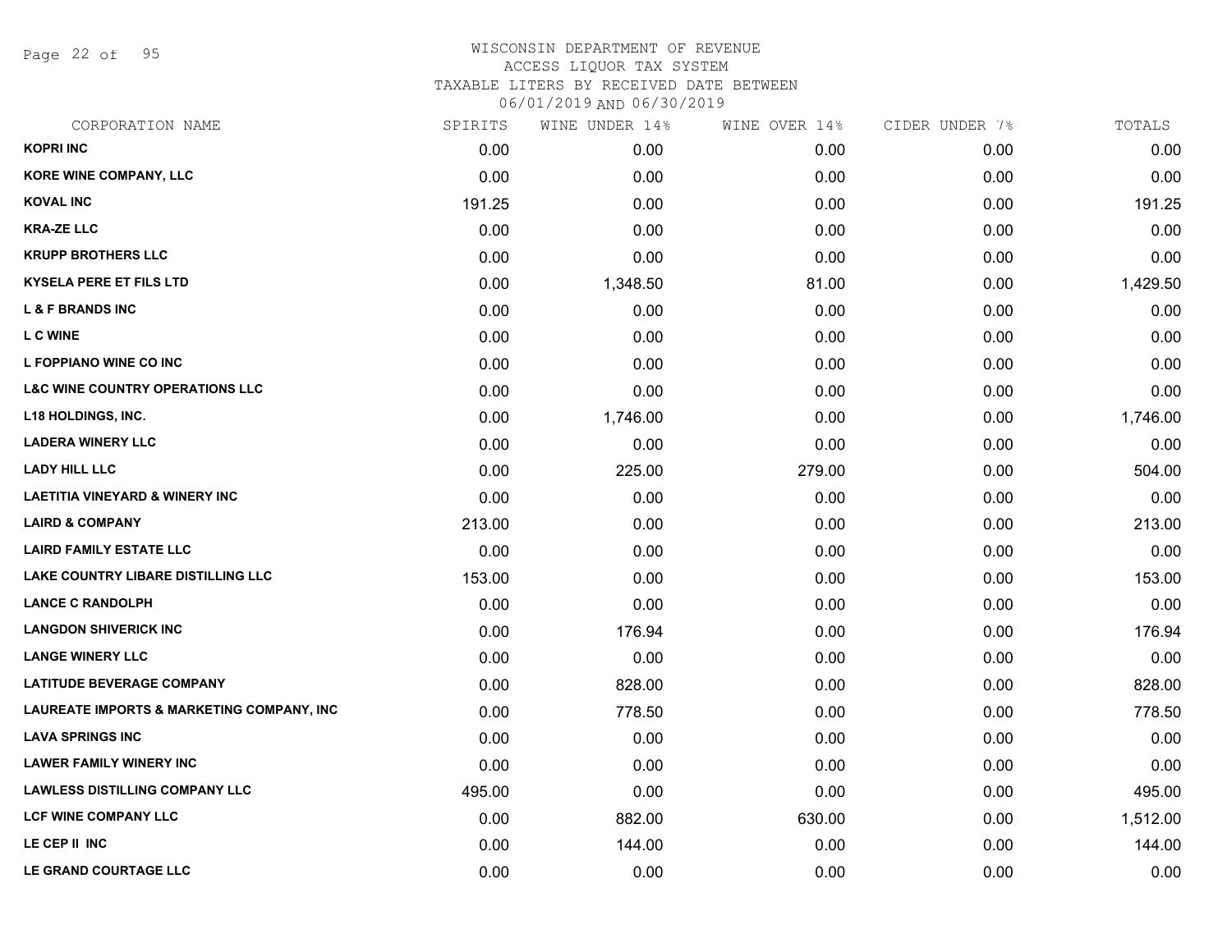WISCONSIN DEPARTMENT OF REVENUE
ACCESS LIQUOR TAX SYSTEM
TAXABLE LITERS BY RECEIVED DATE BETWEEN
06/01/2019 AND 06/30/2019

| CORPORATION NAME | SPIRITS | WINE UNDER 14% | WINE OVER 14% | CIDER UNDER 7% | TOTALS |
|---|---|---|---|---|---|
| KOPRI INC | 0.00 | 0.00 | 0.00 | 0.00 | 0.00 |
| KORE WINE COMPANY, LLC | 0.00 | 0.00 | 0.00 | 0.00 | 0.00 |
| KOVAL INC | 191.25 | 0.00 | 0.00 | 0.00 | 191.25 |
| KRA-ZE LLC | 0.00 | 0.00 | 0.00 | 0.00 | 0.00 |
| KRUPP BROTHERS LLC | 0.00 | 0.00 | 0.00 | 0.00 | 0.00 |
| KYSELA PERE ET FILS LTD | 0.00 | 1,348.50 | 81.00 | 0.00 | 1,429.50 |
| L & F BRANDS INC | 0.00 | 0.00 | 0.00 | 0.00 | 0.00 |
| L C WINE | 0.00 | 0.00 | 0.00 | 0.00 | 0.00 |
| L FOPPIANO WINE CO INC | 0.00 | 0.00 | 0.00 | 0.00 | 0.00 |
| L&C WINE COUNTRY OPERATIONS LLC | 0.00 | 0.00 | 0.00 | 0.00 | 0.00 |
| L18 HOLDINGS, INC. | 0.00 | 1,746.00 | 0.00 | 0.00 | 1,746.00 |
| LADERA WINERY LLC | 0.00 | 0.00 | 0.00 | 0.00 | 0.00 |
| LADY HILL LLC | 0.00 | 225.00 | 279.00 | 0.00 | 504.00 |
| LAETITIA VINEYARD & WINERY INC | 0.00 | 0.00 | 0.00 | 0.00 | 0.00 |
| LAIRD & COMPANY | 213.00 | 0.00 | 0.00 | 0.00 | 213.00 |
| LAIRD FAMILY ESTATE LLC | 0.00 | 0.00 | 0.00 | 0.00 | 0.00 |
| LAKE COUNTRY LIBARE DISTILLING LLC | 153.00 | 0.00 | 0.00 | 0.00 | 153.00 |
| LANCE C RANDOLPH | 0.00 | 0.00 | 0.00 | 0.00 | 0.00 |
| LANGDON SHIVERICK INC | 0.00 | 176.94 | 0.00 | 0.00 | 176.94 |
| LANGE WINERY LLC | 0.00 | 0.00 | 0.00 | 0.00 | 0.00 |
| LATITUDE BEVERAGE COMPANY | 0.00 | 828.00 | 0.00 | 0.00 | 828.00 |
| LAUREATE IMPORTS & MARKETING COMPANY, INC | 0.00 | 778.50 | 0.00 | 0.00 | 778.50 |
| LAVA SPRINGS INC | 0.00 | 0.00 | 0.00 | 0.00 | 0.00 |
| LAWER FAMILY WINERY INC | 0.00 | 0.00 | 0.00 | 0.00 | 0.00 |
| LAWLESS DISTILLING COMPANY LLC | 495.00 | 0.00 | 0.00 | 0.00 | 495.00 |
| LCF WINE COMPANY LLC | 0.00 | 882.00 | 630.00 | 0.00 | 1,512.00 |
| LE CEP II INC | 0.00 | 144.00 | 0.00 | 0.00 | 144.00 |
| LE GRAND COURTAGE LLC | 0.00 | 0.00 | 0.00 | 0.00 | 0.00 |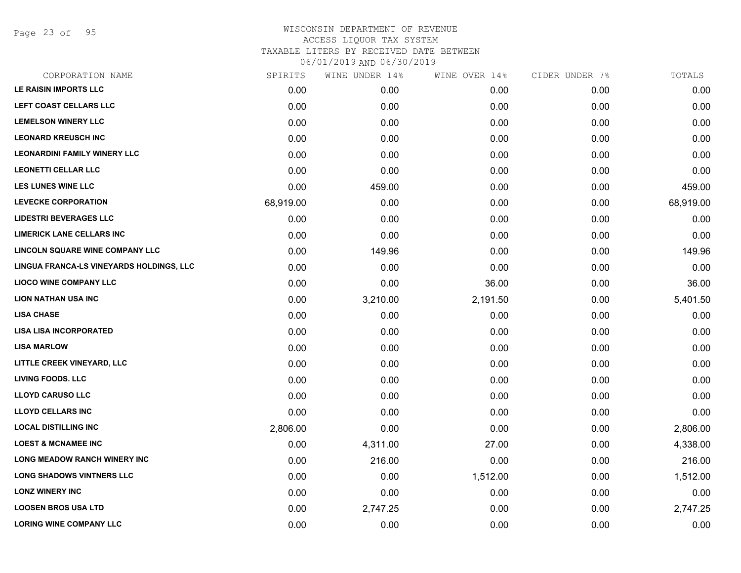WISCONSIN DEPARTMENT OF REVENUE
ACCESS LIQUOR TAX SYSTEM
TAXABLE LITERS BY RECEIVED DATE BETWEEN
06/01/2019 AND 06/30/2019

| CORPORATION NAME | SPIRITS | WINE UNDER 14% | WINE OVER 14% | CIDER UNDER 7% | TOTALS |
|---|---|---|---|---|---|
| LE RAISIN IMPORTS LLC | 0.00 | 0.00 | 0.00 | 0.00 | 0.00 |
| LEFT COAST CELLARS LLC | 0.00 | 0.00 | 0.00 | 0.00 | 0.00 |
| LEMELSON WINERY LLC | 0.00 | 0.00 | 0.00 | 0.00 | 0.00 |
| LEONARD KREUSCH INC | 0.00 | 0.00 | 0.00 | 0.00 | 0.00 |
| LEONARDINI FAMILY WINERY LLC | 0.00 | 0.00 | 0.00 | 0.00 | 0.00 |
| LEONETTI CELLAR LLC | 0.00 | 0.00 | 0.00 | 0.00 | 0.00 |
| LES LUNES WINE LLC | 0.00 | 459.00 | 0.00 | 0.00 | 459.00 |
| LEVECKE CORPORATION | 68,919.00 | 0.00 | 0.00 | 0.00 | 68,919.00 |
| LIDESTRI BEVERAGES LLC | 0.00 | 0.00 | 0.00 | 0.00 | 0.00 |
| LIMERICK LANE CELLARS INC | 0.00 | 0.00 | 0.00 | 0.00 | 0.00 |
| LINCOLN SQUARE WINE COMPANY LLC | 0.00 | 149.96 | 0.00 | 0.00 | 149.96 |
| LINGUA FRANCA-LS VINEYARDS HOLDINGS, LLC | 0.00 | 0.00 | 0.00 | 0.00 | 0.00 |
| LIOCO WINE COMPANY LLC | 0.00 | 0.00 | 36.00 | 0.00 | 36.00 |
| LION NATHAN USA INC | 0.00 | 3,210.00 | 2,191.50 | 0.00 | 5,401.50 |
| LISA CHASE | 0.00 | 0.00 | 0.00 | 0.00 | 0.00 |
| LISA LISA INCORPORATED | 0.00 | 0.00 | 0.00 | 0.00 | 0.00 |
| LISA MARLOW | 0.00 | 0.00 | 0.00 | 0.00 | 0.00 |
| LITTLE CREEK VINEYARD, LLC | 0.00 | 0.00 | 0.00 | 0.00 | 0.00 |
| LIVING FOODS. LLC | 0.00 | 0.00 | 0.00 | 0.00 | 0.00 |
| LLOYD CARUSO LLC | 0.00 | 0.00 | 0.00 | 0.00 | 0.00 |
| LLOYD CELLARS INC | 0.00 | 0.00 | 0.00 | 0.00 | 0.00 |
| LOCAL DISTILLING INC | 2,806.00 | 0.00 | 0.00 | 0.00 | 2,806.00 |
| LOEST & MCNAMEE INC | 0.00 | 4,311.00 | 27.00 | 0.00 | 4,338.00 |
| LONG MEADOW RANCH WINERY INC | 0.00 | 216.00 | 0.00 | 0.00 | 216.00 |
| LONG SHADOWS VINTNERS LLC | 0.00 | 0.00 | 1,512.00 | 0.00 | 1,512.00 |
| LONZ WINERY INC | 0.00 | 0.00 | 0.00 | 0.00 | 0.00 |
| LOOSEN BROS USA LTD | 0.00 | 2,747.25 | 0.00 | 0.00 | 2,747.25 |
| LORING WINE COMPANY LLC | 0.00 | 0.00 | 0.00 | 0.00 | 0.00 |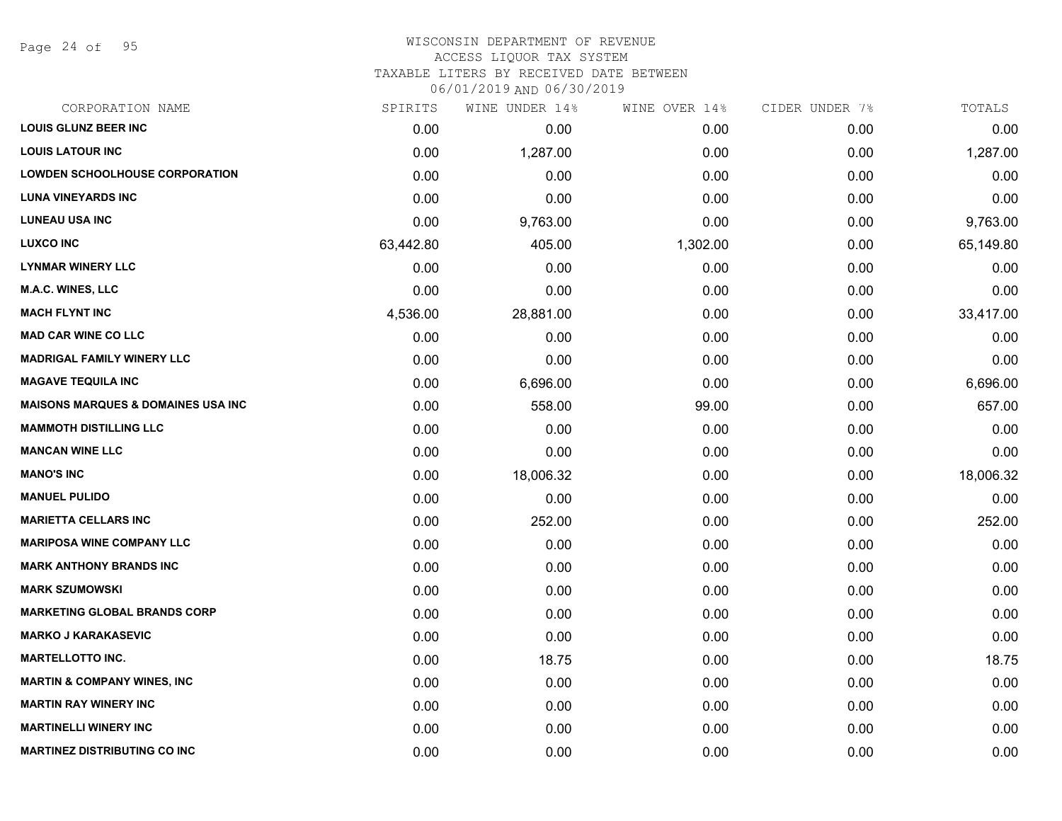# WISCONSIN DEPARTMENT OF REVENUE
## ACCESS LIQUOR TAX SYSTEM
### TAXABLE LITERS BY RECEIVED DATE BETWEEN 06/01/2019 AND 06/30/2019

| CORPORATION NAME | SPIRITS | WINE UNDER 14% | WINE OVER 14% | CIDER UNDER 7% | TOTALS |
|---|---|---|---|---|---|
| LOUIS GLUNZ BEER INC | 0.00 | 0.00 | 0.00 | 0.00 | 0.00 |
| LOUIS LATOUR INC | 0.00 | 1,287.00 | 0.00 | 0.00 | 1,287.00 |
| LOWDEN SCHOOLHOUSE CORPORATION | 0.00 | 0.00 | 0.00 | 0.00 | 0.00 |
| LUNA VINEYARDS INC | 0.00 | 0.00 | 0.00 | 0.00 | 0.00 |
| LUNEAU USA INC | 0.00 | 9,763.00 | 0.00 | 0.00 | 9,763.00 |
| LUXCO INC | 63,442.80 | 405.00 | 1,302.00 | 0.00 | 65,149.80 |
| LYNMAR WINERY LLC | 0.00 | 0.00 | 0.00 | 0.00 | 0.00 |
| M.A.C. WINES, LLC | 0.00 | 0.00 | 0.00 | 0.00 | 0.00 |
| MACH FLYNT INC | 4,536.00 | 28,881.00 | 0.00 | 0.00 | 33,417.00 |
| MAD CAR WINE CO LLC | 0.00 | 0.00 | 0.00 | 0.00 | 0.00 |
| MADRIGAL FAMILY WINERY LLC | 0.00 | 0.00 | 0.00 | 0.00 | 0.00 |
| MAGAVE TEQUILA INC | 0.00 | 6,696.00 | 0.00 | 0.00 | 6,696.00 |
| MAISONS MARQUES & DOMAINES USA INC | 0.00 | 558.00 | 99.00 | 0.00 | 657.00 |
| MAMMOTH DISTILLING LLC | 0.00 | 0.00 | 0.00 | 0.00 | 0.00 |
| MANCAN WINE LLC | 0.00 | 0.00 | 0.00 | 0.00 | 0.00 |
| MANO'S INC | 0.00 | 18,006.32 | 0.00 | 0.00 | 18,006.32 |
| MANUEL PULIDO | 0.00 | 0.00 | 0.00 | 0.00 | 0.00 |
| MARIETTA CELLARS INC | 0.00 | 252.00 | 0.00 | 0.00 | 252.00 |
| MARIPOSA WINE COMPANY LLC | 0.00 | 0.00 | 0.00 | 0.00 | 0.00 |
| MARK ANTHONY BRANDS INC | 0.00 | 0.00 | 0.00 | 0.00 | 0.00 |
| MARK SZUMOWSKI | 0.00 | 0.00 | 0.00 | 0.00 | 0.00 |
| MARKETING GLOBAL BRANDS CORP | 0.00 | 0.00 | 0.00 | 0.00 | 0.00 |
| MARKO J KARAKASEVIC | 0.00 | 0.00 | 0.00 | 0.00 | 0.00 |
| MARTELLOTTO INC. | 0.00 | 18.75 | 0.00 | 0.00 | 18.75 |
| MARTIN & COMPANY WINES, INC | 0.00 | 0.00 | 0.00 | 0.00 | 0.00 |
| MARTIN RAY WINERY INC | 0.00 | 0.00 | 0.00 | 0.00 | 0.00 |
| MARTINELLI WINERY INC | 0.00 | 0.00 | 0.00 | 0.00 | 0.00 |
| MARTINEZ DISTRIBUTING CO INC | 0.00 | 0.00 | 0.00 | 0.00 | 0.00 |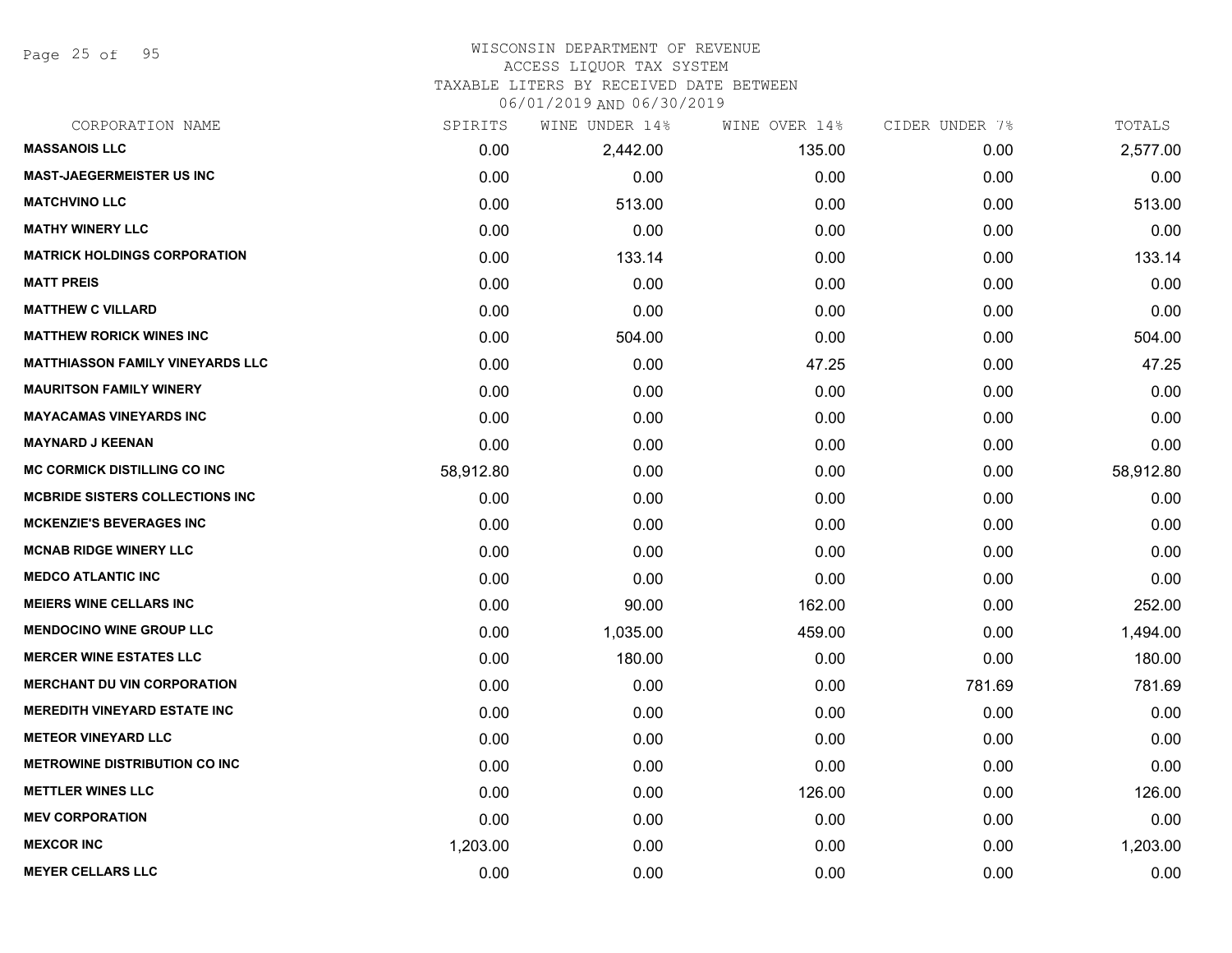# WISCONSIN DEPARTMENT OF REVENUE
## ACCESS LIQUOR TAX SYSTEM
### TAXABLE LITERS BY RECEIVED DATE BETWEEN 06/01/2019 AND 06/30/2019

| CORPORATION NAME | SPIRITS | WINE UNDER 14% | WINE OVER 14% | CIDER UNDER 7% | TOTALS |
|---|---|---|---|---|---|
| MASSANOIS LLC | 0.00 | 2,442.00 | 135.00 | 0.00 | 2,577.00 |
| MAST-JAEGERMEISTER US INC | 0.00 | 0.00 | 0.00 | 0.00 | 0.00 |
| MATCHVINO LLC | 0.00 | 513.00 | 0.00 | 0.00 | 513.00 |
| MATHY WINERY LLC | 0.00 | 0.00 | 0.00 | 0.00 | 0.00 |
| MATRICK HOLDINGS CORPORATION | 0.00 | 133.14 | 0.00 | 0.00 | 133.14 |
| MATT PREIS | 0.00 | 0.00 | 0.00 | 0.00 | 0.00 |
| MATTHEW C VILLARD | 0.00 | 0.00 | 0.00 | 0.00 | 0.00 |
| MATTHEW RORICK WINES INC | 0.00 | 504.00 | 0.00 | 0.00 | 504.00 |
| MATTHIASSON FAMILY VINEYARDS LLC | 0.00 | 0.00 | 47.25 | 0.00 | 47.25 |
| MAURITSON FAMILY WINERY | 0.00 | 0.00 | 0.00 | 0.00 | 0.00 |
| MAYACAMAS VINEYARDS INC | 0.00 | 0.00 | 0.00 | 0.00 | 0.00 |
| MAYNARD J KEENAN | 0.00 | 0.00 | 0.00 | 0.00 | 0.00 |
| MC CORMICK DISTILLING CO INC | 58,912.80 | 0.00 | 0.00 | 0.00 | 58,912.80 |
| MCBRIDE SISTERS COLLECTIONS INC | 0.00 | 0.00 | 0.00 | 0.00 | 0.00 |
| MCKENZIE'S BEVERAGES INC | 0.00 | 0.00 | 0.00 | 0.00 | 0.00 |
| MCNAB RIDGE WINERY LLC | 0.00 | 0.00 | 0.00 | 0.00 | 0.00 |
| MEDCO ATLANTIC INC | 0.00 | 0.00 | 0.00 | 0.00 | 0.00 |
| MEIERS WINE CELLARS INC | 0.00 | 90.00 | 162.00 | 0.00 | 252.00 |
| MENDOCINO WINE GROUP LLC | 0.00 | 1,035.00 | 459.00 | 0.00 | 1,494.00 |
| MERCER WINE ESTATES LLC | 0.00 | 180.00 | 0.00 | 0.00 | 180.00 |
| MERCHANT DU VIN CORPORATION | 0.00 | 0.00 | 0.00 | 781.69 | 781.69 |
| MEREDITH VINEYARD ESTATE INC | 0.00 | 0.00 | 0.00 | 0.00 | 0.00 |
| METEOR VINEYARD LLC | 0.00 | 0.00 | 0.00 | 0.00 | 0.00 |
| METROWINE DISTRIBUTION CO INC | 0.00 | 0.00 | 0.00 | 0.00 | 0.00 |
| METTLER WINES LLC | 0.00 | 0.00 | 126.00 | 0.00 | 126.00 |
| MEV CORPORATION | 0.00 | 0.00 | 0.00 | 0.00 | 0.00 |
| MEXCOR INC | 1,203.00 | 0.00 | 0.00 | 0.00 | 1,203.00 |
| MEYER CELLARS LLC | 0.00 | 0.00 | 0.00 | 0.00 | 0.00 |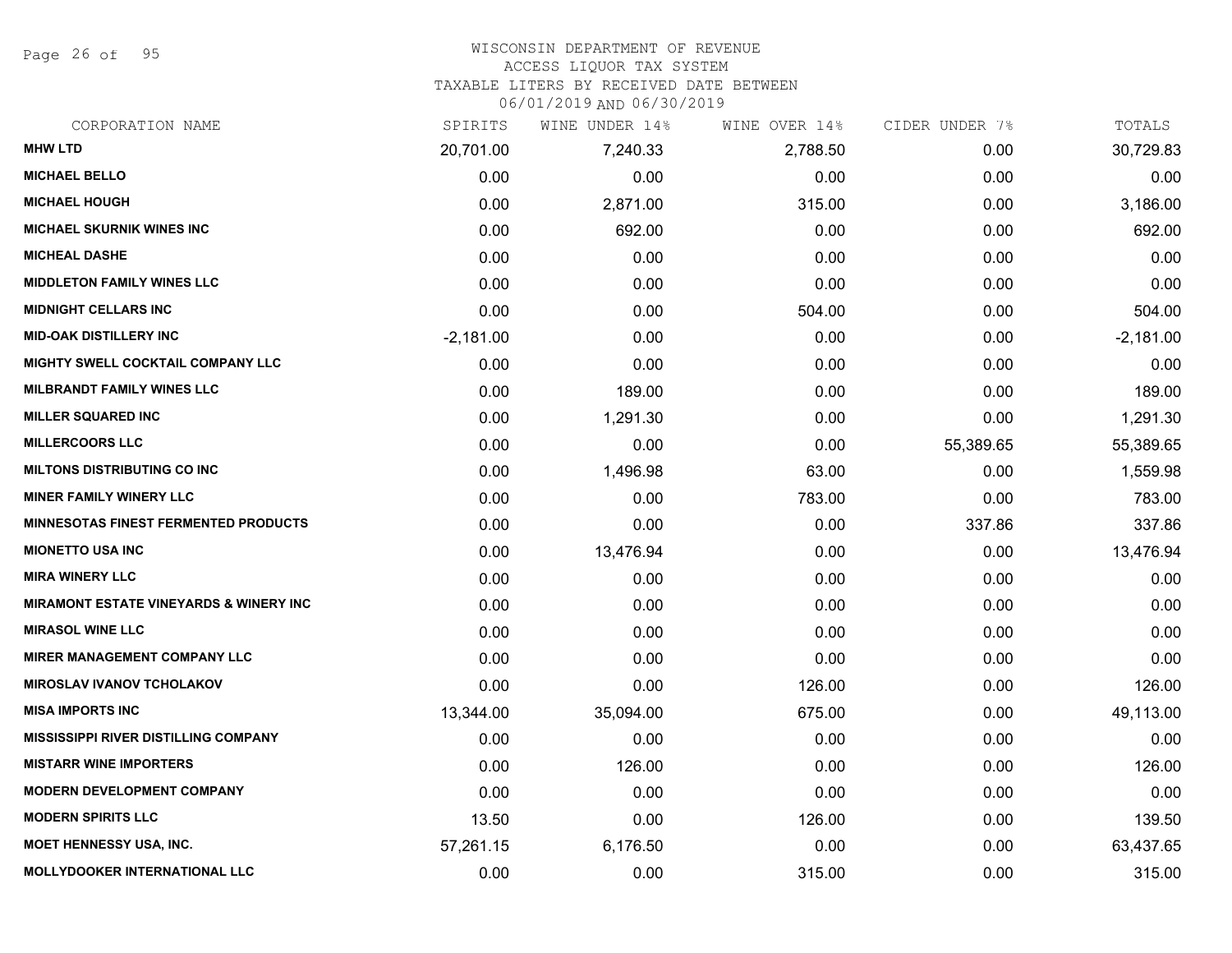# WISCONSIN DEPARTMENT OF REVENUE
ACCESS LIQUOR TAX SYSTEM
TAXABLE LITERS BY RECEIVED DATE BETWEEN
06/01/2019 AND 06/30/2019

| CORPORATION NAME | SPIRITS | WINE UNDER 14% | WINE OVER 14% | CIDER UNDER 7% | TOTALS |
|---|---|---|---|---|---|
| MHW LTD | 20,701.00 | 7,240.33 | 2,788.50 | 0.00 | 30,729.83 |
| MICHAEL BELLO | 0.00 | 0.00 | 0.00 | 0.00 | 0.00 |
| MICHAEL HOUGH | 0.00 | 2,871.00 | 315.00 | 0.00 | 3,186.00 |
| MICHAEL SKURNIK WINES INC | 0.00 | 692.00 | 0.00 | 0.00 | 692.00 |
| MICHEAL DASHE | 0.00 | 0.00 | 0.00 | 0.00 | 0.00 |
| MIDDLETON FAMILY WINES LLC | 0.00 | 0.00 | 0.00 | 0.00 | 0.00 |
| MIDNIGHT CELLARS INC | 0.00 | 0.00 | 504.00 | 0.00 | 504.00 |
| MID-OAK DISTILLERY INC | -2,181.00 | 0.00 | 0.00 | 0.00 | -2,181.00 |
| MIGHTY SWELL COCKTAIL COMPANY LLC | 0.00 | 0.00 | 0.00 | 0.00 | 0.00 |
| MILBRANDT FAMILY WINES LLC | 0.00 | 189.00 | 0.00 | 0.00 | 189.00 |
| MILLER SQUARED INC | 0.00 | 1,291.30 | 0.00 | 0.00 | 1,291.30 |
| MILLERCOORS LLC | 0.00 | 0.00 | 0.00 | 55,389.65 | 55,389.65 |
| MILTONS DISTRIBUTING CO INC | 0.00 | 1,496.98 | 63.00 | 0.00 | 1,559.98 |
| MINER FAMILY WINERY LLC | 0.00 | 0.00 | 783.00 | 0.00 | 783.00 |
| MINNESOTAS FINEST FERMENTED PRODUCTS | 0.00 | 0.00 | 0.00 | 337.86 | 337.86 |
| MIONETTO USA INC | 0.00 | 13,476.94 | 0.00 | 0.00 | 13,476.94 |
| MIRA WINERY LLC | 0.00 | 0.00 | 0.00 | 0.00 | 0.00 |
| MIRAMONT ESTATE VINEYARDS & WINERY INC | 0.00 | 0.00 | 0.00 | 0.00 | 0.00 |
| MIRASOL WINE LLC | 0.00 | 0.00 | 0.00 | 0.00 | 0.00 |
| MIRER MANAGEMENT COMPANY LLC | 0.00 | 0.00 | 0.00 | 0.00 | 0.00 |
| MIROSLAV IVANOV TCHOLAKOV | 0.00 | 0.00 | 126.00 | 0.00 | 126.00 |
| MISA IMPORTS INC | 13,344.00 | 35,094.00 | 675.00 | 0.00 | 49,113.00 |
| MISSISSIPPI RIVER DISTILLING COMPANY | 0.00 | 0.00 | 0.00 | 0.00 | 0.00 |
| MISTARR WINE IMPORTERS | 0.00 | 126.00 | 0.00 | 0.00 | 126.00 |
| MODERN DEVELOPMENT COMPANY | 0.00 | 0.00 | 0.00 | 0.00 | 0.00 |
| MODERN SPIRITS LLC | 13.50 | 0.00 | 126.00 | 0.00 | 139.50 |
| MOET HENNESSY USA, INC. | 57,261.15 | 6,176.50 | 0.00 | 0.00 | 63,437.65 |
| MOLLYDOOKER INTERNATIONAL LLC | 0.00 | 0.00 | 315.00 | 0.00 | 315.00 |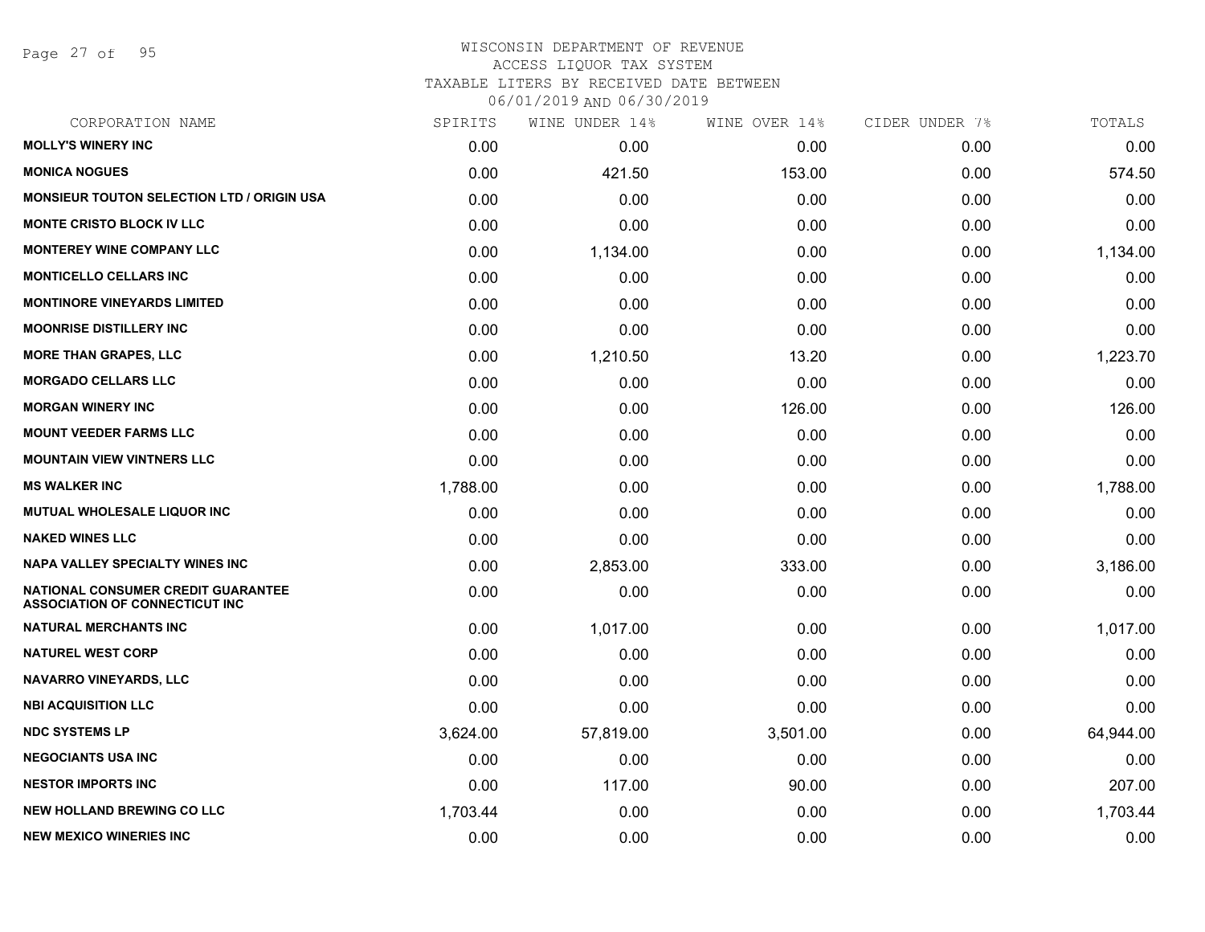WISCONSIN DEPARTMENT OF REVENUE
ACCESS LIQUOR TAX SYSTEM
TAXABLE LITERS BY RECEIVED DATE BETWEEN
06/01/2019 AND 06/30/2019

| CORPORATION NAME | SPIRITS | WINE UNDER 14% | WINE OVER 14% | CIDER UNDER 7% | TOTALS |
|---|---|---|---|---|---|
| **MOLLY'S WINERY INC** | 0.00 | 0.00 | 0.00 | 0.00 | 0.00 |
| **MONICA NOGUES** | 0.00 | 421.50 | 153.00 | 0.00 | 574.50 |
| **MONSIEUR TOUTON SELECTION LTD / ORIGIN USA** | 0.00 | 0.00 | 0.00 | 0.00 | 0.00 |
| **MONTE CRISTO BLOCK IV LLC** | 0.00 | 0.00 | 0.00 | 0.00 | 0.00 |
| **MONTEREY WINE COMPANY LLC** | 0.00 | 1,134.00 | 0.00 | 0.00 | 1,134.00 |
| **MONTICELLO CELLARS INC** | 0.00 | 0.00 | 0.00 | 0.00 | 0.00 |
| **MONTINORE VINEYARDS LIMITED** | 0.00 | 0.00 | 0.00 | 0.00 | 0.00 |
| **MOONRISE DISTILLERY INC** | 0.00 | 0.00 | 0.00 | 0.00 | 0.00 |
| **MORE THAN GRAPES, LLC** | 0.00 | 1,210.50 | 13.20 | 0.00 | 1,223.70 |
| **MORGADO CELLARS LLC** | 0.00 | 0.00 | 0.00 | 0.00 | 0.00 |
| **MORGAN WINERY INC** | 0.00 | 0.00 | 126.00 | 0.00 | 126.00 |
| **MOUNT VEEDER FARMS LLC** | 0.00 | 0.00 | 0.00 | 0.00 | 0.00 |
| **MOUNTAIN VIEW VINTNERS LLC** | 0.00 | 0.00 | 0.00 | 0.00 | 0.00 |
| **MS WALKER INC** | 1,788.00 | 0.00 | 0.00 | 0.00 | 1,788.00 |
| **MUTUAL WHOLESALE LIQUOR INC** | 0.00 | 0.00 | 0.00 | 0.00 | 0.00 |
| **NAKED WINES LLC** | 0.00 | 0.00 | 0.00 | 0.00 | 0.00 |
| **NAPA VALLEY SPECIALTY WINES INC** | 0.00 | 2,853.00 | 333.00 | 0.00 | 3,186.00 |
| **NATIONAL CONSUMER CREDIT GUARANTEE ASSOCIATION OF CONNECTICUT INC** | 0.00 | 0.00 | 0.00 | 0.00 | 0.00 |
| **NATURAL MERCHANTS INC** | 0.00 | 1,017.00 | 0.00 | 0.00 | 1,017.00 |
| **NATUREL WEST CORP** | 0.00 | 0.00 | 0.00 | 0.00 | 0.00 |
| **NAVARRO VINEYARDS, LLC** | 0.00 | 0.00 | 0.00 | 0.00 | 0.00 |
| **NBI ACQUISITION LLC** | 0.00 | 0.00 | 0.00 | 0.00 | 0.00 |
| **NDC SYSTEMS LP** | 3,624.00 | 57,819.00 | 3,501.00 | 0.00 | 64,944.00 |
| **NEGOCIANTS USA INC** | 0.00 | 0.00 | 0.00 | 0.00 | 0.00 |
| **NESTOR IMPORTS INC** | 0.00 | 117.00 | 90.00 | 0.00 | 207.00 |
| **NEW HOLLAND BREWING CO LLC** | 1,703.44 | 0.00 | 0.00 | 0.00 | 1,703.44 |
| **NEW MEXICO WINERIES INC** | 0.00 | 0.00 | 0.00 | 0.00 | 0.00 |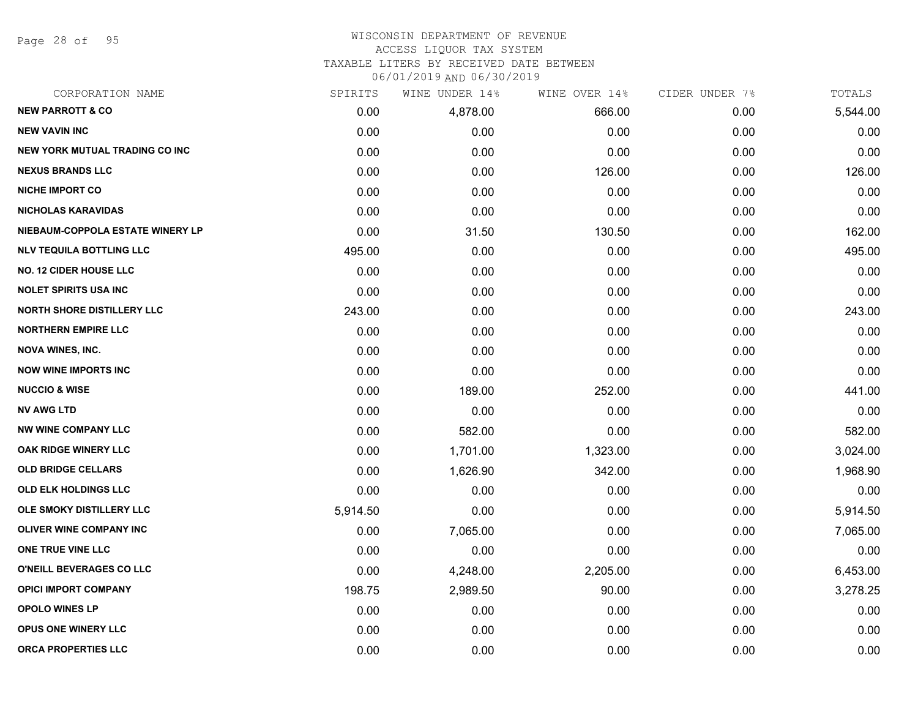WISCONSIN DEPARTMENT OF REVENUE
ACCESS LIQUOR TAX SYSTEM
TAXABLE LITERS BY RECEIVED DATE BETWEEN
06/01/2019 AND 06/30/2019

| CORPORATION NAME | SPIRITS | WINE UNDER 14% | WINE OVER 14% | CIDER UNDER 7% | TOTALS |
|---|---|---|---|---|---|
| **NEW PARROTT & CO** | 0.00 | 4,878.00 | 666.00 | 0.00 | 5,544.00 |
| **NEW VAVIN INC** | 0.00 | 0.00 | 0.00 | 0.00 | 0.00 |
| **NEW YORK MUTUAL TRADING CO INC** | 0.00 | 0.00 | 0.00 | 0.00 | 0.00 |
| **NEXUS BRANDS LLC** | 0.00 | 0.00 | 126.00 | 0.00 | 126.00 |
| **NICHE IMPORT CO** | 0.00 | 0.00 | 0.00 | 0.00 | 0.00 |
| **NICHOLAS KARAVIDAS** | 0.00 | 0.00 | 0.00 | 0.00 | 0.00 |
| **NIEBAUM-COPPOLA ESTATE WINERY LP** | 0.00 | 31.50 | 130.50 | 0.00 | 162.00 |
| **NLV TEQUILA BOTTLING LLC** | 495.00 | 0.00 | 0.00 | 0.00 | 495.00 |
| **NO. 12 CIDER HOUSE LLC** | 0.00 | 0.00 | 0.00 | 0.00 | 0.00 |
| **NOLET SPIRITS USA INC** | 0.00 | 0.00 | 0.00 | 0.00 | 0.00 |
| **NORTH SHORE DISTILLERY LLC** | 243.00 | 0.00 | 0.00 | 0.00 | 243.00 |
| **NORTHERN EMPIRE LLC** | 0.00 | 0.00 | 0.00 | 0.00 | 0.00 |
| **NOVA WINES, INC.** | 0.00 | 0.00 | 0.00 | 0.00 | 0.00 |
| **NOW WINE IMPORTS INC** | 0.00 | 0.00 | 0.00 | 0.00 | 0.00 |
| **NUCCIO & WISE** | 0.00 | 189.00 | 252.00 | 0.00 | 441.00 |
| **NV AWG LTD** | 0.00 | 0.00 | 0.00 | 0.00 | 0.00 |
| **NW WINE COMPANY LLC** | 0.00 | 582.00 | 0.00 | 0.00 | 582.00 |
| **OAK RIDGE WINERY LLC** | 0.00 | 1,701.00 | 1,323.00 | 0.00 | 3,024.00 |
| **OLD BRIDGE CELLARS** | 0.00 | 1,626.90 | 342.00 | 0.00 | 1,968.90 |
| **OLD ELK HOLDINGS LLC** | 0.00 | 0.00 | 0.00 | 0.00 | 0.00 |
| **OLE SMOKY DISTILLERY LLC** | 5,914.50 | 0.00 | 0.00 | 0.00 | 5,914.50 |
| **OLIVER WINE COMPANY INC** | 0.00 | 7,065.00 | 0.00 | 0.00 | 7,065.00 |
| **ONE TRUE VINE LLC** | 0.00 | 0.00 | 0.00 | 0.00 | 0.00 |
| **O'NEILL BEVERAGES CO LLC** | 0.00 | 4,248.00 | 2,205.00 | 0.00 | 6,453.00 |
| **OPICI IMPORT COMPANY** | 198.75 | 2,989.50 | 90.00 | 0.00 | 3,278.25 |
| **OPOLO WINES LP** | 0.00 | 0.00 | 0.00 | 0.00 | 0.00 |
| **OPUS ONE WINERY LLC** | 0.00 | 0.00 | 0.00 | 0.00 | 0.00 |
| **ORCA PROPERTIES LLC** | 0.00 | 0.00 | 0.00 | 0.00 | 0.00 |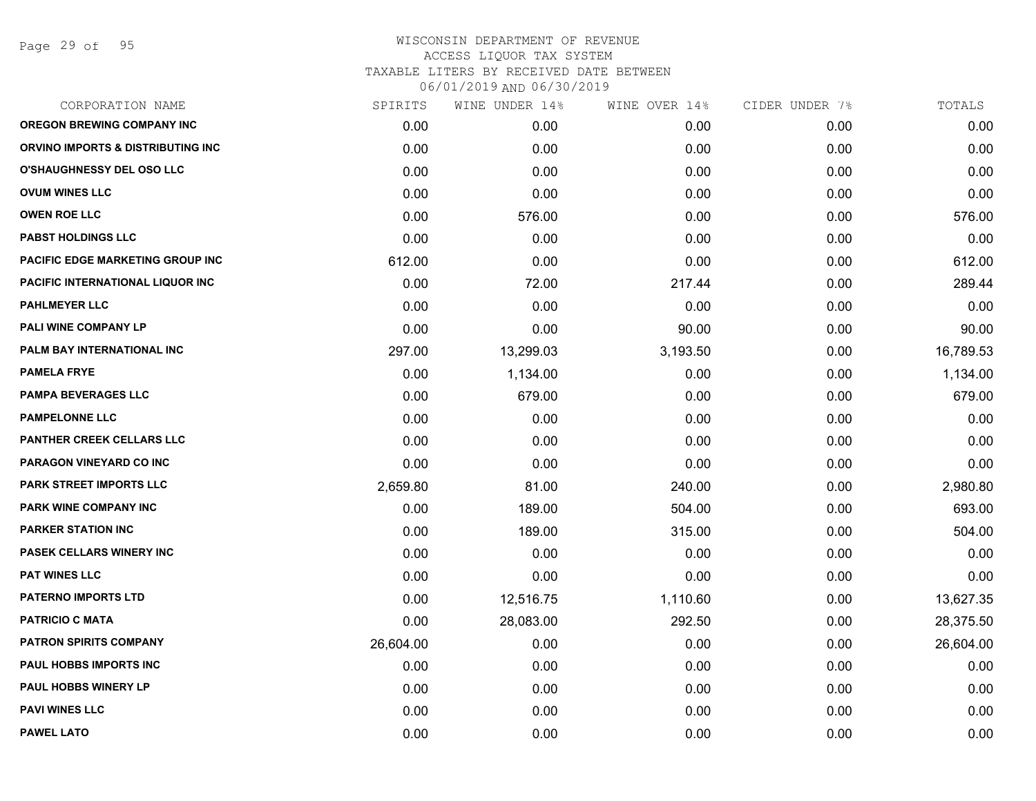WISCONSIN DEPARTMENT OF REVENUE
ACCESS LIQUOR TAX SYSTEM
TAXABLE LITERS BY RECEIVED DATE BETWEEN
06/01/2019 AND 06/30/2019

| CORPORATION NAME | SPIRITS | WINE UNDER 14% | WINE OVER 14% | CIDER UNDER 7% | TOTALS |
|---|---|---|---|---|---|
| OREGON BREWING COMPANY INC | 0.00 | 0.00 | 0.00 | 0.00 | 0.00 |
| ORVINO IMPORTS & DISTRIBUTING INC | 0.00 | 0.00 | 0.00 | 0.00 | 0.00 |
| O'SHAUGHNESSY DEL OSO LLC | 0.00 | 0.00 | 0.00 | 0.00 | 0.00 |
| OVUM WINES LLC | 0.00 | 0.00 | 0.00 | 0.00 | 0.00 |
| OWEN ROE LLC | 0.00 | 576.00 | 0.00 | 0.00 | 576.00 |
| PABST HOLDINGS LLC | 0.00 | 0.00 | 0.00 | 0.00 | 0.00 |
| PACIFIC EDGE MARKETING GROUP INC | 612.00 | 0.00 | 0.00 | 0.00 | 612.00 |
| PACIFIC INTERNATIONAL LIQUOR INC | 0.00 | 72.00 | 217.44 | 0.00 | 289.44 |
| PAHLMEYER LLC | 0.00 | 0.00 | 0.00 | 0.00 | 0.00 |
| PALI WINE COMPANY LP | 0.00 | 0.00 | 90.00 | 0.00 | 90.00 |
| PALM BAY INTERNATIONAL INC | 297.00 | 13,299.03 | 3,193.50 | 0.00 | 16,789.53 |
| PAMELA FRYE | 0.00 | 1,134.00 | 0.00 | 0.00 | 1,134.00 |
| PAMPA BEVERAGES LLC | 0.00 | 679.00 | 0.00 | 0.00 | 679.00 |
| PAMPELONNE LLC | 0.00 | 0.00 | 0.00 | 0.00 | 0.00 |
| PANTHER CREEK CELLARS LLC | 0.00 | 0.00 | 0.00 | 0.00 | 0.00 |
| PARAGON VINEYARD CO INC | 0.00 | 0.00 | 0.00 | 0.00 | 0.00 |
| PARK STREET IMPORTS LLC | 2,659.80 | 81.00 | 240.00 | 0.00 | 2,980.80 |
| PARK WINE COMPANY INC | 0.00 | 189.00 | 504.00 | 0.00 | 693.00 |
| PARKER STATION INC | 0.00 | 189.00 | 315.00 | 0.00 | 504.00 |
| PASEK CELLARS WINERY INC | 0.00 | 0.00 | 0.00 | 0.00 | 0.00 |
| PAT WINES LLC | 0.00 | 0.00 | 0.00 | 0.00 | 0.00 |
| PATERNO IMPORTS LTD | 0.00 | 12,516.75 | 1,110.60 | 0.00 | 13,627.35 |
| PATRICIO C MATA | 0.00 | 28,083.00 | 292.50 | 0.00 | 28,375.50 |
| PATRON SPIRITS COMPANY | 26,604.00 | 0.00 | 0.00 | 0.00 | 26,604.00 |
| PAUL HOBBS IMPORTS INC | 0.00 | 0.00 | 0.00 | 0.00 | 0.00 |
| PAUL HOBBS WINERY LP | 0.00 | 0.00 | 0.00 | 0.00 | 0.00 |
| PAVI WINES LLC | 0.00 | 0.00 | 0.00 | 0.00 | 0.00 |
| PAWEL LATO | 0.00 | 0.00 | 0.00 | 0.00 | 0.00 |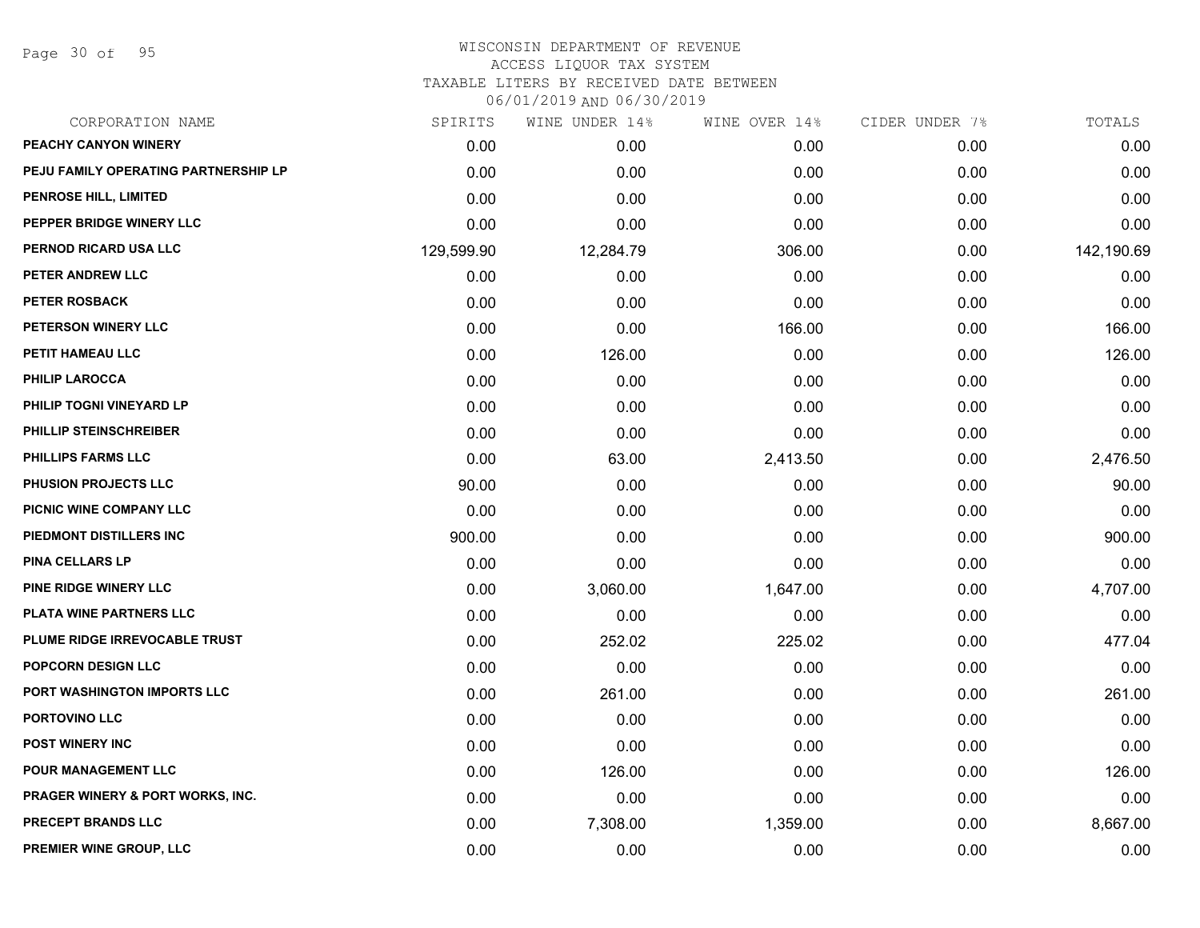# WISCONSIN DEPARTMENT OF REVENUE
## ACCESS LIQUOR TAX SYSTEM
### TAXABLE LITERS BY RECEIVED DATE BETWEEN 06/01/2019 AND 06/30/2019

| CORPORATION NAME | SPIRITS | WINE UNDER 14% | WINE OVER 14% | CIDER UNDER 7% | TOTALS |
|---|---|---|---|---|---|
| PEACHY CANYON WINERY | 0.00 | 0.00 | 0.00 | 0.00 | 0.00 |
| PEJU FAMILY OPERATING PARTNERSHIP LP | 0.00 | 0.00 | 0.00 | 0.00 | 0.00 |
| PENROSE HILL, LIMITED | 0.00 | 0.00 | 0.00 | 0.00 | 0.00 |
| PEPPER BRIDGE WINERY LLC | 0.00 | 0.00 | 0.00 | 0.00 | 0.00 |
| PERNOD RICARD USA LLC | 129,599.90 | 12,284.79 | 306.00 | 0.00 | 142,190.69 |
| PETER ANDREW LLC | 0.00 | 0.00 | 0.00 | 0.00 | 0.00 |
| PETER ROSBACK | 0.00 | 0.00 | 0.00 | 0.00 | 0.00 |
| PETERSON WINERY LLC | 0.00 | 0.00 | 166.00 | 0.00 | 166.00 |
| PETIT HAMEAU LLC | 0.00 | 126.00 | 0.00 | 0.00 | 126.00 |
| PHILIP LAROCCA | 0.00 | 0.00 | 0.00 | 0.00 | 0.00 |
| PHILIP TOGNI VINEYARD LP | 0.00 | 0.00 | 0.00 | 0.00 | 0.00 |
| PHILLIP STEINSCHREIBER | 0.00 | 0.00 | 0.00 | 0.00 | 0.00 |
| PHILLIPS FARMS LLC | 0.00 | 63.00 | 2,413.50 | 0.00 | 2,476.50 |
| PHUSION PROJECTS LLC | 90.00 | 0.00 | 0.00 | 0.00 | 90.00 |
| PICNIC WINE COMPANY LLC | 0.00 | 0.00 | 0.00 | 0.00 | 0.00 |
| PIEDMONT DISTILLERS INC | 900.00 | 0.00 | 0.00 | 0.00 | 900.00 |
| PINA CELLARS LP | 0.00 | 0.00 | 0.00 | 0.00 | 0.00 |
| PINE RIDGE WINERY LLC | 0.00 | 3,060.00 | 1,647.00 | 0.00 | 4,707.00 |
| PLATA WINE PARTNERS LLC | 0.00 | 0.00 | 0.00 | 0.00 | 0.00 |
| PLUME RIDGE IRREVOCABLE TRUST | 0.00 | 252.02 | 225.02 | 0.00 | 477.04 |
| POPCORN DESIGN LLC | 0.00 | 0.00 | 0.00 | 0.00 | 0.00 |
| PORT WASHINGTON IMPORTS LLC | 0.00 | 261.00 | 0.00 | 0.00 | 261.00 |
| PORTOVINO LLC | 0.00 | 0.00 | 0.00 | 0.00 | 0.00 |
| POST WINERY INC | 0.00 | 0.00 | 0.00 | 0.00 | 0.00 |
| POUR MANAGEMENT LLC | 0.00 | 126.00 | 0.00 | 0.00 | 126.00 |
| PRAGER WINERY & PORT WORKS, INC. | 0.00 | 0.00 | 0.00 | 0.00 | 0.00 |
| PRECEPT BRANDS LLC | 0.00 | 7,308.00 | 1,359.00 | 0.00 | 8,667.00 |
| PREMIER WINE GROUP, LLC | 0.00 | 0.00 | 0.00 | 0.00 | 0.00 |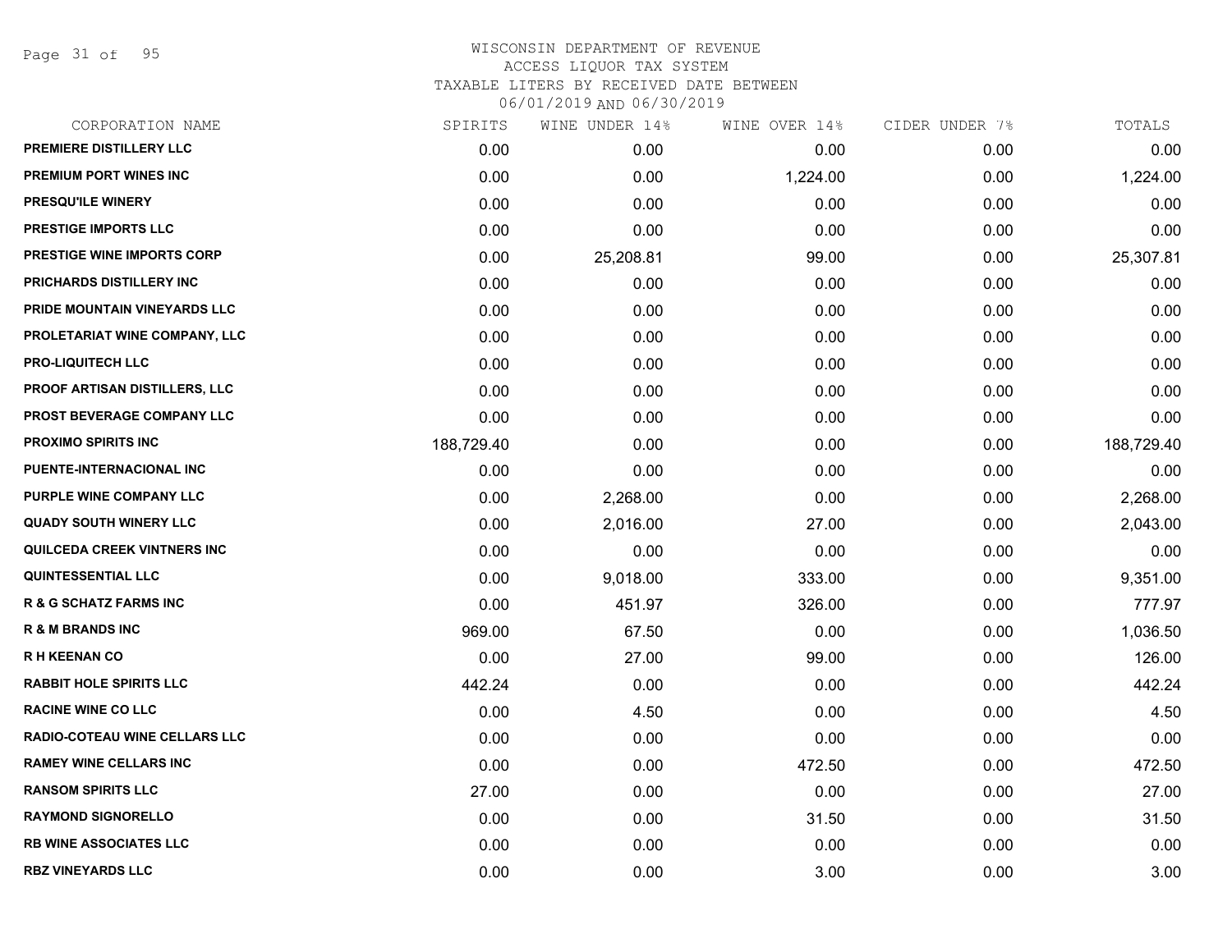# WISCONSIN DEPARTMENT OF REVENUE
## ACCESS LIQUOR TAX SYSTEM
### TAXABLE LITERS BY RECEIVED DATE BETWEEN 06/01/2019 AND 06/30/2019

| CORPORATION NAME | SPIRITS | WINE UNDER 14% | WINE OVER 14% | CIDER UNDER 7% | TOTALS |
|---|---|---|---|---|---|
| PREMIERE DISTILLERY LLC | 0.00 | 0.00 | 0.00 | 0.00 | 0.00 |
| PREMIUM PORT WINES INC | 0.00 | 0.00 | 1,224.00 | 0.00 | 1,224.00 |
| PRESQU'ILE WINERY | 0.00 | 0.00 | 0.00 | 0.00 | 0.00 |
| PRESTIGE IMPORTS LLC | 0.00 | 0.00 | 0.00 | 0.00 | 0.00 |
| PRESTIGE WINE IMPORTS CORP | 0.00 | 25,208.81 | 99.00 | 0.00 | 25,307.81 |
| PRICHARDS DISTILLERY INC | 0.00 | 0.00 | 0.00 | 0.00 | 0.00 |
| PRIDE MOUNTAIN VINEYARDS LLC | 0.00 | 0.00 | 0.00 | 0.00 | 0.00 |
| PROLETARIAT WINE COMPANY, LLC | 0.00 | 0.00 | 0.00 | 0.00 | 0.00 |
| PRO-LIQUITECH LLC | 0.00 | 0.00 | 0.00 | 0.00 | 0.00 |
| PROOF ARTISAN DISTILLERS, LLC | 0.00 | 0.00 | 0.00 | 0.00 | 0.00 |
| PROST BEVERAGE COMPANY LLC | 0.00 | 0.00 | 0.00 | 0.00 | 0.00 |
| PROXIMO SPIRITS INC | 188,729.40 | 0.00 | 0.00 | 0.00 | 188,729.40 |
| PUENTE-INTERNACIONAL INC | 0.00 | 0.00 | 0.00 | 0.00 | 0.00 |
| PURPLE WINE COMPANY LLC | 0.00 | 2,268.00 | 0.00 | 0.00 | 2,268.00 |
| QUADY SOUTH WINERY LLC | 0.00 | 2,016.00 | 27.00 | 0.00 | 2,043.00 |
| QUILCEDA CREEK VINTNERS INC | 0.00 | 0.00 | 0.00 | 0.00 | 0.00 |
| QUINTESSENTIAL LLC | 0.00 | 9,018.00 | 333.00 | 0.00 | 9,351.00 |
| R & G SCHATZ FARMS INC | 0.00 | 451.97 | 326.00 | 0.00 | 777.97 |
| R & M BRANDS INC | 969.00 | 67.50 | 0.00 | 0.00 | 1,036.50 |
| R H KEENAN CO | 0.00 | 27.00 | 99.00 | 0.00 | 126.00 |
| RABBIT HOLE SPIRITS LLC | 442.24 | 0.00 | 0.00 | 0.00 | 442.24 |
| RACINE WINE CO LLC | 0.00 | 4.50 | 0.00 | 0.00 | 4.50 |
| RADIO-COTEAU WINE CELLARS LLC | 0.00 | 0.00 | 0.00 | 0.00 | 0.00 |
| RAMEY WINE CELLARS INC | 0.00 | 0.00 | 472.50 | 0.00 | 472.50 |
| RANSOM SPIRITS LLC | 27.00 | 0.00 | 0.00 | 0.00 | 27.00 |
| RAYMOND SIGNORELLO | 0.00 | 0.00 | 31.50 | 0.00 | 31.50 |
| RB WINE ASSOCIATES LLC | 0.00 | 0.00 | 0.00 | 0.00 | 0.00 |
| RBZ VINEYARDS LLC | 0.00 | 0.00 | 3.00 | 0.00 | 3.00 |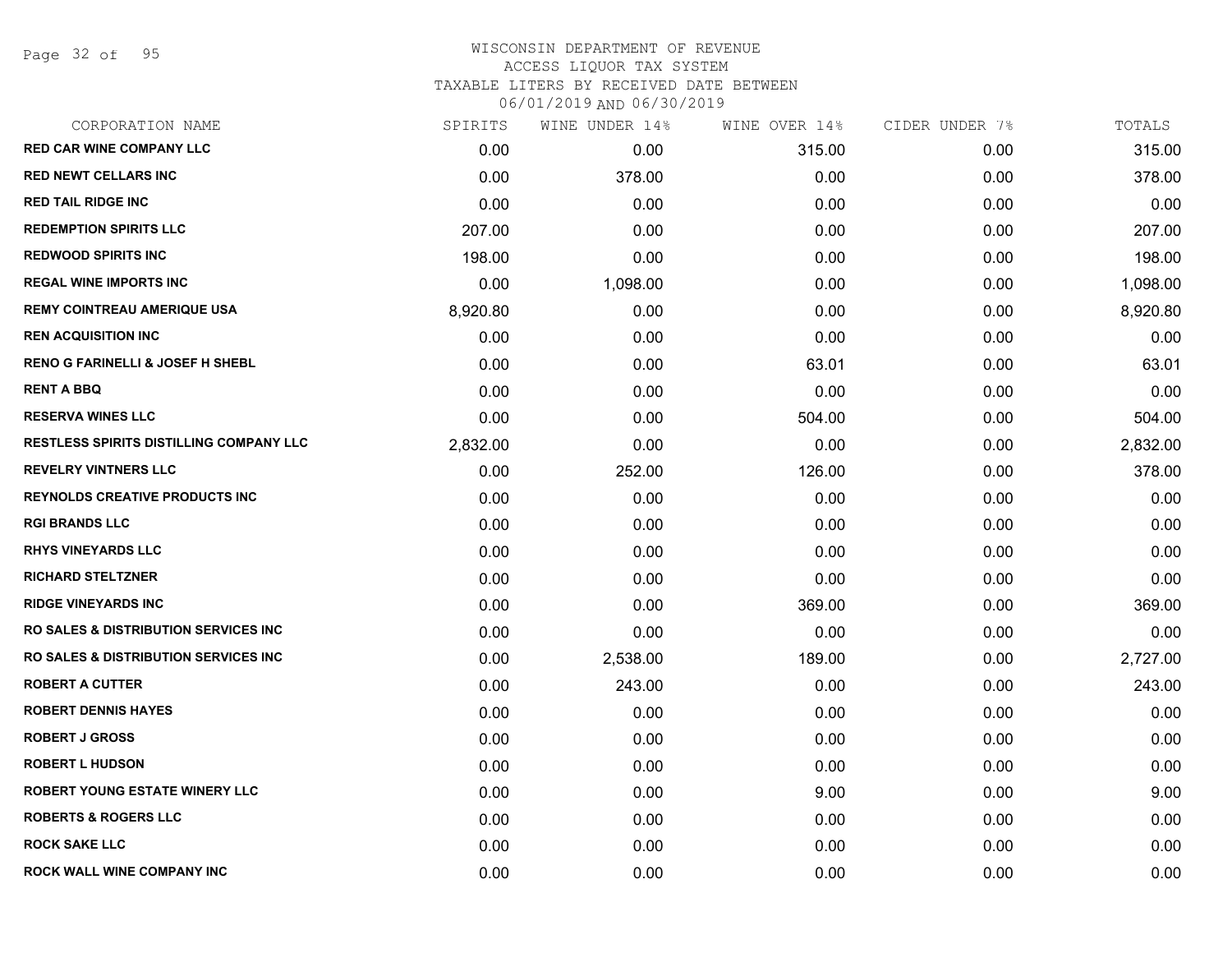WISCONSIN DEPARTMENT OF REVENUE
ACCESS LIQUOR TAX SYSTEM
TAXABLE LITERS BY RECEIVED DATE BETWEEN
06/01/2019 AND 06/30/2019

| CORPORATION NAME | SPIRITS | WINE UNDER 14% | WINE OVER 14% | CIDER UNDER 7% | TOTALS |
|---|---|---|---|---|---|
| RED CAR WINE COMPANY LLC | 0.00 | 0.00 | 315.00 | 0.00 | 315.00 |
| RED NEWT CELLARS INC | 0.00 | 378.00 | 0.00 | 0.00 | 378.00 |
| RED TAIL RIDGE INC | 0.00 | 0.00 | 0.00 | 0.00 | 0.00 |
| REDEMPTION SPIRITS LLC | 207.00 | 0.00 | 0.00 | 0.00 | 207.00 |
| REDWOOD SPIRITS INC | 198.00 | 0.00 | 0.00 | 0.00 | 198.00 |
| REGAL WINE IMPORTS INC | 0.00 | 1,098.00 | 0.00 | 0.00 | 1,098.00 |
| REMY COINTREAU AMERIQUE USA | 8,920.80 | 0.00 | 0.00 | 0.00 | 8,920.80 |
| REN ACQUISITION INC | 0.00 | 0.00 | 0.00 | 0.00 | 0.00 |
| RENO G FARINELLI & JOSEF H SHEBL | 0.00 | 0.00 | 63.01 | 0.00 | 63.01 |
| RENT A BBQ | 0.00 | 0.00 | 0.00 | 0.00 | 0.00 |
| RESERVA WINES LLC | 0.00 | 0.00 | 504.00 | 0.00 | 504.00 |
| RESTLESS SPIRITS DISTILLING COMPANY LLC | 2,832.00 | 0.00 | 0.00 | 0.00 | 2,832.00 |
| REVELRY VINTNERS LLC | 0.00 | 252.00 | 126.00 | 0.00 | 378.00 |
| REYNOLDS CREATIVE PRODUCTS INC | 0.00 | 0.00 | 0.00 | 0.00 | 0.00 |
| RGI BRANDS LLC | 0.00 | 0.00 | 0.00 | 0.00 | 0.00 |
| RHYS VINEYARDS LLC | 0.00 | 0.00 | 0.00 | 0.00 | 0.00 |
| RICHARD STELTZNER | 0.00 | 0.00 | 0.00 | 0.00 | 0.00 |
| RIDGE VINEYARDS INC | 0.00 | 0.00 | 369.00 | 0.00 | 369.00 |
| RO SALES & DISTRIBUTION SERVICES INC | 0.00 | 0.00 | 0.00 | 0.00 | 0.00 |
| RO SALES & DISTRIBUTION SERVICES INC | 0.00 | 2,538.00 | 189.00 | 0.00 | 2,727.00 |
| ROBERT A CUTTER | 0.00 | 243.00 | 0.00 | 0.00 | 243.00 |
| ROBERT DENNIS HAYES | 0.00 | 0.00 | 0.00 | 0.00 | 0.00 |
| ROBERT J GROSS | 0.00 | 0.00 | 0.00 | 0.00 | 0.00 |
| ROBERT L HUDSON | 0.00 | 0.00 | 0.00 | 0.00 | 0.00 |
| ROBERT YOUNG ESTATE WINERY LLC | 0.00 | 0.00 | 9.00 | 0.00 | 9.00 |
| ROBERTS & ROGERS LLC | 0.00 | 0.00 | 0.00 | 0.00 | 0.00 |
| ROCK SAKE LLC | 0.00 | 0.00 | 0.00 | 0.00 | 0.00 |
| ROCK WALL WINE COMPANY INC | 0.00 | 0.00 | 0.00 | 0.00 | 0.00 |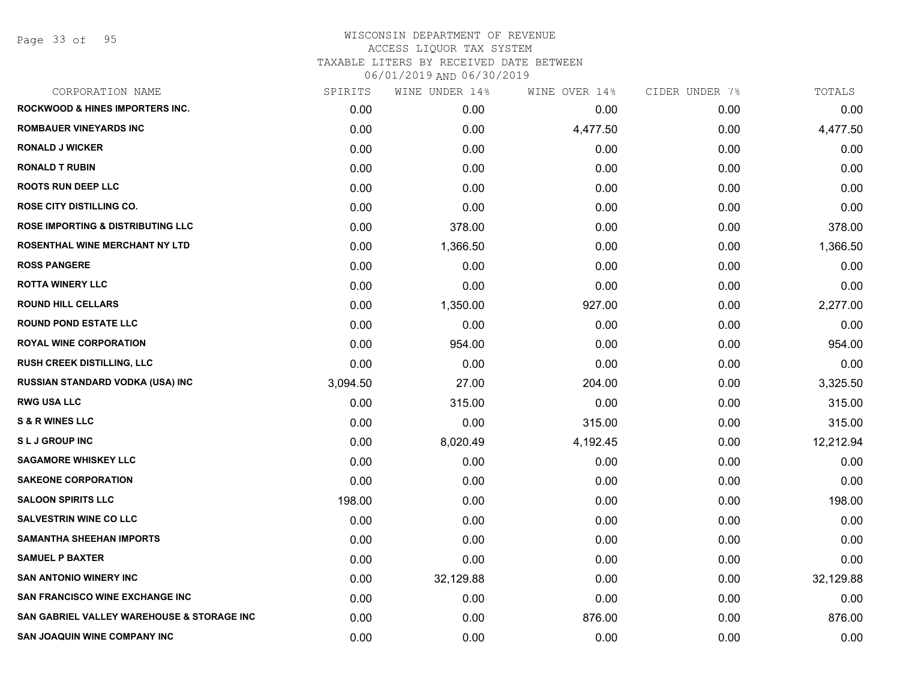WISCONSIN DEPARTMENT OF REVENUE
ACCESS LIQUOR TAX SYSTEM
TAXABLE LITERS BY RECEIVED DATE BETWEEN
06/01/2019 AND 06/30/2019

| CORPORATION NAME | SPIRITS | WINE UNDER 14% | WINE OVER 14% | CIDER UNDER 7% | TOTALS |
|---|---|---|---|---|---|
| ROCKWOOD & HINES IMPORTERS INC. | 0.00 | 0.00 | 0.00 | 0.00 | 0.00 |
| ROMBAUER VINEYARDS INC | 0.00 | 0.00 | 4,477.50 | 0.00 | 4,477.50 |
| RONALD J WICKER | 0.00 | 0.00 | 0.00 | 0.00 | 0.00 |
| RONALD T RUBIN | 0.00 | 0.00 | 0.00 | 0.00 | 0.00 |
| ROOTS RUN DEEP LLC | 0.00 | 0.00 | 0.00 | 0.00 | 0.00 |
| ROSE CITY DISTILLING CO. | 0.00 | 0.00 | 0.00 | 0.00 | 0.00 |
| ROSE IMPORTING & DISTRIBUTING LLC | 0.00 | 378.00 | 0.00 | 0.00 | 378.00 |
| ROSENTHAL WINE MERCHANT NY LTD | 0.00 | 1,366.50 | 0.00 | 0.00 | 1,366.50 |
| ROSS PANGERE | 0.00 | 0.00 | 0.00 | 0.00 | 0.00 |
| ROTTA WINERY LLC | 0.00 | 0.00 | 0.00 | 0.00 | 0.00 |
| ROUND HILL CELLARS | 0.00 | 1,350.00 | 927.00 | 0.00 | 2,277.00 |
| ROUND POND ESTATE LLC | 0.00 | 0.00 | 0.00 | 0.00 | 0.00 |
| ROYAL WINE CORPORATION | 0.00 | 954.00 | 0.00 | 0.00 | 954.00 |
| RUSH CREEK DISTILLING, LLC | 0.00 | 0.00 | 0.00 | 0.00 | 0.00 |
| RUSSIAN STANDARD VODKA (USA) INC | 3,094.50 | 27.00 | 204.00 | 0.00 | 3,325.50 |
| RWG USA LLC | 0.00 | 315.00 | 0.00 | 0.00 | 315.00 |
| S & R WINES LLC | 0.00 | 0.00 | 315.00 | 0.00 | 315.00 |
| S L J GROUP INC | 0.00 | 8,020.49 | 4,192.45 | 0.00 | 12,212.94 |
| SAGAMORE WHISKEY LLC | 0.00 | 0.00 | 0.00 | 0.00 | 0.00 |
| SAKEONE CORPORATION | 0.00 | 0.00 | 0.00 | 0.00 | 0.00 |
| SALOON SPIRITS LLC | 198.00 | 0.00 | 0.00 | 0.00 | 198.00 |
| SALVESTRIN WINE CO LLC | 0.00 | 0.00 | 0.00 | 0.00 | 0.00 |
| SAMANTHA SHEEHAN IMPORTS | 0.00 | 0.00 | 0.00 | 0.00 | 0.00 |
| SAMUEL P BAXTER | 0.00 | 0.00 | 0.00 | 0.00 | 0.00 |
| SAN ANTONIO WINERY INC | 0.00 | 32,129.88 | 0.00 | 0.00 | 32,129.88 |
| SAN FRANCISCO WINE EXCHANGE INC | 0.00 | 0.00 | 0.00 | 0.00 | 0.00 |
| SAN GABRIEL VALLEY WAREHOUSE & STORAGE INC | 0.00 | 0.00 | 876.00 | 0.00 | 876.00 |
| SAN JOAQUIN WINE COMPANY INC | 0.00 | 0.00 | 0.00 | 0.00 | 0.00 |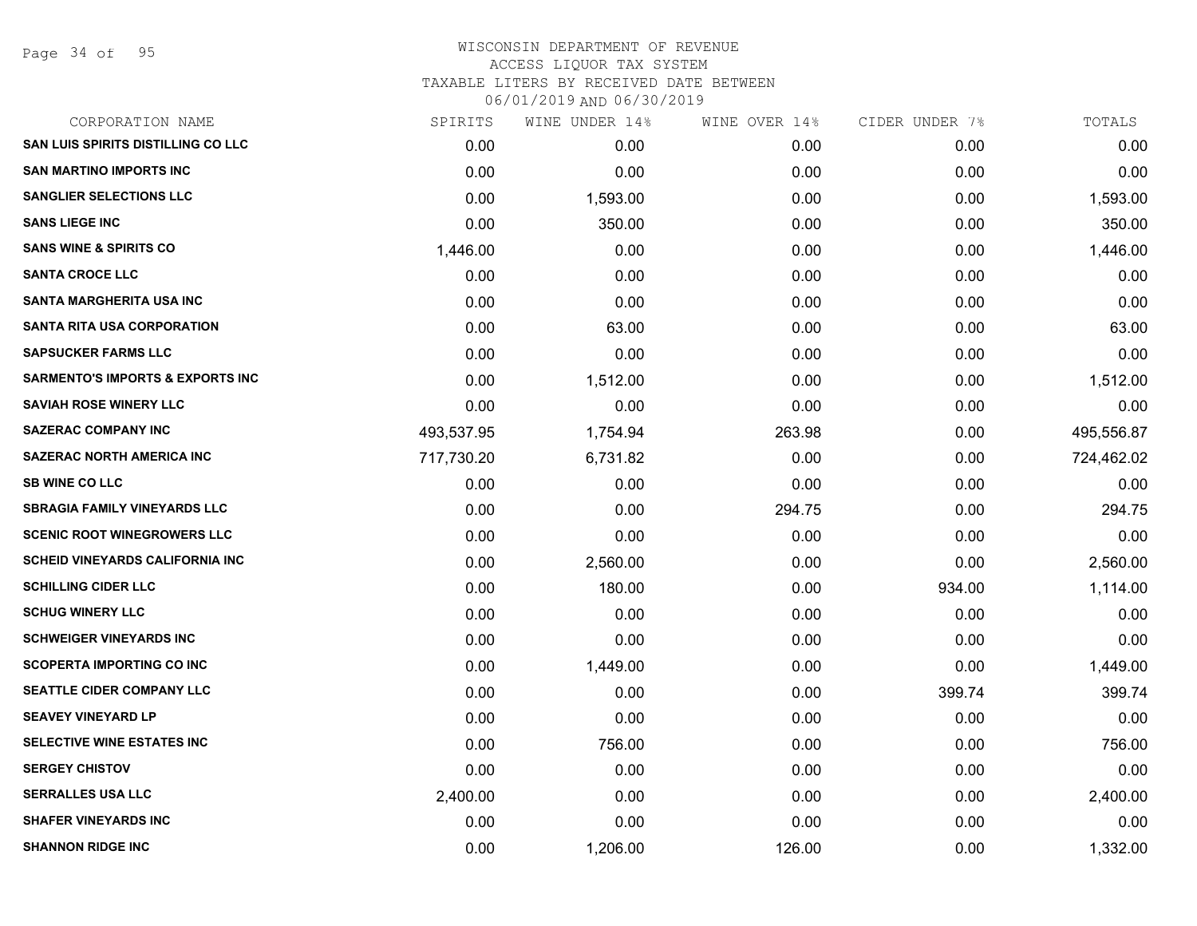# WISCONSIN DEPARTMENT OF REVENUE
ACCESS LIQUOR TAX SYSTEM
TAXABLE LITERS BY RECEIVED DATE BETWEEN
06/01/2019 AND 06/30/2019

| CORPORATION NAME | SPIRITS | WINE UNDER 14% | WINE OVER 14% | CIDER UNDER 7% | TOTALS |
|---|---|---|---|---|---|
| SAN LUIS SPIRITS DISTILLING CO LLC | 0.00 | 0.00 | 0.00 | 0.00 | 0.00 |
| SAN MARTINO IMPORTS INC | 0.00 | 0.00 | 0.00 | 0.00 | 0.00 |
| SANGLIER SELECTIONS LLC | 0.00 | 1,593.00 | 0.00 | 0.00 | 1,593.00 |
| SANS LIEGE INC | 0.00 | 350.00 | 0.00 | 0.00 | 350.00 |
| SANS WINE & SPIRITS CO | 1,446.00 | 0.00 | 0.00 | 0.00 | 1,446.00 |
| SANTA CROCE LLC | 0.00 | 0.00 | 0.00 | 0.00 | 0.00 |
| SANTA MARGHERITA USA INC | 0.00 | 0.00 | 0.00 | 0.00 | 0.00 |
| SANTA RITA USA CORPORATION | 0.00 | 63.00 | 0.00 | 0.00 | 63.00 |
| SAPSUCKER FARMS LLC | 0.00 | 0.00 | 0.00 | 0.00 | 0.00 |
| SARMENTO'S IMPORTS & EXPORTS INC | 0.00 | 1,512.00 | 0.00 | 0.00 | 1,512.00 |
| SAVIAH ROSE WINERY LLC | 0.00 | 0.00 | 0.00 | 0.00 | 0.00 |
| SAZERAC COMPANY INC | 493,537.95 | 1,754.94 | 263.98 | 0.00 | 495,556.87 |
| SAZERAC NORTH AMERICA INC | 717,730.20 | 6,731.82 | 0.00 | 0.00 | 724,462.02 |
| SB WINE CO LLC | 0.00 | 0.00 | 0.00 | 0.00 | 0.00 |
| SBRAGIA FAMILY VINEYARDS LLC | 0.00 | 0.00 | 294.75 | 0.00 | 294.75 |
| SCENIC ROOT WINEGROWERS LLC | 0.00 | 0.00 | 0.00 | 0.00 | 0.00 |
| SCHEID VINEYARDS CALIFORNIA INC | 0.00 | 2,560.00 | 0.00 | 0.00 | 2,560.00 |
| SCHILLING CIDER LLC | 0.00 | 180.00 | 0.00 | 934.00 | 1,114.00 |
| SCHUG WINERY LLC | 0.00 | 0.00 | 0.00 | 0.00 | 0.00 |
| SCHWEIGER VINEYARDS INC | 0.00 | 0.00 | 0.00 | 0.00 | 0.00 |
| SCOPERTA IMPORTING CO INC | 0.00 | 1,449.00 | 0.00 | 0.00 | 1,449.00 |
| SEATTLE CIDER COMPANY LLC | 0.00 | 0.00 | 0.00 | 399.74 | 399.74 |
| SEAVEY VINEYARD LP | 0.00 | 0.00 | 0.00 | 0.00 | 0.00 |
| SELECTIVE WINE ESTATES INC | 0.00 | 756.00 | 0.00 | 0.00 | 756.00 |
| SERGEY CHISTOV | 0.00 | 0.00 | 0.00 | 0.00 | 0.00 |
| SERRALLES USA LLC | 2,400.00 | 0.00 | 0.00 | 0.00 | 2,400.00 |
| SHAFER VINEYARDS INC | 0.00 | 0.00 | 0.00 | 0.00 | 0.00 |
| SHANNON RIDGE INC | 0.00 | 1,206.00 | 126.00 | 0.00 | 1,332.00 |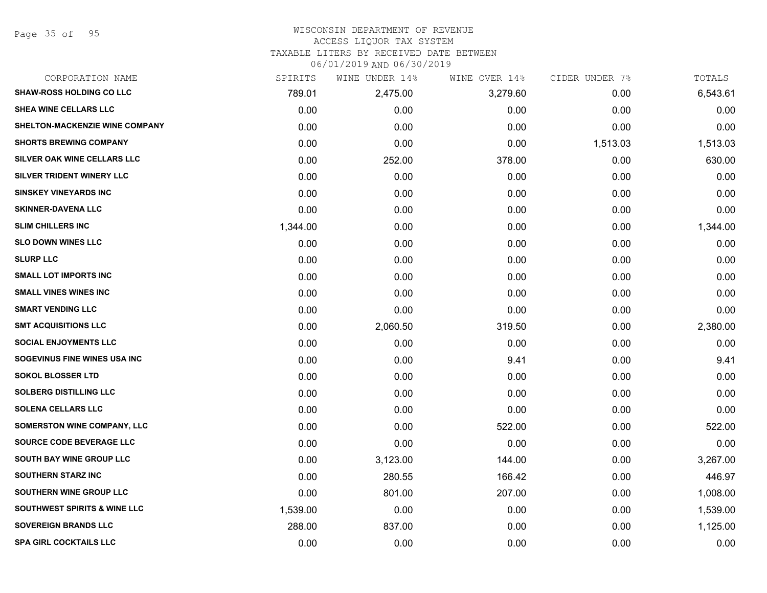WISCONSIN DEPARTMENT OF REVENUE
ACCESS LIQUOR TAX SYSTEM
TAXABLE LITERS BY RECEIVED DATE BETWEEN
06/01/2019 AND 06/30/2019

| CORPORATION NAME | SPIRITS | WINE UNDER 14% | WINE OVER 14% | CIDER UNDER 7% | TOTALS |
|---|---|---|---|---|---|
| SHAW-ROSS HOLDING CO LLC | 789.01 | 2,475.00 | 3,279.60 | 0.00 | 6,543.61 |
| SHEA WINE CELLARS LLC | 0.00 | 0.00 | 0.00 | 0.00 | 0.00 |
| SHELTON-MACKENZIE WINE COMPANY | 0.00 | 0.00 | 0.00 | 0.00 | 0.00 |
| SHORTS BREWING COMPANY | 0.00 | 0.00 | 0.00 | 1,513.03 | 1,513.03 |
| SILVER OAK WINE CELLARS LLC | 0.00 | 252.00 | 378.00 | 0.00 | 630.00 |
| SILVER TRIDENT WINERY LLC | 0.00 | 0.00 | 0.00 | 0.00 | 0.00 |
| SINSKEY VINEYARDS INC | 0.00 | 0.00 | 0.00 | 0.00 | 0.00 |
| SKINNER-DAVENA LLC | 0.00 | 0.00 | 0.00 | 0.00 | 0.00 |
| SLIM CHILLERS INC | 1,344.00 | 0.00 | 0.00 | 0.00 | 1,344.00 |
| SLO DOWN WINES LLC | 0.00 | 0.00 | 0.00 | 0.00 | 0.00 |
| SLURP LLC | 0.00 | 0.00 | 0.00 | 0.00 | 0.00 |
| SMALL LOT IMPORTS INC | 0.00 | 0.00 | 0.00 | 0.00 | 0.00 |
| SMALL VINES WINES INC | 0.00 | 0.00 | 0.00 | 0.00 | 0.00 |
| SMART VENDING LLC | 0.00 | 0.00 | 0.00 | 0.00 | 0.00 |
| SMT ACQUISITIONS LLC | 0.00 | 2,060.50 | 319.50 | 0.00 | 2,380.00 |
| SOCIAL ENJOYMENTS LLC | 0.00 | 0.00 | 0.00 | 0.00 | 0.00 |
| SOGEVINUS FINE WINES USA INC | 0.00 | 0.00 | 9.41 | 0.00 | 9.41 |
| SOKOL BLOSSER LTD | 0.00 | 0.00 | 0.00 | 0.00 | 0.00 |
| SOLBERG DISTILLING LLC | 0.00 | 0.00 | 0.00 | 0.00 | 0.00 |
| SOLENA CELLARS LLC | 0.00 | 0.00 | 0.00 | 0.00 | 0.00 |
| SOMERSTON WINE COMPANY, LLC | 0.00 | 0.00 | 522.00 | 0.00 | 522.00 |
| SOURCE CODE BEVERAGE LLC | 0.00 | 0.00 | 0.00 | 0.00 | 0.00 |
| SOUTH BAY WINE GROUP LLC | 0.00 | 3,123.00 | 144.00 | 0.00 | 3,267.00 |
| SOUTHERN STARZ INC | 0.00 | 280.55 | 166.42 | 0.00 | 446.97 |
| SOUTHERN WINE GROUP LLC | 0.00 | 801.00 | 207.00 | 0.00 | 1,008.00 |
| SOUTHWEST SPIRITS & WINE LLC | 1,539.00 | 0.00 | 0.00 | 0.00 | 1,539.00 |
| SOVEREIGN BRANDS LLC | 288.00 | 837.00 | 0.00 | 0.00 | 1,125.00 |
| SPA GIRL COCKTAILS LLC | 0.00 | 0.00 | 0.00 | 0.00 | 0.00 |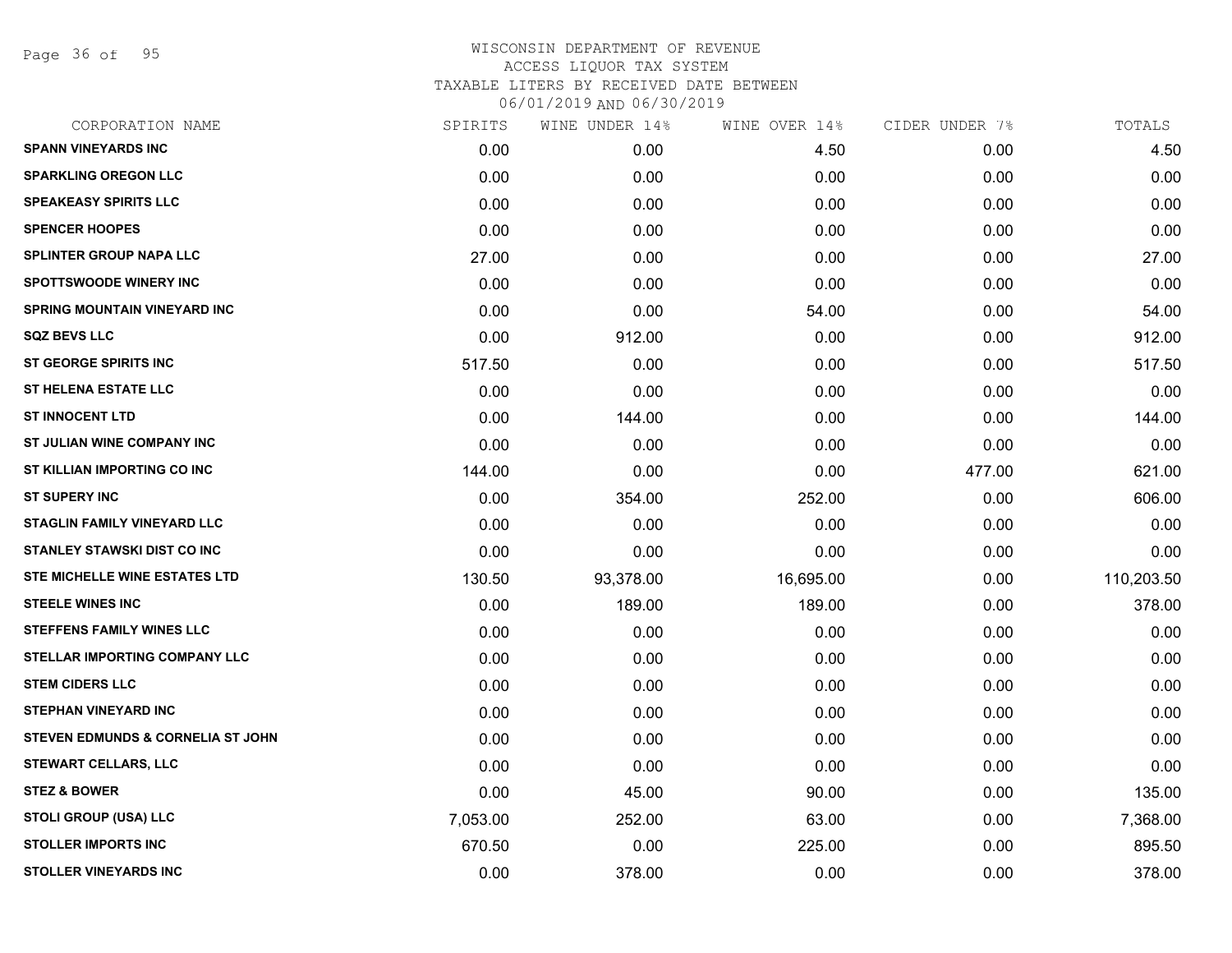WISCONSIN DEPARTMENT OF REVENUE
ACCESS LIQUOR TAX SYSTEM
TAXABLE LITERS BY RECEIVED DATE BETWEEN
06/01/2019 AND 06/30/2019

| CORPORATION NAME | SPIRITS | WINE UNDER 14% | WINE OVER 14% | CIDER UNDER 7% | TOTALS |
|---|---|---|---|---|---|
| SPANN VINEYARDS INC | 0.00 | 0.00 | 4.50 | 0.00 | 4.50 |
| SPARKLING OREGON LLC | 0.00 | 0.00 | 0.00 | 0.00 | 0.00 |
| SPEAKEASY SPIRITS LLC | 0.00 | 0.00 | 0.00 | 0.00 | 0.00 |
| SPENCER HOOPES | 0.00 | 0.00 | 0.00 | 0.00 | 0.00 |
| SPLINTER GROUP NAPA LLC | 27.00 | 0.00 | 0.00 | 0.00 | 27.00 |
| SPOTTSWOODE WINERY INC | 0.00 | 0.00 | 0.00 | 0.00 | 0.00 |
| SPRING MOUNTAIN VINEYARD INC | 0.00 | 0.00 | 54.00 | 0.00 | 54.00 |
| SQZ BEVS LLC | 0.00 | 912.00 | 0.00 | 0.00 | 912.00 |
| ST GEORGE SPIRITS INC | 517.50 | 0.00 | 0.00 | 0.00 | 517.50 |
| ST HELENA ESTATE LLC | 0.00 | 0.00 | 0.00 | 0.00 | 0.00 |
| ST INNOCENT LTD | 0.00 | 144.00 | 0.00 | 0.00 | 144.00 |
| ST JULIAN WINE COMPANY INC | 0.00 | 0.00 | 0.00 | 0.00 | 0.00 |
| ST KILLIAN IMPORTING CO INC | 144.00 | 0.00 | 0.00 | 477.00 | 621.00 |
| ST SUPERY INC | 0.00 | 354.00 | 252.00 | 0.00 | 606.00 |
| STAGLIN FAMILY VINEYARD LLC | 0.00 | 0.00 | 0.00 | 0.00 | 0.00 |
| STANLEY STAWSKI DIST CO INC | 0.00 | 0.00 | 0.00 | 0.00 | 0.00 |
| STE MICHELLE WINE ESTATES LTD | 130.50 | 93,378.00 | 16,695.00 | 0.00 | 110,203.50 |
| STEELE WINES INC | 0.00 | 189.00 | 189.00 | 0.00 | 378.00 |
| STEFFENS FAMILY WINES LLC | 0.00 | 0.00 | 0.00 | 0.00 | 0.00 |
| STELLAR IMPORTING COMPANY LLC | 0.00 | 0.00 | 0.00 | 0.00 | 0.00 |
| STEM CIDERS LLC | 0.00 | 0.00 | 0.00 | 0.00 | 0.00 |
| STEPHAN VINEYARD INC | 0.00 | 0.00 | 0.00 | 0.00 | 0.00 |
| STEVEN EDMUNDS & CORNELIA ST JOHN | 0.00 | 0.00 | 0.00 | 0.00 | 0.00 |
| STEWART CELLARS, LLC | 0.00 | 0.00 | 0.00 | 0.00 | 0.00 |
| STEZ & BOWER | 0.00 | 45.00 | 90.00 | 0.00 | 135.00 |
| STOLI GROUP (USA) LLC | 7,053.00 | 252.00 | 63.00 | 0.00 | 7,368.00 |
| STOLLER IMPORTS INC | 670.50 | 0.00 | 225.00 | 0.00 | 895.50 |
| STOLLER VINEYARDS INC | 0.00 | 378.00 | 0.00 | 0.00 | 378.00 |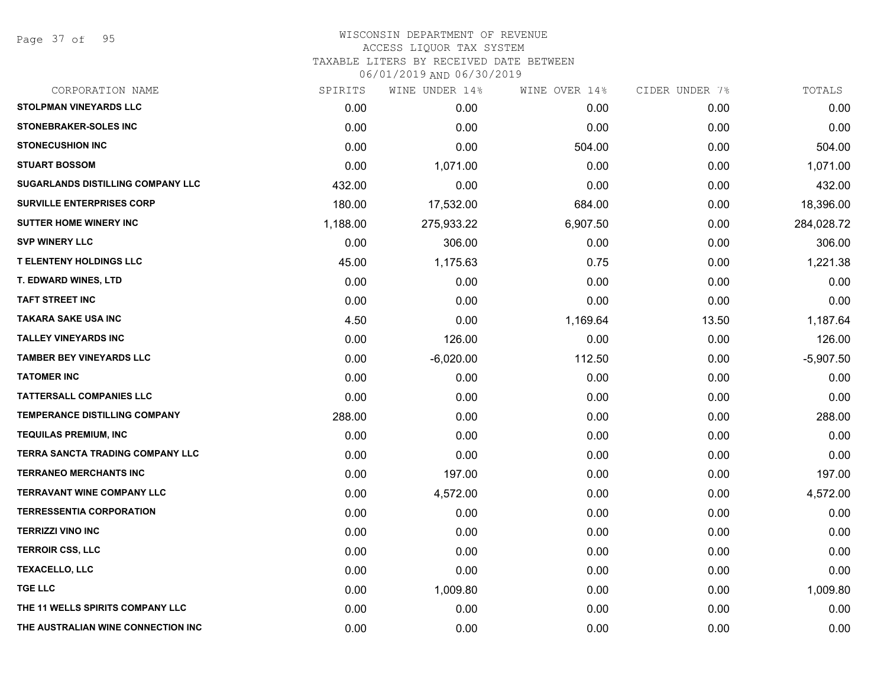WISCONSIN DEPARTMENT OF REVENUE
ACCESS LIQUOR TAX SYSTEM
TAXABLE LITERS BY RECEIVED DATE BETWEEN
06/01/2019 AND 06/30/2019

| CORPORATION NAME | SPIRITS | WINE UNDER 14% | WINE OVER 14% | CIDER UNDER 7% | TOTALS |
|---|---|---|---|---|---|
| STOLPMAN VINEYARDS LLC | 0.00 | 0.00 | 0.00 | 0.00 | 0.00 |
| STONEBRAKER-SOLES INC | 0.00 | 0.00 | 0.00 | 0.00 | 0.00 |
| STONECUSHION INC | 0.00 | 0.00 | 504.00 | 0.00 | 504.00 |
| STUART BOSSOM | 0.00 | 1,071.00 | 0.00 | 0.00 | 1,071.00 |
| SUGARLANDS DISTILLING COMPANY LLC | 432.00 | 0.00 | 0.00 | 0.00 | 432.00 |
| SURVILLE ENTERPRISES CORP | 180.00 | 17,532.00 | 684.00 | 0.00 | 18,396.00 |
| SUTTER HOME WINERY INC | 1,188.00 | 275,933.22 | 6,907.50 | 0.00 | 284,028.72 |
| SVP WINERY LLC | 0.00 | 306.00 | 0.00 | 0.00 | 306.00 |
| T ELENTENY HOLDINGS LLC | 45.00 | 1,175.63 | 0.75 | 0.00 | 1,221.38 |
| T. EDWARD WINES, LTD | 0.00 | 0.00 | 0.00 | 0.00 | 0.00 |
| TAFT STREET INC | 0.00 | 0.00 | 0.00 | 0.00 | 0.00 |
| TAKARA SAKE USA INC | 4.50 | 0.00 | 1,169.64 | 13.50 | 1,187.64 |
| TALLEY VINEYARDS INC | 0.00 | 126.00 | 0.00 | 0.00 | 126.00 |
| TAMBER BEY VINEYARDS LLC | 0.00 | -6,020.00 | 112.50 | 0.00 | -5,907.50 |
| TATOMER INC | 0.00 | 0.00 | 0.00 | 0.00 | 0.00 |
| TATTERSALL COMPANIES LLC | 0.00 | 0.00 | 0.00 | 0.00 | 0.00 |
| TEMPERANCE DISTILLING COMPANY | 288.00 | 0.00 | 0.00 | 0.00 | 288.00 |
| TEQUILAS PREMIUM, INC | 0.00 | 0.00 | 0.00 | 0.00 | 0.00 |
| TERRA SANCTA TRADING COMPANY LLC | 0.00 | 0.00 | 0.00 | 0.00 | 0.00 |
| TERRANEO MERCHANTS INC | 0.00 | 197.00 | 0.00 | 0.00 | 197.00 |
| TERRAVANT WINE COMPANY LLC | 0.00 | 4,572.00 | 0.00 | 0.00 | 4,572.00 |
| TERRESSENTIA CORPORATION | 0.00 | 0.00 | 0.00 | 0.00 | 0.00 |
| TERRIZZI VINO INC | 0.00 | 0.00 | 0.00 | 0.00 | 0.00 |
| TERROIR CSS, LLC | 0.00 | 0.00 | 0.00 | 0.00 | 0.00 |
| TEXACELLO, LLC | 0.00 | 0.00 | 0.00 | 0.00 | 0.00 |
| TGE LLC | 0.00 | 1,009.80 | 0.00 | 0.00 | 1,009.80 |
| THE 11 WELLS SPIRITS COMPANY LLC | 0.00 | 0.00 | 0.00 | 0.00 | 0.00 |
| THE AUSTRALIAN WINE CONNECTION INC | 0.00 | 0.00 | 0.00 | 0.00 | 0.00 |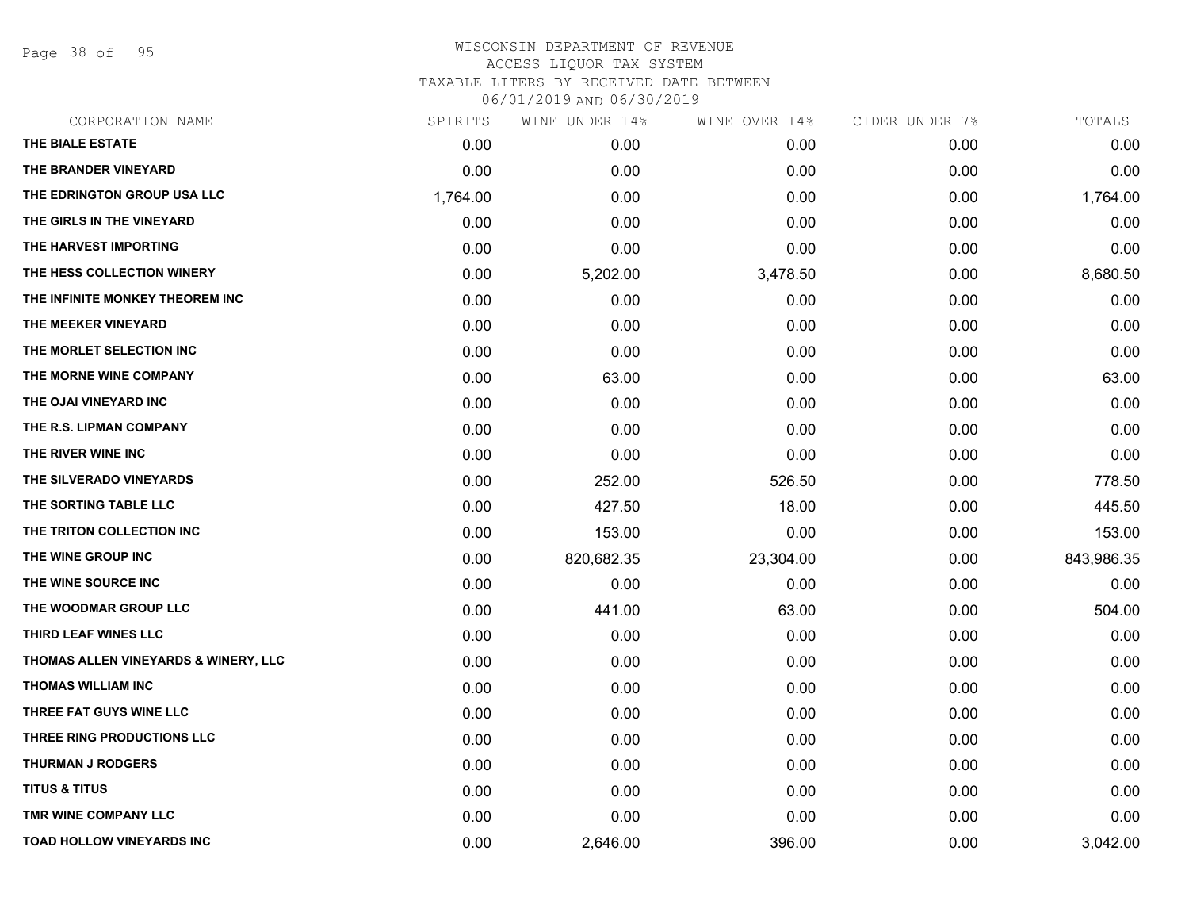# WISCONSIN DEPARTMENT OF REVENUE
ACCESS LIQUOR TAX SYSTEM
TAXABLE LITERS BY RECEIVED DATE BETWEEN
06/01/2019 AND 06/30/2019

| CORPORATION NAME | SPIRITS | WINE UNDER 14% | WINE OVER 14% | CIDER UNDER 7% | TOTALS |
|---|---|---|---|---|---|
| THE BIALE ESTATE | 0.00 | 0.00 | 0.00 | 0.00 | 0.00 |
| THE BRANDER VINEYARD | 0.00 | 0.00 | 0.00 | 0.00 | 0.00 |
| THE EDRINGTON GROUP USA LLC | 1,764.00 | 0.00 | 0.00 | 0.00 | 1,764.00 |
| THE GIRLS IN THE VINEYARD | 0.00 | 0.00 | 0.00 | 0.00 | 0.00 |
| THE HARVEST IMPORTING | 0.00 | 0.00 | 0.00 | 0.00 | 0.00 |
| THE HESS COLLECTION WINERY | 0.00 | 5,202.00 | 3,478.50 | 0.00 | 8,680.50 |
| THE INFINITE MONKEY THEOREM INC | 0.00 | 0.00 | 0.00 | 0.00 | 0.00 |
| THE MEEKER VINEYARD | 0.00 | 0.00 | 0.00 | 0.00 | 0.00 |
| THE MORLET SELECTION INC | 0.00 | 0.00 | 0.00 | 0.00 | 0.00 |
| THE MORNE WINE COMPANY | 0.00 | 63.00 | 0.00 | 0.00 | 63.00 |
| THE OJAI VINEYARD INC | 0.00 | 0.00 | 0.00 | 0.00 | 0.00 |
| THE R.S. LIPMAN COMPANY | 0.00 | 0.00 | 0.00 | 0.00 | 0.00 |
| THE RIVER WINE INC | 0.00 | 0.00 | 0.00 | 0.00 | 0.00 |
| THE SILVERADO VINEYARDS | 0.00 | 252.00 | 526.50 | 0.00 | 778.50 |
| THE SORTING TABLE LLC | 0.00 | 427.50 | 18.00 | 0.00 | 445.50 |
| THE TRITON COLLECTION INC | 0.00 | 153.00 | 0.00 | 0.00 | 153.00 |
| THE WINE GROUP INC | 0.00 | 820,682.35 | 23,304.00 | 0.00 | 843,986.35 |
| THE WINE SOURCE INC | 0.00 | 0.00 | 0.00 | 0.00 | 0.00 |
| THE WOODMAR GROUP LLC | 0.00 | 441.00 | 63.00 | 0.00 | 504.00 |
| THIRD LEAF WINES LLC | 0.00 | 0.00 | 0.00 | 0.00 | 0.00 |
| THOMAS ALLEN VINEYARDS & WINERY, LLC | 0.00 | 0.00 | 0.00 | 0.00 | 0.00 |
| THOMAS WILLIAM INC | 0.00 | 0.00 | 0.00 | 0.00 | 0.00 |
| THREE FAT GUYS WINE LLC | 0.00 | 0.00 | 0.00 | 0.00 | 0.00 |
| THREE RING PRODUCTIONS LLC | 0.00 | 0.00 | 0.00 | 0.00 | 0.00 |
| THURMAN J RODGERS | 0.00 | 0.00 | 0.00 | 0.00 | 0.00 |
| TITUS & TITUS | 0.00 | 0.00 | 0.00 | 0.00 | 0.00 |
| TMR WINE COMPANY LLC | 0.00 | 0.00 | 0.00 | 0.00 | 0.00 |
| TOAD HOLLOW VINEYARDS INC | 0.00 | 2,646.00 | 396.00 | 0.00 | 3,042.00 |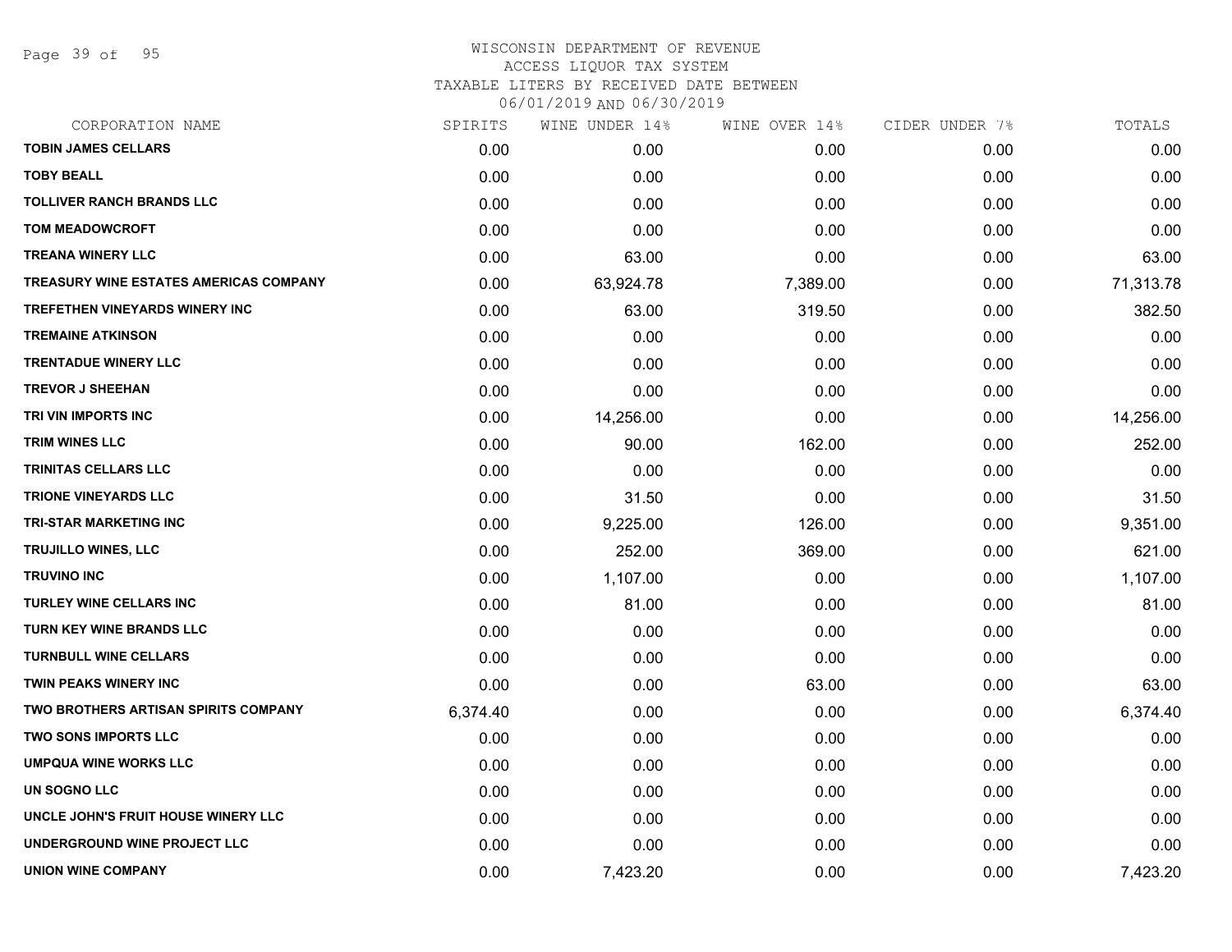WISCONSIN DEPARTMENT OF REVENUE
ACCESS LIQUOR TAX SYSTEM
TAXABLE LITERS BY RECEIVED DATE BETWEEN
06/01/2019 AND 06/30/2019

| CORPORATION NAME | SPIRITS | WINE UNDER 14% | WINE OVER 14% | CIDER UNDER 7% | TOTALS |
|---|---|---|---|---|---|
| TOBIN JAMES CELLARS | 0.00 | 0.00 | 0.00 | 0.00 | 0.00 |
| TOBY BEALL | 0.00 | 0.00 | 0.00 | 0.00 | 0.00 |
| TOLLIVER RANCH BRANDS LLC | 0.00 | 0.00 | 0.00 | 0.00 | 0.00 |
| TOM MEADOWCROFT | 0.00 | 0.00 | 0.00 | 0.00 | 0.00 |
| TREANA WINERY LLC | 0.00 | 63.00 | 0.00 | 0.00 | 63.00 |
| TREASURY WINE ESTATES AMERICAS COMPANY | 0.00 | 63,924.78 | 7,389.00 | 0.00 | 71,313.78 |
| TREFETHEN VINEYARDS WINERY INC | 0.00 | 63.00 | 319.50 | 0.00 | 382.50 |
| TREMAINE ATKINSON | 0.00 | 0.00 | 0.00 | 0.00 | 0.00 |
| TRENTADUE WINERY LLC | 0.00 | 0.00 | 0.00 | 0.00 | 0.00 |
| TREVOR J SHEEHAN | 0.00 | 0.00 | 0.00 | 0.00 | 0.00 |
| TRI VIN IMPORTS INC | 0.00 | 14,256.00 | 0.00 | 0.00 | 14,256.00 |
| TRIM WINES LLC | 0.00 | 90.00 | 162.00 | 0.00 | 252.00 |
| TRINITAS CELLARS LLC | 0.00 | 0.00 | 0.00 | 0.00 | 0.00 |
| TRIONE VINEYARDS LLC | 0.00 | 31.50 | 0.00 | 0.00 | 31.50 |
| TRI-STAR MARKETING INC | 0.00 | 9,225.00 | 126.00 | 0.00 | 9,351.00 |
| TRUJILLO WINES, LLC | 0.00 | 252.00 | 369.00 | 0.00 | 621.00 |
| TRUVINO INC | 0.00 | 1,107.00 | 0.00 | 0.00 | 1,107.00 |
| TURLEY WINE CELLARS INC | 0.00 | 81.00 | 0.00 | 0.00 | 81.00 |
| TURN KEY WINE BRANDS LLC | 0.00 | 0.00 | 0.00 | 0.00 | 0.00 |
| TURNBULL WINE CELLARS | 0.00 | 0.00 | 0.00 | 0.00 | 0.00 |
| TWIN PEAKS WINERY INC | 0.00 | 0.00 | 63.00 | 0.00 | 63.00 |
| TWO BROTHERS ARTISAN SPIRITS COMPANY | 6,374.40 | 0.00 | 0.00 | 0.00 | 6,374.40 |
| TWO SONS IMPORTS LLC | 0.00 | 0.00 | 0.00 | 0.00 | 0.00 |
| UMPQUA WINE WORKS LLC | 0.00 | 0.00 | 0.00 | 0.00 | 0.00 |
| UN SOGNO LLC | 0.00 | 0.00 | 0.00 | 0.00 | 0.00 |
| UNCLE JOHN'S FRUIT HOUSE WINERY LLC | 0.00 | 0.00 | 0.00 | 0.00 | 0.00 |
| UNDERGROUND WINE PROJECT LLC | 0.00 | 0.00 | 0.00 | 0.00 | 0.00 |
| UNION WINE COMPANY | 0.00 | 7,423.20 | 0.00 | 0.00 | 7,423.20 |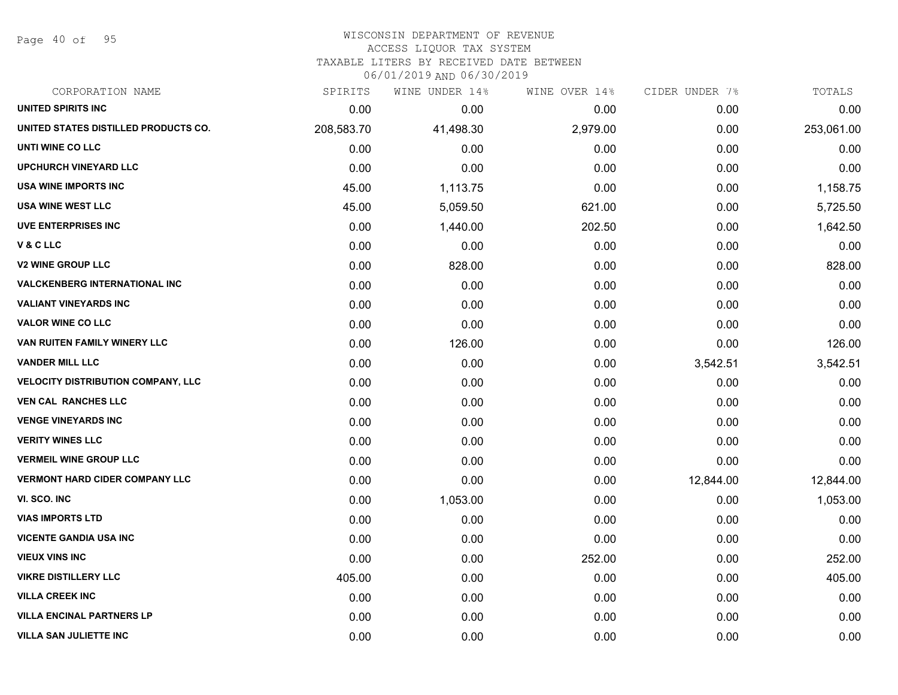WISCONSIN DEPARTMENT OF REVENUE
ACCESS LIQUOR TAX SYSTEM
TAXABLE LITERS BY RECEIVED DATE BETWEEN
06/01/2019 AND 06/30/2019

| CORPORATION NAME | SPIRITS | WINE UNDER 14% | WINE OVER 14% | CIDER UNDER 7% | TOTALS |
|---|---|---|---|---|---|
| UNITED SPIRITS INC | 0.00 | 0.00 | 0.00 | 0.00 | 0.00 |
| UNITED STATES DISTILLED PRODUCTS CO. | 208,583.70 | 41,498.30 | 2,979.00 | 0.00 | 253,061.00 |
| UNTI WINE CO LLC | 0.00 | 0.00 | 0.00 | 0.00 | 0.00 |
| UPCHURCH VINEYARD LLC | 0.00 | 0.00 | 0.00 | 0.00 | 0.00 |
| USA WINE IMPORTS INC | 45.00 | 1,113.75 | 0.00 | 0.00 | 1,158.75 |
| USA WINE WEST LLC | 45.00 | 5,059.50 | 621.00 | 0.00 | 5,725.50 |
| UVE ENTERPRISES INC | 0.00 | 1,440.00 | 202.50 | 0.00 | 1,642.50 |
| V & C LLC | 0.00 | 0.00 | 0.00 | 0.00 | 0.00 |
| V2 WINE GROUP LLC | 0.00 | 828.00 | 0.00 | 0.00 | 828.00 |
| VALCKENBERG INTERNATIONAL INC | 0.00 | 0.00 | 0.00 | 0.00 | 0.00 |
| VALIANT VINEYARDS INC | 0.00 | 0.00 | 0.00 | 0.00 | 0.00 |
| VALOR WINE CO LLC | 0.00 | 0.00 | 0.00 | 0.00 | 0.00 |
| VAN RUITEN FAMILY WINERY LLC | 0.00 | 126.00 | 0.00 | 0.00 | 126.00 |
| VANDER MILL LLC | 0.00 | 0.00 | 0.00 | 3,542.51 | 3,542.51 |
| VELOCITY DISTRIBUTION COMPANY, LLC | 0.00 | 0.00 | 0.00 | 0.00 | 0.00 |
| VEN CAL RANCHES LLC | 0.00 | 0.00 | 0.00 | 0.00 | 0.00 |
| VENGE VINEYARDS INC | 0.00 | 0.00 | 0.00 | 0.00 | 0.00 |
| VERITY WINES LLC | 0.00 | 0.00 | 0.00 | 0.00 | 0.00 |
| VERMEIL WINE GROUP LLC | 0.00 | 0.00 | 0.00 | 0.00 | 0.00 |
| VERMONT HARD CIDER COMPANY LLC | 0.00 | 0.00 | 0.00 | 12,844.00 | 12,844.00 |
| VI. SCO. INC | 0.00 | 1,053.00 | 0.00 | 0.00 | 1,053.00 |
| VIAS IMPORTS LTD | 0.00 | 0.00 | 0.00 | 0.00 | 0.00 |
| VICENTE GANDIA USA INC | 0.00 | 0.00 | 0.00 | 0.00 | 0.00 |
| VIEUX VINS INC | 0.00 | 0.00 | 252.00 | 0.00 | 252.00 |
| VIKRE DISTILLERY LLC | 405.00 | 0.00 | 0.00 | 0.00 | 405.00 |
| VILLA CREEK INC | 0.00 | 0.00 | 0.00 | 0.00 | 0.00 |
| VILLA ENCINAL PARTNERS LP | 0.00 | 0.00 | 0.00 | 0.00 | 0.00 |
| VILLA SAN JULIETTE INC | 0.00 | 0.00 | 0.00 | 0.00 | 0.00 |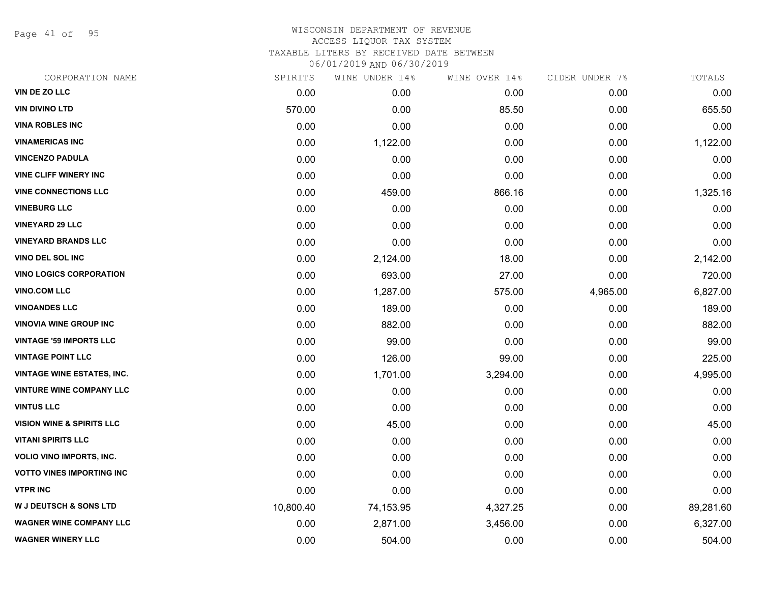WISCONSIN DEPARTMENT OF REVENUE
ACCESS LIQUOR TAX SYSTEM
TAXABLE LITERS BY RECEIVED DATE BETWEEN
06/01/2019 AND 06/30/2019

| CORPORATION NAME | SPIRITS | WINE UNDER 14% | WINE OVER 14% | CIDER UNDER 7% | TOTALS |
|---|---|---|---|---|---|
| VIN DE ZO LLC | 0.00 | 0.00 | 0.00 | 0.00 | 0.00 |
| VIN DIVINO LTD | 570.00 | 0.00 | 85.50 | 0.00 | 655.50 |
| VINA ROBLES INC | 0.00 | 0.00 | 0.00 | 0.00 | 0.00 |
| VINAMERICAS INC | 0.00 | 1,122.00 | 0.00 | 0.00 | 1,122.00 |
| VINCENZO PADULA | 0.00 | 0.00 | 0.00 | 0.00 | 0.00 |
| VINE CLIFF WINERY INC | 0.00 | 0.00 | 0.00 | 0.00 | 0.00 |
| VINE CONNECTIONS LLC | 0.00 | 459.00 | 866.16 | 0.00 | 1,325.16 |
| VINEBURG LLC | 0.00 | 0.00 | 0.00 | 0.00 | 0.00 |
| VINEYARD 29 LLC | 0.00 | 0.00 | 0.00 | 0.00 | 0.00 |
| VINEYARD BRANDS LLC | 0.00 | 0.00 | 0.00 | 0.00 | 0.00 |
| VINO DEL SOL INC | 0.00 | 2,124.00 | 18.00 | 0.00 | 2,142.00 |
| VINO LOGICS CORPORATION | 0.00 | 693.00 | 27.00 | 0.00 | 720.00 |
| VINO.COM LLC | 0.00 | 1,287.00 | 575.00 | 4,965.00 | 6,827.00 |
| VINOANDES LLC | 0.00 | 189.00 | 0.00 | 0.00 | 189.00 |
| VINOVIA WINE GROUP INC | 0.00 | 882.00 | 0.00 | 0.00 | 882.00 |
| VINTAGE '59 IMPORTS LLC | 0.00 | 99.00 | 0.00 | 0.00 | 99.00 |
| VINTAGE POINT LLC | 0.00 | 126.00 | 99.00 | 0.00 | 225.00 |
| VINTAGE WINE ESTATES, INC. | 0.00 | 1,701.00 | 3,294.00 | 0.00 | 4,995.00 |
| VINTURE WINE COMPANY LLC | 0.00 | 0.00 | 0.00 | 0.00 | 0.00 |
| VINTUS LLC | 0.00 | 0.00 | 0.00 | 0.00 | 0.00 |
| VISION WINE & SPIRITS LLC | 0.00 | 45.00 | 0.00 | 0.00 | 45.00 |
| VITANI SPIRITS LLC | 0.00 | 0.00 | 0.00 | 0.00 | 0.00 |
| VOLIO VINO IMPORTS, INC. | 0.00 | 0.00 | 0.00 | 0.00 | 0.00 |
| VOTTO VINES IMPORTING INC | 0.00 | 0.00 | 0.00 | 0.00 | 0.00 |
| VTPR INC | 0.00 | 0.00 | 0.00 | 0.00 | 0.00 |
| W J DEUTSCH & SONS LTD | 10,800.40 | 74,153.95 | 4,327.25 | 0.00 | 89,281.60 |
| WAGNER WINE COMPANY LLC | 0.00 | 2,871.00 | 3,456.00 | 0.00 | 6,327.00 |
| WAGNER WINERY LLC | 0.00 | 504.00 | 0.00 | 0.00 | 504.00 |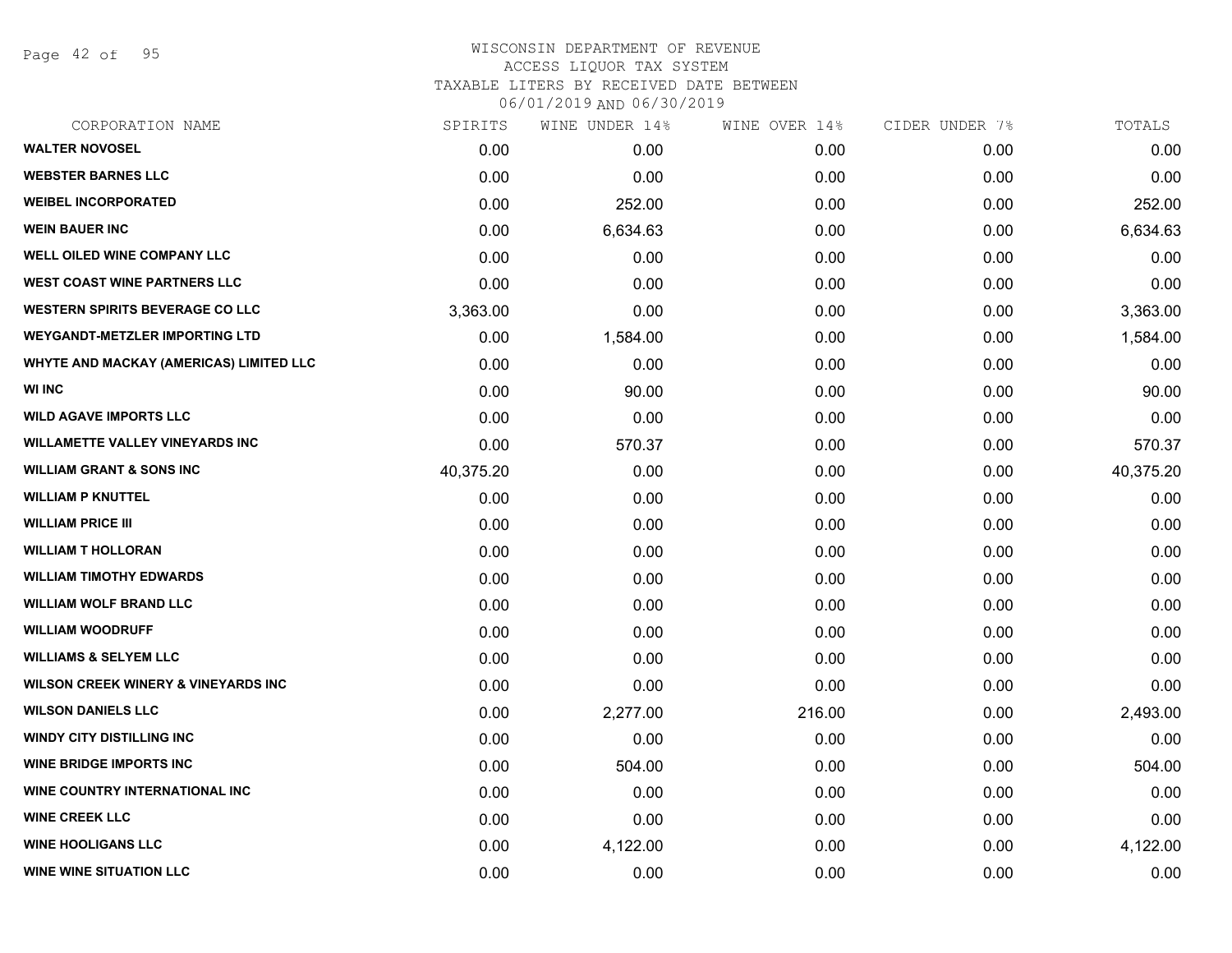WISCONSIN DEPARTMENT OF REVENUE
ACCESS LIQUOR TAX SYSTEM
TAXABLE LITERS BY RECEIVED DATE BETWEEN
06/01/2019 AND 06/30/2019

| CORPORATION NAME | SPIRITS | WINE UNDER 14% | WINE OVER 14% | CIDER UNDER 7% | TOTALS |
|---|---|---|---|---|---|
| WALTER NOVOSEL | 0.00 | 0.00 | 0.00 | 0.00 | 0.00 |
| WEBSTER BARNES LLC | 0.00 | 0.00 | 0.00 | 0.00 | 0.00 |
| WEIBEL INCORPORATED | 0.00 | 252.00 | 0.00 | 0.00 | 252.00 |
| WEIN BAUER INC | 0.00 | 6,634.63 | 0.00 | 0.00 | 6,634.63 |
| WELL OILED WINE COMPANY LLC | 0.00 | 0.00 | 0.00 | 0.00 | 0.00 |
| WEST COAST WINE PARTNERS LLC | 0.00 | 0.00 | 0.00 | 0.00 | 0.00 |
| WESTERN SPIRITS BEVERAGE CO LLC | 3,363.00 | 0.00 | 0.00 | 0.00 | 3,363.00 |
| WEYGANDT-METZLER IMPORTING LTD | 0.00 | 1,584.00 | 0.00 | 0.00 | 1,584.00 |
| WHYTE AND MACKAY (AMERICAS) LIMITED LLC | 0.00 | 0.00 | 0.00 | 0.00 | 0.00 |
| WI INC | 0.00 | 90.00 | 0.00 | 0.00 | 90.00 |
| WILD AGAVE IMPORTS LLC | 0.00 | 0.00 | 0.00 | 0.00 | 0.00 |
| WILLAMETTE VALLEY VINEYARDS INC | 0.00 | 570.37 | 0.00 | 0.00 | 570.37 |
| WILLIAM GRANT & SONS INC | 40,375.20 | 0.00 | 0.00 | 0.00 | 40,375.20 |
| WILLIAM P KNUTTEL | 0.00 | 0.00 | 0.00 | 0.00 | 0.00 |
| WILLIAM PRICE III | 0.00 | 0.00 | 0.00 | 0.00 | 0.00 |
| WILLIAM T HOLLORAN | 0.00 | 0.00 | 0.00 | 0.00 | 0.00 |
| WILLIAM TIMOTHY EDWARDS | 0.00 | 0.00 | 0.00 | 0.00 | 0.00 |
| WILLIAM WOLF BRAND LLC | 0.00 | 0.00 | 0.00 | 0.00 | 0.00 |
| WILLIAM WOODRUFF | 0.00 | 0.00 | 0.00 | 0.00 | 0.00 |
| WILLIAMS & SELYEM LLC | 0.00 | 0.00 | 0.00 | 0.00 | 0.00 |
| WILSON CREEK WINERY & VINEYARDS INC | 0.00 | 0.00 | 0.00 | 0.00 | 0.00 |
| WILSON DANIELS LLC | 0.00 | 2,277.00 | 216.00 | 0.00 | 2,493.00 |
| WINDY CITY DISTILLING INC | 0.00 | 0.00 | 0.00 | 0.00 | 0.00 |
| WINE BRIDGE IMPORTS INC | 0.00 | 504.00 | 0.00 | 0.00 | 504.00 |
| WINE COUNTRY INTERNATIONAL INC | 0.00 | 0.00 | 0.00 | 0.00 | 0.00 |
| WINE CREEK LLC | 0.00 | 0.00 | 0.00 | 0.00 | 0.00 |
| WINE HOOLIGANS LLC | 0.00 | 4,122.00 | 0.00 | 0.00 | 4,122.00 |
| WINE WINE SITUATION LLC | 0.00 | 0.00 | 0.00 | 0.00 | 0.00 |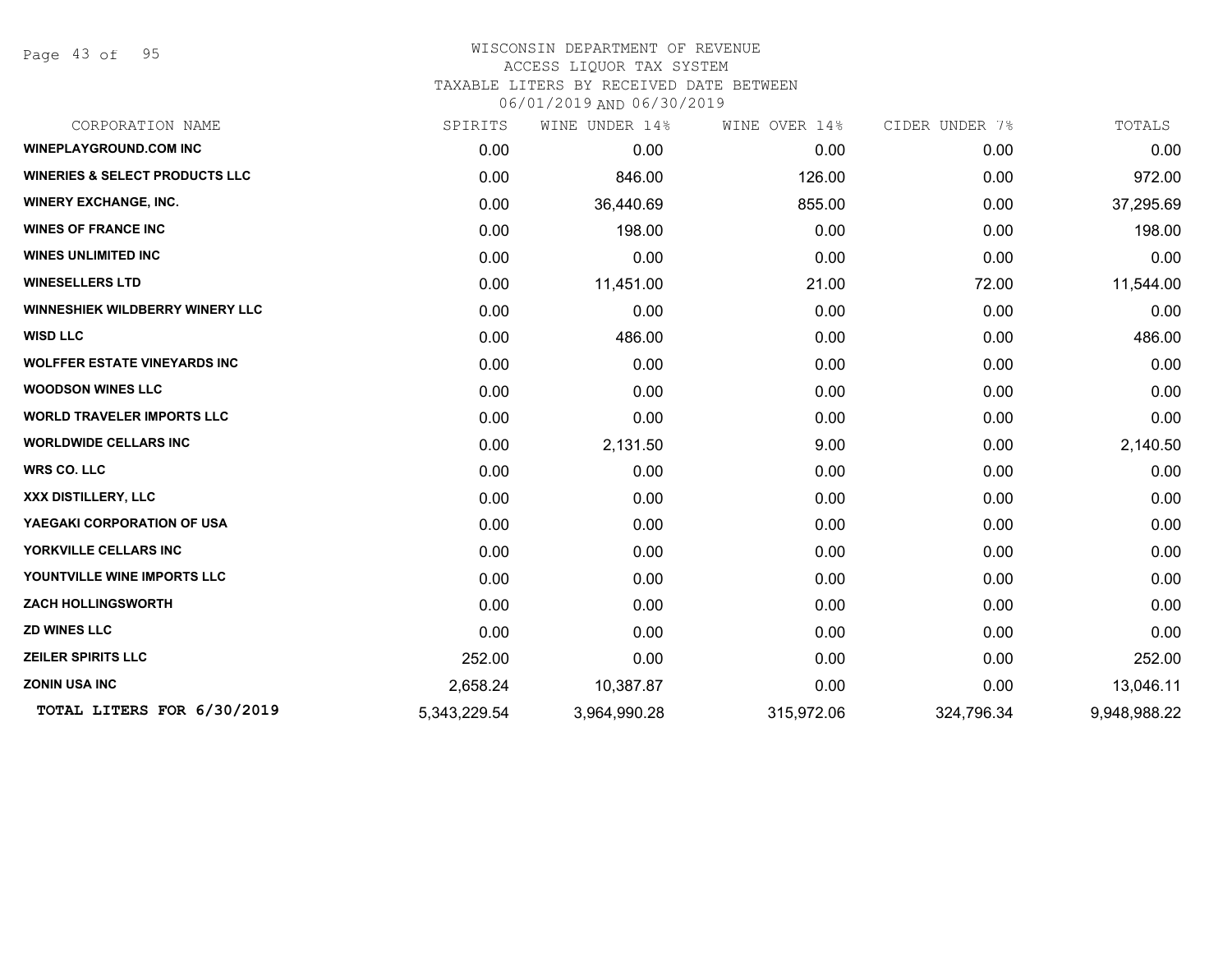WISCONSIN DEPARTMENT OF REVENUE
ACCESS LIQUOR TAX SYSTEM
TAXABLE LITERS BY RECEIVED DATE BETWEEN
06/01/2019 AND 06/30/2019

| CORPORATION NAME | SPIRITS | WINE UNDER 14% | WINE OVER 14% | CIDER UNDER 7% | TOTALS |
|---|---|---|---|---|---|
| WINEPLAYGROUND.COM INC | 0.00 | 0.00 | 0.00 | 0.00 | 0.00 |
| WINERIES & SELECT PRODUCTS LLC | 0.00 | 846.00 | 126.00 | 0.00 | 972.00 |
| WINERY EXCHANGE, INC. | 0.00 | 36,440.69 | 855.00 | 0.00 | 37,295.69 |
| WINES OF FRANCE INC | 0.00 | 198.00 | 0.00 | 0.00 | 198.00 |
| WINES UNLIMITED INC | 0.00 | 0.00 | 0.00 | 0.00 | 0.00 |
| WINESELLERS LTD | 0.00 | 11,451.00 | 21.00 | 72.00 | 11,544.00 |
| WINNESHIEK WILDBERRY WINERY LLC | 0.00 | 0.00 | 0.00 | 0.00 | 0.00 |
| WISD LLC | 0.00 | 486.00 | 0.00 | 0.00 | 486.00 |
| WOLFFER ESTATE VINEYARDS INC | 0.00 | 0.00 | 0.00 | 0.00 | 0.00 |
| WOODSON WINES LLC | 0.00 | 0.00 | 0.00 | 0.00 | 0.00 |
| WORLD TRAVELER IMPORTS LLC | 0.00 | 0.00 | 0.00 | 0.00 | 0.00 |
| WORLDWIDE CELLARS INC | 0.00 | 2,131.50 | 9.00 | 0.00 | 2,140.50 |
| WRS CO. LLC | 0.00 | 0.00 | 0.00 | 0.00 | 0.00 |
| XXX DISTILLERY, LLC | 0.00 | 0.00 | 0.00 | 0.00 | 0.00 |
| YAEGAKI CORPORATION OF USA | 0.00 | 0.00 | 0.00 | 0.00 | 0.00 |
| YORKVILLE CELLARS INC | 0.00 | 0.00 | 0.00 | 0.00 | 0.00 |
| YOUNTVILLE WINE IMPORTS LLC | 0.00 | 0.00 | 0.00 | 0.00 | 0.00 |
| ZACH HOLLINGSWORTH | 0.00 | 0.00 | 0.00 | 0.00 | 0.00 |
| ZD WINES LLC | 0.00 | 0.00 | 0.00 | 0.00 | 0.00 |
| ZEILER SPIRITS LLC | 252.00 | 0.00 | 0.00 | 0.00 | 252.00 |
| ZONIN USA INC | 2,658.24 | 10,387.87 | 0.00 | 0.00 | 13,046.11 |
| **TOTAL LITERS FOR 6/30/2019** | 5,343,229.54 | 3,964,990.28 | 315,972.06 | 324,796.34 | 9,948,988.22 |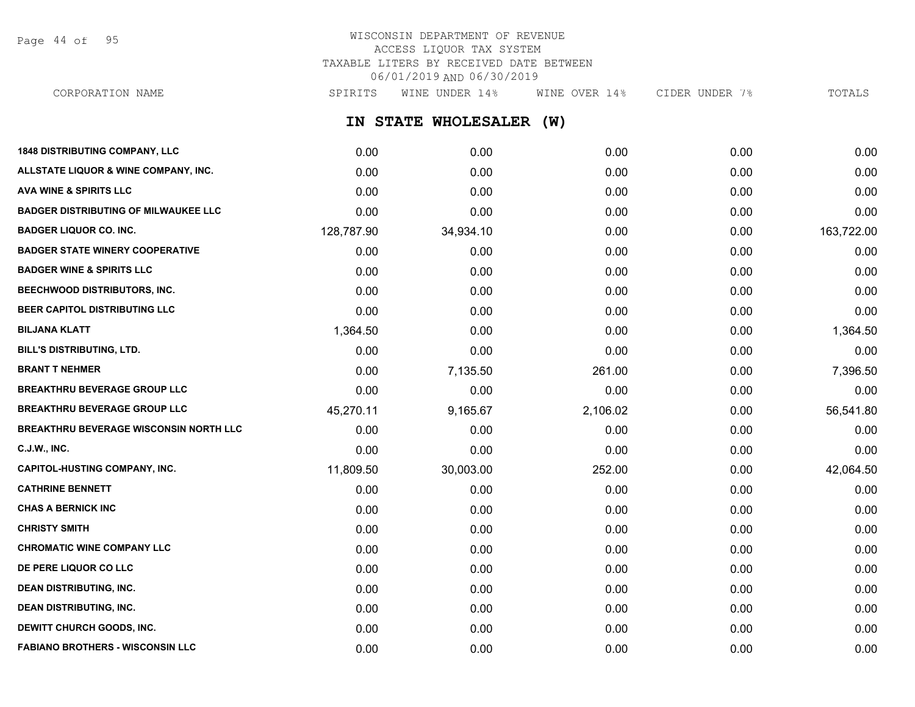WISCONSIN DEPARTMENT OF REVENUE
ACCESS LIQUOR TAX SYSTEM
TAXABLE LITERS BY RECEIVED DATE BETWEEN
06/01/2019 AND 06/30/2019

## IN STATE WHOLESALER (W)

| CORPORATION NAME | SPIRITS | WINE UNDER 14% | WINE OVER 14% | CIDER UNDER 7% | TOTALS |
|---|---|---|---|---|---|
| 1848 DISTRIBUTING COMPANY, LLC | 0.00 | 0.00 | 0.00 | 0.00 | 0.00 |
| ALLSTATE LIQUOR & WINE COMPANY, INC. | 0.00 | 0.00 | 0.00 | 0.00 | 0.00 |
| AVA WINE & SPIRITS LLC | 0.00 | 0.00 | 0.00 | 0.00 | 0.00 |
| BADGER DISTRIBUTING OF MILWAUKEE LLC | 0.00 | 0.00 | 0.00 | 0.00 | 0.00 |
| BADGER LIQUOR CO. INC. | 128,787.90 | 34,934.10 | 0.00 | 0.00 | 163,722.00 |
| BADGER STATE WINERY COOPERATIVE | 0.00 | 0.00 | 0.00 | 0.00 | 0.00 |
| BADGER WINE & SPIRITS LLC | 0.00 | 0.00 | 0.00 | 0.00 | 0.00 |
| BEECHWOOD DISTRIBUTORS, INC. | 0.00 | 0.00 | 0.00 | 0.00 | 0.00 |
| BEER CAPITOL DISTRIBUTING LLC | 0.00 | 0.00 | 0.00 | 0.00 | 0.00 |
| BILJANA KLATT | 1,364.50 | 0.00 | 0.00 | 0.00 | 1,364.50 |
| BILL'S DISTRIBUTING, LTD. | 0.00 | 0.00 | 0.00 | 0.00 | 0.00 |
| BRANT T NEHMER | 0.00 | 7,135.50 | 261.00 | 0.00 | 7,396.50 |
| BREAKTHRU BEVERAGE GROUP LLC | 0.00 | 0.00 | 0.00 | 0.00 | 0.00 |
| BREAKTHRU BEVERAGE GROUP LLC | 45,270.11 | 9,165.67 | 2,106.02 | 0.00 | 56,541.80 |
| BREAKTHRU BEVERAGE WISCONSIN NORTH LLC | 0.00 | 0.00 | 0.00 | 0.00 | 0.00 |
| C.J.W., INC. | 0.00 | 0.00 | 0.00 | 0.00 | 0.00 |
| CAPITOL-HUSTING COMPANY, INC. | 11,809.50 | 30,003.00 | 252.00 | 0.00 | 42,064.50 |
| CATHRINE BENNETT | 0.00 | 0.00 | 0.00 | 0.00 | 0.00 |
| CHAS A BERNICK INC | 0.00 | 0.00 | 0.00 | 0.00 | 0.00 |
| CHRISTY SMITH | 0.00 | 0.00 | 0.00 | 0.00 | 0.00 |
| CHROMATIC WINE COMPANY LLC | 0.00 | 0.00 | 0.00 | 0.00 | 0.00 |
| DE PERE LIQUOR CO LLC | 0.00 | 0.00 | 0.00 | 0.00 | 0.00 |
| DEAN DISTRIBUTING, INC. | 0.00 | 0.00 | 0.00 | 0.00 | 0.00 |
| DEAN DISTRIBUTING, INC. | 0.00 | 0.00 | 0.00 | 0.00 | 0.00 |
| DEWITT CHURCH GOODS, INC. | 0.00 | 0.00 | 0.00 | 0.00 | 0.00 |
| FABIANO BROTHERS - WISCONSIN LLC | 0.00 | 0.00 | 0.00 | 0.00 | 0.00 |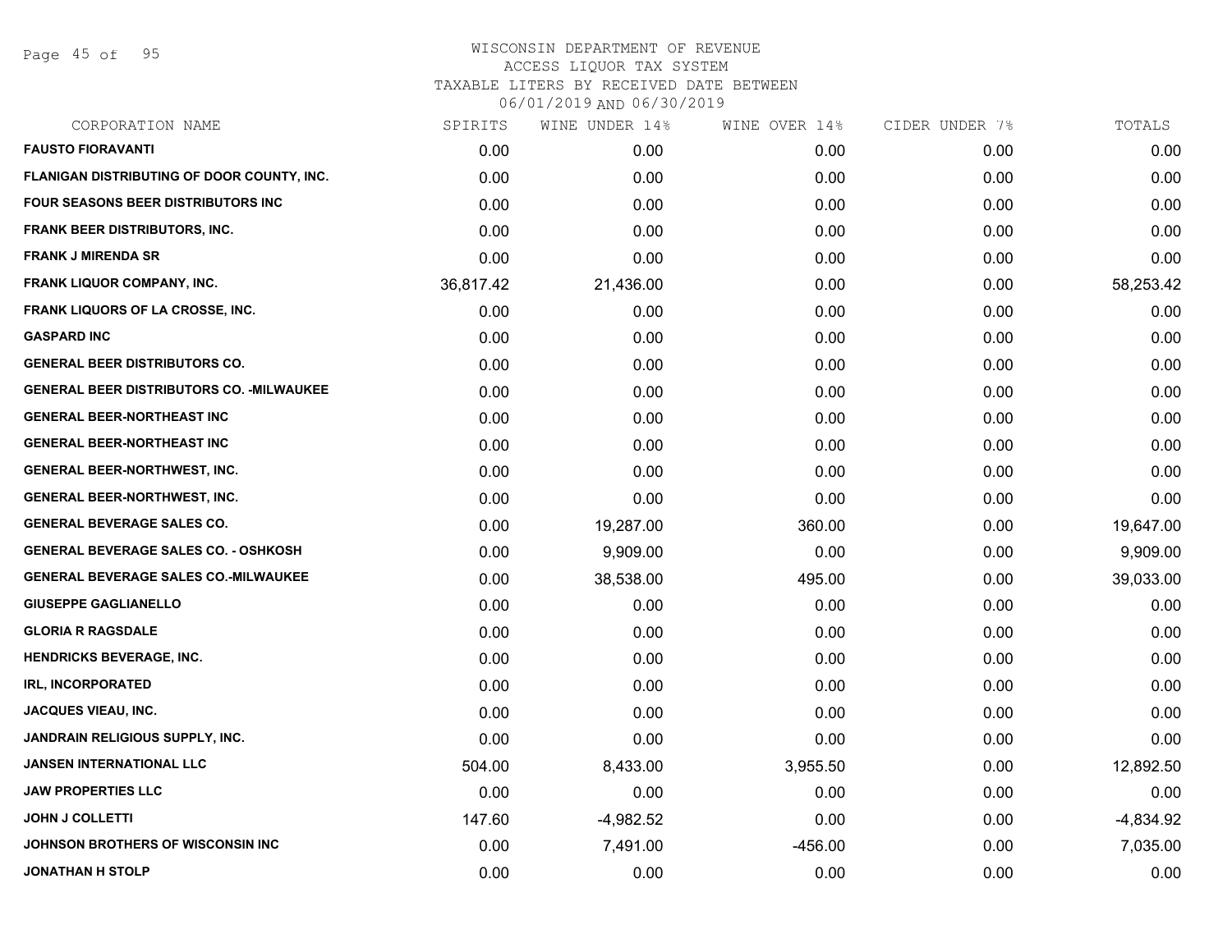# WISCONSIN DEPARTMENT OF REVENUE
## ACCESS LIQUOR TAX SYSTEM
### TAXABLE LITERS BY RECEIVED DATE BETWEEN 06/01/2019 AND 06/30/2019

| CORPORATION NAME | SPIRITS | WINE UNDER 14% | WINE OVER 14% | CIDER UNDER 7% | TOTALS |
|---|---|---|---|---|---|
| **FAUSTO FIORAVANTI** | 0.00 | 0.00 | 0.00 | 0.00 | 0.00 |
| **FLANIGAN DISTRIBUTING OF DOOR COUNTY, INC.** | 0.00 | 0.00 | 0.00 | 0.00 | 0.00 |
| **FOUR SEASONS BEER DISTRIBUTORS INC** | 0.00 | 0.00 | 0.00 | 0.00 | 0.00 |
| **FRANK BEER DISTRIBUTORS, INC.** | 0.00 | 0.00 | 0.00 | 0.00 | 0.00 |
| **FRANK J MIRENDA SR** | 0.00 | 0.00 | 0.00 | 0.00 | 0.00 |
| **FRANK LIQUOR COMPANY, INC.** | 36,817.42 | 21,436.00 | 0.00 | 0.00 | 58,253.42 |
| **FRANK LIQUORS OF LA CROSSE, INC.** | 0.00 | 0.00 | 0.00 | 0.00 | 0.00 |
| **GASPARD INC** | 0.00 | 0.00 | 0.00 | 0.00 | 0.00 |
| **GENERAL BEER DISTRIBUTORS CO.** | 0.00 | 0.00 | 0.00 | 0.00 | 0.00 |
| **GENERAL BEER DISTRIBUTORS CO. -MILWAUKEE** | 0.00 | 0.00 | 0.00 | 0.00 | 0.00 |
| **GENERAL BEER-NORTHEAST INC** | 0.00 | 0.00 | 0.00 | 0.00 | 0.00 |
| **GENERAL BEER-NORTHEAST INC** | 0.00 | 0.00 | 0.00 | 0.00 | 0.00 |
| **GENERAL BEER-NORTHWEST, INC.** | 0.00 | 0.00 | 0.00 | 0.00 | 0.00 |
| **GENERAL BEER-NORTHWEST, INC.** | 0.00 | 0.00 | 0.00 | 0.00 | 0.00 |
| **GENERAL BEVERAGE SALES CO.** | 0.00 | 19,287.00 | 360.00 | 0.00 | 19,647.00 |
| **GENERAL BEVERAGE SALES CO. - OSHKOSH** | 0.00 | 9,909.00 | 0.00 | 0.00 | 9,909.00 |
| **GENERAL BEVERAGE SALES CO.-MILWAUKEE** | 0.00 | 38,538.00 | 495.00 | 0.00 | 39,033.00 |
| **GIUSEPPE GAGLIANELLO** | 0.00 | 0.00 | 0.00 | 0.00 | 0.00 |
| **GLORIA R RAGSDALE** | 0.00 | 0.00 | 0.00 | 0.00 | 0.00 |
| **HENDRICKS BEVERAGE, INC.** | 0.00 | 0.00 | 0.00 | 0.00 | 0.00 |
| **IRL, INCORPORATED** | 0.00 | 0.00 | 0.00 | 0.00 | 0.00 |
| **JACQUES VIEAU, INC.** | 0.00 | 0.00 | 0.00 | 0.00 | 0.00 |
| **JANDRAIN RELIGIOUS SUPPLY, INC.** | 0.00 | 0.00 | 0.00 | 0.00 | 0.00 |
| **JANSEN INTERNATIONAL LLC** | 504.00 | 8,433.00 | 3,955.50 | 0.00 | 12,892.50 |
| **JAW PROPERTIES LLC** | 0.00 | 0.00 | 0.00 | 0.00 | 0.00 |
| **JOHN J COLLETTI** | 147.60 | -4,982.52 | 0.00 | 0.00 | -4,834.92 |
| **JOHNSON BROTHERS OF WISCONSIN INC** | 0.00 | 7,491.00 | -456.00 | 0.00 | 7,035.00 |
| **JONATHAN H STOLP** | 0.00 | 0.00 | 0.00 | 0.00 | 0.00 |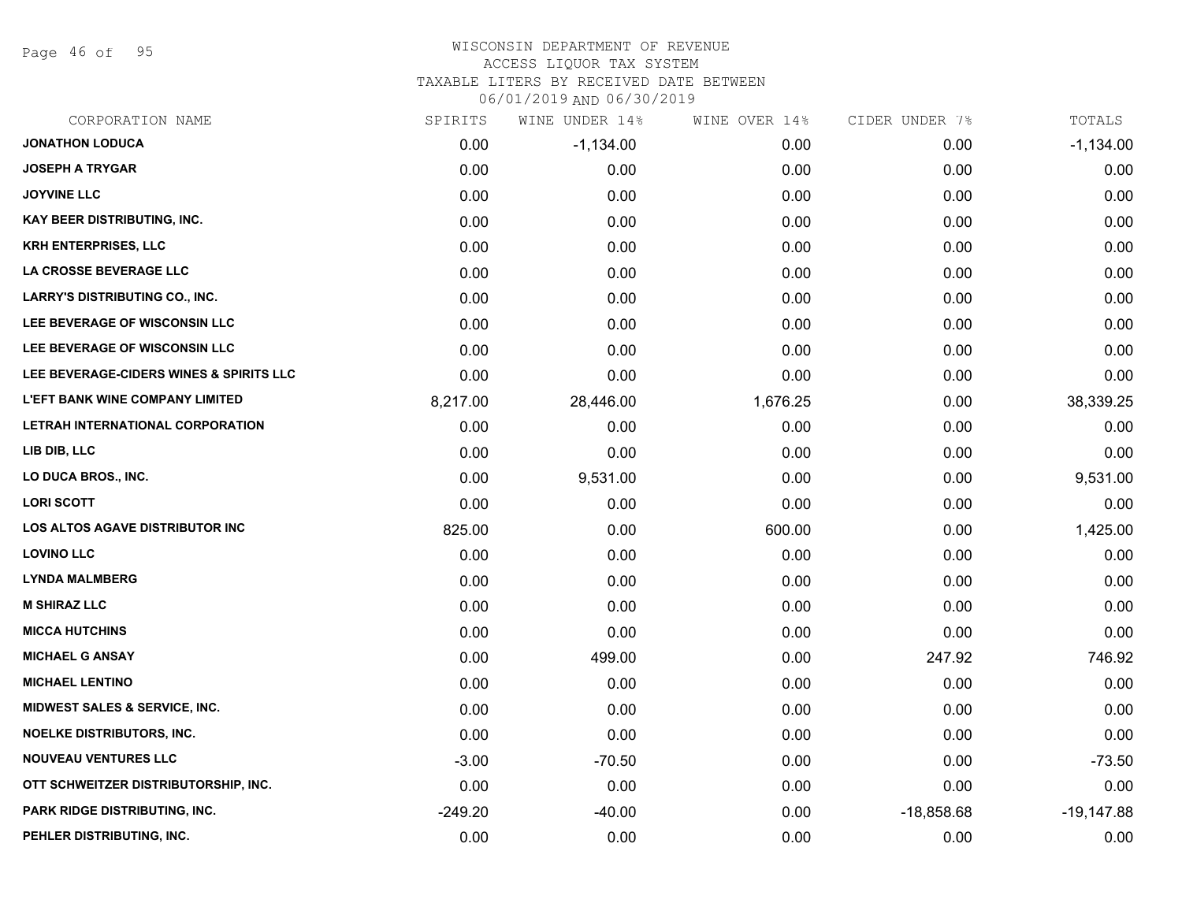# WISCONSIN DEPARTMENT OF REVENUE
## ACCESS LIQUOR TAX SYSTEM
### TAXABLE LITERS BY RECEIVED DATE BETWEEN 06/01/2019 AND 06/30/2019

| CORPORATION NAME | SPIRITS | WINE UNDER 14% | WINE OVER 14% | CIDER UNDER 7% | TOTALS |
|---|---|---|---|---|---|
| JONATHON LODUCA | 0.00 | -1,134.00 | 0.00 | 0.00 | -1,134.00 |
| JOSEPH A TRYGAR | 0.00 | 0.00 | 0.00 | 0.00 | 0.00 |
| JOYVINE LLC | 0.00 | 0.00 | 0.00 | 0.00 | 0.00 |
| KAY BEER DISTRIBUTING, INC. | 0.00 | 0.00 | 0.00 | 0.00 | 0.00 |
| KRH ENTERPRISES, LLC | 0.00 | 0.00 | 0.00 | 0.00 | 0.00 |
| LA CROSSE BEVERAGE LLC | 0.00 | 0.00 | 0.00 | 0.00 | 0.00 |
| LARRY'S DISTRIBUTING CO., INC. | 0.00 | 0.00 | 0.00 | 0.00 | 0.00 |
| LEE BEVERAGE OF WISCONSIN LLC | 0.00 | 0.00 | 0.00 | 0.00 | 0.00 |
| LEE BEVERAGE OF WISCONSIN LLC | 0.00 | 0.00 | 0.00 | 0.00 | 0.00 |
| LEE BEVERAGE-CIDERS WINES & SPIRITS LLC | 0.00 | 0.00 | 0.00 | 0.00 | 0.00 |
| L'EFT BANK WINE COMPANY LIMITED | 8,217.00 | 28,446.00 | 1,676.25 | 0.00 | 38,339.25 |
| LETRAH INTERNATIONAL CORPORATION | 0.00 | 0.00 | 0.00 | 0.00 | 0.00 |
| LIB DIB, LLC | 0.00 | 0.00 | 0.00 | 0.00 | 0.00 |
| LO DUCA BROS., INC. | 0.00 | 9,531.00 | 0.00 | 0.00 | 9,531.00 |
| LORI SCOTT | 0.00 | 0.00 | 0.00 | 0.00 | 0.00 |
| LOS ALTOS AGAVE DISTRIBUTOR INC | 825.00 | 0.00 | 600.00 | 0.00 | 1,425.00 |
| LOVINO LLC | 0.00 | 0.00 | 0.00 | 0.00 | 0.00 |
| LYNDA MALMBERG | 0.00 | 0.00 | 0.00 | 0.00 | 0.00 |
| M SHIRAZ LLC | 0.00 | 0.00 | 0.00 | 0.00 | 0.00 |
| MICCA HUTCHINS | 0.00 | 0.00 | 0.00 | 0.00 | 0.00 |
| MICHAEL G ANSAY | 0.00 | 499.00 | 0.00 | 247.92 | 746.92 |
| MICHAEL LENTINO | 0.00 | 0.00 | 0.00 | 0.00 | 0.00 |
| MIDWEST SALES & SERVICE, INC. | 0.00 | 0.00 | 0.00 | 0.00 | 0.00 |
| NOELKE DISTRIBUTORS, INC. | 0.00 | 0.00 | 0.00 | 0.00 | 0.00 |
| NOUVEAU VENTURES LLC | -3.00 | -70.50 | 0.00 | 0.00 | -73.50 |
| OTT SCHWEITZER DISTRIBUTORSHIP, INC. | 0.00 | 0.00 | 0.00 | 0.00 | 0.00 |
| PARK RIDGE DISTRIBUTING, INC. | -249.20 | -40.00 | 0.00 | -18,858.68 | -19,147.88 |
| PEHLER DISTRIBUTING, INC. | 0.00 | 0.00 | 0.00 | 0.00 | 0.00 |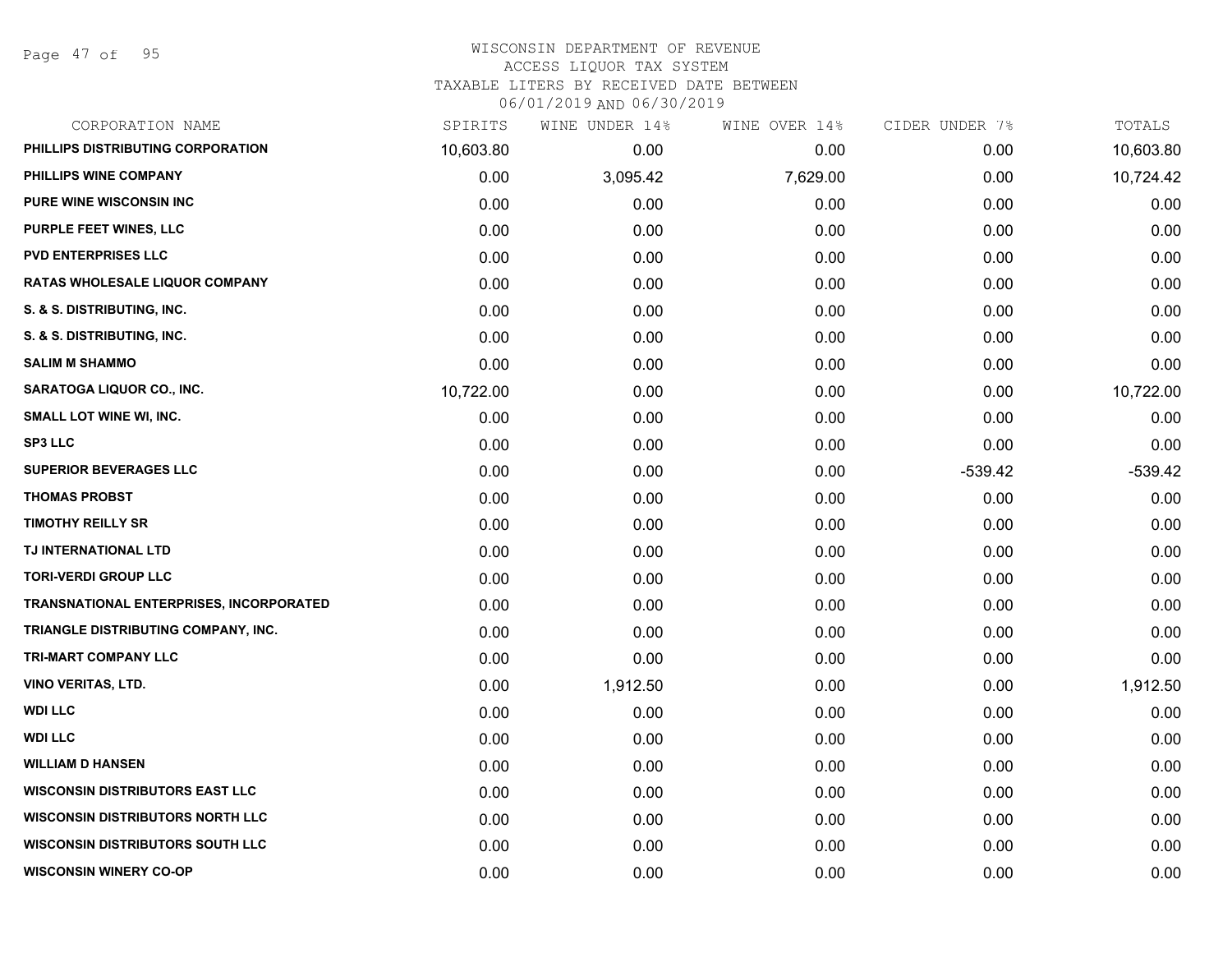# WISCONSIN DEPARTMENT OF REVENUE
## ACCESS LIQUOR TAX SYSTEM
### TAXABLE LITERS BY RECEIVED DATE BETWEEN 06/01/2019 AND 06/30/2019

| CORPORATION NAME | SPIRITS | WINE UNDER 14% | WINE OVER 14% | CIDER UNDER 7% | TOTALS |
|---|---|---|---|---|---|
| PHILLIPS DISTRIBUTING CORPORATION | 10,603.80 | 0.00 | 0.00 | 0.00 | 10,603.80 |
| PHILLIPS WINE COMPANY | 0.00 | 3,095.42 | 7,629.00 | 0.00 | 10,724.42 |
| PURE WINE WISCONSIN INC | 0.00 | 0.00 | 0.00 | 0.00 | 0.00 |
| PURPLE FEET WINES, LLC | 0.00 | 0.00 | 0.00 | 0.00 | 0.00 |
| PVD ENTERPRISES LLC | 0.00 | 0.00 | 0.00 | 0.00 | 0.00 |
| RATAS WHOLESALE LIQUOR COMPANY | 0.00 | 0.00 | 0.00 | 0.00 | 0.00 |
| S. & S. DISTRIBUTING, INC. | 0.00 | 0.00 | 0.00 | 0.00 | 0.00 |
| S. & S. DISTRIBUTING, INC. | 0.00 | 0.00 | 0.00 | 0.00 | 0.00 |
| SALIM M SHAMMO | 0.00 | 0.00 | 0.00 | 0.00 | 0.00 |
| SARATOGA LIQUOR CO., INC. | 10,722.00 | 0.00 | 0.00 | 0.00 | 10,722.00 |
| SMALL LOT WINE WI, INC. | 0.00 | 0.00 | 0.00 | 0.00 | 0.00 |
| SP3 LLC | 0.00 | 0.00 | 0.00 | 0.00 | 0.00 |
| SUPERIOR BEVERAGES LLC | 0.00 | 0.00 | 0.00 | -539.42 | -539.42 |
| THOMAS PROBST | 0.00 | 0.00 | 0.00 | 0.00 | 0.00 |
| TIMOTHY REILLY SR | 0.00 | 0.00 | 0.00 | 0.00 | 0.00 |
| TJ INTERNATIONAL LTD | 0.00 | 0.00 | 0.00 | 0.00 | 0.00 |
| TORI-VERDI GROUP LLC | 0.00 | 0.00 | 0.00 | 0.00 | 0.00 |
| TRANSNATIONAL ENTERPRISES, INCORPORATED | 0.00 | 0.00 | 0.00 | 0.00 | 0.00 |
| TRIANGLE DISTRIBUTING COMPANY, INC. | 0.00 | 0.00 | 0.00 | 0.00 | 0.00 |
| TRI-MART COMPANY LLC | 0.00 | 0.00 | 0.00 | 0.00 | 0.00 |
| VINO VERITAS, LTD. | 0.00 | 1,912.50 | 0.00 | 0.00 | 1,912.50 |
| WDI LLC | 0.00 | 0.00 | 0.00 | 0.00 | 0.00 |
| WDI LLC | 0.00 | 0.00 | 0.00 | 0.00 | 0.00 |
| WILLIAM D HANSEN | 0.00 | 0.00 | 0.00 | 0.00 | 0.00 |
| WISCONSIN DISTRIBUTORS EAST LLC | 0.00 | 0.00 | 0.00 | 0.00 | 0.00 |
| WISCONSIN DISTRIBUTORS NORTH LLC | 0.00 | 0.00 | 0.00 | 0.00 | 0.00 |
| WISCONSIN DISTRIBUTORS SOUTH LLC | 0.00 | 0.00 | 0.00 | 0.00 | 0.00 |
| WISCONSIN WINERY CO-OP | 0.00 | 0.00 | 0.00 | 0.00 | 0.00 |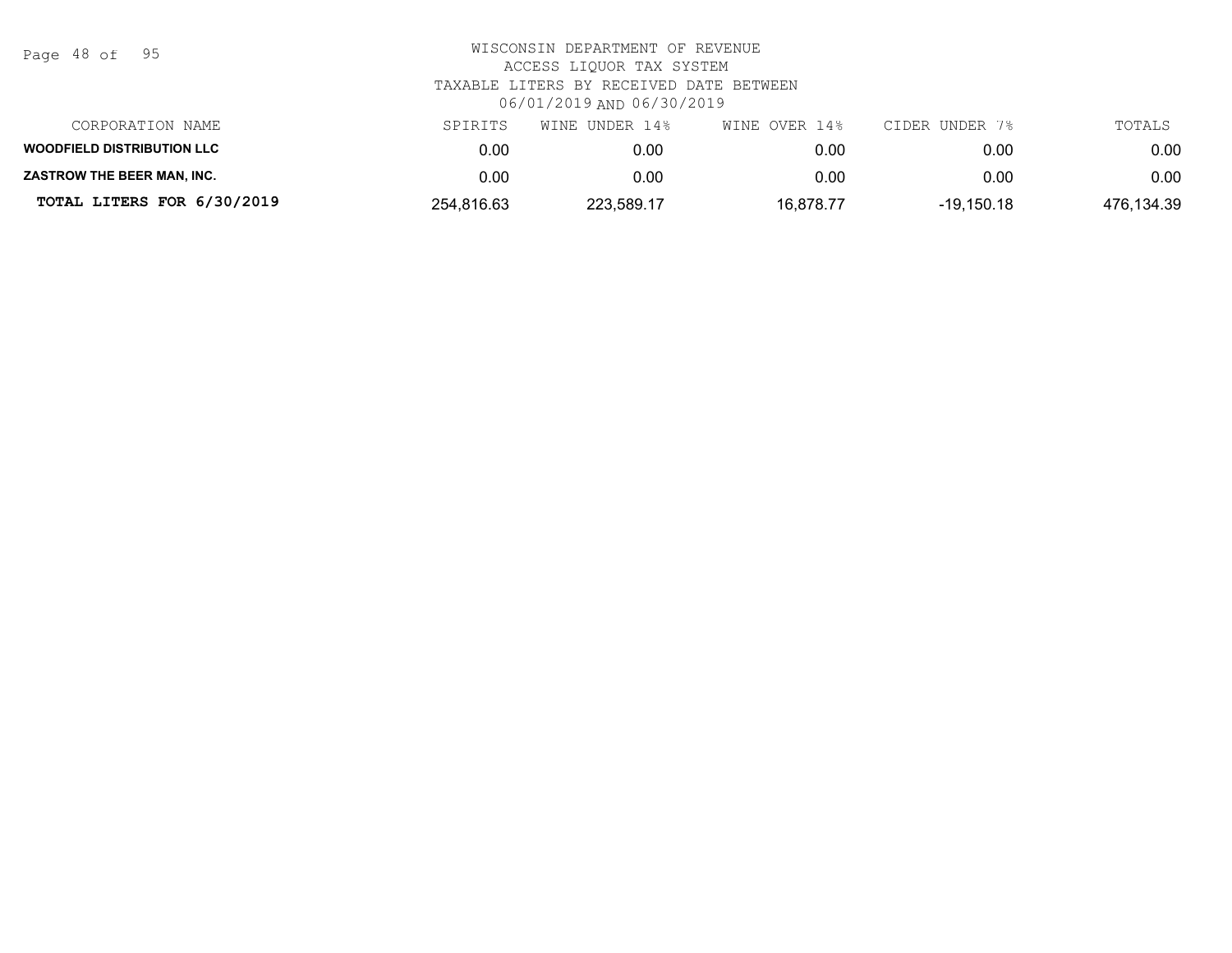WISCONSIN DEPARTMENT OF REVENUE
ACCESS LIQUOR TAX SYSTEM
TAXABLE LITERS BY RECEIVED DATE BETWEEN
06/01/2019 AND 06/30/2019

| CORPORATION NAME | SPIRITS | WINE UNDER 14% | WINE OVER 14% | CIDER UNDER 7% | TOTALS |
|---|---|---|---|---|---|
| **WOODFIELD DISTRIBUTION LLC** | 0.00 | 0.00 | 0.00 | 0.00 | 0.00 |
| **ZASTROW THE BEER MAN, INC.** | 0.00 | 0.00 | 0.00 | 0.00 | 0.00 |
| **TOTAL LITERS FOR 6/30/2019** | 254,816.63 | 223,589.17 | 16,878.77 | -19,150.18 | 476,134.39 |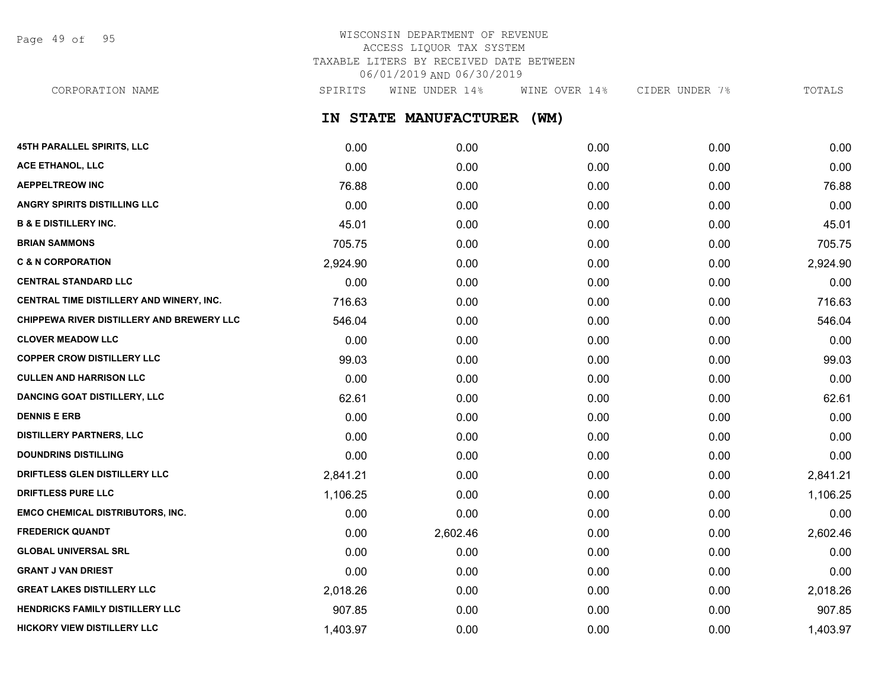# WISCONSIN DEPARTMENT OF REVENUE
## ACCESS LIQUOR TAX SYSTEM
## TAXABLE LITERS BY RECEIVED DATE BETWEEN 06/01/2019 AND 06/30/2019

## IN STATE MANUFACTURER (WM)

| CORPORATION NAME | SPIRITS | WINE UNDER 14% | WINE OVER 14% | CIDER UNDER 7% | TOTALS |
|---|---|---|---|---|---|
| 45TH PARALLEL SPIRITS, LLC | 0.00 | 0.00 | 0.00 | 0.00 | 0.00 |
| ACE ETHANOL, LLC | 0.00 | 0.00 | 0.00 | 0.00 | 0.00 |
| AEPPELTREOW INC | 76.88 | 0.00 | 0.00 | 0.00 | 76.88 |
| ANGRY SPIRITS DISTILLING LLC | 0.00 | 0.00 | 0.00 | 0.00 | 0.00 |
| B & E DISTILLERY INC. | 45.01 | 0.00 | 0.00 | 0.00 | 45.01 |
| BRIAN SAMMONS | 705.75 | 0.00 | 0.00 | 0.00 | 705.75 |
| C & N CORPORATION | 2,924.90 | 0.00 | 0.00 | 0.00 | 2,924.90 |
| CENTRAL STANDARD LLC | 0.00 | 0.00 | 0.00 | 0.00 | 0.00 |
| CENTRAL TIME DISTILLERY AND WINERY, INC. | 716.63 | 0.00 | 0.00 | 0.00 | 716.63 |
| CHIPPEWA RIVER DISTILLERY AND BREWERY LLC | 546.04 | 0.00 | 0.00 | 0.00 | 546.04 |
| CLOVER MEADOW LLC | 0.00 | 0.00 | 0.00 | 0.00 | 0.00 |
| COPPER CROW DISTILLERY LLC | 99.03 | 0.00 | 0.00 | 0.00 | 99.03 |
| CULLEN AND HARRISON LLC | 0.00 | 0.00 | 0.00 | 0.00 | 0.00 |
| DANCING GOAT DISTILLERY, LLC | 62.61 | 0.00 | 0.00 | 0.00 | 62.61 |
| DENNIS E ERB | 0.00 | 0.00 | 0.00 | 0.00 | 0.00 |
| DISTILLERY PARTNERS, LLC | 0.00 | 0.00 | 0.00 | 0.00 | 0.00 |
| DOUNDRINS DISTILLING | 0.00 | 0.00 | 0.00 | 0.00 | 0.00 |
| DRIFTLESS GLEN DISTILLERY LLC | 2,841.21 | 0.00 | 0.00 | 0.00 | 2,841.21 |
| DRIFTLESS PURE LLC | 1,106.25 | 0.00 | 0.00 | 0.00 | 1,106.25 |
| EMCO CHEMICAL DISTRIBUTORS, INC. | 0.00 | 0.00 | 0.00 | 0.00 | 0.00 |
| FREDERICK QUANDT | 0.00 | 2,602.46 | 0.00 | 0.00 | 2,602.46 |
| GLOBAL UNIVERSAL SRL | 0.00 | 0.00 | 0.00 | 0.00 | 0.00 |
| GRANT J VAN DRIEST | 0.00 | 0.00 | 0.00 | 0.00 | 0.00 |
| GREAT LAKES DISTILLERY LLC | 2,018.26 | 0.00 | 0.00 | 0.00 | 2,018.26 |
| HENDRICKS FAMILY DISTILLERY LLC | 907.85 | 0.00 | 0.00 | 0.00 | 907.85 |
| HICKORY VIEW DISTILLERY LLC | 1,403.97 | 0.00 | 0.00 | 0.00 | 1,403.97 |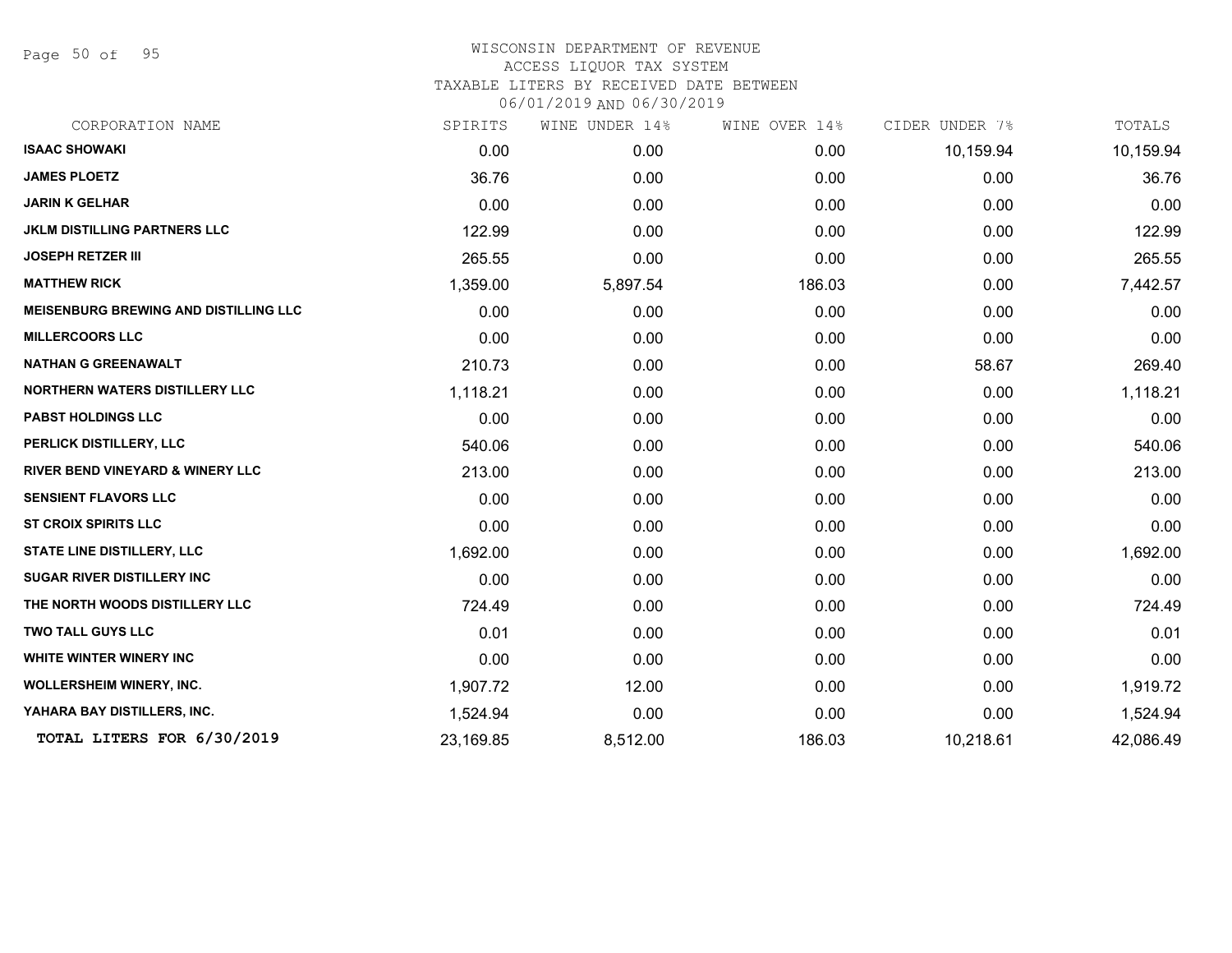WISCONSIN DEPARTMENT OF REVENUE
ACCESS LIQUOR TAX SYSTEM
TAXABLE LITERS BY RECEIVED DATE BETWEEN
06/01/2019 AND 06/30/2019

| CORPORATION NAME | SPIRITS | WINE UNDER 14% | WINE OVER 14% | CIDER UNDER 7% | TOTALS |
|---|---|---|---|---|---|
| **ISAAC SHOWAKI** | 0.00 | 0.00 | 0.00 | 10,159.94 | 10,159.94 |
| **JAMES PLOETZ** | 36.76 | 0.00 | 0.00 | 0.00 | 36.76 |
| **JARIN K GELHAR** | 0.00 | 0.00 | 0.00 | 0.00 | 0.00 |
| **JKLM DISTILLING PARTNERS LLC** | 122.99 | 0.00 | 0.00 | 0.00 | 122.99 |
| **JOSEPH RETZER III** | 265.55 | 0.00 | 0.00 | 0.00 | 265.55 |
| **MATTHEW RICK** | 1,359.00 | 5,897.54 | 186.03 | 0.00 | 7,442.57 |
| **MEISENBURG BREWING AND DISTILLING LLC** | 0.00 | 0.00 | 0.00 | 0.00 | 0.00 |
| **MILLERCOORS LLC** | 0.00 | 0.00 | 0.00 | 0.00 | 0.00 |
| **NATHAN G GREENAWALT** | 210.73 | 0.00 | 0.00 | 58.67 | 269.40 |
| **NORTHERN WATERS DISTILLERY LLC** | 1,118.21 | 0.00 | 0.00 | 0.00 | 1,118.21 |
| **PABST HOLDINGS LLC** | 0.00 | 0.00 | 0.00 | 0.00 | 0.00 |
| **PERLICK DISTILLERY, LLC** | 540.06 | 0.00 | 0.00 | 0.00 | 540.06 |
| **RIVER BEND VINEYARD & WINERY LLC** | 213.00 | 0.00 | 0.00 | 0.00 | 213.00 |
| **SENSIENT FLAVORS LLC** | 0.00 | 0.00 | 0.00 | 0.00 | 0.00 |
| **ST CROIX SPIRITS LLC** | 0.00 | 0.00 | 0.00 | 0.00 | 0.00 |
| **STATE LINE DISTILLERY, LLC** | 1,692.00 | 0.00 | 0.00 | 0.00 | 1,692.00 |
| **SUGAR RIVER DISTILLERY INC** | 0.00 | 0.00 | 0.00 | 0.00 | 0.00 |
| **THE NORTH WOODS DISTILLERY LLC** | 724.49 | 0.00 | 0.00 | 0.00 | 724.49 |
| **TWO TALL GUYS LLC** | 0.01 | 0.00 | 0.00 | 0.00 | 0.01 |
| **WHITE WINTER WINERY INC** | 0.00 | 0.00 | 0.00 | 0.00 | 0.00 |
| **WOLLERSHEIM WINERY, INC.** | 1,907.72 | 12.00 | 0.00 | 0.00 | 1,919.72 |
| **YAHARA BAY DISTILLERS, INC.** | 1,524.94 | 0.00 | 0.00 | 0.00 | 1,524.94 |
| **TOTAL LITERS FOR 6/30/2019** | 23,169.85 | 8,512.00 | 186.03 | 10,218.61 | 42,086.49 |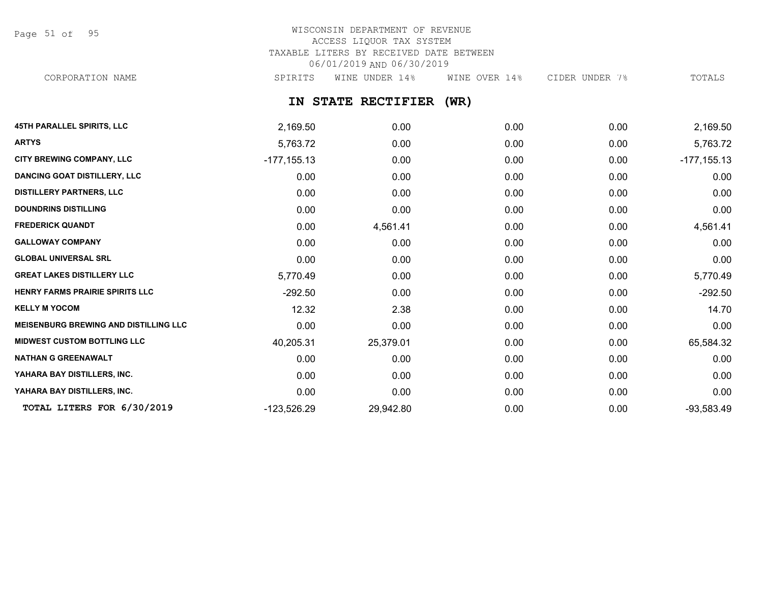WISCONSIN DEPARTMENT OF REVENUE
ACCESS LIQUOR TAX SYSTEM
TAXABLE LITERS BY RECEIVED DATE BETWEEN
06/01/2019 AND 06/30/2019

## IN STATE RECTIFIER (WR)

| CORPORATION NAME | SPIRITS | WINE UNDER 14% | WINE OVER 14% | CIDER UNDER 7% | TOTALS |
|---|---|---|---|---|---|
| 45TH PARALLEL SPIRITS, LLC | 2,169.50 | 0.00 | 0.00 | 0.00 | 2,169.50 |
| ARTYS | 5,763.72 | 0.00 | 0.00 | 0.00 | 5,763.72 |
| CITY BREWING COMPANY, LLC | -177,155.13 | 0.00 | 0.00 | 0.00 | -177,155.13 |
| DANCING GOAT DISTILLERY, LLC | 0.00 | 0.00 | 0.00 | 0.00 | 0.00 |
| DISTILLERY PARTNERS, LLC | 0.00 | 0.00 | 0.00 | 0.00 | 0.00 |
| DOUNDRINS DISTILLING | 0.00 | 0.00 | 0.00 | 0.00 | 0.00 |
| FREDERICK QUANDT | 0.00 | 4,561.41 | 0.00 | 0.00 | 4,561.41 |
| GALLOWAY COMPANY | 0.00 | 0.00 | 0.00 | 0.00 | 0.00 |
| GLOBAL UNIVERSAL SRL | 0.00 | 0.00 | 0.00 | 0.00 | 0.00 |
| GREAT LAKES DISTILLERY LLC | 5,770.49 | 0.00 | 0.00 | 0.00 | 5,770.49 |
| HENRY FARMS PRAIRIE SPIRITS LLC | -292.50 | 0.00 | 0.00 | 0.00 | -292.50 |
| KELLY M YOCOM | 12.32 | 2.38 | 0.00 | 0.00 | 14.70 |
| MEISENBURG BREWING AND DISTILLING LLC | 0.00 | 0.00 | 0.00 | 0.00 | 0.00 |
| MIDWEST CUSTOM BOTTLING LLC | 40,205.31 | 25,379.01 | 0.00 | 0.00 | 65,584.32 |
| NATHAN G GREENAWALT | 0.00 | 0.00 | 0.00 | 0.00 | 0.00 |
| YAHARA BAY DISTILLERS, INC. | 0.00 | 0.00 | 0.00 | 0.00 | 0.00 |
| YAHARA BAY DISTILLERS, INC. | 0.00 | 0.00 | 0.00 | 0.00 | 0.00 |
| **TOTAL LITERS FOR 6/30/2019** | -123,526.29 | 29,942.80 | 0.00 | 0.00 | -93,583.49 |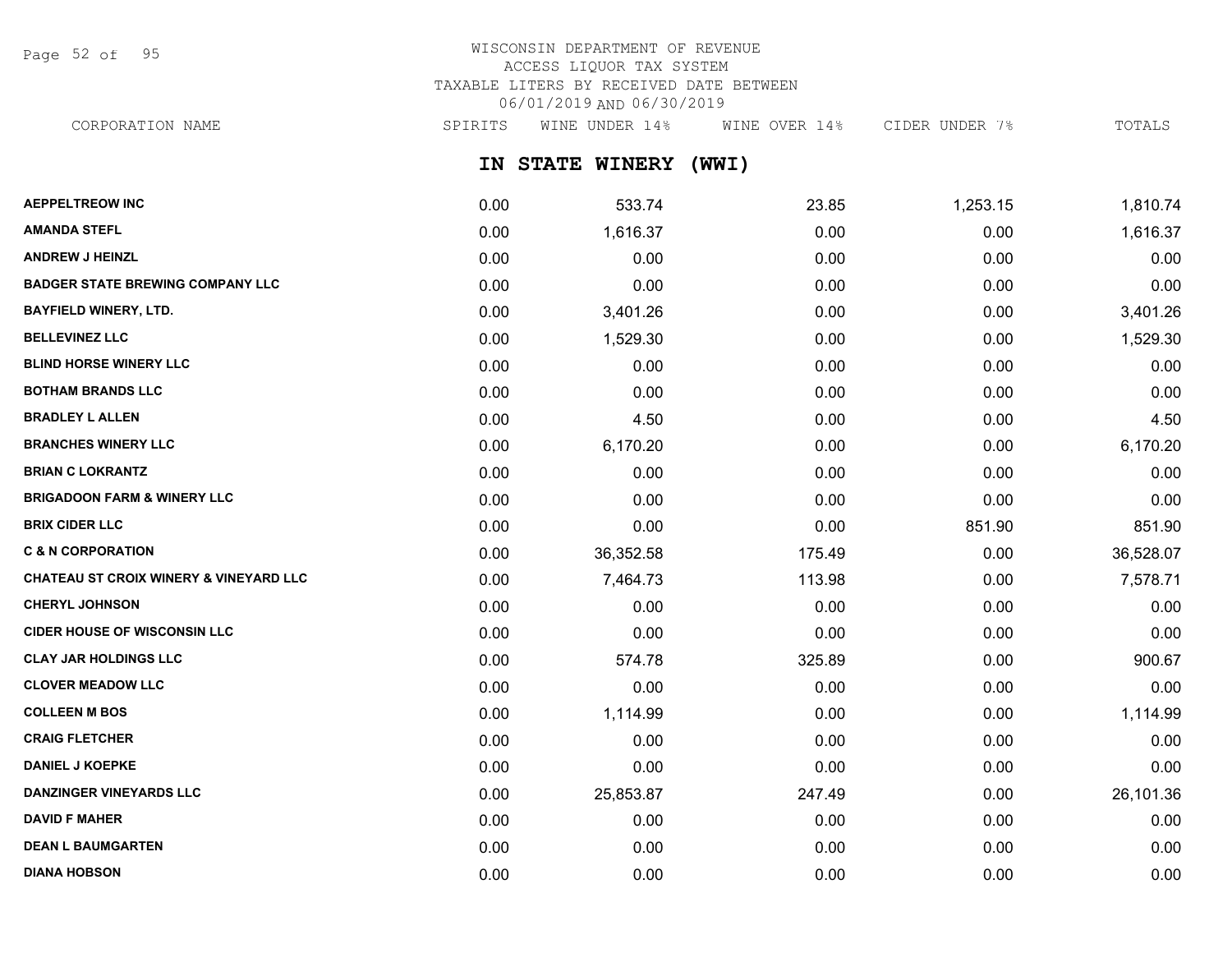WISCONSIN DEPARTMENT OF REVENUE
ACCESS LIQUOR TAX SYSTEM
TAXABLE LITERS BY RECEIVED DATE BETWEEN
06/01/2019 AND 06/30/2019

## IN STATE WINERY (WWI)

| CORPORATION NAME | SPIRITS | WINE UNDER 14% | WINE OVER 14% | CIDER UNDER 7% | TOTALS |
|---|---|---|---|---|---|
| AEPPELTREOW INC | 0.00 | 533.74 | 23.85 | 1,253.15 | 1,810.74 |
| AMANDA STEFL | 0.00 | 1,616.37 | 0.00 | 0.00 | 1,616.37 |
| ANDREW J HEINZL | 0.00 | 0.00 | 0.00 | 0.00 | 0.00 |
| BADGER STATE BREWING COMPANY LLC | 0.00 | 0.00 | 0.00 | 0.00 | 0.00 |
| BAYFIELD WINERY, LTD. | 0.00 | 3,401.26 | 0.00 | 0.00 | 3,401.26 |
| BELLEVINEZ LLC | 0.00 | 1,529.30 | 0.00 | 0.00 | 1,529.30 |
| BLIND HORSE WINERY LLC | 0.00 | 0.00 | 0.00 | 0.00 | 0.00 |
| BOTHAM BRANDS LLC | 0.00 | 0.00 | 0.00 | 0.00 | 0.00 |
| BRADLEY L ALLEN | 0.00 | 4.50 | 0.00 | 0.00 | 4.50 |
| BRANCHES WINERY LLC | 0.00 | 6,170.20 | 0.00 | 0.00 | 6,170.20 |
| BRIAN C LOKRANTZ | 0.00 | 0.00 | 0.00 | 0.00 | 0.00 |
| BRIGADOON FARM & WINERY LLC | 0.00 | 0.00 | 0.00 | 0.00 | 0.00 |
| BRIX CIDER LLC | 0.00 | 0.00 | 0.00 | 851.90 | 851.90 |
| C & N CORPORATION | 0.00 | 36,352.58 | 175.49 | 0.00 | 36,528.07 |
| CHATEAU ST CROIX WINERY & VINEYARD LLC | 0.00 | 7,464.73 | 113.98 | 0.00 | 7,578.71 |
| CHERYL JOHNSON | 0.00 | 0.00 | 0.00 | 0.00 | 0.00 |
| CIDER HOUSE OF WISCONSIN LLC | 0.00 | 0.00 | 0.00 | 0.00 | 0.00 |
| CLAY JAR HOLDINGS LLC | 0.00 | 574.78 | 325.89 | 0.00 | 900.67 |
| CLOVER MEADOW LLC | 0.00 | 0.00 | 0.00 | 0.00 | 0.00 |
| COLLEEN M BOS | 0.00 | 1,114.99 | 0.00 | 0.00 | 1,114.99 |
| CRAIG FLETCHER | 0.00 | 0.00 | 0.00 | 0.00 | 0.00 |
| DANIEL J KOEPKE | 0.00 | 0.00 | 0.00 | 0.00 | 0.00 |
| DANZINGER VINEYARDS LLC | 0.00 | 25,853.87 | 247.49 | 0.00 | 26,101.36 |
| DAVID F MAHER | 0.00 | 0.00 | 0.00 | 0.00 | 0.00 |
| DEAN L BAUMGARTEN | 0.00 | 0.00 | 0.00 | 0.00 | 0.00 |
| DIANA HOBSON | 0.00 | 0.00 | 0.00 | 0.00 | 0.00 |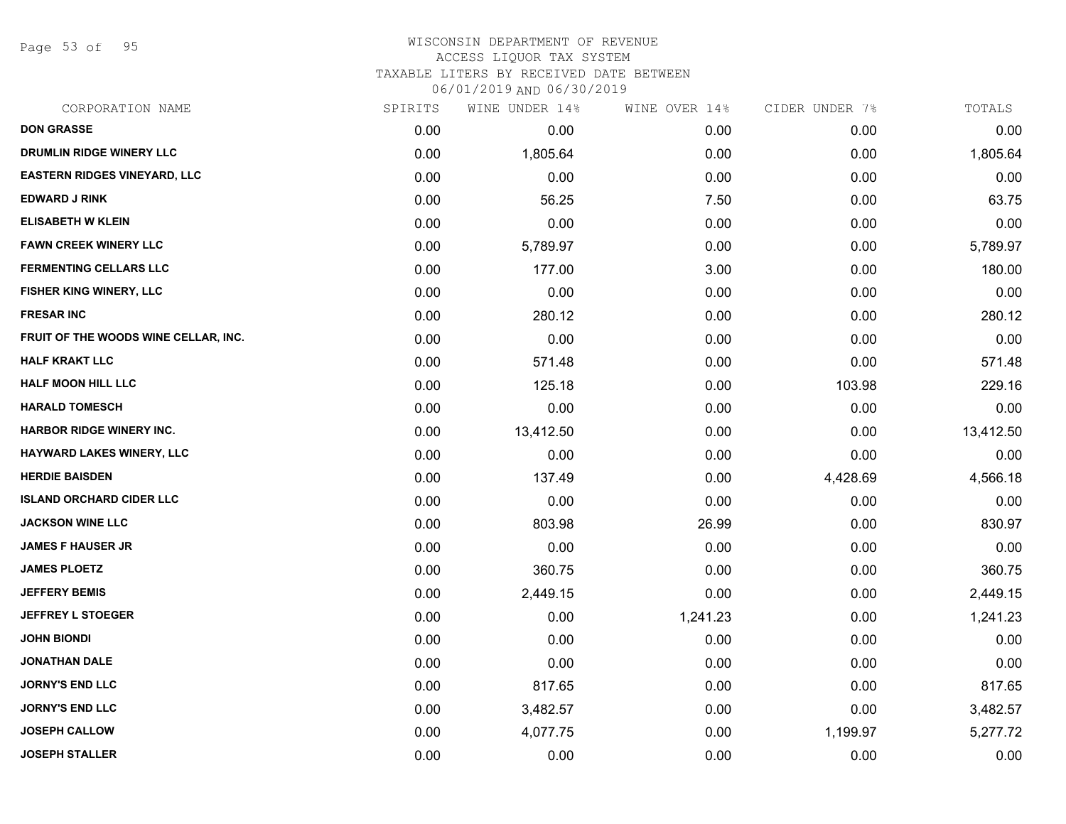# WISCONSIN DEPARTMENT OF REVENUE
## ACCESS LIQUOR TAX SYSTEM
### TAXABLE LITERS BY RECEIVED DATE BETWEEN 06/01/2019 AND 06/30/2019

| CORPORATION NAME | SPIRITS | WINE UNDER 14% | WINE OVER 14% | CIDER UNDER 7% | TOTALS |
|---|---|---|---|---|---|
| DON GRASSE | 0.00 | 0.00 | 0.00 | 0.00 | 0.00 |
| DRUMLIN RIDGE WINERY LLC | 0.00 | 1,805.64 | 0.00 | 0.00 | 1,805.64 |
| EASTERN RIDGES VINEYARD, LLC | 0.00 | 0.00 | 0.00 | 0.00 | 0.00 |
| EDWARD J RINK | 0.00 | 56.25 | 7.50 | 0.00 | 63.75 |
| ELISABETH W KLEIN | 0.00 | 0.00 | 0.00 | 0.00 | 0.00 |
| FAWN CREEK WINERY LLC | 0.00 | 5,789.97 | 0.00 | 0.00 | 5,789.97 |
| FERMENTING CELLARS LLC | 0.00 | 177.00 | 3.00 | 0.00 | 180.00 |
| FISHER KING WINERY, LLC | 0.00 | 0.00 | 0.00 | 0.00 | 0.00 |
| FRESAR INC | 0.00 | 280.12 | 0.00 | 0.00 | 280.12 |
| FRUIT OF THE WOODS WINE CELLAR, INC. | 0.00 | 0.00 | 0.00 | 0.00 | 0.00 |
| HALF KRAKT LLC | 0.00 | 571.48 | 0.00 | 0.00 | 571.48 |
| HALF MOON HILL LLC | 0.00 | 125.18 | 0.00 | 103.98 | 229.16 |
| HARALD TOMESCH | 0.00 | 0.00 | 0.00 | 0.00 | 0.00 |
| HARBOR RIDGE WINERY INC. | 0.00 | 13,412.50 | 0.00 | 0.00 | 13,412.50 |
| HAYWARD LAKES WINERY, LLC | 0.00 | 0.00 | 0.00 | 0.00 | 0.00 |
| HERDIE BAISDEN | 0.00 | 137.49 | 0.00 | 4,428.69 | 4,566.18 |
| ISLAND ORCHARD CIDER LLC | 0.00 | 0.00 | 0.00 | 0.00 | 0.00 |
| JACKSON WINE LLC | 0.00 | 803.98 | 26.99 | 0.00 | 830.97 |
| JAMES F HAUSER JR | 0.00 | 0.00 | 0.00 | 0.00 | 0.00 |
| JAMES PLOETZ | 0.00 | 360.75 | 0.00 | 0.00 | 360.75 |
| JEFFERY BEMIS | 0.00 | 2,449.15 | 0.00 | 0.00 | 2,449.15 |
| JEFFREY L STOEGER | 0.00 | 0.00 | 1,241.23 | 0.00 | 1,241.23 |
| JOHN BIONDI | 0.00 | 0.00 | 0.00 | 0.00 | 0.00 |
| JONATHAN DALE | 0.00 | 0.00 | 0.00 | 0.00 | 0.00 |
| JORNY'S END LLC | 0.00 | 817.65 | 0.00 | 0.00 | 817.65 |
| JORNY'S END LLC | 0.00 | 3,482.57 | 0.00 | 0.00 | 3,482.57 |
| JOSEPH CALLOW | 0.00 | 4,077.75 | 0.00 | 1,199.97 | 5,277.72 |
| JOSEPH STALLER | 0.00 | 0.00 | 0.00 | 0.00 | 0.00 |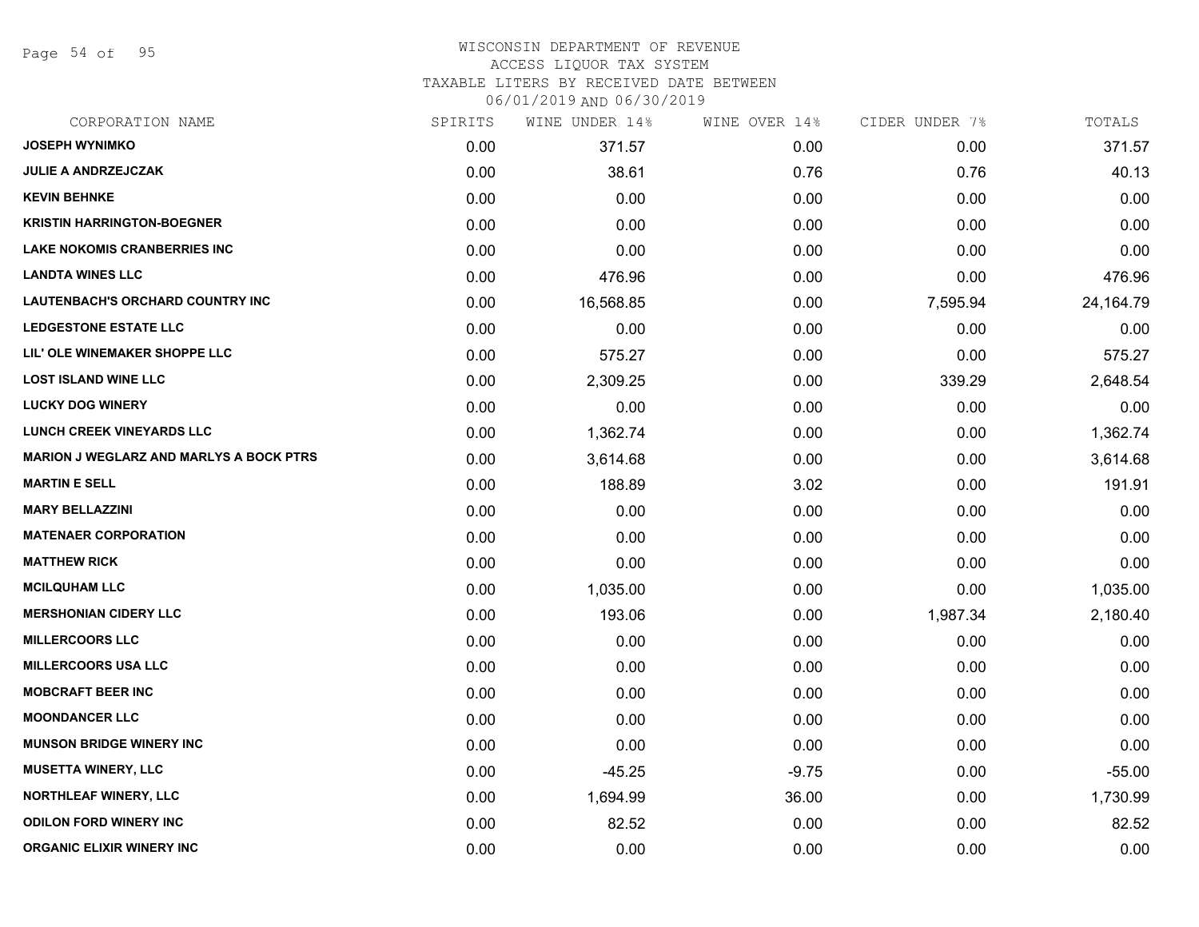# WISCONSIN DEPARTMENT OF REVENUE
## ACCESS LIQUOR TAX SYSTEM
### TAXABLE LITERS BY RECEIVED DATE BETWEEN 06/01/2019 AND 06/30/2019

| CORPORATION NAME | SPIRITS | WINE UNDER 14% | WINE OVER 14% | CIDER UNDER 7% | TOTALS |
|---|---|---|---|---|---|
| JOSEPH WYNIMKO | 0.00 | 371.57 | 0.00 | 0.00 | 371.57 |
| JULIE A ANDRZEJCZAK | 0.00 | 38.61 | 0.76 | 0.76 | 40.13 |
| KEVIN BEHNKE | 0.00 | 0.00 | 0.00 | 0.00 | 0.00 |
| KRISTIN HARRINGTON-BOEGNER | 0.00 | 0.00 | 0.00 | 0.00 | 0.00 |
| LAKE NOKOMIS CRANBERRIES INC | 0.00 | 0.00 | 0.00 | 0.00 | 0.00 |
| LANDTA WINES LLC | 0.00 | 476.96 | 0.00 | 0.00 | 476.96 |
| LAUTENBACH'S ORCHARD COUNTRY INC | 0.00 | 16,568.85 | 0.00 | 7,595.94 | 24,164.79 |
| LEDGESTONE ESTATE LLC | 0.00 | 0.00 | 0.00 | 0.00 | 0.00 |
| LIL' OLE WINEMAKER SHOPPE LLC | 0.00 | 575.27 | 0.00 | 0.00 | 575.27 |
| LOST ISLAND WINE LLC | 0.00 | 2,309.25 | 0.00 | 339.29 | 2,648.54 |
| LUCKY DOG WINERY | 0.00 | 0.00 | 0.00 | 0.00 | 0.00 |
| LUNCH CREEK VINEYARDS LLC | 0.00 | 1,362.74 | 0.00 | 0.00 | 1,362.74 |
| MARION J WEGLARZ AND MARLYS A BOCK PTRS | 0.00 | 3,614.68 | 0.00 | 0.00 | 3,614.68 |
| MARTIN E SELL | 0.00 | 188.89 | 3.02 | 0.00 | 191.91 |
| MARY BELLAZZINI | 0.00 | 0.00 | 0.00 | 0.00 | 0.00 |
| MATENAER CORPORATION | 0.00 | 0.00 | 0.00 | 0.00 | 0.00 |
| MATTHEW RICK | 0.00 | 0.00 | 0.00 | 0.00 | 0.00 |
| MCILQUHAM LLC | 0.00 | 1,035.00 | 0.00 | 0.00 | 1,035.00 |
| MERSHONIAN CIDERY LLC | 0.00 | 193.06 | 0.00 | 1,987.34 | 2,180.40 |
| MILLERCOORS LLC | 0.00 | 0.00 | 0.00 | 0.00 | 0.00 |
| MILLERCOORS USA LLC | 0.00 | 0.00 | 0.00 | 0.00 | 0.00 |
| MOBCRAFT BEER INC | 0.00 | 0.00 | 0.00 | 0.00 | 0.00 |
| MOONDANCER LLC | 0.00 | 0.00 | 0.00 | 0.00 | 0.00 |
| MUNSON BRIDGE WINERY INC | 0.00 | 0.00 | 0.00 | 0.00 | 0.00 |
| MUSETTA WINERY, LLC | 0.00 | -45.25 | -9.75 | 0.00 | -55.00 |
| NORTHLEAF WINERY, LLC | 0.00 | 1,694.99 | 36.00 | 0.00 | 1,730.99 |
| ODILON FORD WINERY INC | 0.00 | 82.52 | 0.00 | 0.00 | 82.52 |
| ORGANIC ELIXIR WINERY INC | 0.00 | 0.00 | 0.00 | 0.00 | 0.00 |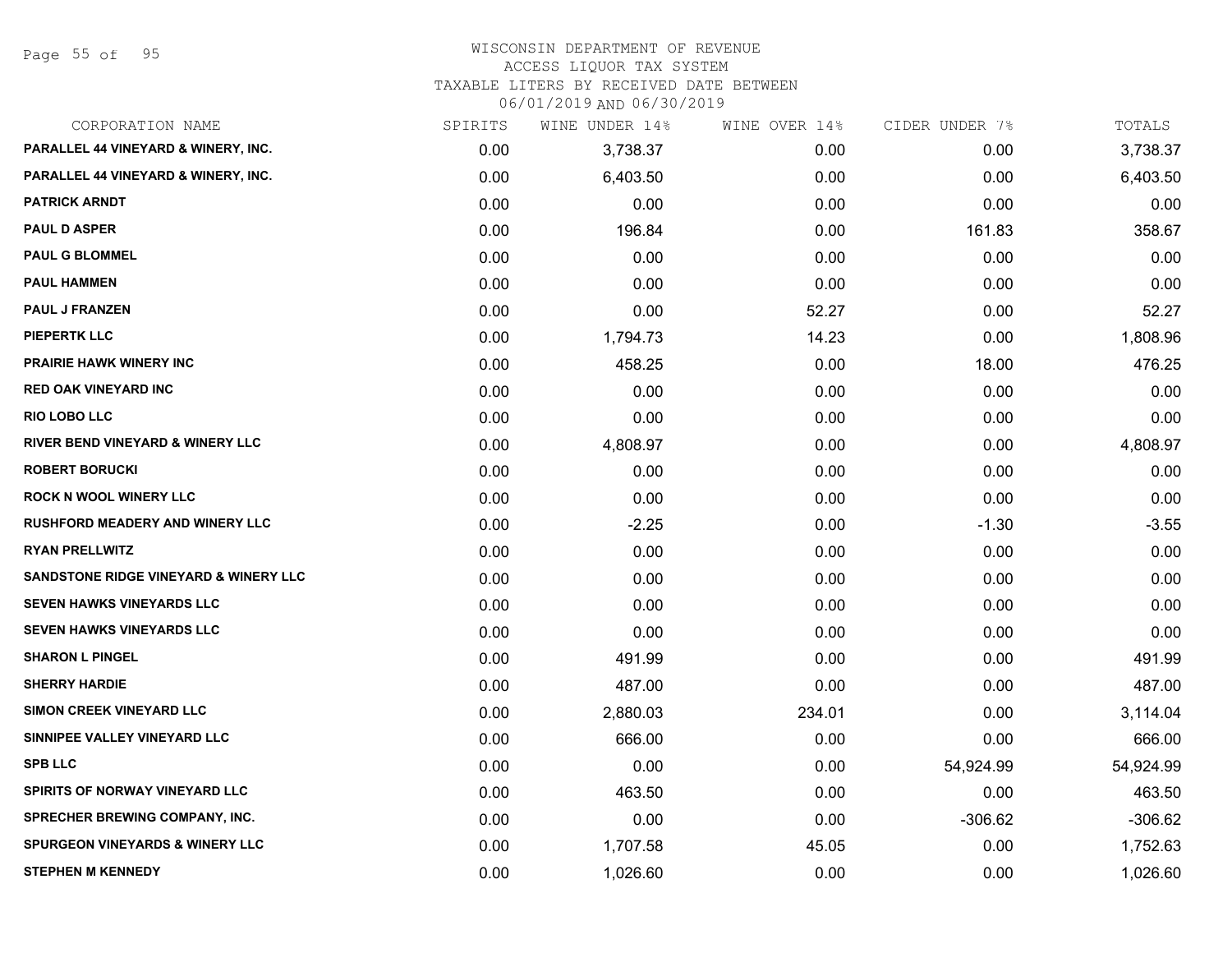WISCONSIN DEPARTMENT OF REVENUE
ACCESS LIQUOR TAX SYSTEM
TAXABLE LITERS BY RECEIVED DATE BETWEEN
06/01/2019 AND 06/30/2019

| CORPORATION NAME | SPIRITS | WINE UNDER 14% | WINE OVER 14% | CIDER UNDER 7% | TOTALS |
|---|---|---|---|---|---|
| PARALLEL 44 VINEYARD & WINERY, INC. | 0.00 | 3,738.37 | 0.00 | 0.00 | 3,738.37 |
| PARALLEL 44 VINEYARD & WINERY, INC. | 0.00 | 6,403.50 | 0.00 | 0.00 | 6,403.50 |
| PATRICK ARNDT | 0.00 | 0.00 | 0.00 | 0.00 | 0.00 |
| PAUL D ASPER | 0.00 | 196.84 | 0.00 | 161.83 | 358.67 |
| PAUL G BLOMMEL | 0.00 | 0.00 | 0.00 | 0.00 | 0.00 |
| PAUL HAMMEN | 0.00 | 0.00 | 0.00 | 0.00 | 0.00 |
| PAUL J FRANZEN | 0.00 | 0.00 | 52.27 | 0.00 | 52.27 |
| PIEPERTK LLC | 0.00 | 1,794.73 | 14.23 | 0.00 | 1,808.96 |
| PRAIRIE HAWK WINERY INC | 0.00 | 458.25 | 0.00 | 18.00 | 476.25 |
| RED OAK VINEYARD INC | 0.00 | 0.00 | 0.00 | 0.00 | 0.00 |
| RIO LOBO LLC | 0.00 | 0.00 | 0.00 | 0.00 | 0.00 |
| RIVER BEND VINEYARD & WINERY LLC | 0.00 | 4,808.97 | 0.00 | 0.00 | 4,808.97 |
| ROBERT BORUCKI | 0.00 | 0.00 | 0.00 | 0.00 | 0.00 |
| ROCK N WOOL WINERY LLC | 0.00 | 0.00 | 0.00 | 0.00 | 0.00 |
| RUSHFORD MEADERY AND WINERY LLC | 0.00 | -2.25 | 0.00 | -1.30 | -3.55 |
| RYAN PRELLWITZ | 0.00 | 0.00 | 0.00 | 0.00 | 0.00 |
| SANDSTONE RIDGE VINEYARD & WINERY LLC | 0.00 | 0.00 | 0.00 | 0.00 | 0.00 |
| SEVEN HAWKS VINEYARDS LLC | 0.00 | 0.00 | 0.00 | 0.00 | 0.00 |
| SEVEN HAWKS VINEYARDS LLC | 0.00 | 0.00 | 0.00 | 0.00 | 0.00 |
| SHARON L PINGEL | 0.00 | 491.99 | 0.00 | 0.00 | 491.99 |
| SHERRY HARDIE | 0.00 | 487.00 | 0.00 | 0.00 | 487.00 |
| SIMON CREEK VINEYARD LLC | 0.00 | 2,880.03 | 234.01 | 0.00 | 3,114.04 |
| SINNIPEE VALLEY VINEYARD LLC | 0.00 | 666.00 | 0.00 | 0.00 | 666.00 |
| SPB LLC | 0.00 | 0.00 | 0.00 | 54,924.99 | 54,924.99 |
| SPIRITS OF NORWAY VINEYARD LLC | 0.00 | 463.50 | 0.00 | 0.00 | 463.50 |
| SPRECHER BREWING COMPANY, INC. | 0.00 | 0.00 | 0.00 | -306.62 | -306.62 |
| SPURGEON VINEYARDS & WINERY LLC | 0.00 | 1,707.58 | 45.05 | 0.00 | 1,752.63 |
| STEPHEN M KENNEDY | 0.00 | 1,026.60 | 0.00 | 0.00 | 1,026.60 |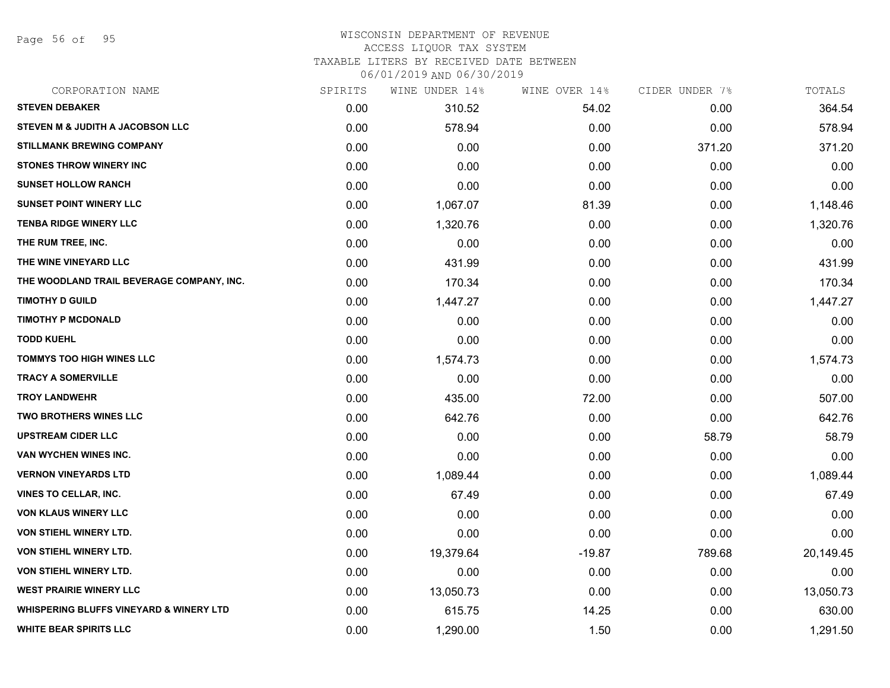WISCONSIN DEPARTMENT OF REVENUE
ACCESS LIQUOR TAX SYSTEM
TAXABLE LITERS BY RECEIVED DATE BETWEEN
06/01/2019 AND 06/30/2019

| CORPORATION NAME | SPIRITS | WINE UNDER 14% | WINE OVER 14% | CIDER UNDER 7% | TOTALS |
|---|---|---|---|---|---|
| STEVEN DEBAKER | 0.00 | 310.52 | 54.02 | 0.00 | 364.54 |
| STEVEN M & JUDITH A JACOBSON LLC | 0.00 | 578.94 | 0.00 | 0.00 | 578.94 |
| STILLMANK BREWING COMPANY | 0.00 | 0.00 | 0.00 | 371.20 | 371.20 |
| STONES THROW WINERY INC | 0.00 | 0.00 | 0.00 | 0.00 | 0.00 |
| SUNSET HOLLOW RANCH | 0.00 | 0.00 | 0.00 | 0.00 | 0.00 |
| SUNSET POINT WINERY LLC | 0.00 | 1,067.07 | 81.39 | 0.00 | 1,148.46 |
| TENBA RIDGE WINERY LLC | 0.00 | 1,320.76 | 0.00 | 0.00 | 1,320.76 |
| THE RUM TREE, INC. | 0.00 | 0.00 | 0.00 | 0.00 | 0.00 |
| THE WINE VINEYARD LLC | 0.00 | 431.99 | 0.00 | 0.00 | 431.99 |
| THE WOODLAND TRAIL BEVERAGE COMPANY, INC. | 0.00 | 170.34 | 0.00 | 0.00 | 170.34 |
| TIMOTHY D GUILD | 0.00 | 1,447.27 | 0.00 | 0.00 | 1,447.27 |
| TIMOTHY P MCDONALD | 0.00 | 0.00 | 0.00 | 0.00 | 0.00 |
| TODD KUEHL | 0.00 | 0.00 | 0.00 | 0.00 | 0.00 |
| TOMMYS TOO HIGH WINES LLC | 0.00 | 1,574.73 | 0.00 | 0.00 | 1,574.73 |
| TRACY A SOMERVILLE | 0.00 | 0.00 | 0.00 | 0.00 | 0.00 |
| TROY LANDWEHR | 0.00 | 435.00 | 72.00 | 0.00 | 507.00 |
| TWO BROTHERS WINES LLC | 0.00 | 642.76 | 0.00 | 0.00 | 642.76 |
| UPSTREAM CIDER LLC | 0.00 | 0.00 | 0.00 | 58.79 | 58.79 |
| VAN WYCHEN WINES INC. | 0.00 | 0.00 | 0.00 | 0.00 | 0.00 |
| VERNON VINEYARDS LTD | 0.00 | 1,089.44 | 0.00 | 0.00 | 1,089.44 |
| VINES TO CELLAR, INC. | 0.00 | 67.49 | 0.00 | 0.00 | 67.49 |
| VON KLAUS WINERY LLC | 0.00 | 0.00 | 0.00 | 0.00 | 0.00 |
| VON STIEHL WINERY LTD. | 0.00 | 0.00 | 0.00 | 0.00 | 0.00 |
| VON STIEHL WINERY LTD. | 0.00 | 19,379.64 | -19.87 | 789.68 | 20,149.45 |
| VON STIEHL WINERY LTD. | 0.00 | 0.00 | 0.00 | 0.00 | 0.00 |
| WEST PRAIRIE WINERY LLC | 0.00 | 13,050.73 | 0.00 | 0.00 | 13,050.73 |
| WHISPERING BLUFFS VINEYARD & WINERY LTD | 0.00 | 615.75 | 14.25 | 0.00 | 630.00 |
| WHITE BEAR SPIRITS LLC | 0.00 | 1,290.00 | 1.50 | 0.00 | 1,291.50 |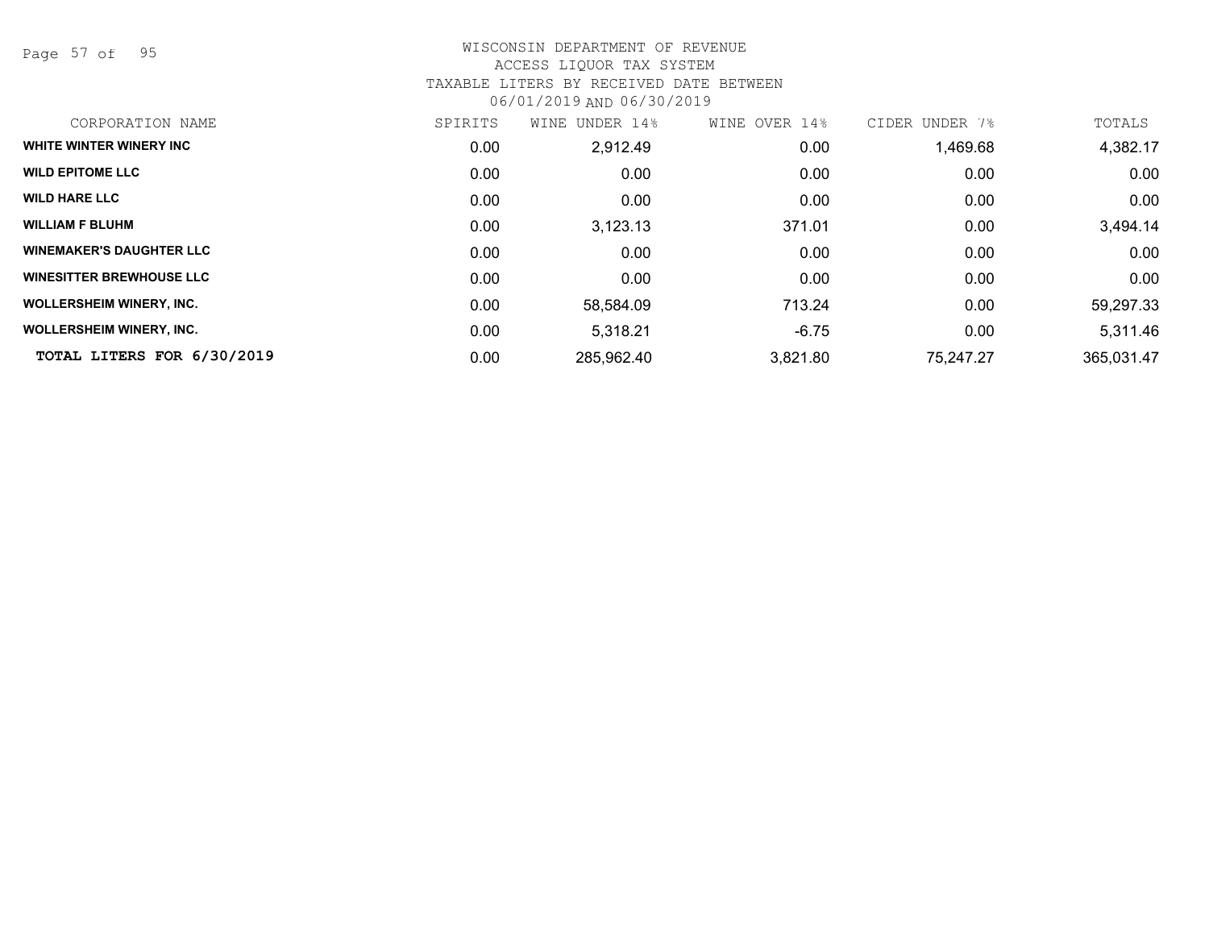WISCONSIN DEPARTMENT OF REVENUE
ACCESS LIQUOR TAX SYSTEM
TAXABLE LITERS BY RECEIVED DATE BETWEEN
06/01/2019 AND 06/30/2019

| CORPORATION NAME | SPIRITS | WINE UNDER 14% | WINE OVER 14% | CIDER UNDER 7% | TOTALS |
|---|---|---|---|---|---|
| **WHITE WINTER WINERY INC** | 0.00 | 2,912.49 | 0.00 | 1,469.68 | 4,382.17 |
| **WILD EPITOME LLC** | 0.00 | 0.00 | 0.00 | 0.00 | 0.00 |
| **WILD HARE LLC** | 0.00 | 0.00 | 0.00 | 0.00 | 0.00 |
| **WILLIAM F BLUHM** | 0.00 | 3,123.13 | 371.01 | 0.00 | 3,494.14 |
| **WINEMAKER'S DAUGHTER LLC** | 0.00 | 0.00 | 0.00 | 0.00 | 0.00 |
| **WINESITTER BREWHOUSE LLC** | 0.00 | 0.00 | 0.00 | 0.00 | 0.00 |
| **WOLLERSHEIM WINERY, INC.** | 0.00 | 58,584.09 | 713.24 | 0.00 | 59,297.33 |
| **WOLLERSHEIM WINERY, INC.** | 0.00 | 5,318.21 | -6.75 | 0.00 | 5,311.46 |
| **TOTAL LITERS FOR 6/30/2019** | 0.00 | 285,962.40 | 3,821.80 | 75,247.27 | 365,031.47 |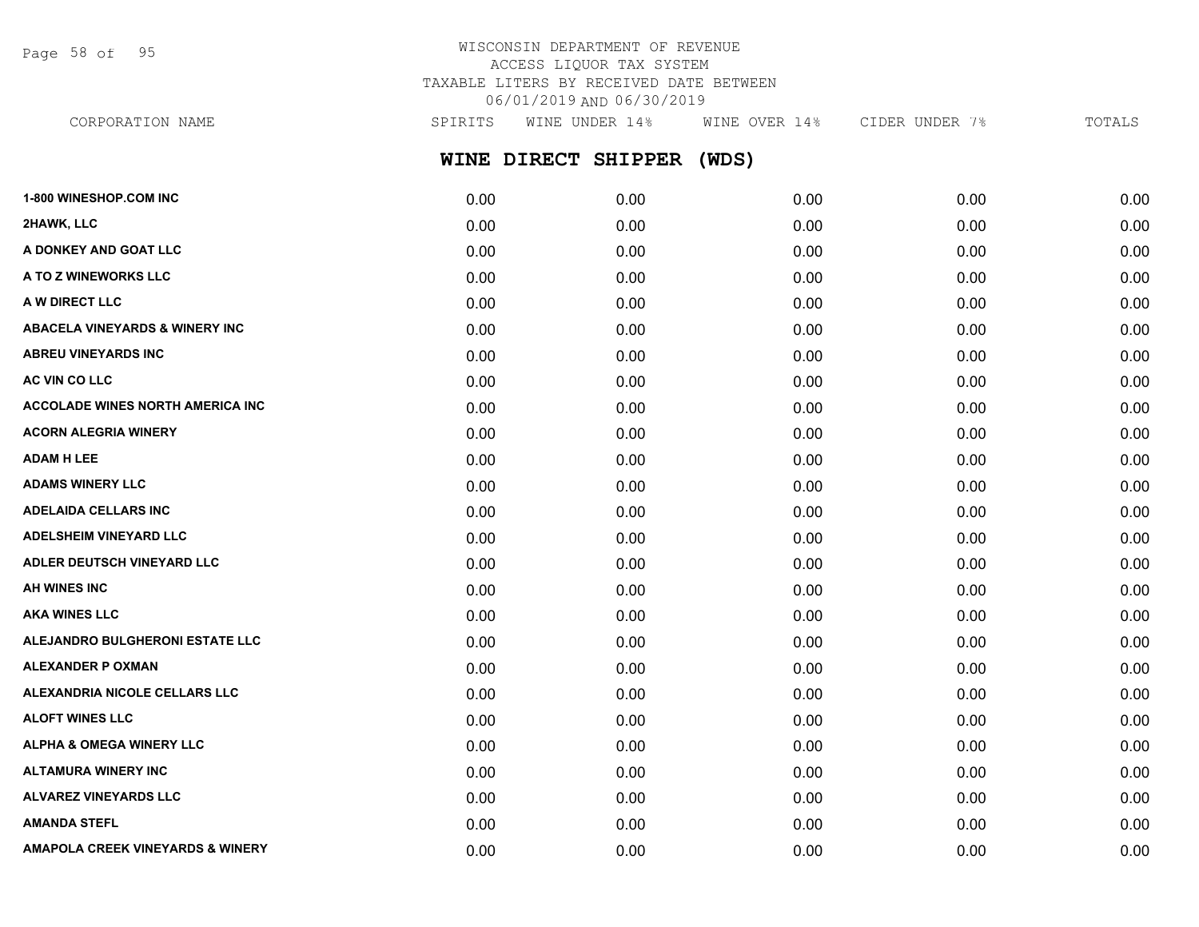WISCONSIN DEPARTMENT OF REVENUE
ACCESS LIQUOR TAX SYSTEM
TAXABLE LITERS BY RECEIVED DATE BETWEEN
06/01/2019 AND 06/30/2019

## WINE DIRECT SHIPPER (WDS)

| CORPORATION NAME | SPIRITS | WINE UNDER 14% | WINE OVER 14% | CIDER UNDER 7% | TOTALS |
|---|---|---|---|---|---|
| 1-800 WINESHOP.COM INC | 0.00 | 0.00 | 0.00 | 0.00 | 0.00 |
| 2HAWK, LLC | 0.00 | 0.00 | 0.00 | 0.00 | 0.00 |
| A DONKEY AND GOAT LLC | 0.00 | 0.00 | 0.00 | 0.00 | 0.00 |
| A TO Z WINEWORKS LLC | 0.00 | 0.00 | 0.00 | 0.00 | 0.00 |
| A W DIRECT LLC | 0.00 | 0.00 | 0.00 | 0.00 | 0.00 |
| ABACELA VINEYARDS & WINERY INC | 0.00 | 0.00 | 0.00 | 0.00 | 0.00 |
| ABREU VINEYARDS INC | 0.00 | 0.00 | 0.00 | 0.00 | 0.00 |
| AC VIN CO LLC | 0.00 | 0.00 | 0.00 | 0.00 | 0.00 |
| ACCOLADE WINES NORTH AMERICA INC | 0.00 | 0.00 | 0.00 | 0.00 | 0.00 |
| ACORN ALEGRIA WINERY | 0.00 | 0.00 | 0.00 | 0.00 | 0.00 |
| ADAM H LEE | 0.00 | 0.00 | 0.00 | 0.00 | 0.00 |
| ADAMS WINERY LLC | 0.00 | 0.00 | 0.00 | 0.00 | 0.00 |
| ADELAIDA CELLARS INC | 0.00 | 0.00 | 0.00 | 0.00 | 0.00 |
| ADELSHEIM VINEYARD LLC | 0.00 | 0.00 | 0.00 | 0.00 | 0.00 |
| ADLER DEUTSCH VINEYARD LLC | 0.00 | 0.00 | 0.00 | 0.00 | 0.00 |
| AH WINES INC | 0.00 | 0.00 | 0.00 | 0.00 | 0.00 |
| AKA WINES LLC | 0.00 | 0.00 | 0.00 | 0.00 | 0.00 |
| ALEJANDRO BULGHERONI ESTATE LLC | 0.00 | 0.00 | 0.00 | 0.00 | 0.00 |
| ALEXANDER P OXMAN | 0.00 | 0.00 | 0.00 | 0.00 | 0.00 |
| ALEXANDRIA NICOLE CELLARS LLC | 0.00 | 0.00 | 0.00 | 0.00 | 0.00 |
| ALOFT WINES LLC | 0.00 | 0.00 | 0.00 | 0.00 | 0.00 |
| ALPHA & OMEGA WINERY LLC | 0.00 | 0.00 | 0.00 | 0.00 | 0.00 |
| ALTAMURA WINERY INC | 0.00 | 0.00 | 0.00 | 0.00 | 0.00 |
| ALVAREZ VINEYARDS LLC | 0.00 | 0.00 | 0.00 | 0.00 | 0.00 |
| AMANDA STEFL | 0.00 | 0.00 | 0.00 | 0.00 | 0.00 |
| AMAPOLA CREEK VINEYARDS & WINERY | 0.00 | 0.00 | 0.00 | 0.00 | 0.00 |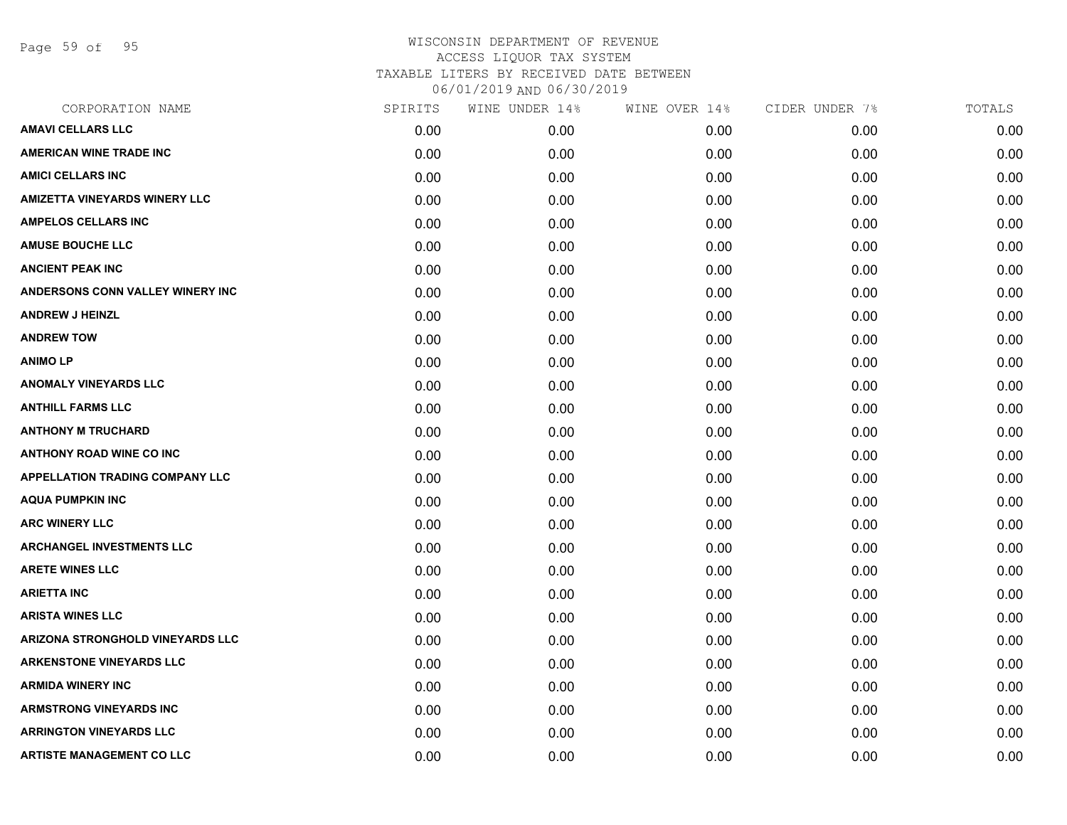# WISCONSIN DEPARTMENT OF REVENUE
## ACCESS LIQUOR TAX SYSTEM
### TAXABLE LITERS BY RECEIVED DATE BETWEEN 06/01/2019 AND 06/30/2019

| CORPORATION NAME | SPIRITS | WINE UNDER 14% | WINE OVER 14% | CIDER UNDER 7% | TOTALS |
|---|---|---|---|---|---|
| AMAVI CELLARS LLC | 0.00 | 0.00 | 0.00 | 0.00 | 0.00 |
| AMERICAN WINE TRADE INC | 0.00 | 0.00 | 0.00 | 0.00 | 0.00 |
| AMICI CELLARS INC | 0.00 | 0.00 | 0.00 | 0.00 | 0.00 |
| AMIZETTA VINEYARDS WINERY LLC | 0.00 | 0.00 | 0.00 | 0.00 | 0.00 |
| AMPELOS CELLARS INC | 0.00 | 0.00 | 0.00 | 0.00 | 0.00 |
| AMUSE BOUCHE LLC | 0.00 | 0.00 | 0.00 | 0.00 | 0.00 |
| ANCIENT PEAK INC | 0.00 | 0.00 | 0.00 | 0.00 | 0.00 |
| ANDERSONS CONN VALLEY WINERY INC | 0.00 | 0.00 | 0.00 | 0.00 | 0.00 |
| ANDREW J HEINZL | 0.00 | 0.00 | 0.00 | 0.00 | 0.00 |
| ANDREW TOW | 0.00 | 0.00 | 0.00 | 0.00 | 0.00 |
| ANIMO LP | 0.00 | 0.00 | 0.00 | 0.00 | 0.00 |
| ANOMALY VINEYARDS LLC | 0.00 | 0.00 | 0.00 | 0.00 | 0.00 |
| ANTHILL FARMS LLC | 0.00 | 0.00 | 0.00 | 0.00 | 0.00 |
| ANTHONY M TRUCHARD | 0.00 | 0.00 | 0.00 | 0.00 | 0.00 |
| ANTHONY ROAD WINE CO INC | 0.00 | 0.00 | 0.00 | 0.00 | 0.00 |
| APPELLATION TRADING COMPANY LLC | 0.00 | 0.00 | 0.00 | 0.00 | 0.00 |
| AQUA PUMPKIN INC | 0.00 | 0.00 | 0.00 | 0.00 | 0.00 |
| ARC WINERY LLC | 0.00 | 0.00 | 0.00 | 0.00 | 0.00 |
| ARCHANGEL INVESTMENTS LLC | 0.00 | 0.00 | 0.00 | 0.00 | 0.00 |
| ARETE WINES LLC | 0.00 | 0.00 | 0.00 | 0.00 | 0.00 |
| ARIETTA INC | 0.00 | 0.00 | 0.00 | 0.00 | 0.00 |
| ARISTA WINES LLC | 0.00 | 0.00 | 0.00 | 0.00 | 0.00 |
| ARIZONA STRONGHOLD VINEYARDS LLC | 0.00 | 0.00 | 0.00 | 0.00 | 0.00 |
| ARKENSTONE VINEYARDS LLC | 0.00 | 0.00 | 0.00 | 0.00 | 0.00 |
| ARMIDA WINERY INC | 0.00 | 0.00 | 0.00 | 0.00 | 0.00 |
| ARMSTRONG VINEYARDS INC | 0.00 | 0.00 | 0.00 | 0.00 | 0.00 |
| ARRINGTON VINEYARDS LLC | 0.00 | 0.00 | 0.00 | 0.00 | 0.00 |
| ARTISTE MANAGEMENT CO LLC | 0.00 | 0.00 | 0.00 | 0.00 | 0.00 |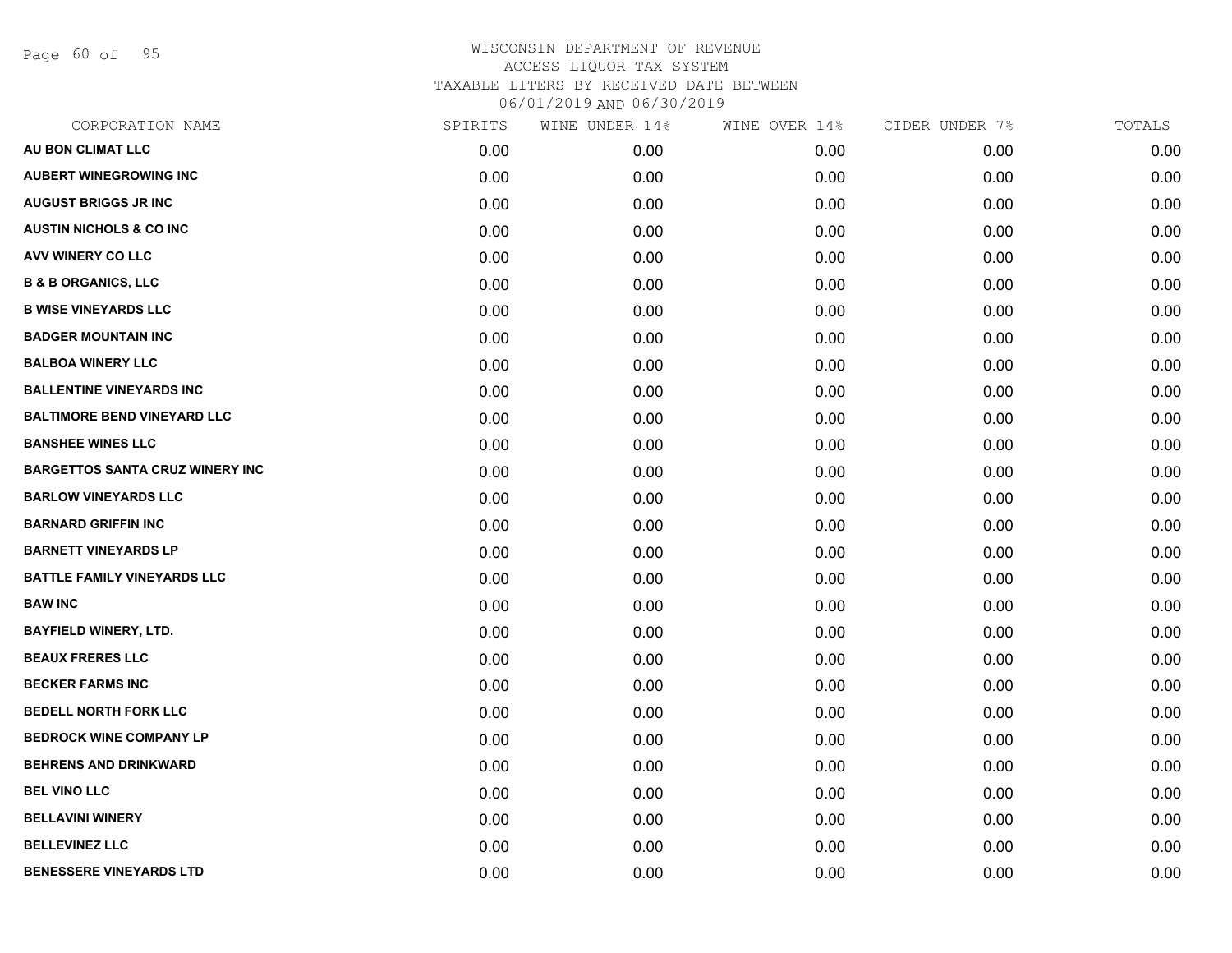WISCONSIN DEPARTMENT OF REVENUE
ACCESS LIQUOR TAX SYSTEM
TAXABLE LITERS BY RECEIVED DATE BETWEEN
06/01/2019 AND 06/30/2019

| CORPORATION NAME | SPIRITS | WINE UNDER 14% | WINE OVER 14% | CIDER UNDER 7% | TOTALS |
|---|---|---|---|---|---|
| AU BON CLIMAT LLC | 0.00 | 0.00 | 0.00 | 0.00 | 0.00 |
| AUBERT WINEGROWING INC | 0.00 | 0.00 | 0.00 | 0.00 | 0.00 |
| AUGUST BRIGGS JR INC | 0.00 | 0.00 | 0.00 | 0.00 | 0.00 |
| AUSTIN NICHOLS & CO INC | 0.00 | 0.00 | 0.00 | 0.00 | 0.00 |
| AVV WINERY CO LLC | 0.00 | 0.00 | 0.00 | 0.00 | 0.00 |
| B & B ORGANICS, LLC | 0.00 | 0.00 | 0.00 | 0.00 | 0.00 |
| B WISE VINEYARDS LLC | 0.00 | 0.00 | 0.00 | 0.00 | 0.00 |
| BADGER MOUNTAIN INC | 0.00 | 0.00 | 0.00 | 0.00 | 0.00 |
| BALBOA WINERY LLC | 0.00 | 0.00 | 0.00 | 0.00 | 0.00 |
| BALLENTINE VINEYARDS INC | 0.00 | 0.00 | 0.00 | 0.00 | 0.00 |
| BALTIMORE BEND VINEYARD LLC | 0.00 | 0.00 | 0.00 | 0.00 | 0.00 |
| BANSHEE WINES LLC | 0.00 | 0.00 | 0.00 | 0.00 | 0.00 |
| BARGETTOS SANTA CRUZ WINERY INC | 0.00 | 0.00 | 0.00 | 0.00 | 0.00 |
| BARLOW VINEYARDS LLC | 0.00 | 0.00 | 0.00 | 0.00 | 0.00 |
| BARNARD GRIFFIN INC | 0.00 | 0.00 | 0.00 | 0.00 | 0.00 |
| BARNETT VINEYARDS LP | 0.00 | 0.00 | 0.00 | 0.00 | 0.00 |
| BATTLE FAMILY VINEYARDS LLC | 0.00 | 0.00 | 0.00 | 0.00 | 0.00 |
| BAW INC | 0.00 | 0.00 | 0.00 | 0.00 | 0.00 |
| BAYFIELD WINERY, LTD. | 0.00 | 0.00 | 0.00 | 0.00 | 0.00 |
| BEAUX FRERES LLC | 0.00 | 0.00 | 0.00 | 0.00 | 0.00 |
| BECKER FARMS INC | 0.00 | 0.00 | 0.00 | 0.00 | 0.00 |
| BEDELL NORTH FORK LLC | 0.00 | 0.00 | 0.00 | 0.00 | 0.00 |
| BEDROCK WINE COMPANY LP | 0.00 | 0.00 | 0.00 | 0.00 | 0.00 |
| BEHRENS AND DRINKWARD | 0.00 | 0.00 | 0.00 | 0.00 | 0.00 |
| BEL VINO LLC | 0.00 | 0.00 | 0.00 | 0.00 | 0.00 |
| BELLAVINI WINERY | 0.00 | 0.00 | 0.00 | 0.00 | 0.00 |
| BELLEVINEZ LLC | 0.00 | 0.00 | 0.00 | 0.00 | 0.00 |
| BENESSERE VINEYARDS LTD | 0.00 | 0.00 | 0.00 | 0.00 | 0.00 |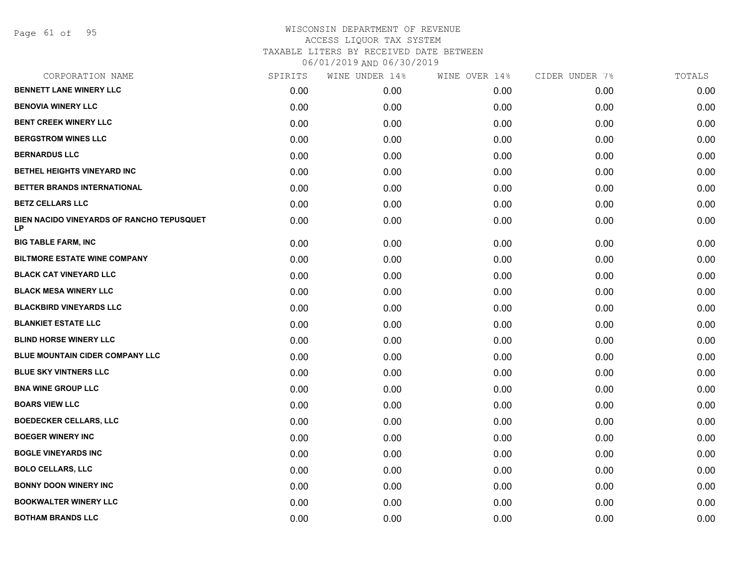# WISCONSIN DEPARTMENT OF REVENUE
## ACCESS LIQUOR TAX SYSTEM
### TAXABLE LITERS BY RECEIVED DATE BETWEEN 06/01/2019 AND 06/30/2019

| CORPORATION NAME | SPIRITS | WINE UNDER 14% | WINE OVER 14% | CIDER UNDER 7% | TOTALS |
|---|---|---|---|---|---|
| BENNETT LANE WINERY LLC | 0.00 | 0.00 | 0.00 | 0.00 | 0.00 |
| BENOVIA WINERY LLC | 0.00 | 0.00 | 0.00 | 0.00 | 0.00 |
| BENT CREEK WINERY LLC | 0.00 | 0.00 | 0.00 | 0.00 | 0.00 |
| BERGSTROM WINES LLC | 0.00 | 0.00 | 0.00 | 0.00 | 0.00 |
| BERNARDUS LLC | 0.00 | 0.00 | 0.00 | 0.00 | 0.00 |
| BETHEL HEIGHTS VINEYARD INC | 0.00 | 0.00 | 0.00 | 0.00 | 0.00 |
| BETTER BRANDS INTERNATIONAL | 0.00 | 0.00 | 0.00 | 0.00 | 0.00 |
| BETZ CELLARS LLC | 0.00 | 0.00 | 0.00 | 0.00 | 0.00 |
| BIEN NACIDO VINEYARDS OF RANCHO TEPUSQUET LP | 0.00 | 0.00 | 0.00 | 0.00 | 0.00 |
| BIG TABLE FARM, INC | 0.00 | 0.00 | 0.00 | 0.00 | 0.00 |
| BILTMORE ESTATE WINE COMPANY | 0.00 | 0.00 | 0.00 | 0.00 | 0.00 |
| BLACK CAT VINEYARD LLC | 0.00 | 0.00 | 0.00 | 0.00 | 0.00 |
| BLACK MESA WINERY LLC | 0.00 | 0.00 | 0.00 | 0.00 | 0.00 |
| BLACKBIRD VINEYARDS LLC | 0.00 | 0.00 | 0.00 | 0.00 | 0.00 |
| BLANKIET ESTATE LLC | 0.00 | 0.00 | 0.00 | 0.00 | 0.00 |
| BLIND HORSE WINERY LLC | 0.00 | 0.00 | 0.00 | 0.00 | 0.00 |
| BLUE MOUNTAIN CIDER COMPANY LLC | 0.00 | 0.00 | 0.00 | 0.00 | 0.00 |
| BLUE SKY VINTNERS LLC | 0.00 | 0.00 | 0.00 | 0.00 | 0.00 |
| BNA WINE GROUP LLC | 0.00 | 0.00 | 0.00 | 0.00 | 0.00 |
| BOARS VIEW LLC | 0.00 | 0.00 | 0.00 | 0.00 | 0.00 |
| BOEDECKER CELLARS, LLC | 0.00 | 0.00 | 0.00 | 0.00 | 0.00 |
| BOEGER WINERY INC | 0.00 | 0.00 | 0.00 | 0.00 | 0.00 |
| BOGLE VINEYARDS INC | 0.00 | 0.00 | 0.00 | 0.00 | 0.00 |
| BOLO CELLARS, LLC | 0.00 | 0.00 | 0.00 | 0.00 | 0.00 |
| BONNY DOON WINERY INC | 0.00 | 0.00 | 0.00 | 0.00 | 0.00 |
| BOOKWALTER WINERY LLC | 0.00 | 0.00 | 0.00 | 0.00 | 0.00 |
| BOTHAM BRANDS LLC | 0.00 | 0.00 | 0.00 | 0.00 | 0.00 |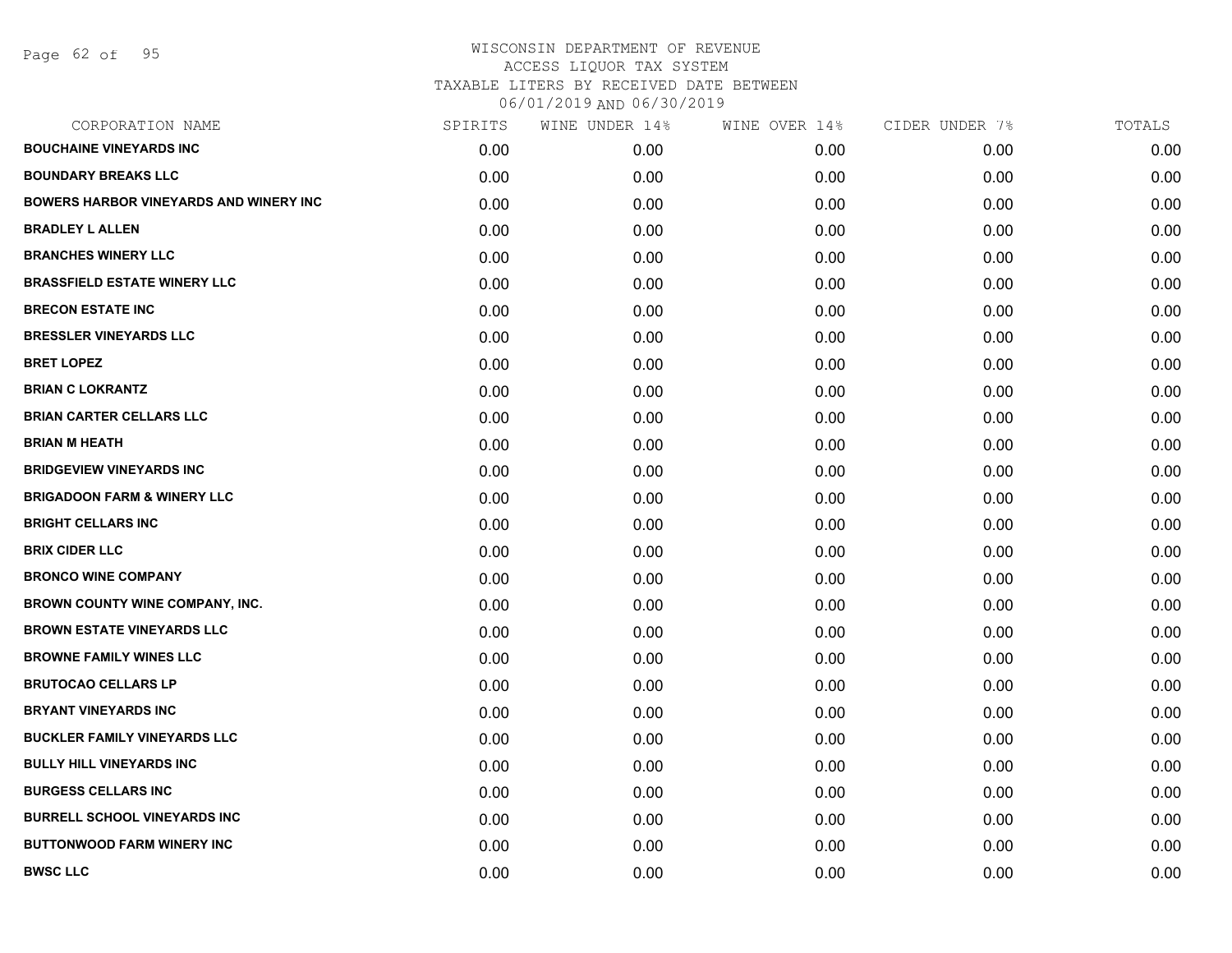WISCONSIN DEPARTMENT OF REVENUE
ACCESS LIQUOR TAX SYSTEM
TAXABLE LITERS BY RECEIVED DATE BETWEEN
06/01/2019 AND 06/30/2019

| CORPORATION NAME | SPIRITS | WINE UNDER 14% | WINE OVER 14% | CIDER UNDER 7% | TOTALS |
|---|---|---|---|---|---|
| **BOUCHAINE VINEYARDS INC** | 0.00 | 0.00 | 0.00 | 0.00 | 0.00 |
| **BOUNDARY BREAKS LLC** | 0.00 | 0.00 | 0.00 | 0.00 | 0.00 |
| **BOWERS HARBOR VINEYARDS AND WINERY INC** | 0.00 | 0.00 | 0.00 | 0.00 | 0.00 |
| **BRADLEY L ALLEN** | 0.00 | 0.00 | 0.00 | 0.00 | 0.00 |
| **BRANCHES WINERY LLC** | 0.00 | 0.00 | 0.00 | 0.00 | 0.00 |
| **BRASSFIELD ESTATE WINERY LLC** | 0.00 | 0.00 | 0.00 | 0.00 | 0.00 |
| **BRECON ESTATE INC** | 0.00 | 0.00 | 0.00 | 0.00 | 0.00 |
| **BRESSLER VINEYARDS LLC** | 0.00 | 0.00 | 0.00 | 0.00 | 0.00 |
| **BRET LOPEZ** | 0.00 | 0.00 | 0.00 | 0.00 | 0.00 |
| **BRIAN C LOKRANTZ** | 0.00 | 0.00 | 0.00 | 0.00 | 0.00 |
| **BRIAN CARTER CELLARS LLC** | 0.00 | 0.00 | 0.00 | 0.00 | 0.00 |
| **BRIAN M HEATH** | 0.00 | 0.00 | 0.00 | 0.00 | 0.00 |
| **BRIDGEVIEW VINEYARDS INC** | 0.00 | 0.00 | 0.00 | 0.00 | 0.00 |
| **BRIGADOON FARM & WINERY LLC** | 0.00 | 0.00 | 0.00 | 0.00 | 0.00 |
| **BRIGHT CELLARS INC** | 0.00 | 0.00 | 0.00 | 0.00 | 0.00 |
| **BRIX CIDER LLC** | 0.00 | 0.00 | 0.00 | 0.00 | 0.00 |
| **BRONCO WINE COMPANY** | 0.00 | 0.00 | 0.00 | 0.00 | 0.00 |
| **BROWN COUNTY WINE COMPANY, INC.** | 0.00 | 0.00 | 0.00 | 0.00 | 0.00 |
| **BROWN ESTATE VINEYARDS LLC** | 0.00 | 0.00 | 0.00 | 0.00 | 0.00 |
| **BROWNE FAMILY WINES LLC** | 0.00 | 0.00 | 0.00 | 0.00 | 0.00 |
| **BRUTOCAO CELLARS LP** | 0.00 | 0.00 | 0.00 | 0.00 | 0.00 |
| **BRYANT VINEYARDS INC** | 0.00 | 0.00 | 0.00 | 0.00 | 0.00 |
| **BUCKLER FAMILY VINEYARDS LLC** | 0.00 | 0.00 | 0.00 | 0.00 | 0.00 |
| **BULLY HILL VINEYARDS INC** | 0.00 | 0.00 | 0.00 | 0.00 | 0.00 |
| **BURGESS CELLARS INC** | 0.00 | 0.00 | 0.00 | 0.00 | 0.00 |
| **BURRELL SCHOOL VINEYARDS INC** | 0.00 | 0.00 | 0.00 | 0.00 | 0.00 |
| **BUTTONWOOD FARM WINERY INC** | 0.00 | 0.00 | 0.00 | 0.00 | 0.00 |
| **BWSC LLC** | 0.00 | 0.00 | 0.00 | 0.00 | 0.00 |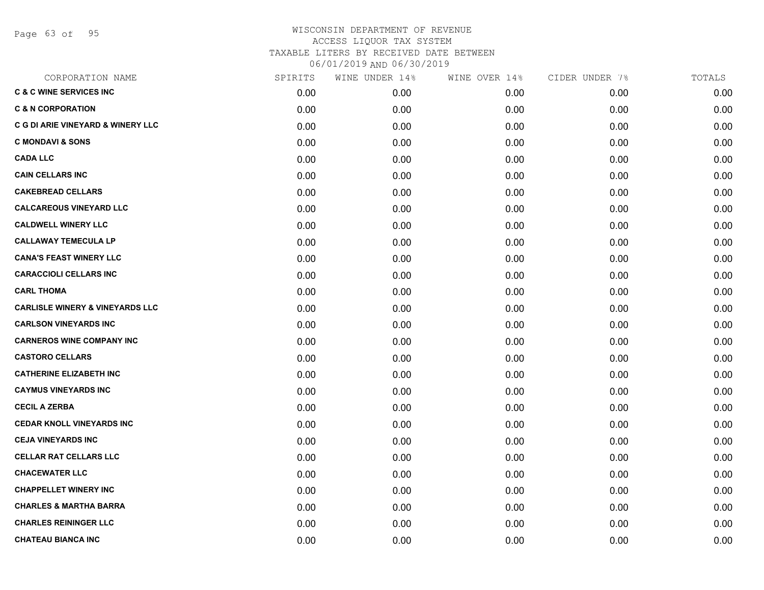# WISCONSIN DEPARTMENT OF REVENUE
## ACCESS LIQUOR TAX SYSTEM
### TAXABLE LITERS BY RECEIVED DATE BETWEEN 06/01/2019 AND 06/30/2019

| CORPORATION NAME | SPIRITS | WINE UNDER 14% | WINE OVER 14% | CIDER UNDER 7% | TOTALS |
|---|---|---|---|---|---|
| C & C WINE SERVICES INC | 0.00 | 0.00 | 0.00 | 0.00 | 0.00 |
| C & N CORPORATION | 0.00 | 0.00 | 0.00 | 0.00 | 0.00 |
| C G DI ARIE VINEYARD & WINERY LLC | 0.00 | 0.00 | 0.00 | 0.00 | 0.00 |
| C MONDAVI & SONS | 0.00 | 0.00 | 0.00 | 0.00 | 0.00 |
| CADA LLC | 0.00 | 0.00 | 0.00 | 0.00 | 0.00 |
| CAIN CELLARS INC | 0.00 | 0.00 | 0.00 | 0.00 | 0.00 |
| CAKEBREAD CELLARS | 0.00 | 0.00 | 0.00 | 0.00 | 0.00 |
| CALCAREOUS VINEYARD LLC | 0.00 | 0.00 | 0.00 | 0.00 | 0.00 |
| CALDWELL WINERY LLC | 0.00 | 0.00 | 0.00 | 0.00 | 0.00 |
| CALLAWAY TEMECULA LP | 0.00 | 0.00 | 0.00 | 0.00 | 0.00 |
| CANA'S FEAST WINERY LLC | 0.00 | 0.00 | 0.00 | 0.00 | 0.00 |
| CARACCIOLI CELLARS INC | 0.00 | 0.00 | 0.00 | 0.00 | 0.00 |
| CARL THOMA | 0.00 | 0.00 | 0.00 | 0.00 | 0.00 |
| CARLISLE WINERY & VINEYARDS LLC | 0.00 | 0.00 | 0.00 | 0.00 | 0.00 |
| CARLSON VINEYARDS INC | 0.00 | 0.00 | 0.00 | 0.00 | 0.00 |
| CARNEROS WINE COMPANY INC | 0.00 | 0.00 | 0.00 | 0.00 | 0.00 |
| CASTORO CELLARS | 0.00 | 0.00 | 0.00 | 0.00 | 0.00 |
| CATHERINE ELIZABETH INC | 0.00 | 0.00 | 0.00 | 0.00 | 0.00 |
| CAYMUS VINEYARDS INC | 0.00 | 0.00 | 0.00 | 0.00 | 0.00 |
| CECIL A ZERBA | 0.00 | 0.00 | 0.00 | 0.00 | 0.00 |
| CEDAR KNOLL VINEYARDS INC | 0.00 | 0.00 | 0.00 | 0.00 | 0.00 |
| CEJA VINEYARDS INC | 0.00 | 0.00 | 0.00 | 0.00 | 0.00 |
| CELLAR RAT CELLARS LLC | 0.00 | 0.00 | 0.00 | 0.00 | 0.00 |
| CHACEWATER LLC | 0.00 | 0.00 | 0.00 | 0.00 | 0.00 |
| CHAPPELLET WINERY INC | 0.00 | 0.00 | 0.00 | 0.00 | 0.00 |
| CHARLES & MARTHA BARRA | 0.00 | 0.00 | 0.00 | 0.00 | 0.00 |
| CHARLES REININGER LLC | 0.00 | 0.00 | 0.00 | 0.00 | 0.00 |
| CHATEAU BIANCA INC | 0.00 | 0.00 | 0.00 | 0.00 | 0.00 |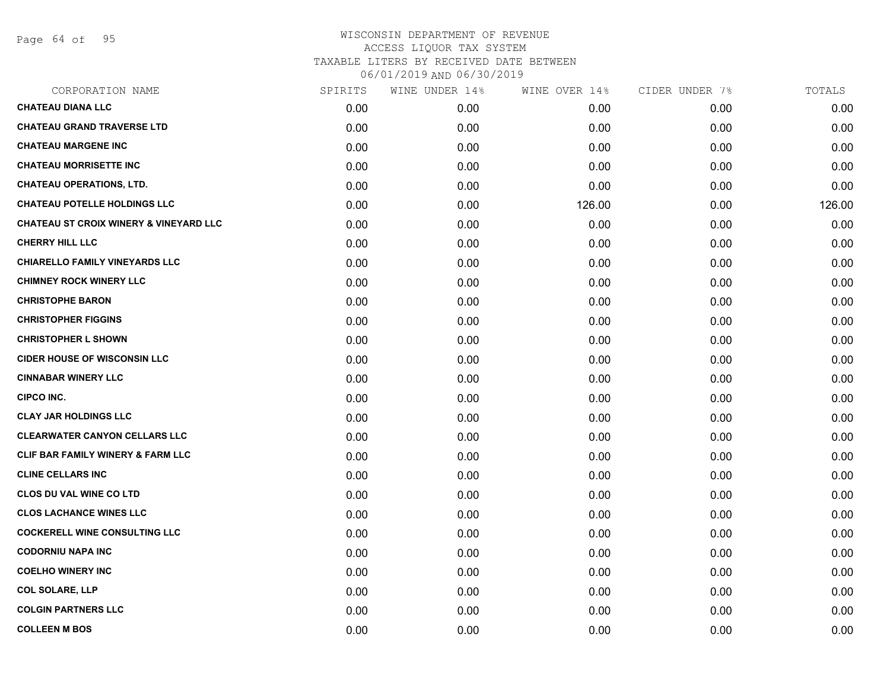WISCONSIN DEPARTMENT OF REVENUE
ACCESS LIQUOR TAX SYSTEM
TAXABLE LITERS BY RECEIVED DATE BETWEEN
06/01/2019 AND 06/30/2019

| CORPORATION NAME | SPIRITS | WINE UNDER 14% | WINE OVER 14% | CIDER UNDER 7% | TOTALS |
|---|---|---|---|---|---|
| CHATEAU DIANA LLC | 0.00 | 0.00 | 0.00 | 0.00 | 0.00 |
| CHATEAU GRAND TRAVERSE LTD | 0.00 | 0.00 | 0.00 | 0.00 | 0.00 |
| CHATEAU MARGENE INC | 0.00 | 0.00 | 0.00 | 0.00 | 0.00 |
| CHATEAU MORRISETTE INC | 0.00 | 0.00 | 0.00 | 0.00 | 0.00 |
| CHATEAU OPERATIONS, LTD. | 0.00 | 0.00 | 0.00 | 0.00 | 0.00 |
| CHATEAU POTELLE HOLDINGS LLC | 0.00 | 0.00 | 126.00 | 0.00 | 126.00 |
| CHATEAU ST CROIX WINERY & VINEYARD LLC | 0.00 | 0.00 | 0.00 | 0.00 | 0.00 |
| CHERRY HILL LLC | 0.00 | 0.00 | 0.00 | 0.00 | 0.00 |
| CHIARELLO FAMILY VINEYARDS LLC | 0.00 | 0.00 | 0.00 | 0.00 | 0.00 |
| CHIMNEY ROCK WINERY LLC | 0.00 | 0.00 | 0.00 | 0.00 | 0.00 |
| CHRISTOPHE BARON | 0.00 | 0.00 | 0.00 | 0.00 | 0.00 |
| CHRISTOPHER FIGGINS | 0.00 | 0.00 | 0.00 | 0.00 | 0.00 |
| CHRISTOPHER L SHOWN | 0.00 | 0.00 | 0.00 | 0.00 | 0.00 |
| CIDER HOUSE OF WISCONSIN LLC | 0.00 | 0.00 | 0.00 | 0.00 | 0.00 |
| CINNABAR WINERY LLC | 0.00 | 0.00 | 0.00 | 0.00 | 0.00 |
| CIPCO INC. | 0.00 | 0.00 | 0.00 | 0.00 | 0.00 |
| CLAY JAR HOLDINGS LLC | 0.00 | 0.00 | 0.00 | 0.00 | 0.00 |
| CLEARWATER CANYON CELLARS LLC | 0.00 | 0.00 | 0.00 | 0.00 | 0.00 |
| CLIF BAR FAMILY WINERY & FARM LLC | 0.00 | 0.00 | 0.00 | 0.00 | 0.00 |
| CLINE CELLARS INC | 0.00 | 0.00 | 0.00 | 0.00 | 0.00 |
| CLOS DU VAL WINE CO LTD | 0.00 | 0.00 | 0.00 | 0.00 | 0.00 |
| CLOS LACHANCE WINES LLC | 0.00 | 0.00 | 0.00 | 0.00 | 0.00 |
| COCKERELL WINE CONSULTING LLC | 0.00 | 0.00 | 0.00 | 0.00 | 0.00 |
| CODORNIU NAPA INC | 0.00 | 0.00 | 0.00 | 0.00 | 0.00 |
| COELHO WINERY INC | 0.00 | 0.00 | 0.00 | 0.00 | 0.00 |
| COL SOLARE, LLP | 0.00 | 0.00 | 0.00 | 0.00 | 0.00 |
| COLGIN PARTNERS LLC | 0.00 | 0.00 | 0.00 | 0.00 | 0.00 |
| COLLEEN M BOS | 0.00 | 0.00 | 0.00 | 0.00 | 0.00 |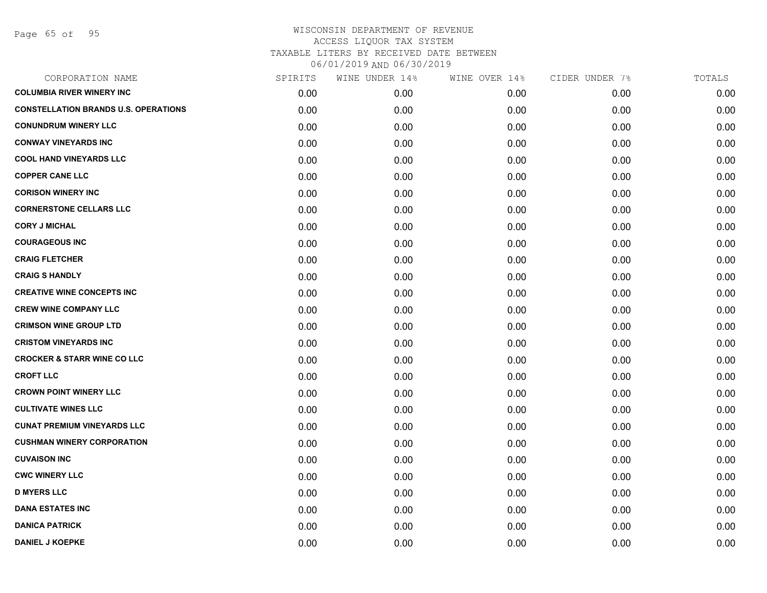WISCONSIN DEPARTMENT OF REVENUE
ACCESS LIQUOR TAX SYSTEM
TAXABLE LITERS BY RECEIVED DATE BETWEEN
06/01/2019 AND 06/30/2019

| CORPORATION NAME | SPIRITS | WINE UNDER 14% | WINE OVER 14% | CIDER UNDER 7% | TOTALS |
|---|---|---|---|---|---|
| COLUMBIA RIVER WINERY INC | 0.00 | 0.00 | 0.00 | 0.00 | 0.00 |
| CONSTELLATION BRANDS U.S. OPERATIONS | 0.00 | 0.00 | 0.00 | 0.00 | 0.00 |
| CONUNDRUM WINERY LLC | 0.00 | 0.00 | 0.00 | 0.00 | 0.00 |
| CONWAY VINEYARDS INC | 0.00 | 0.00 | 0.00 | 0.00 | 0.00 |
| COOL HAND VINEYARDS LLC | 0.00 | 0.00 | 0.00 | 0.00 | 0.00 |
| COPPER CANE LLC | 0.00 | 0.00 | 0.00 | 0.00 | 0.00 |
| CORISON WINERY INC | 0.00 | 0.00 | 0.00 | 0.00 | 0.00 |
| CORNERSTONE CELLARS LLC | 0.00 | 0.00 | 0.00 | 0.00 | 0.00 |
| CORY J MICHAL | 0.00 | 0.00 | 0.00 | 0.00 | 0.00 |
| COURAGEOUS INC | 0.00 | 0.00 | 0.00 | 0.00 | 0.00 |
| CRAIG FLETCHER | 0.00 | 0.00 | 0.00 | 0.00 | 0.00 |
| CRAIG S HANDLY | 0.00 | 0.00 | 0.00 | 0.00 | 0.00 |
| CREATIVE WINE CONCEPTS INC | 0.00 | 0.00 | 0.00 | 0.00 | 0.00 |
| CREW WINE COMPANY LLC | 0.00 | 0.00 | 0.00 | 0.00 | 0.00 |
| CRIMSON WINE GROUP LTD | 0.00 | 0.00 | 0.00 | 0.00 | 0.00 |
| CRISTOM VINEYARDS INC | 0.00 | 0.00 | 0.00 | 0.00 | 0.00 |
| CROCKER & STARR WINE CO LLC | 0.00 | 0.00 | 0.00 | 0.00 | 0.00 |
| CROFT LLC | 0.00 | 0.00 | 0.00 | 0.00 | 0.00 |
| CROWN POINT WINERY LLC | 0.00 | 0.00 | 0.00 | 0.00 | 0.00 |
| CULTIVATE WINES LLC | 0.00 | 0.00 | 0.00 | 0.00 | 0.00 |
| CUNAT PREMIUM VINEYARDS LLC | 0.00 | 0.00 | 0.00 | 0.00 | 0.00 |
| CUSHMAN WINERY CORPORATION | 0.00 | 0.00 | 0.00 | 0.00 | 0.00 |
| CUVAISON INC | 0.00 | 0.00 | 0.00 | 0.00 | 0.00 |
| CWC WINERY LLC | 0.00 | 0.00 | 0.00 | 0.00 | 0.00 |
| D MYERS LLC | 0.00 | 0.00 | 0.00 | 0.00 | 0.00 |
| DANA ESTATES INC | 0.00 | 0.00 | 0.00 | 0.00 | 0.00 |
| DANICA PATRICK | 0.00 | 0.00 | 0.00 | 0.00 | 0.00 |
| DANIEL J KOEPKE | 0.00 | 0.00 | 0.00 | 0.00 | 0.00 |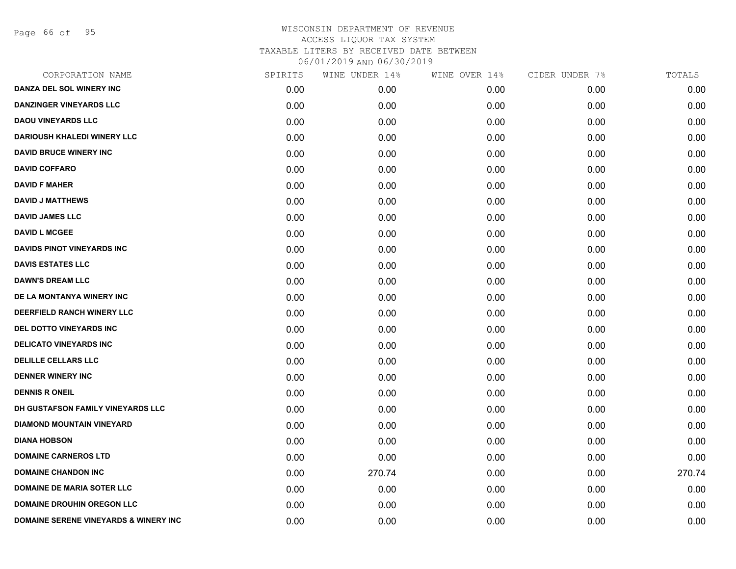# WISCONSIN DEPARTMENT OF REVENUE
## ACCESS LIQUOR TAX SYSTEM
### TAXABLE LITERS BY RECEIVED DATE BETWEEN 06/01/2019 AND 06/30/2019

| CORPORATION NAME | SPIRITS | WINE UNDER 14% | WINE OVER 14% | CIDER UNDER 7% | TOTALS |
|---|---|---|---|---|---|
| DANZA DEL SOL WINERY INC | 0.00 | 0.00 | 0.00 | 0.00 | 0.00 |
| DANZINGER VINEYARDS LLC | 0.00 | 0.00 | 0.00 | 0.00 | 0.00 |
| DAOU VINEYARDS LLC | 0.00 | 0.00 | 0.00 | 0.00 | 0.00 |
| DARIOUSH KHALEDI WINERY LLC | 0.00 | 0.00 | 0.00 | 0.00 | 0.00 |
| DAVID BRUCE WINERY INC | 0.00 | 0.00 | 0.00 | 0.00 | 0.00 |
| DAVID COFFARO | 0.00 | 0.00 | 0.00 | 0.00 | 0.00 |
| DAVID F MAHER | 0.00 | 0.00 | 0.00 | 0.00 | 0.00 |
| DAVID J MATTHEWS | 0.00 | 0.00 | 0.00 | 0.00 | 0.00 |
| DAVID JAMES LLC | 0.00 | 0.00 | 0.00 | 0.00 | 0.00 |
| DAVID L MCGEE | 0.00 | 0.00 | 0.00 | 0.00 | 0.00 |
| DAVIDS PINOT VINEYARDS INC | 0.00 | 0.00 | 0.00 | 0.00 | 0.00 |
| DAVIS ESTATES LLC | 0.00 | 0.00 | 0.00 | 0.00 | 0.00 |
| DAWN'S DREAM LLC | 0.00 | 0.00 | 0.00 | 0.00 | 0.00 |
| DE LA MONTANYA WINERY INC | 0.00 | 0.00 | 0.00 | 0.00 | 0.00 |
| DEERFIELD RANCH WINERY LLC | 0.00 | 0.00 | 0.00 | 0.00 | 0.00 |
| DEL DOTTO VINEYARDS INC | 0.00 | 0.00 | 0.00 | 0.00 | 0.00 |
| DELICATO VINEYARDS INC | 0.00 | 0.00 | 0.00 | 0.00 | 0.00 |
| DELILLE CELLARS LLC | 0.00 | 0.00 | 0.00 | 0.00 | 0.00 |
| DENNER WINERY INC | 0.00 | 0.00 | 0.00 | 0.00 | 0.00 |
| DENNIS R ONEIL | 0.00 | 0.00 | 0.00 | 0.00 | 0.00 |
| DH GUSTAFSON FAMILY VINEYARDS LLC | 0.00 | 0.00 | 0.00 | 0.00 | 0.00 |
| DIAMOND MOUNTAIN VINEYARD | 0.00 | 0.00 | 0.00 | 0.00 | 0.00 |
| DIANA HOBSON | 0.00 | 0.00 | 0.00 | 0.00 | 0.00 |
| DOMAINE CARNEROS LTD | 0.00 | 0.00 | 0.00 | 0.00 | 0.00 |
| DOMAINE CHANDON INC | 0.00 | 270.74 | 0.00 | 0.00 | 270.74 |
| DOMAINE DE MARIA SOTER LLC | 0.00 | 0.00 | 0.00 | 0.00 | 0.00 |
| DOMAINE DROUHIN OREGON LLC | 0.00 | 0.00 | 0.00 | 0.00 | 0.00 |
| DOMAINE SERENE VINEYARDS & WINERY INC | 0.00 | 0.00 | 0.00 | 0.00 | 0.00 |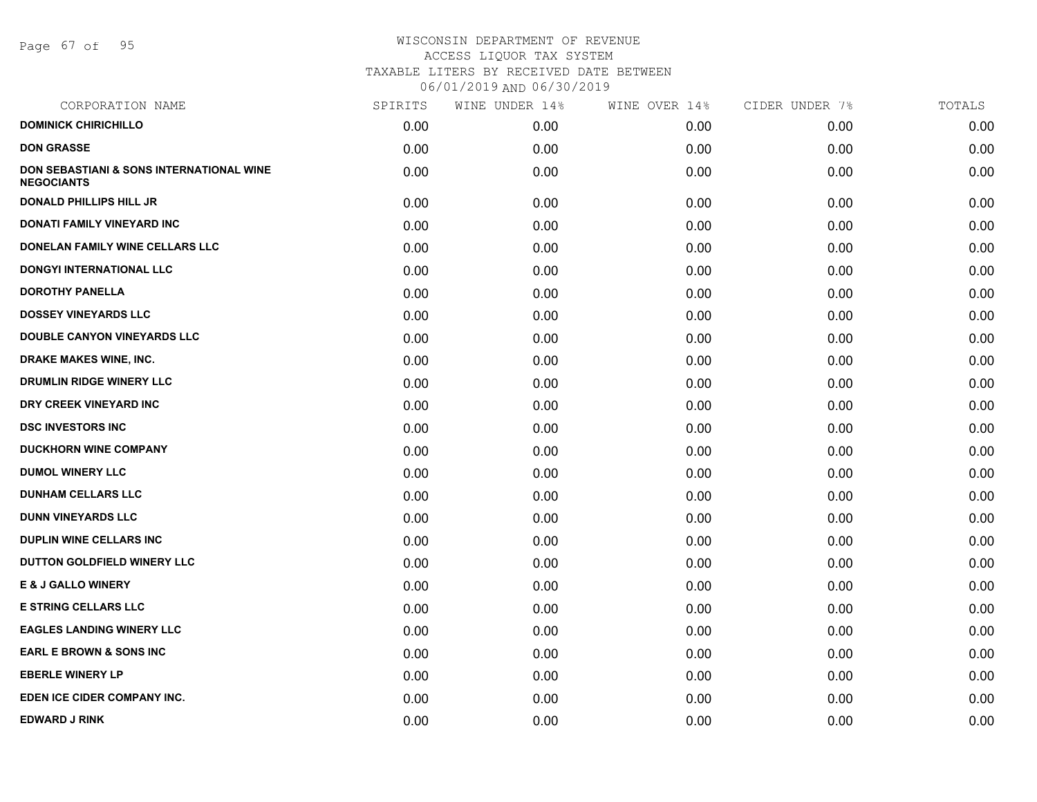# WISCONSIN DEPARTMENT OF REVENUE
## ACCESS LIQUOR TAX SYSTEM
## TAXABLE LITERS BY RECEIVED DATE BETWEEN 06/01/2019 AND 06/30/2019

| CORPORATION NAME | SPIRITS | WINE UNDER 14% | WINE OVER 14% | CIDER UNDER 7% | TOTALS |
|---|---|---|---|---|---|
| **DOMINICK CHIRICHILLO** | 0.00 | 0.00 | 0.00 | 0.00 | 0.00 |
| **DON GRASSE** | 0.00 | 0.00 | 0.00 | 0.00 | 0.00 |
| **DON SEBASTIANI & SONS INTERNATIONAL WINE NEGOCIANTS** | 0.00 | 0.00 | 0.00 | 0.00 | 0.00 |
| **DONALD PHILLIPS HILL JR** | 0.00 | 0.00 | 0.00 | 0.00 | 0.00 |
| **DONATI FAMILY VINEYARD INC** | 0.00 | 0.00 | 0.00 | 0.00 | 0.00 |
| **DONELAN FAMILY WINE CELLARS LLC** | 0.00 | 0.00 | 0.00 | 0.00 | 0.00 |
| **DONGYI INTERNATIONAL LLC** | 0.00 | 0.00 | 0.00 | 0.00 | 0.00 |
| **DOROTHY PANELLA** | 0.00 | 0.00 | 0.00 | 0.00 | 0.00 |
| **DOSSEY VINEYARDS LLC** | 0.00 | 0.00 | 0.00 | 0.00 | 0.00 |
| **DOUBLE CANYON VINEYARDS LLC** | 0.00 | 0.00 | 0.00 | 0.00 | 0.00 |
| **DRAKE MAKES WINE, INC.** | 0.00 | 0.00 | 0.00 | 0.00 | 0.00 |
| **DRUMLIN RIDGE WINERY LLC** | 0.00 | 0.00 | 0.00 | 0.00 | 0.00 |
| **DRY CREEK VINEYARD INC** | 0.00 | 0.00 | 0.00 | 0.00 | 0.00 |
| **DSC INVESTORS INC** | 0.00 | 0.00 | 0.00 | 0.00 | 0.00 |
| **DUCKHORN WINE COMPANY** | 0.00 | 0.00 | 0.00 | 0.00 | 0.00 |
| **DUMOL WINERY LLC** | 0.00 | 0.00 | 0.00 | 0.00 | 0.00 |
| **DUNHAM CELLARS LLC** | 0.00 | 0.00 | 0.00 | 0.00 | 0.00 |
| **DUNN VINEYARDS LLC** | 0.00 | 0.00 | 0.00 | 0.00 | 0.00 |
| **DUPLIN WINE CELLARS INC** | 0.00 | 0.00 | 0.00 | 0.00 | 0.00 |
| **DUTTON GOLDFIELD WINERY LLC** | 0.00 | 0.00 | 0.00 | 0.00 | 0.00 |
| **E & J GALLO WINERY** | 0.00 | 0.00 | 0.00 | 0.00 | 0.00 |
| **E STRING CELLARS LLC** | 0.00 | 0.00 | 0.00 | 0.00 | 0.00 |
| **EAGLES LANDING WINERY LLC** | 0.00 | 0.00 | 0.00 | 0.00 | 0.00 |
| **EARL E BROWN & SONS INC** | 0.00 | 0.00 | 0.00 | 0.00 | 0.00 |
| **EBERLE WINERY LP** | 0.00 | 0.00 | 0.00 | 0.00 | 0.00 |
| **EDEN ICE CIDER COMPANY INC.** | 0.00 | 0.00 | 0.00 | 0.00 | 0.00 |
| **EDWARD J RINK** | 0.00 | 0.00 | 0.00 | 0.00 | 0.00 |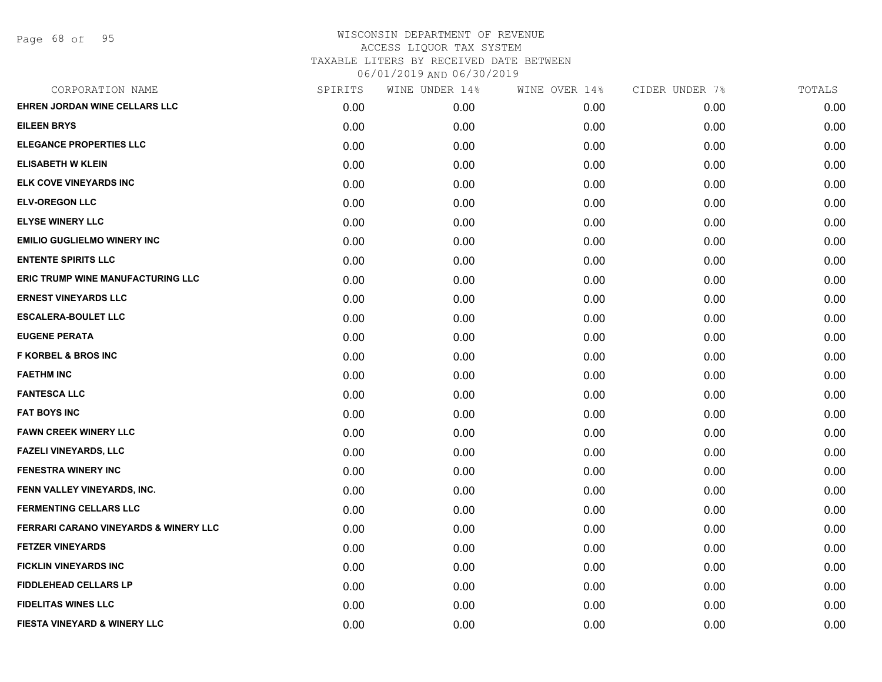# WISCONSIN DEPARTMENT OF REVENUE
## ACCESS LIQUOR TAX SYSTEM
### TAXABLE LITERS BY RECEIVED DATE BETWEEN 06/01/2019 AND 06/30/2019

| CORPORATION NAME | SPIRITS | WINE UNDER 14% | WINE OVER 14% | CIDER UNDER 7% | TOTALS |
|---|---|---|---|---|---|
| EHREN JORDAN WINE CELLARS LLC | 0.00 | 0.00 | 0.00 | 0.00 | 0.00 |
| EILEEN BRYS | 0.00 | 0.00 | 0.00 | 0.00 | 0.00 |
| ELEGANCE PROPERTIES LLC | 0.00 | 0.00 | 0.00 | 0.00 | 0.00 |
| ELISABETH W KLEIN | 0.00 | 0.00 | 0.00 | 0.00 | 0.00 |
| ELK COVE VINEYARDS INC | 0.00 | 0.00 | 0.00 | 0.00 | 0.00 |
| ELV-OREGON LLC | 0.00 | 0.00 | 0.00 | 0.00 | 0.00 |
| ELYSE WINERY LLC | 0.00 | 0.00 | 0.00 | 0.00 | 0.00 |
| EMILIO GUGLIELMO WINERY INC | 0.00 | 0.00 | 0.00 | 0.00 | 0.00 |
| ENTENTE SPIRITS LLC | 0.00 | 0.00 | 0.00 | 0.00 | 0.00 |
| ERIC TRUMP WINE MANUFACTURING LLC | 0.00 | 0.00 | 0.00 | 0.00 | 0.00 |
| ERNEST VINEYARDS LLC | 0.00 | 0.00 | 0.00 | 0.00 | 0.00 |
| ESCALERA-BOULET LLC | 0.00 | 0.00 | 0.00 | 0.00 | 0.00 |
| EUGENE PERATA | 0.00 | 0.00 | 0.00 | 0.00 | 0.00 |
| F KORBEL & BROS INC | 0.00 | 0.00 | 0.00 | 0.00 | 0.00 |
| FAETHM INC | 0.00 | 0.00 | 0.00 | 0.00 | 0.00 |
| FANTESCA LLC | 0.00 | 0.00 | 0.00 | 0.00 | 0.00 |
| FAT BOYS INC | 0.00 | 0.00 | 0.00 | 0.00 | 0.00 |
| FAWN CREEK WINERY LLC | 0.00 | 0.00 | 0.00 | 0.00 | 0.00 |
| FAZELI VINEYARDS, LLC | 0.00 | 0.00 | 0.00 | 0.00 | 0.00 |
| FENESTRA WINERY INC | 0.00 | 0.00 | 0.00 | 0.00 | 0.00 |
| FENN VALLEY VINEYARDS, INC. | 0.00 | 0.00 | 0.00 | 0.00 | 0.00 |
| FERMENTING CELLARS LLC | 0.00 | 0.00 | 0.00 | 0.00 | 0.00 |
| FERRARI CARANO VINEYARDS & WINERY LLC | 0.00 | 0.00 | 0.00 | 0.00 | 0.00 |
| FETZER VINEYARDS | 0.00 | 0.00 | 0.00 | 0.00 | 0.00 |
| FICKLIN VINEYARDS INC | 0.00 | 0.00 | 0.00 | 0.00 | 0.00 |
| FIDDLEHEAD CELLARS LP | 0.00 | 0.00 | 0.00 | 0.00 | 0.00 |
| FIDELITAS WINES LLC | 0.00 | 0.00 | 0.00 | 0.00 | 0.00 |
| FIESTA VINEYARD & WINERY LLC | 0.00 | 0.00 | 0.00 | 0.00 | 0.00 |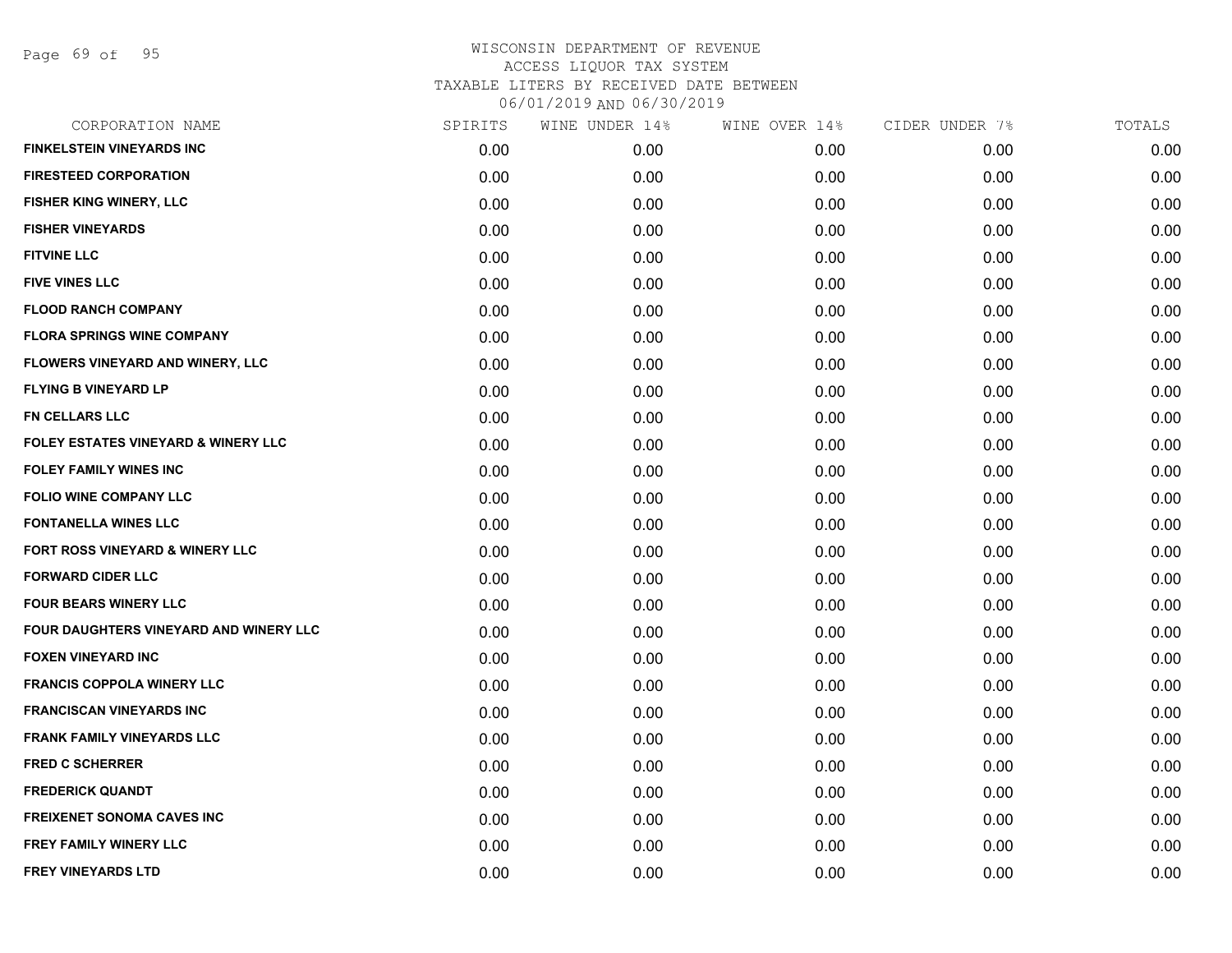WISCONSIN DEPARTMENT OF REVENUE
ACCESS LIQUOR TAX SYSTEM
TAXABLE LITERS BY RECEIVED DATE BETWEEN
06/01/2019 AND 06/30/2019

| CORPORATION NAME | SPIRITS | WINE UNDER 14% | WINE OVER 14% | CIDER UNDER 7% | TOTALS |
|---|---|---|---|---|---|
| FINKELSTEIN VINEYARDS INC | 0.00 | 0.00 | 0.00 | 0.00 | 0.00 |
| FIRESTEED CORPORATION | 0.00 | 0.00 | 0.00 | 0.00 | 0.00 |
| FISHER KING WINERY, LLC | 0.00 | 0.00 | 0.00 | 0.00 | 0.00 |
| FISHER VINEYARDS | 0.00 | 0.00 | 0.00 | 0.00 | 0.00 |
| FITVINE LLC | 0.00 | 0.00 | 0.00 | 0.00 | 0.00 |
| FIVE VINES LLC | 0.00 | 0.00 | 0.00 | 0.00 | 0.00 |
| FLOOD RANCH COMPANY | 0.00 | 0.00 | 0.00 | 0.00 | 0.00 |
| FLORA SPRINGS WINE COMPANY | 0.00 | 0.00 | 0.00 | 0.00 | 0.00 |
| FLOWERS VINEYARD AND WINERY, LLC | 0.00 | 0.00 | 0.00 | 0.00 | 0.00 |
| FLYING B VINEYARD LP | 0.00 | 0.00 | 0.00 | 0.00 | 0.00 |
| FN CELLARS LLC | 0.00 | 0.00 | 0.00 | 0.00 | 0.00 |
| FOLEY ESTATES VINEYARD & WINERY LLC | 0.00 | 0.00 | 0.00 | 0.00 | 0.00 |
| FOLEY FAMILY WINES INC | 0.00 | 0.00 | 0.00 | 0.00 | 0.00 |
| FOLIO WINE COMPANY LLC | 0.00 | 0.00 | 0.00 | 0.00 | 0.00 |
| FONTANELLA WINES LLC | 0.00 | 0.00 | 0.00 | 0.00 | 0.00 |
| FORT ROSS VINEYARD & WINERY LLC | 0.00 | 0.00 | 0.00 | 0.00 | 0.00 |
| FORWARD CIDER LLC | 0.00 | 0.00 | 0.00 | 0.00 | 0.00 |
| FOUR BEARS WINERY LLC | 0.00 | 0.00 | 0.00 | 0.00 | 0.00 |
| FOUR DAUGHTERS VINEYARD AND WINERY LLC | 0.00 | 0.00 | 0.00 | 0.00 | 0.00 |
| FOXEN VINEYARD INC | 0.00 | 0.00 | 0.00 | 0.00 | 0.00 |
| FRANCIS COPPOLA WINERY LLC | 0.00 | 0.00 | 0.00 | 0.00 | 0.00 |
| FRANCISCAN VINEYARDS INC | 0.00 | 0.00 | 0.00 | 0.00 | 0.00 |
| FRANK FAMILY VINEYARDS LLC | 0.00 | 0.00 | 0.00 | 0.00 | 0.00 |
| FRED C SCHERRER | 0.00 | 0.00 | 0.00 | 0.00 | 0.00 |
| FREDERICK QUANDT | 0.00 | 0.00 | 0.00 | 0.00 | 0.00 |
| FREIXENET SONOMA CAVES INC | 0.00 | 0.00 | 0.00 | 0.00 | 0.00 |
| FREY FAMILY WINERY LLC | 0.00 | 0.00 | 0.00 | 0.00 | 0.00 |
| FREY VINEYARDS LTD | 0.00 | 0.00 | 0.00 | 0.00 | 0.00 |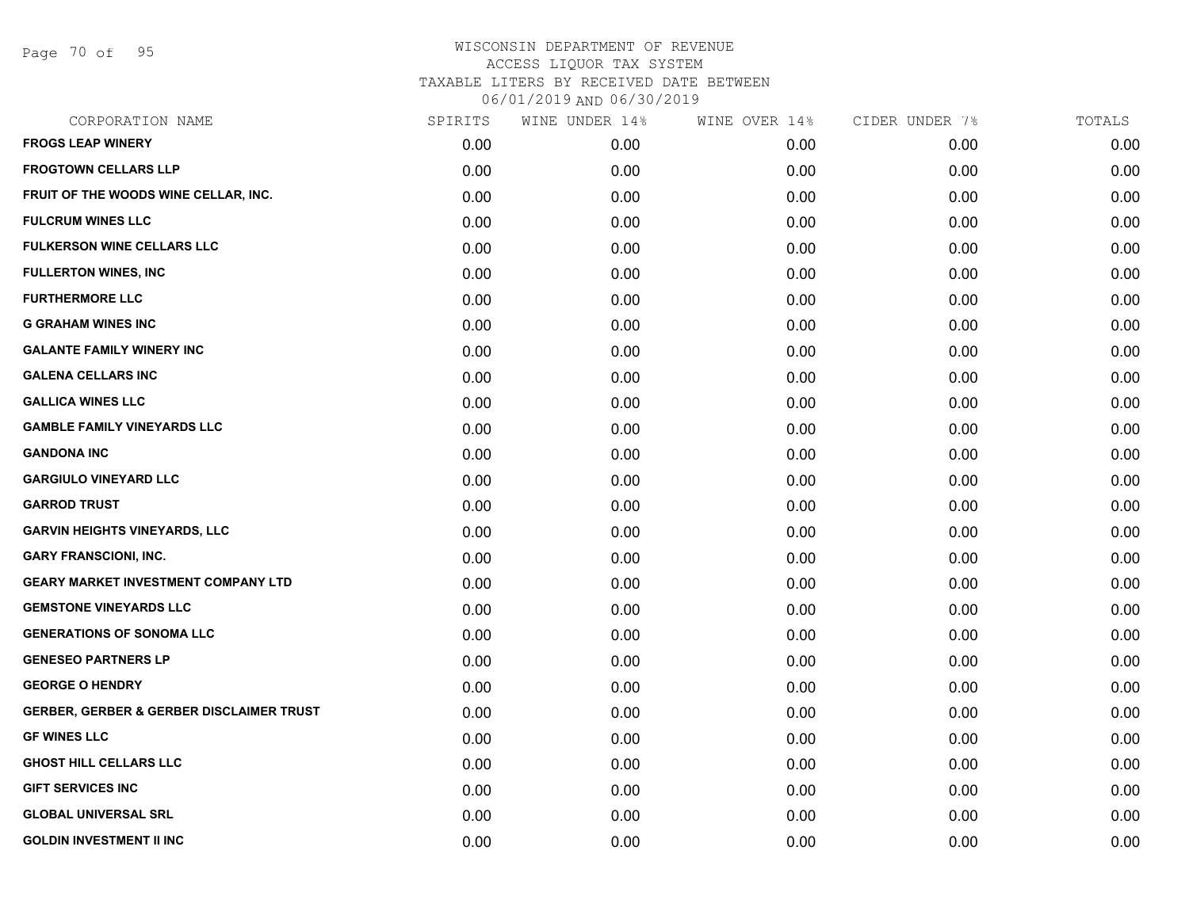# WISCONSIN DEPARTMENT OF REVENUE
## ACCESS LIQUOR TAX SYSTEM
### TAXABLE LITERS BY RECEIVED DATE BETWEEN 06/01/2019 AND 06/30/2019

| CORPORATION NAME | SPIRITS | WINE UNDER 14% | WINE OVER 14% | CIDER UNDER 7% | TOTALS |
|---|---|---|---|---|---|
| FROGS LEAP WINERY | 0.00 | 0.00 | 0.00 | 0.00 | 0.00 |
| FROGTOWN CELLARS LLP | 0.00 | 0.00 | 0.00 | 0.00 | 0.00 |
| FRUIT OF THE WOODS WINE CELLAR, INC. | 0.00 | 0.00 | 0.00 | 0.00 | 0.00 |
| FULCRUM WINES LLC | 0.00 | 0.00 | 0.00 | 0.00 | 0.00 |
| FULKERSON WINE CELLARS LLC | 0.00 | 0.00 | 0.00 | 0.00 | 0.00 |
| FULLERTON WINES, INC | 0.00 | 0.00 | 0.00 | 0.00 | 0.00 |
| FURTHERMORE LLC | 0.00 | 0.00 | 0.00 | 0.00 | 0.00 |
| G GRAHAM WINES INC | 0.00 | 0.00 | 0.00 | 0.00 | 0.00 |
| GALANTE FAMILY WINERY INC | 0.00 | 0.00 | 0.00 | 0.00 | 0.00 |
| GALENA CELLARS INC | 0.00 | 0.00 | 0.00 | 0.00 | 0.00 |
| GALLICA WINES LLC | 0.00 | 0.00 | 0.00 | 0.00 | 0.00 |
| GAMBLE FAMILY VINEYARDS LLC | 0.00 | 0.00 | 0.00 | 0.00 | 0.00 |
| GANDONA INC | 0.00 | 0.00 | 0.00 | 0.00 | 0.00 |
| GARGIULO VINEYARD LLC | 0.00 | 0.00 | 0.00 | 0.00 | 0.00 |
| GARROD TRUST | 0.00 | 0.00 | 0.00 | 0.00 | 0.00 |
| GARVIN HEIGHTS VINEYARDS, LLC | 0.00 | 0.00 | 0.00 | 0.00 | 0.00 |
| GARY FRANSCIONI, INC. | 0.00 | 0.00 | 0.00 | 0.00 | 0.00 |
| GEARY MARKET INVESTMENT COMPANY LTD | 0.00 | 0.00 | 0.00 | 0.00 | 0.00 |
| GEMSTONE VINEYARDS LLC | 0.00 | 0.00 | 0.00 | 0.00 | 0.00 |
| GENERATIONS OF SONOMA LLC | 0.00 | 0.00 | 0.00 | 0.00 | 0.00 |
| GENESEO PARTNERS LP | 0.00 | 0.00 | 0.00 | 0.00 | 0.00 |
| GEORGE O HENDRY | 0.00 | 0.00 | 0.00 | 0.00 | 0.00 |
| GERBER, GERBER & GERBER DISCLAIMER TRUST | 0.00 | 0.00 | 0.00 | 0.00 | 0.00 |
| GF WINES LLC | 0.00 | 0.00 | 0.00 | 0.00 | 0.00 |
| GHOST HILL CELLARS LLC | 0.00 | 0.00 | 0.00 | 0.00 | 0.00 |
| GIFT SERVICES INC | 0.00 | 0.00 | 0.00 | 0.00 | 0.00 |
| GLOBAL UNIVERSAL SRL | 0.00 | 0.00 | 0.00 | 0.00 | 0.00 |
| GOLDIN INVESTMENT II INC | 0.00 | 0.00 | 0.00 | 0.00 | 0.00 |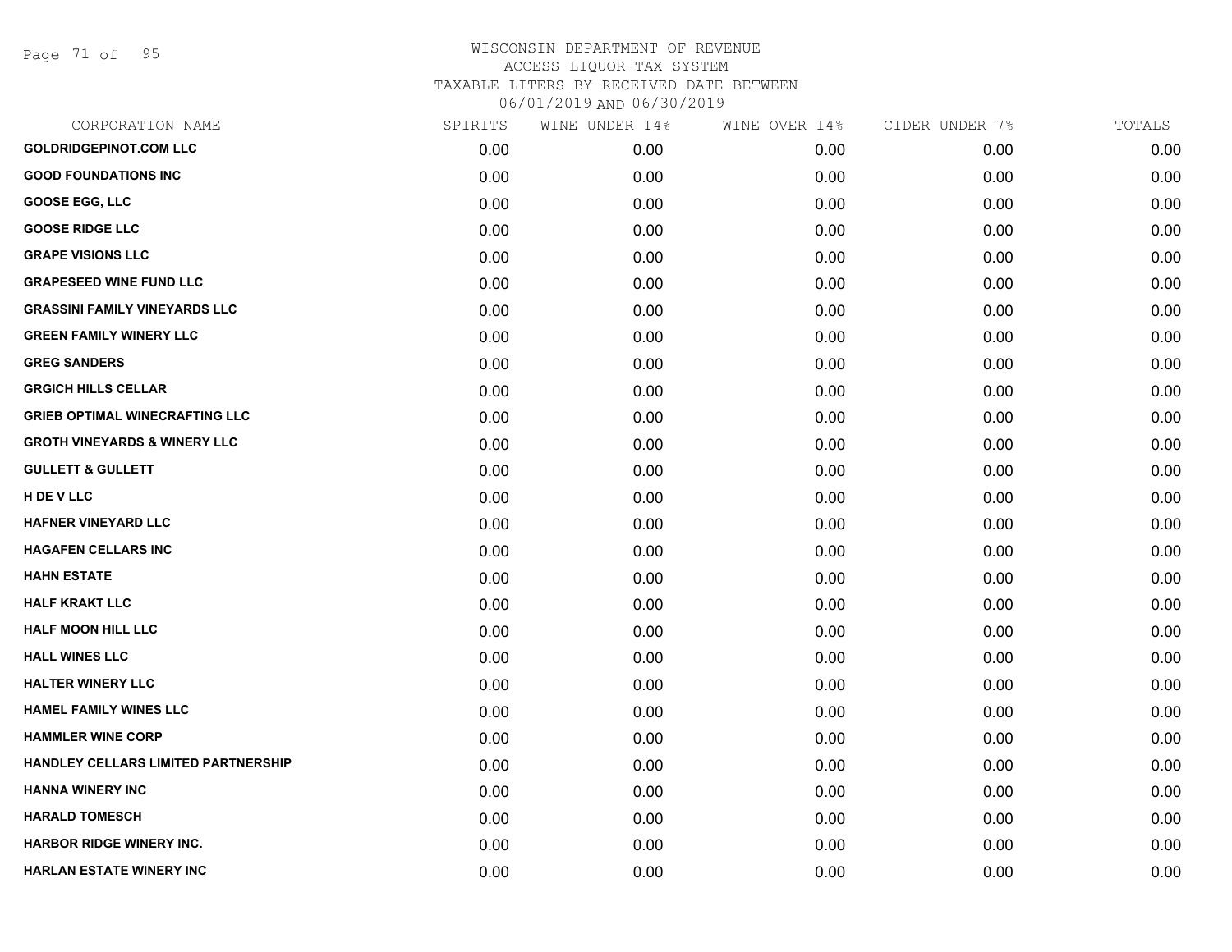WISCONSIN DEPARTMENT OF REVENUE
ACCESS LIQUOR TAX SYSTEM
TAXABLE LITERS BY RECEIVED DATE BETWEEN
06/01/2019 AND 06/30/2019

| CORPORATION NAME | SPIRITS | WINE UNDER 14% | WINE OVER 14% | CIDER UNDER 7% | TOTALS |
|---|---|---|---|---|---|
| GOLDRIDGEPINOT.COM LLC | 0.00 | 0.00 | 0.00 | 0.00 | 0.00 |
| GOOD FOUNDATIONS INC | 0.00 | 0.00 | 0.00 | 0.00 | 0.00 |
| GOOSE EGG, LLC | 0.00 | 0.00 | 0.00 | 0.00 | 0.00 |
| GOOSE RIDGE LLC | 0.00 | 0.00 | 0.00 | 0.00 | 0.00 |
| GRAPE VISIONS LLC | 0.00 | 0.00 | 0.00 | 0.00 | 0.00 |
| GRAPESEED WINE FUND LLC | 0.00 | 0.00 | 0.00 | 0.00 | 0.00 |
| GRASSINI FAMILY VINEYARDS LLC | 0.00 | 0.00 | 0.00 | 0.00 | 0.00 |
| GREEN FAMILY WINERY LLC | 0.00 | 0.00 | 0.00 | 0.00 | 0.00 |
| GREG SANDERS | 0.00 | 0.00 | 0.00 | 0.00 | 0.00 |
| GRGICH HILLS CELLAR | 0.00 | 0.00 | 0.00 | 0.00 | 0.00 |
| GRIEB OPTIMAL WINECRAFTING LLC | 0.00 | 0.00 | 0.00 | 0.00 | 0.00 |
| GROTH VINEYARDS & WINERY LLC | 0.00 | 0.00 | 0.00 | 0.00 | 0.00 |
| GULLETT & GULLETT | 0.00 | 0.00 | 0.00 | 0.00 | 0.00 |
| H DE V LLC | 0.00 | 0.00 | 0.00 | 0.00 | 0.00 |
| HAFNER VINEYARD LLC | 0.00 | 0.00 | 0.00 | 0.00 | 0.00 |
| HAGAFEN CELLARS INC | 0.00 | 0.00 | 0.00 | 0.00 | 0.00 |
| HAHN ESTATE | 0.00 | 0.00 | 0.00 | 0.00 | 0.00 |
| HALF KRAKT LLC | 0.00 | 0.00 | 0.00 | 0.00 | 0.00 |
| HALF MOON HILL LLC | 0.00 | 0.00 | 0.00 | 0.00 | 0.00 |
| HALL WINES LLC | 0.00 | 0.00 | 0.00 | 0.00 | 0.00 |
| HALTER WINERY LLC | 0.00 | 0.00 | 0.00 | 0.00 | 0.00 |
| HAMEL FAMILY WINES LLC | 0.00 | 0.00 | 0.00 | 0.00 | 0.00 |
| HAMMLER WINE CORP | 0.00 | 0.00 | 0.00 | 0.00 | 0.00 |
| HANDLEY CELLARS LIMITED PARTNERSHIP | 0.00 | 0.00 | 0.00 | 0.00 | 0.00 |
| HANNA WINERY INC | 0.00 | 0.00 | 0.00 | 0.00 | 0.00 |
| HARALD TOMESCH | 0.00 | 0.00 | 0.00 | 0.00 | 0.00 |
| HARBOR RIDGE WINERY INC. | 0.00 | 0.00 | 0.00 | 0.00 | 0.00 |
| HARLAN ESTATE WINERY INC | 0.00 | 0.00 | 0.00 | 0.00 | 0.00 |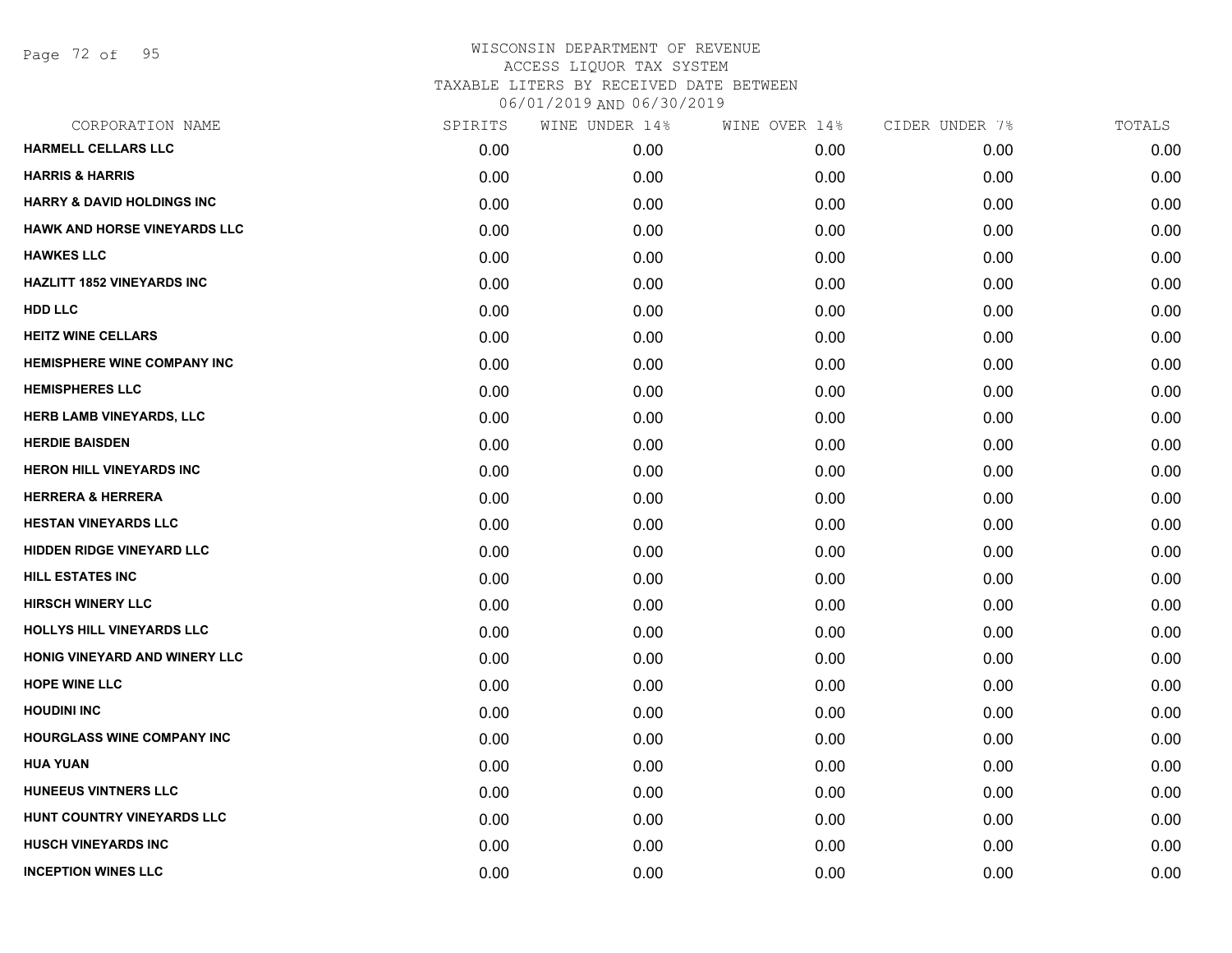# WISCONSIN DEPARTMENT OF REVENUE
## ACCESS LIQUOR TAX SYSTEM
## TAXABLE LITERS BY RECEIVED DATE BETWEEN
## 06/01/2019 AND 06/30/2019

| CORPORATION NAME | SPIRITS | WINE UNDER 14% | WINE OVER 14% | CIDER UNDER 7% | TOTALS |
|---|---|---|---|---|---|
| HARMELL CELLARS LLC | 0.00 | 0.00 | 0.00 | 0.00 | 0.00 |
| HARRIS & HARRIS | 0.00 | 0.00 | 0.00 | 0.00 | 0.00 |
| HARRY & DAVID HOLDINGS INC | 0.00 | 0.00 | 0.00 | 0.00 | 0.00 |
| HAWK AND HORSE VINEYARDS LLC | 0.00 | 0.00 | 0.00 | 0.00 | 0.00 |
| HAWKES LLC | 0.00 | 0.00 | 0.00 | 0.00 | 0.00 |
| HAZLITT 1852 VINEYARDS INC | 0.00 | 0.00 | 0.00 | 0.00 | 0.00 |
| HDD LLC | 0.00 | 0.00 | 0.00 | 0.00 | 0.00 |
| HEITZ WINE CELLARS | 0.00 | 0.00 | 0.00 | 0.00 | 0.00 |
| HEMISPHERE WINE COMPANY INC | 0.00 | 0.00 | 0.00 | 0.00 | 0.00 |
| HEMISPHERES LLC | 0.00 | 0.00 | 0.00 | 0.00 | 0.00 |
| HERB LAMB VINEYARDS, LLC | 0.00 | 0.00 | 0.00 | 0.00 | 0.00 |
| HERDIE BAISDEN | 0.00 | 0.00 | 0.00 | 0.00 | 0.00 |
| HERON HILL VINEYARDS INC | 0.00 | 0.00 | 0.00 | 0.00 | 0.00 |
| HERRERA & HERRERA | 0.00 | 0.00 | 0.00 | 0.00 | 0.00 |
| HESTAN VINEYARDS LLC | 0.00 | 0.00 | 0.00 | 0.00 | 0.00 |
| HIDDEN RIDGE VINEYARD LLC | 0.00 | 0.00 | 0.00 | 0.00 | 0.00 |
| HILL ESTATES INC | 0.00 | 0.00 | 0.00 | 0.00 | 0.00 |
| HIRSCH WINERY LLC | 0.00 | 0.00 | 0.00 | 0.00 | 0.00 |
| HOLLYS HILL VINEYARDS LLC | 0.00 | 0.00 | 0.00 | 0.00 | 0.00 |
| HONIG VINEYARD AND WINERY LLC | 0.00 | 0.00 | 0.00 | 0.00 | 0.00 |
| HOPE WINE LLC | 0.00 | 0.00 | 0.00 | 0.00 | 0.00 |
| HOUDINI INC | 0.00 | 0.00 | 0.00 | 0.00 | 0.00 |
| HOURGLASS WINE COMPANY INC | 0.00 | 0.00 | 0.00 | 0.00 | 0.00 |
| HUA YUAN | 0.00 | 0.00 | 0.00 | 0.00 | 0.00 |
| HUNEEUS VINTNERS LLC | 0.00 | 0.00 | 0.00 | 0.00 | 0.00 |
| HUNT COUNTRY VINEYARDS LLC | 0.00 | 0.00 | 0.00 | 0.00 | 0.00 |
| HUSCH VINEYARDS INC | 0.00 | 0.00 | 0.00 | 0.00 | 0.00 |
| INCEPTION WINES LLC | 0.00 | 0.00 | 0.00 | 0.00 | 0.00 |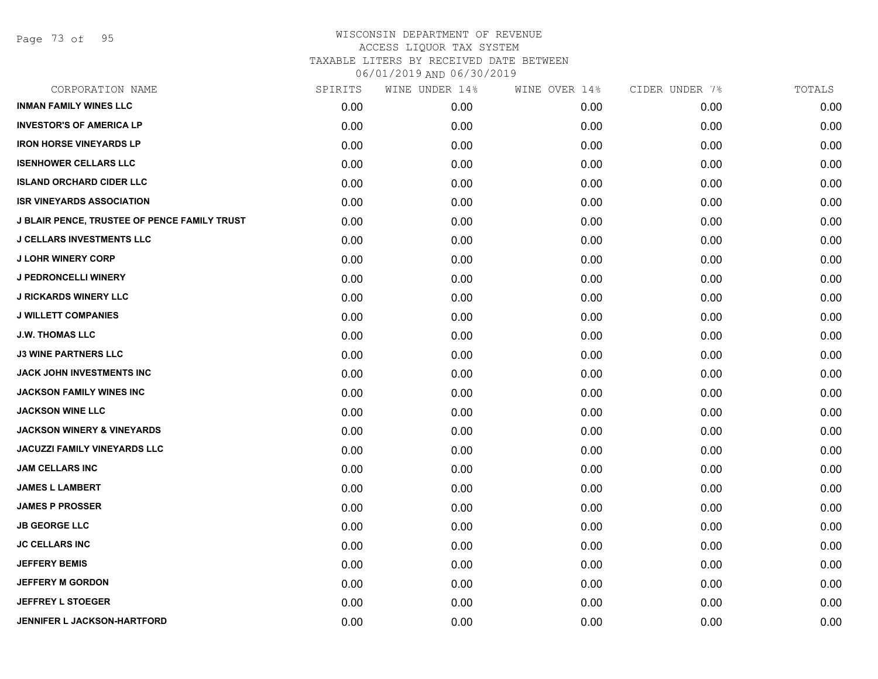# WISCONSIN DEPARTMENT OF REVENUE
## ACCESS LIQUOR TAX SYSTEM
### TAXABLE LITERS BY RECEIVED DATE BETWEEN 06/01/2019 AND 06/30/2019

| CORPORATION NAME | SPIRITS | WINE UNDER 14% | WINE OVER 14% | CIDER UNDER 7% | TOTALS |
|---|---|---|---|---|---|
| INMAN FAMILY WINES LLC | 0.00 | 0.00 | 0.00 | 0.00 | 0.00 |
| INVESTOR'S OF AMERICA LP | 0.00 | 0.00 | 0.00 | 0.00 | 0.00 |
| IRON HORSE VINEYARDS LP | 0.00 | 0.00 | 0.00 | 0.00 | 0.00 |
| ISENHOWER CELLARS LLC | 0.00 | 0.00 | 0.00 | 0.00 | 0.00 |
| ISLAND ORCHARD CIDER LLC | 0.00 | 0.00 | 0.00 | 0.00 | 0.00 |
| ISR VINEYARDS ASSOCIATION | 0.00 | 0.00 | 0.00 | 0.00 | 0.00 |
| J BLAIR PENCE, TRUSTEE OF PENCE FAMILY TRUST | 0.00 | 0.00 | 0.00 | 0.00 | 0.00 |
| J CELLARS INVESTMENTS LLC | 0.00 | 0.00 | 0.00 | 0.00 | 0.00 |
| J LOHR WINERY CORP | 0.00 | 0.00 | 0.00 | 0.00 | 0.00 |
| J PEDRONCELLI WINERY | 0.00 | 0.00 | 0.00 | 0.00 | 0.00 |
| J RICKARDS WINERY LLC | 0.00 | 0.00 | 0.00 | 0.00 | 0.00 |
| J WILLETT COMPANIES | 0.00 | 0.00 | 0.00 | 0.00 | 0.00 |
| J.W. THOMAS LLC | 0.00 | 0.00 | 0.00 | 0.00 | 0.00 |
| J3 WINE PARTNERS LLC | 0.00 | 0.00 | 0.00 | 0.00 | 0.00 |
| JACK JOHN INVESTMENTS INC | 0.00 | 0.00 | 0.00 | 0.00 | 0.00 |
| JACKSON FAMILY WINES INC | 0.00 | 0.00 | 0.00 | 0.00 | 0.00 |
| JACKSON WINE LLC | 0.00 | 0.00 | 0.00 | 0.00 | 0.00 |
| JACKSON WINERY & VINEYARDS | 0.00 | 0.00 | 0.00 | 0.00 | 0.00 |
| JACUZZI FAMILY VINEYARDS LLC | 0.00 | 0.00 | 0.00 | 0.00 | 0.00 |
| JAM CELLARS INC | 0.00 | 0.00 | 0.00 | 0.00 | 0.00 |
| JAMES L LAMBERT | 0.00 | 0.00 | 0.00 | 0.00 | 0.00 |
| JAMES P PROSSER | 0.00 | 0.00 | 0.00 | 0.00 | 0.00 |
| JB GEORGE LLC | 0.00 | 0.00 | 0.00 | 0.00 | 0.00 |
| JC CELLARS INC | 0.00 | 0.00 | 0.00 | 0.00 | 0.00 |
| JEFFERY BEMIS | 0.00 | 0.00 | 0.00 | 0.00 | 0.00 |
| JEFFERY M GORDON | 0.00 | 0.00 | 0.00 | 0.00 | 0.00 |
| JEFFREY L STOEGER | 0.00 | 0.00 | 0.00 | 0.00 | 0.00 |
| JENNIFER L JACKSON-HARTFORD | 0.00 | 0.00 | 0.00 | 0.00 | 0.00 |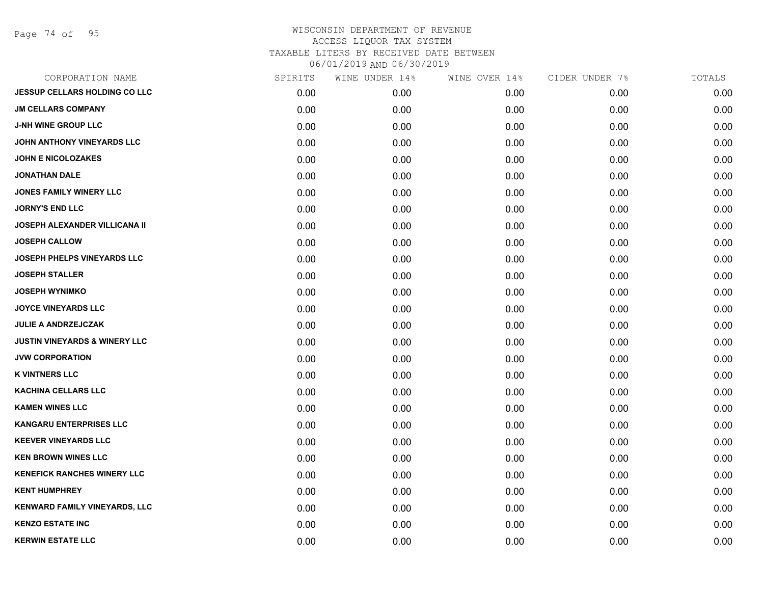WISCONSIN DEPARTMENT OF REVENUE
ACCESS LIQUOR TAX SYSTEM
TAXABLE LITERS BY RECEIVED DATE BETWEEN
06/01/2019 AND 06/30/2019

| CORPORATION NAME | SPIRITS | WINE UNDER 14% | WINE OVER 14% | CIDER UNDER 7% | TOTALS |
|---|---|---|---|---|---|
| JESSUP CELLARS HOLDING CO LLC | 0.00 | 0.00 | 0.00 | 0.00 | 0.00 |
| JM CELLARS COMPANY | 0.00 | 0.00 | 0.00 | 0.00 | 0.00 |
| J-NH WINE GROUP LLC | 0.00 | 0.00 | 0.00 | 0.00 | 0.00 |
| JOHN ANTHONY VINEYARDS LLC | 0.00 | 0.00 | 0.00 | 0.00 | 0.00 |
| JOHN E NICOLOZAKES | 0.00 | 0.00 | 0.00 | 0.00 | 0.00 |
| JONATHAN DALE | 0.00 | 0.00 | 0.00 | 0.00 | 0.00 |
| JONES FAMILY WINERY LLC | 0.00 | 0.00 | 0.00 | 0.00 | 0.00 |
| JORNY'S END LLC | 0.00 | 0.00 | 0.00 | 0.00 | 0.00 |
| JOSEPH ALEXANDER VILLICANA II | 0.00 | 0.00 | 0.00 | 0.00 | 0.00 |
| JOSEPH CALLOW | 0.00 | 0.00 | 0.00 | 0.00 | 0.00 |
| JOSEPH PHELPS VINEYARDS LLC | 0.00 | 0.00 | 0.00 | 0.00 | 0.00 |
| JOSEPH STALLER | 0.00 | 0.00 | 0.00 | 0.00 | 0.00 |
| JOSEPH WYNIMKO | 0.00 | 0.00 | 0.00 | 0.00 | 0.00 |
| JOYCE VINEYARDS LLC | 0.00 | 0.00 | 0.00 | 0.00 | 0.00 |
| JULIE A ANDRZEJCZAK | 0.00 | 0.00 | 0.00 | 0.00 | 0.00 |
| JUSTIN VINEYARDS & WINERY LLC | 0.00 | 0.00 | 0.00 | 0.00 | 0.00 |
| JVW CORPORATION | 0.00 | 0.00 | 0.00 | 0.00 | 0.00 |
| K VINTNERS LLC | 0.00 | 0.00 | 0.00 | 0.00 | 0.00 |
| KACHINA CELLARS LLC | 0.00 | 0.00 | 0.00 | 0.00 | 0.00 |
| KAMEN WINES LLC | 0.00 | 0.00 | 0.00 | 0.00 | 0.00 |
| KANGARU ENTERPRISES LLC | 0.00 | 0.00 | 0.00 | 0.00 | 0.00 |
| KEEVER VINEYARDS LLC | 0.00 | 0.00 | 0.00 | 0.00 | 0.00 |
| KEN BROWN WINES LLC | 0.00 | 0.00 | 0.00 | 0.00 | 0.00 |
| KENEFICK RANCHES WINERY LLC | 0.00 | 0.00 | 0.00 | 0.00 | 0.00 |
| KENT HUMPHREY | 0.00 | 0.00 | 0.00 | 0.00 | 0.00 |
| KENWARD FAMILY VINEYARDS, LLC | 0.00 | 0.00 | 0.00 | 0.00 | 0.00 |
| KENZO ESTATE INC | 0.00 | 0.00 | 0.00 | 0.00 | 0.00 |
| KERWIN ESTATE LLC | 0.00 | 0.00 | 0.00 | 0.00 | 0.00 |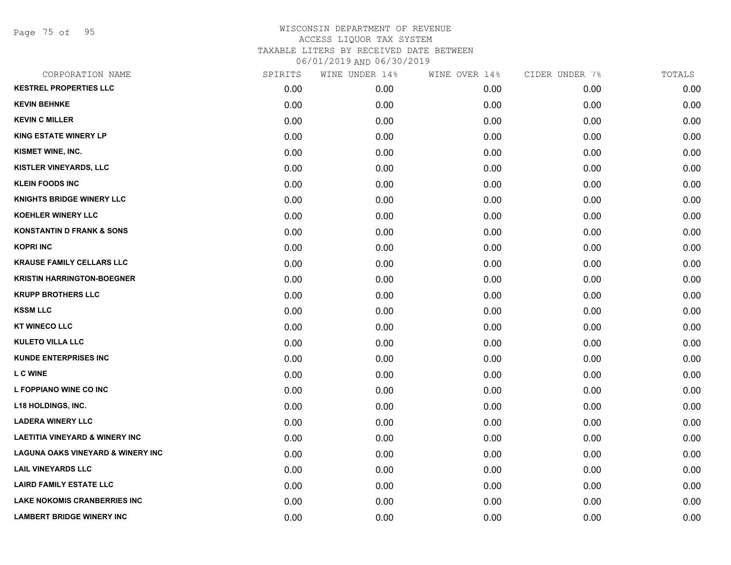# WISCONSIN DEPARTMENT OF REVENUE
ACCESS LIQUOR TAX SYSTEM
TAXABLE LITERS BY RECEIVED DATE BETWEEN
06/01/2019 AND 06/30/2019

| CORPORATION NAME | SPIRITS | WINE UNDER 14% | WINE OVER 14% | CIDER UNDER 7% | TOTALS |
|---|---|---|---|---|---|
| KESTREL PROPERTIES LLC | 0.00 | 0.00 | 0.00 | 0.00 | 0.00 |
| KEVIN BEHNKE | 0.00 | 0.00 | 0.00 | 0.00 | 0.00 |
| KEVIN C MILLER | 0.00 | 0.00 | 0.00 | 0.00 | 0.00 |
| KING ESTATE WINERY LP | 0.00 | 0.00 | 0.00 | 0.00 | 0.00 |
| KISMET WINE, INC. | 0.00 | 0.00 | 0.00 | 0.00 | 0.00 |
| KISTLER VINEYARDS, LLC | 0.00 | 0.00 | 0.00 | 0.00 | 0.00 |
| KLEIN FOODS INC | 0.00 | 0.00 | 0.00 | 0.00 | 0.00 |
| KNIGHTS BRIDGE WINERY LLC | 0.00 | 0.00 | 0.00 | 0.00 | 0.00 |
| KOEHLER WINERY LLC | 0.00 | 0.00 | 0.00 | 0.00 | 0.00 |
| KONSTANTIN D FRANK & SONS | 0.00 | 0.00 | 0.00 | 0.00 | 0.00 |
| KOPRI INC | 0.00 | 0.00 | 0.00 | 0.00 | 0.00 |
| KRAUSE FAMILY CELLARS LLC | 0.00 | 0.00 | 0.00 | 0.00 | 0.00 |
| KRISTIN HARRINGTON-BOEGNER | 0.00 | 0.00 | 0.00 | 0.00 | 0.00 |
| KRUPP BROTHERS LLC | 0.00 | 0.00 | 0.00 | 0.00 | 0.00 |
| KSSM LLC | 0.00 | 0.00 | 0.00 | 0.00 | 0.00 |
| KT WINECO LLC | 0.00 | 0.00 | 0.00 | 0.00 | 0.00 |
| KULETO VILLA LLC | 0.00 | 0.00 | 0.00 | 0.00 | 0.00 |
| KUNDE ENTERPRISES INC | 0.00 | 0.00 | 0.00 | 0.00 | 0.00 |
| L C WINE | 0.00 | 0.00 | 0.00 | 0.00 | 0.00 |
| L FOPPIANO WINE CO INC | 0.00 | 0.00 | 0.00 | 0.00 | 0.00 |
| L18 HOLDINGS, INC. | 0.00 | 0.00 | 0.00 | 0.00 | 0.00 |
| LADERA WINERY LLC | 0.00 | 0.00 | 0.00 | 0.00 | 0.00 |
| LAETITIA VINEYARD & WINERY INC | 0.00 | 0.00 | 0.00 | 0.00 | 0.00 |
| LAGUNA OAKS VINEYARD & WINERY INC | 0.00 | 0.00 | 0.00 | 0.00 | 0.00 |
| LAIL VINEYARDS LLC | 0.00 | 0.00 | 0.00 | 0.00 | 0.00 |
| LAIRD FAMILY ESTATE LLC | 0.00 | 0.00 | 0.00 | 0.00 | 0.00 |
| LAKE NOKOMIS CRANBERRIES INC | 0.00 | 0.00 | 0.00 | 0.00 | 0.00 |
| LAMBERT BRIDGE WINERY INC | 0.00 | 0.00 | 0.00 | 0.00 | 0.00 |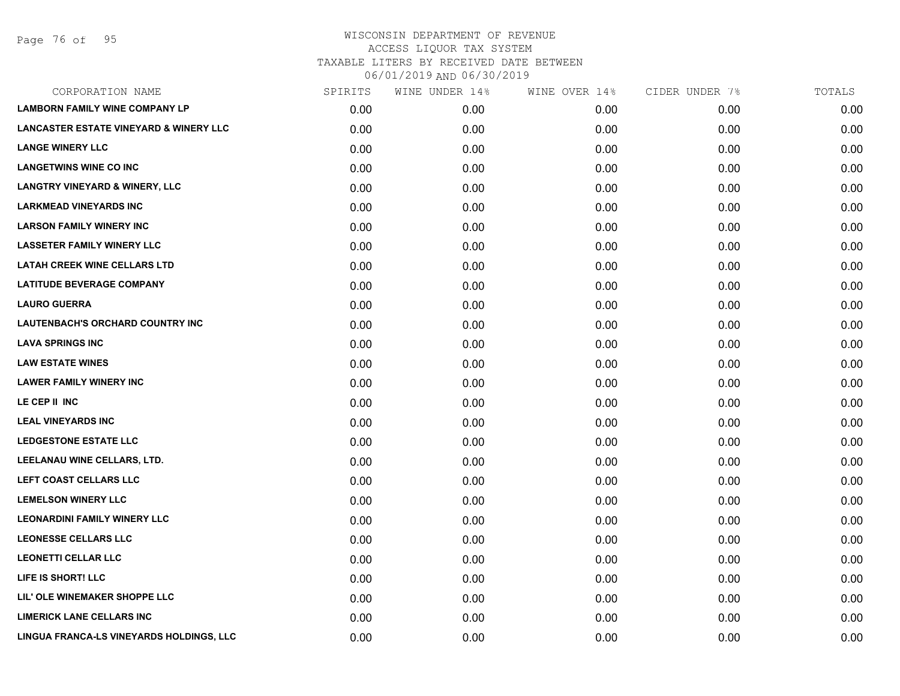WISCONSIN DEPARTMENT OF REVENUE
ACCESS LIQUOR TAX SYSTEM
TAXABLE LITERS BY RECEIVED DATE BETWEEN
06/01/2019 AND 06/30/2019

| CORPORATION NAME | SPIRITS | WINE UNDER 14% | WINE OVER 14% | CIDER UNDER 7% | TOTALS |
|---|---|---|---|---|---|
| LAMBORN FAMILY WINE COMPANY LP | 0.00 | 0.00 | 0.00 | 0.00 | 0.00 |
| LANCASTER ESTATE VINEYARD & WINERY LLC | 0.00 | 0.00 | 0.00 | 0.00 | 0.00 |
| LANGE WINERY LLC | 0.00 | 0.00 | 0.00 | 0.00 | 0.00 |
| LANGETWINS WINE CO INC | 0.00 | 0.00 | 0.00 | 0.00 | 0.00 |
| LANGTRY VINEYARD & WINERY, LLC | 0.00 | 0.00 | 0.00 | 0.00 | 0.00 |
| LARKMEAD VINEYARDS INC | 0.00 | 0.00 | 0.00 | 0.00 | 0.00 |
| LARSON FAMILY WINERY INC | 0.00 | 0.00 | 0.00 | 0.00 | 0.00 |
| LASSETER FAMILY WINERY LLC | 0.00 | 0.00 | 0.00 | 0.00 | 0.00 |
| LATAH CREEK WINE CELLARS LTD | 0.00 | 0.00 | 0.00 | 0.00 | 0.00 |
| LATITUDE BEVERAGE COMPANY | 0.00 | 0.00 | 0.00 | 0.00 | 0.00 |
| LAURO GUERRA | 0.00 | 0.00 | 0.00 | 0.00 | 0.00 |
| LAUTENBACH'S ORCHARD COUNTRY INC | 0.00 | 0.00 | 0.00 | 0.00 | 0.00 |
| LAVA SPRINGS INC | 0.00 | 0.00 | 0.00 | 0.00 | 0.00 |
| LAW ESTATE WINES | 0.00 | 0.00 | 0.00 | 0.00 | 0.00 |
| LAWER FAMILY WINERY INC | 0.00 | 0.00 | 0.00 | 0.00 | 0.00 |
| LE CEP II INC | 0.00 | 0.00 | 0.00 | 0.00 | 0.00 |
| LEAL VINEYARDS INC | 0.00 | 0.00 | 0.00 | 0.00 | 0.00 |
| LEDGESTONE ESTATE LLC | 0.00 | 0.00 | 0.00 | 0.00 | 0.00 |
| LEELANAU WINE CELLARS, LTD. | 0.00 | 0.00 | 0.00 | 0.00 | 0.00 |
| LEFT COAST CELLARS LLC | 0.00 | 0.00 | 0.00 | 0.00 | 0.00 |
| LEMELSON WINERY LLC | 0.00 | 0.00 | 0.00 | 0.00 | 0.00 |
| LEONARDINI FAMILY WINERY LLC | 0.00 | 0.00 | 0.00 | 0.00 | 0.00 |
| LEONESSE CELLARS LLC | 0.00 | 0.00 | 0.00 | 0.00 | 0.00 |
| LEONETTI CELLAR LLC | 0.00 | 0.00 | 0.00 | 0.00 | 0.00 |
| LIFE IS SHORT! LLC | 0.00 | 0.00 | 0.00 | 0.00 | 0.00 |
| LIL' OLE WINEMAKER SHOPPE LLC | 0.00 | 0.00 | 0.00 | 0.00 | 0.00 |
| LIMERICK LANE CELLARS INC | 0.00 | 0.00 | 0.00 | 0.00 | 0.00 |
| LINGUA FRANCA-LS VINEYARDS HOLDINGS, LLC | 0.00 | 0.00 | 0.00 | 0.00 | 0.00 |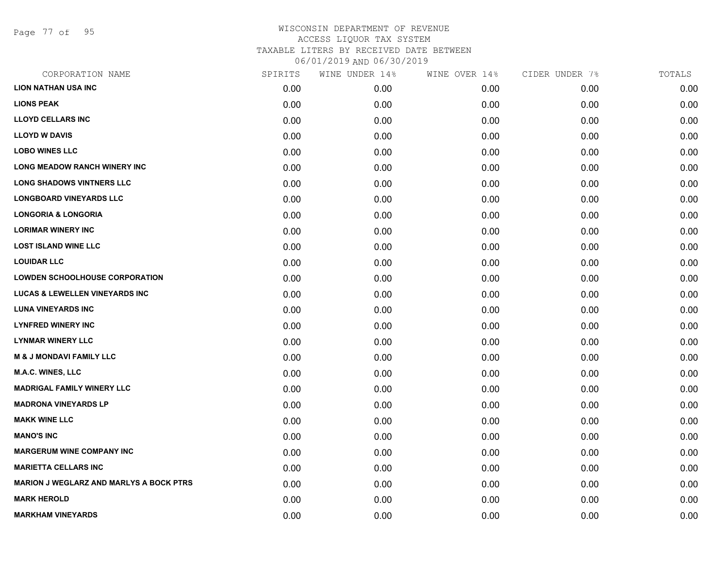WISCONSIN DEPARTMENT OF REVENUE
ACCESS LIQUOR TAX SYSTEM
TAXABLE LITERS BY RECEIVED DATE BETWEEN
06/01/2019 AND 06/30/2019

| CORPORATION NAME | SPIRITS | WINE UNDER 14% | WINE OVER 14% | CIDER UNDER 7% | TOTALS |
|---|---|---|---|---|---|
| **LION NATHAN USA INC** | 0.00 | 0.00 | 0.00 | 0.00 | 0.00 |
| **LIONS PEAK** | 0.00 | 0.00 | 0.00 | 0.00 | 0.00 |
| **LLOYD CELLARS INC** | 0.00 | 0.00 | 0.00 | 0.00 | 0.00 |
| **LLOYD W DAVIS** | 0.00 | 0.00 | 0.00 | 0.00 | 0.00 |
| **LOBO WINES LLC** | 0.00 | 0.00 | 0.00 | 0.00 | 0.00 |
| **LONG MEADOW RANCH WINERY INC** | 0.00 | 0.00 | 0.00 | 0.00 | 0.00 |
| **LONG SHADOWS VINTNERS LLC** | 0.00 | 0.00 | 0.00 | 0.00 | 0.00 |
| **LONGBOARD VINEYARDS LLC** | 0.00 | 0.00 | 0.00 | 0.00 | 0.00 |
| **LONGORIA & LONGORIA** | 0.00 | 0.00 | 0.00 | 0.00 | 0.00 |
| **LORIMAR WINERY INC** | 0.00 | 0.00 | 0.00 | 0.00 | 0.00 |
| **LOST ISLAND WINE LLC** | 0.00 | 0.00 | 0.00 | 0.00 | 0.00 |
| **LOUIDAR LLC** | 0.00 | 0.00 | 0.00 | 0.00 | 0.00 |
| **LOWDEN SCHOOLHOUSE CORPORATION** | 0.00 | 0.00 | 0.00 | 0.00 | 0.00 |
| **LUCAS & LEWELLEN VINEYARDS INC** | 0.00 | 0.00 | 0.00 | 0.00 | 0.00 |
| **LUNA VINEYARDS INC** | 0.00 | 0.00 | 0.00 | 0.00 | 0.00 |
| **LYNFRED WINERY INC** | 0.00 | 0.00 | 0.00 | 0.00 | 0.00 |
| **LYNMAR WINERY LLC** | 0.00 | 0.00 | 0.00 | 0.00 | 0.00 |
| **M & J MONDAVI FAMILY LLC** | 0.00 | 0.00 | 0.00 | 0.00 | 0.00 |
| **M.A.C. WINES, LLC** | 0.00 | 0.00 | 0.00 | 0.00 | 0.00 |
| **MADRIGAL FAMILY WINERY LLC** | 0.00 | 0.00 | 0.00 | 0.00 | 0.00 |
| **MADRONA VINEYARDS LP** | 0.00 | 0.00 | 0.00 | 0.00 | 0.00 |
| **MAKK WINE LLC** | 0.00 | 0.00 | 0.00 | 0.00 | 0.00 |
| **MANO'S INC** | 0.00 | 0.00 | 0.00 | 0.00 | 0.00 |
| **MARGERUM WINE COMPANY INC** | 0.00 | 0.00 | 0.00 | 0.00 | 0.00 |
| **MARIETTA CELLARS INC** | 0.00 | 0.00 | 0.00 | 0.00 | 0.00 |
| **MARION J WEGLARZ AND MARLYS A BOCK PTRS** | 0.00 | 0.00 | 0.00 | 0.00 | 0.00 |
| **MARK HEROLD** | 0.00 | 0.00 | 0.00 | 0.00 | 0.00 |
| **MARKHAM VINEYARDS** | 0.00 | 0.00 | 0.00 | 0.00 | 0.00 |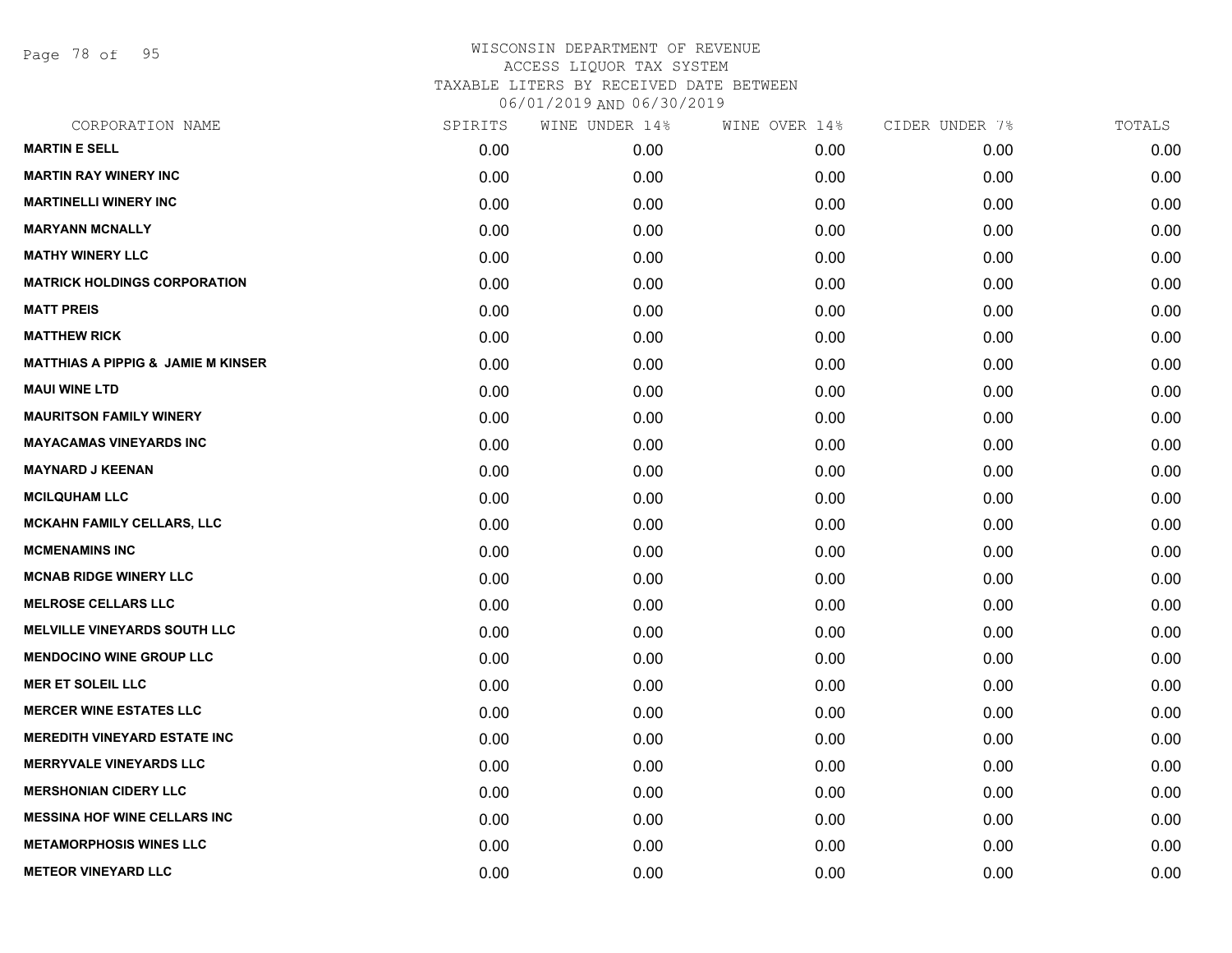WISCONSIN DEPARTMENT OF REVENUE
ACCESS LIQUOR TAX SYSTEM
TAXABLE LITERS BY RECEIVED DATE BETWEEN
06/01/2019 AND 06/30/2019

| CORPORATION NAME | SPIRITS | WINE UNDER 14% | WINE OVER 14% | CIDER UNDER 7% | TOTALS |
|---|---|---|---|---|---|
| **MARTIN E SELL** | 0.00 | 0.00 | 0.00 | 0.00 | 0.00 |
| **MARTIN RAY WINERY INC** | 0.00 | 0.00 | 0.00 | 0.00 | 0.00 |
| **MARTINELLI WINERY INC** | 0.00 | 0.00 | 0.00 | 0.00 | 0.00 |
| **MARYANN MCNALLY** | 0.00 | 0.00 | 0.00 | 0.00 | 0.00 |
| **MATHY WINERY LLC** | 0.00 | 0.00 | 0.00 | 0.00 | 0.00 |
| **MATRICK HOLDINGS CORPORATION** | 0.00 | 0.00 | 0.00 | 0.00 | 0.00 |
| **MATT PREIS** | 0.00 | 0.00 | 0.00 | 0.00 | 0.00 |
| **MATTHEW RICK** | 0.00 | 0.00 | 0.00 | 0.00 | 0.00 |
| **MATTHIAS A PIPPIG & JAMIE M KINSER** | 0.00 | 0.00 | 0.00 | 0.00 | 0.00 |
| **MAUI WINE LTD** | 0.00 | 0.00 | 0.00 | 0.00 | 0.00 |
| **MAURITSON FAMILY WINERY** | 0.00 | 0.00 | 0.00 | 0.00 | 0.00 |
| **MAYACAMAS VINEYARDS INC** | 0.00 | 0.00 | 0.00 | 0.00 | 0.00 |
| **MAYNARD J KEENAN** | 0.00 | 0.00 | 0.00 | 0.00 | 0.00 |
| **MCILQUHAM LLC** | 0.00 | 0.00 | 0.00 | 0.00 | 0.00 |
| **MCKAHN FAMILY CELLARS, LLC** | 0.00 | 0.00 | 0.00 | 0.00 | 0.00 |
| **MCMENAMINS INC** | 0.00 | 0.00 | 0.00 | 0.00 | 0.00 |
| **MCNAB RIDGE WINERY LLC** | 0.00 | 0.00 | 0.00 | 0.00 | 0.00 |
| **MELROSE CELLARS LLC** | 0.00 | 0.00 | 0.00 | 0.00 | 0.00 |
| **MELVILLE VINEYARDS SOUTH LLC** | 0.00 | 0.00 | 0.00 | 0.00 | 0.00 |
| **MENDOCINO WINE GROUP LLC** | 0.00 | 0.00 | 0.00 | 0.00 | 0.00 |
| **MER ET SOLEIL LLC** | 0.00 | 0.00 | 0.00 | 0.00 | 0.00 |
| **MERCER WINE ESTATES LLC** | 0.00 | 0.00 | 0.00 | 0.00 | 0.00 |
| **MEREDITH VINEYARD ESTATE INC** | 0.00 | 0.00 | 0.00 | 0.00 | 0.00 |
| **MERRYVALE VINEYARDS LLC** | 0.00 | 0.00 | 0.00 | 0.00 | 0.00 |
| **MERSHONIAN CIDERY LLC** | 0.00 | 0.00 | 0.00 | 0.00 | 0.00 |
| **MESSINA HOF WINE CELLARS INC** | 0.00 | 0.00 | 0.00 | 0.00 | 0.00 |
| **METAMORPHOSIS WINES LLC** | 0.00 | 0.00 | 0.00 | 0.00 | 0.00 |
| **METEOR VINEYARD LLC** | 0.00 | 0.00 | 0.00 | 0.00 | 0.00 |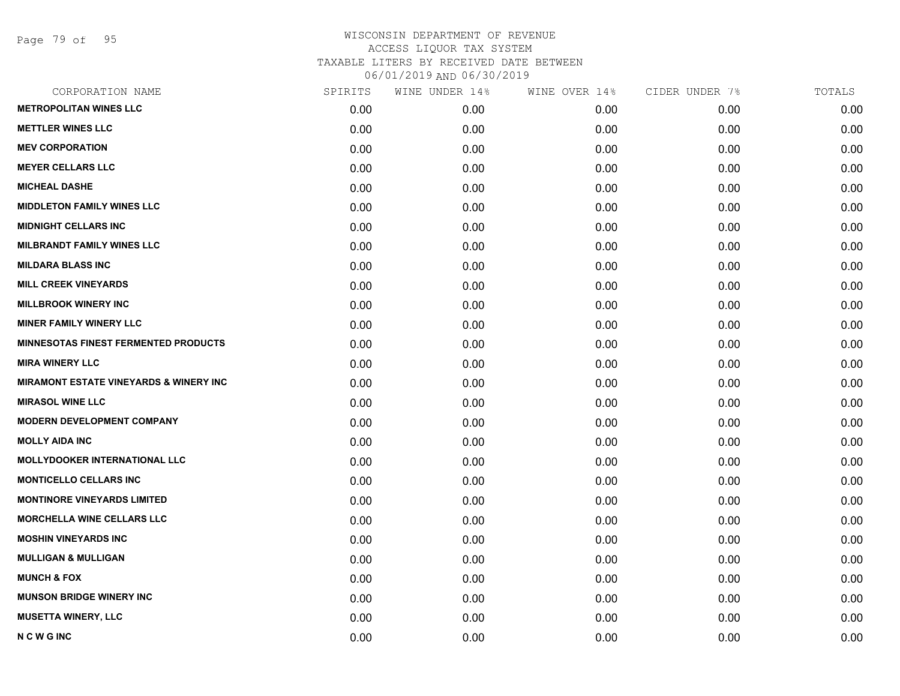# WISCONSIN DEPARTMENT OF REVENUE
## ACCESS LIQUOR TAX SYSTEM
### TAXABLE LITERS BY RECEIVED DATE BETWEEN 06/01/2019 AND 06/30/2019

| CORPORATION NAME | SPIRITS | WINE UNDER 14% | WINE OVER 14% | CIDER UNDER 7% | TOTALS |
|---|---|---|---|---|---|
| **METROPOLITAN WINES LLC** | 0.00 | 0.00 | 0.00 | 0.00 | 0.00 |
| **METTLER WINES LLC** | 0.00 | 0.00 | 0.00 | 0.00 | 0.00 |
| **MEV CORPORATION** | 0.00 | 0.00 | 0.00 | 0.00 | 0.00 |
| **MEYER CELLARS LLC** | 0.00 | 0.00 | 0.00 | 0.00 | 0.00 |
| **MICHEAL DASHE** | 0.00 | 0.00 | 0.00 | 0.00 | 0.00 |
| **MIDDLETON FAMILY WINES LLC** | 0.00 | 0.00 | 0.00 | 0.00 | 0.00 |
| **MIDNIGHT CELLARS INC** | 0.00 | 0.00 | 0.00 | 0.00 | 0.00 |
| **MILBRANDT FAMILY WINES LLC** | 0.00 | 0.00 | 0.00 | 0.00 | 0.00 |
| **MILDARA BLASS INC** | 0.00 | 0.00 | 0.00 | 0.00 | 0.00 |
| **MILL CREEK VINEYARDS** | 0.00 | 0.00 | 0.00 | 0.00 | 0.00 |
| **MILLBROOK WINERY INC** | 0.00 | 0.00 | 0.00 | 0.00 | 0.00 |
| **MINER FAMILY WINERY LLC** | 0.00 | 0.00 | 0.00 | 0.00 | 0.00 |
| **MINNESOTAS FINEST FERMENTED PRODUCTS** | 0.00 | 0.00 | 0.00 | 0.00 | 0.00 |
| **MIRA WINERY LLC** | 0.00 | 0.00 | 0.00 | 0.00 | 0.00 |
| **MIRAMONT ESTATE VINEYARDS & WINERY INC** | 0.00 | 0.00 | 0.00 | 0.00 | 0.00 |
| **MIRASOL WINE LLC** | 0.00 | 0.00 | 0.00 | 0.00 | 0.00 |
| **MODERN DEVELOPMENT COMPANY** | 0.00 | 0.00 | 0.00 | 0.00 | 0.00 |
| **MOLLY AIDA INC** | 0.00 | 0.00 | 0.00 | 0.00 | 0.00 |
| **MOLLYDOOKER INTERNATIONAL LLC** | 0.00 | 0.00 | 0.00 | 0.00 | 0.00 |
| **MONTICELLO CELLARS INC** | 0.00 | 0.00 | 0.00 | 0.00 | 0.00 |
| **MONTINORE VINEYARDS LIMITED** | 0.00 | 0.00 | 0.00 | 0.00 | 0.00 |
| **MORCHELLA WINE CELLARS LLC** | 0.00 | 0.00 | 0.00 | 0.00 | 0.00 |
| **MOSHIN VINEYARDS INC** | 0.00 | 0.00 | 0.00 | 0.00 | 0.00 |
| **MULLIGAN & MULLIGAN** | 0.00 | 0.00 | 0.00 | 0.00 | 0.00 |
| **MUNCH & FOX** | 0.00 | 0.00 | 0.00 | 0.00 | 0.00 |
| **MUNSON BRIDGE WINERY INC** | 0.00 | 0.00 | 0.00 | 0.00 | 0.00 |
| **MUSETTA WINERY, LLC** | 0.00 | 0.00 | 0.00 | 0.00 | 0.00 |
| **N C W G INC** | 0.00 | 0.00 | 0.00 | 0.00 | 0.00 |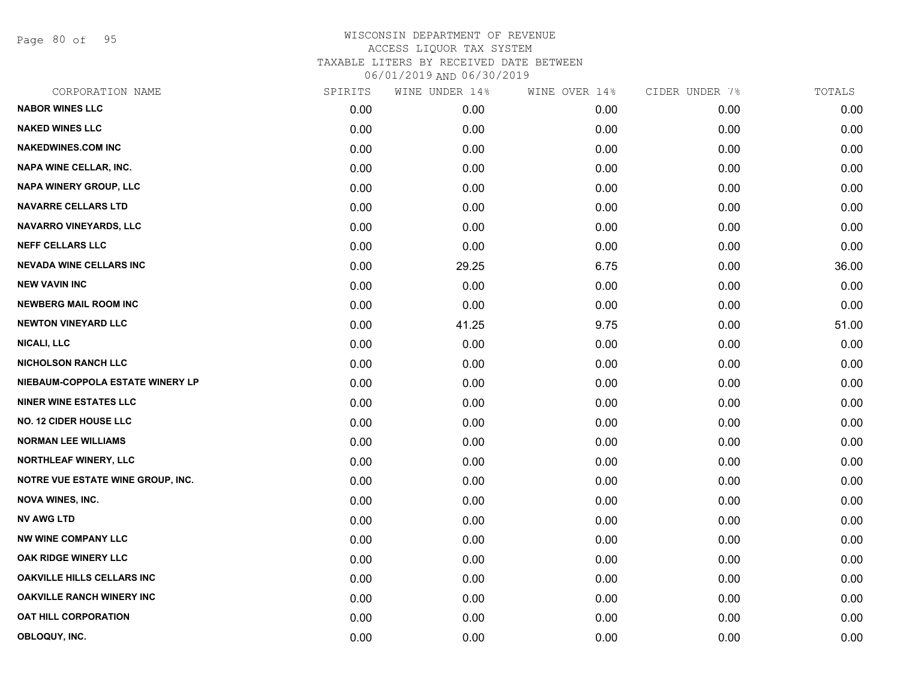WISCONSIN DEPARTMENT OF REVENUE
ACCESS LIQUOR TAX SYSTEM
TAXABLE LITERS BY RECEIVED DATE BETWEEN
06/01/2019 AND 06/30/2019

| CORPORATION NAME | SPIRITS | WINE UNDER 14% | WINE OVER 14% | CIDER UNDER 7% | TOTALS |
|---|---|---|---|---|---|
| NABOR WINES LLC | 0.00 | 0.00 | 0.00 | 0.00 | 0.00 |
| NAKED WINES LLC | 0.00 | 0.00 | 0.00 | 0.00 | 0.00 |
| NAKEDWINES.COM INC | 0.00 | 0.00 | 0.00 | 0.00 | 0.00 |
| NAPA WINE CELLAR, INC. | 0.00 | 0.00 | 0.00 | 0.00 | 0.00 |
| NAPA WINERY GROUP, LLC | 0.00 | 0.00 | 0.00 | 0.00 | 0.00 |
| NAVARRE CELLARS LTD | 0.00 | 0.00 | 0.00 | 0.00 | 0.00 |
| NAVARRO VINEYARDS, LLC | 0.00 | 0.00 | 0.00 | 0.00 | 0.00 |
| NEFF CELLARS LLC | 0.00 | 0.00 | 0.00 | 0.00 | 0.00 |
| NEVADA WINE CELLARS INC | 0.00 | 29.25 | 6.75 | 0.00 | 36.00 |
| NEW VAVIN INC | 0.00 | 0.00 | 0.00 | 0.00 | 0.00 |
| NEWBERG MAIL ROOM INC | 0.00 | 0.00 | 0.00 | 0.00 | 0.00 |
| NEWTON VINEYARD LLC | 0.00 | 41.25 | 9.75 | 0.00 | 51.00 |
| NICALI, LLC | 0.00 | 0.00 | 0.00 | 0.00 | 0.00 |
| NICHOLSON RANCH LLC | 0.00 | 0.00 | 0.00 | 0.00 | 0.00 |
| NIEBAUM-COPPOLA ESTATE WINERY LP | 0.00 | 0.00 | 0.00 | 0.00 | 0.00 |
| NINER WINE ESTATES LLC | 0.00 | 0.00 | 0.00 | 0.00 | 0.00 |
| NO. 12 CIDER HOUSE LLC | 0.00 | 0.00 | 0.00 | 0.00 | 0.00 |
| NORMAN LEE WILLIAMS | 0.00 | 0.00 | 0.00 | 0.00 | 0.00 |
| NORTHLEAF WINERY, LLC | 0.00 | 0.00 | 0.00 | 0.00 | 0.00 |
| NOTRE VUE ESTATE WINE GROUP, INC. | 0.00 | 0.00 | 0.00 | 0.00 | 0.00 |
| NOVA WINES, INC. | 0.00 | 0.00 | 0.00 | 0.00 | 0.00 |
| NV AWG LTD | 0.00 | 0.00 | 0.00 | 0.00 | 0.00 |
| NW WINE COMPANY LLC | 0.00 | 0.00 | 0.00 | 0.00 | 0.00 |
| OAK RIDGE WINERY LLC | 0.00 | 0.00 | 0.00 | 0.00 | 0.00 |
| OAKVILLE HILLS CELLARS INC | 0.00 | 0.00 | 0.00 | 0.00 | 0.00 |
| OAKVILLE RANCH WINERY INC | 0.00 | 0.00 | 0.00 | 0.00 | 0.00 |
| OAT HILL CORPORATION | 0.00 | 0.00 | 0.00 | 0.00 | 0.00 |
| OBLOQUY, INC. | 0.00 | 0.00 | 0.00 | 0.00 | 0.00 |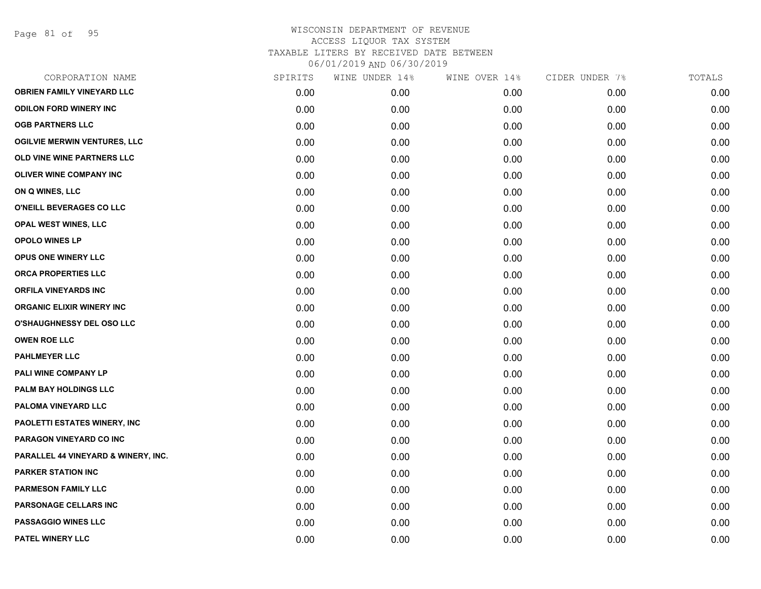# WISCONSIN DEPARTMENT OF REVENUE
ACCESS LIQUOR TAX SYSTEM
TAXABLE LITERS BY RECEIVED DATE BETWEEN
06/01/2019 AND 06/30/2019

| CORPORATION NAME | SPIRITS | WINE UNDER 14% | WINE OVER 14% | CIDER UNDER 7% | TOTALS |
|---|---|---|---|---|---|
| OBRIEN FAMILY VINEYARD LLC | 0.00 | 0.00 | 0.00 | 0.00 | 0.00 |
| ODILON FORD WINERY INC | 0.00 | 0.00 | 0.00 | 0.00 | 0.00 |
| OGB PARTNERS LLC | 0.00 | 0.00 | 0.00 | 0.00 | 0.00 |
| OGILVIE MERWIN VENTURES, LLC | 0.00 | 0.00 | 0.00 | 0.00 | 0.00 |
| OLD VINE WINE PARTNERS LLC | 0.00 | 0.00 | 0.00 | 0.00 | 0.00 |
| OLIVER WINE COMPANY INC | 0.00 | 0.00 | 0.00 | 0.00 | 0.00 |
| ON Q WINES, LLC | 0.00 | 0.00 | 0.00 | 0.00 | 0.00 |
| O'NEILL BEVERAGES CO LLC | 0.00 | 0.00 | 0.00 | 0.00 | 0.00 |
| OPAL WEST WINES, LLC | 0.00 | 0.00 | 0.00 | 0.00 | 0.00 |
| OPOLO WINES LP | 0.00 | 0.00 | 0.00 | 0.00 | 0.00 |
| OPUS ONE WINERY LLC | 0.00 | 0.00 | 0.00 | 0.00 | 0.00 |
| ORCA PROPERTIES LLC | 0.00 | 0.00 | 0.00 | 0.00 | 0.00 |
| ORFILA VINEYARDS INC | 0.00 | 0.00 | 0.00 | 0.00 | 0.00 |
| ORGANIC ELIXIR WINERY INC | 0.00 | 0.00 | 0.00 | 0.00 | 0.00 |
| O'SHAUGHNESSY DEL OSO LLC | 0.00 | 0.00 | 0.00 | 0.00 | 0.00 |
| OWEN ROE LLC | 0.00 | 0.00 | 0.00 | 0.00 | 0.00 |
| PAHLMEYER LLC | 0.00 | 0.00 | 0.00 | 0.00 | 0.00 |
| PALI WINE COMPANY LP | 0.00 | 0.00 | 0.00 | 0.00 | 0.00 |
| PALM BAY HOLDINGS LLC | 0.00 | 0.00 | 0.00 | 0.00 | 0.00 |
| PALOMA VINEYARD LLC | 0.00 | 0.00 | 0.00 | 0.00 | 0.00 |
| PAOLETTI ESTATES WINERY, INC | 0.00 | 0.00 | 0.00 | 0.00 | 0.00 |
| PARAGON VINEYARD CO INC | 0.00 | 0.00 | 0.00 | 0.00 | 0.00 |
| PARALLEL 44 VINEYARD & WINERY, INC. | 0.00 | 0.00 | 0.00 | 0.00 | 0.00 |
| PARKER STATION INC | 0.00 | 0.00 | 0.00 | 0.00 | 0.00 |
| PARMESON FAMILY LLC | 0.00 | 0.00 | 0.00 | 0.00 | 0.00 |
| PARSONAGE CELLARS INC | 0.00 | 0.00 | 0.00 | 0.00 | 0.00 |
| PASSAGGIO WINES LLC | 0.00 | 0.00 | 0.00 | 0.00 | 0.00 |
| PATEL WINERY LLC | 0.00 | 0.00 | 0.00 | 0.00 | 0.00 |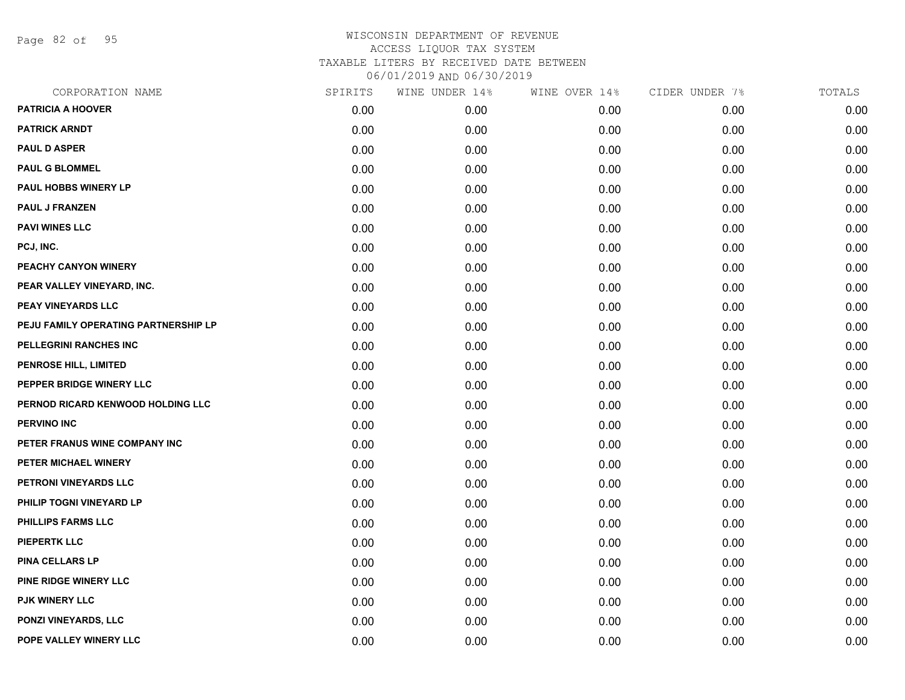WISCONSIN DEPARTMENT OF REVENUE
ACCESS LIQUOR TAX SYSTEM
TAXABLE LITERS BY RECEIVED DATE BETWEEN
06/01/2019 AND 06/30/2019

| CORPORATION NAME | SPIRITS | WINE UNDER 14% | WINE OVER 14% | CIDER UNDER 7% | TOTALS |
|---|---|---|---|---|---|
| PATRICIA A HOOVER | 0.00 | 0.00 | 0.00 | 0.00 | 0.00 |
| PATRICK ARNDT | 0.00 | 0.00 | 0.00 | 0.00 | 0.00 |
| PAUL D ASPER | 0.00 | 0.00 | 0.00 | 0.00 | 0.00 |
| PAUL G BLOMMEL | 0.00 | 0.00 | 0.00 | 0.00 | 0.00 |
| PAUL HOBBS WINERY LP | 0.00 | 0.00 | 0.00 | 0.00 | 0.00 |
| PAUL J FRANZEN | 0.00 | 0.00 | 0.00 | 0.00 | 0.00 |
| PAVI WINES LLC | 0.00 | 0.00 | 0.00 | 0.00 | 0.00 |
| PCJ, INC. | 0.00 | 0.00 | 0.00 | 0.00 | 0.00 |
| PEACHY CANYON WINERY | 0.00 | 0.00 | 0.00 | 0.00 | 0.00 |
| PEAR VALLEY VINEYARD, INC. | 0.00 | 0.00 | 0.00 | 0.00 | 0.00 |
| PEAY VINEYARDS LLC | 0.00 | 0.00 | 0.00 | 0.00 | 0.00 |
| PEJU FAMILY OPERATING PARTNERSHIP LP | 0.00 | 0.00 | 0.00 | 0.00 | 0.00 |
| PELLEGRINI RANCHES INC | 0.00 | 0.00 | 0.00 | 0.00 | 0.00 |
| PENROSE HILL, LIMITED | 0.00 | 0.00 | 0.00 | 0.00 | 0.00 |
| PEPPER BRIDGE WINERY LLC | 0.00 | 0.00 | 0.00 | 0.00 | 0.00 |
| PERNOD RICARD KENWOOD HOLDING LLC | 0.00 | 0.00 | 0.00 | 0.00 | 0.00 |
| PERVINO INC | 0.00 | 0.00 | 0.00 | 0.00 | 0.00 |
| PETER FRANUS WINE COMPANY INC | 0.00 | 0.00 | 0.00 | 0.00 | 0.00 |
| PETER MICHAEL WINERY | 0.00 | 0.00 | 0.00 | 0.00 | 0.00 |
| PETRONI VINEYARDS LLC | 0.00 | 0.00 | 0.00 | 0.00 | 0.00 |
| PHILIP TOGNI VINEYARD LP | 0.00 | 0.00 | 0.00 | 0.00 | 0.00 |
| PHILLIPS FARMS LLC | 0.00 | 0.00 | 0.00 | 0.00 | 0.00 |
| PIEPERTK LLC | 0.00 | 0.00 | 0.00 | 0.00 | 0.00 |
| PINA CELLARS LP | 0.00 | 0.00 | 0.00 | 0.00 | 0.00 |
| PINE RIDGE WINERY LLC | 0.00 | 0.00 | 0.00 | 0.00 | 0.00 |
| PJK WINERY LLC | 0.00 | 0.00 | 0.00 | 0.00 | 0.00 |
| PONZI VINEYARDS, LLC | 0.00 | 0.00 | 0.00 | 0.00 | 0.00 |
| POPE VALLEY WINERY LLC | 0.00 | 0.00 | 0.00 | 0.00 | 0.00 |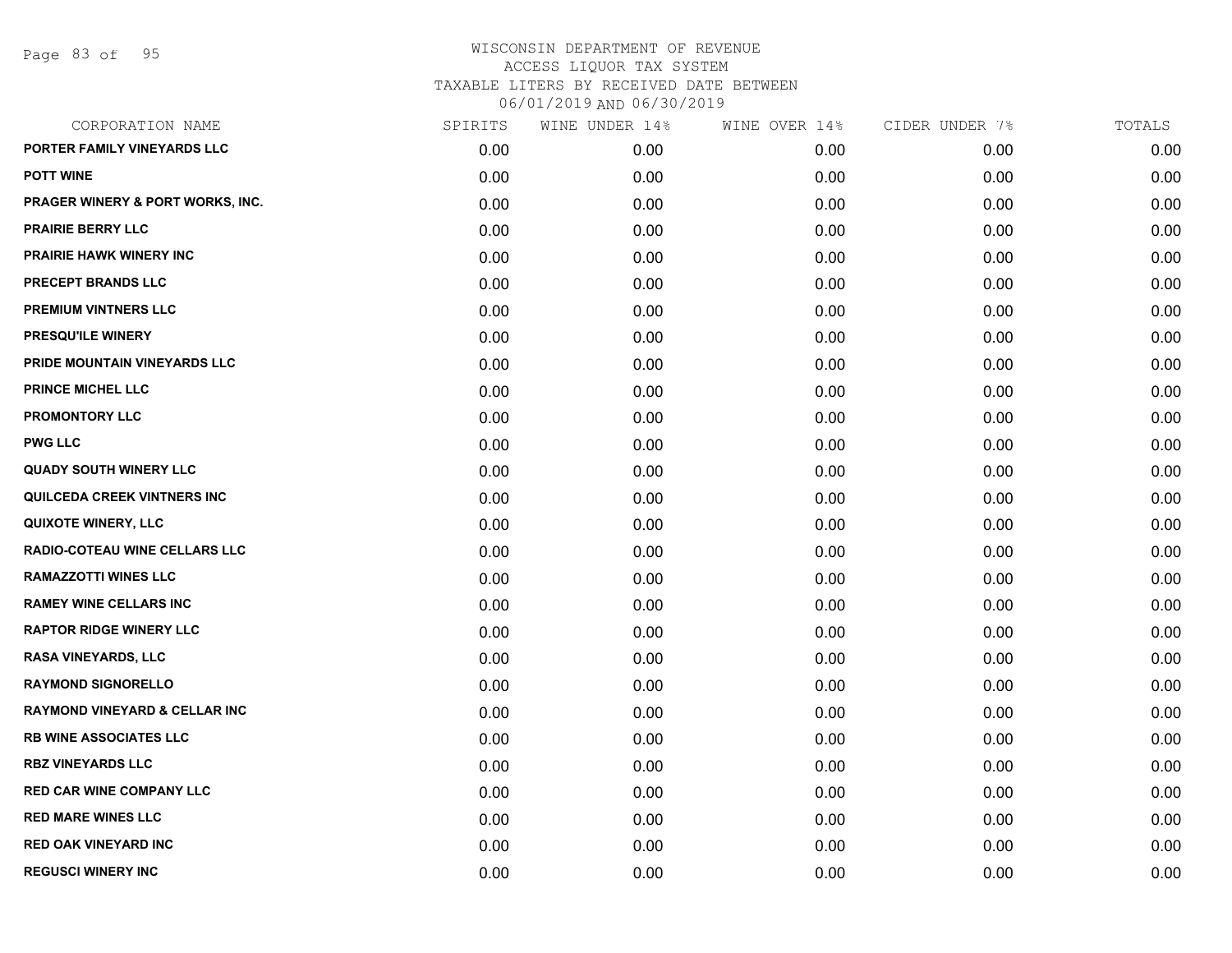# WISCONSIN DEPARTMENT OF REVENUE
ACCESS LIQUOR TAX SYSTEM
TAXABLE LITERS BY RECEIVED DATE BETWEEN
06/01/2019 AND 06/30/2019

| CORPORATION NAME | SPIRITS | WINE UNDER 14% | WINE OVER 14% | CIDER UNDER 7% | TOTALS |
|---|---|---|---|---|---|
| PORTER FAMILY VINEYARDS LLC | 0.00 | 0.00 | 0.00 | 0.00 | 0.00 |
| POTT WINE | 0.00 | 0.00 | 0.00 | 0.00 | 0.00 |
| PRAGER WINERY & PORT WORKS, INC. | 0.00 | 0.00 | 0.00 | 0.00 | 0.00 |
| PRAIRIE BERRY LLC | 0.00 | 0.00 | 0.00 | 0.00 | 0.00 |
| PRAIRIE HAWK WINERY INC | 0.00 | 0.00 | 0.00 | 0.00 | 0.00 |
| PRECEPT BRANDS LLC | 0.00 | 0.00 | 0.00 | 0.00 | 0.00 |
| PREMIUM VINTNERS LLC | 0.00 | 0.00 | 0.00 | 0.00 | 0.00 |
| PRESQU'ILE WINERY | 0.00 | 0.00 | 0.00 | 0.00 | 0.00 |
| PRIDE MOUNTAIN VINEYARDS LLC | 0.00 | 0.00 | 0.00 | 0.00 | 0.00 |
| PRINCE MICHEL LLC | 0.00 | 0.00 | 0.00 | 0.00 | 0.00 |
| PROMONTORY LLC | 0.00 | 0.00 | 0.00 | 0.00 | 0.00 |
| PWG LLC | 0.00 | 0.00 | 0.00 | 0.00 | 0.00 |
| QUADY SOUTH WINERY LLC | 0.00 | 0.00 | 0.00 | 0.00 | 0.00 |
| QUILCEDA CREEK VINTNERS INC | 0.00 | 0.00 | 0.00 | 0.00 | 0.00 |
| QUIXOTE WINERY, LLC | 0.00 | 0.00 | 0.00 | 0.00 | 0.00 |
| RADIO-COTEAU WINE CELLARS LLC | 0.00 | 0.00 | 0.00 | 0.00 | 0.00 |
| RAMAZZOTTI WINES LLC | 0.00 | 0.00 | 0.00 | 0.00 | 0.00 |
| RAMEY WINE CELLARS INC | 0.00 | 0.00 | 0.00 | 0.00 | 0.00 |
| RAPTOR RIDGE WINERY LLC | 0.00 | 0.00 | 0.00 | 0.00 | 0.00 |
| RASA VINEYARDS, LLC | 0.00 | 0.00 | 0.00 | 0.00 | 0.00 |
| RAYMOND SIGNORELLO | 0.00 | 0.00 | 0.00 | 0.00 | 0.00 |
| RAYMOND VINEYARD & CELLAR INC | 0.00 | 0.00 | 0.00 | 0.00 | 0.00 |
| RB WINE ASSOCIATES LLC | 0.00 | 0.00 | 0.00 | 0.00 | 0.00 |
| RBZ VINEYARDS LLC | 0.00 | 0.00 | 0.00 | 0.00 | 0.00 |
| RED CAR WINE COMPANY LLC | 0.00 | 0.00 | 0.00 | 0.00 | 0.00 |
| RED MARE WINES LLC | 0.00 | 0.00 | 0.00 | 0.00 | 0.00 |
| RED OAK VINEYARD INC | 0.00 | 0.00 | 0.00 | 0.00 | 0.00 |
| REGUSCI WINERY INC | 0.00 | 0.00 | 0.00 | 0.00 | 0.00 |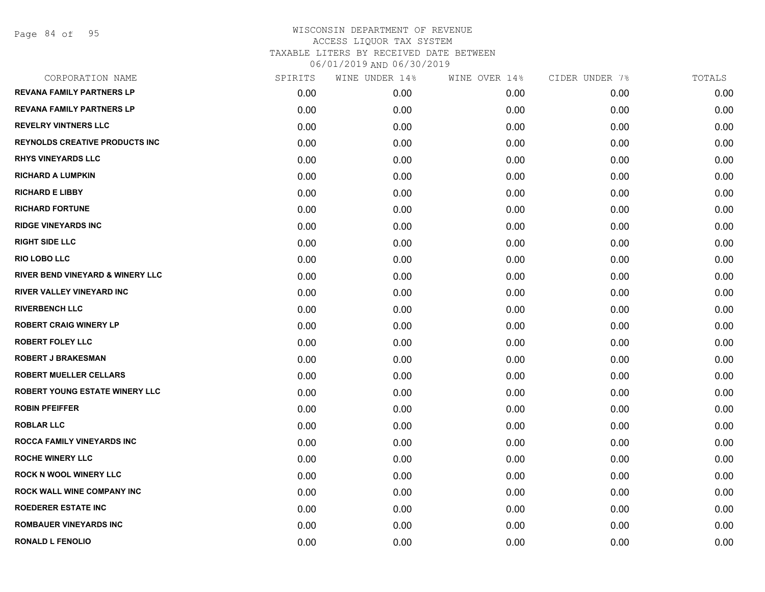WISCONSIN DEPARTMENT OF REVENUE
ACCESS LIQUOR TAX SYSTEM
TAXABLE LITERS BY RECEIVED DATE BETWEEN
06/01/2019 AND 06/30/2019

| CORPORATION NAME | SPIRITS | WINE UNDER 14% | WINE OVER 14% | CIDER UNDER 7% | TOTALS |
|---|---|---|---|---|---|
| REVANA FAMILY PARTNERS LP | 0.00 | 0.00 | 0.00 | 0.00 | 0.00 |
| REVANA FAMILY PARTNERS LP | 0.00 | 0.00 | 0.00 | 0.00 | 0.00 |
| REVELRY VINTNERS LLC | 0.00 | 0.00 | 0.00 | 0.00 | 0.00 |
| REYNOLDS CREATIVE PRODUCTS INC | 0.00 | 0.00 | 0.00 | 0.00 | 0.00 |
| RHYS VINEYARDS LLC | 0.00 | 0.00 | 0.00 | 0.00 | 0.00 |
| RICHARD A LUMPKIN | 0.00 | 0.00 | 0.00 | 0.00 | 0.00 |
| RICHARD E LIBBY | 0.00 | 0.00 | 0.00 | 0.00 | 0.00 |
| RICHARD FORTUNE | 0.00 | 0.00 | 0.00 | 0.00 | 0.00 |
| RIDGE VINEYARDS INC | 0.00 | 0.00 | 0.00 | 0.00 | 0.00 |
| RIGHT SIDE LLC | 0.00 | 0.00 | 0.00 | 0.00 | 0.00 |
| RIO LOBO LLC | 0.00 | 0.00 | 0.00 | 0.00 | 0.00 |
| RIVER BEND VINEYARD & WINERY LLC | 0.00 | 0.00 | 0.00 | 0.00 | 0.00 |
| RIVER VALLEY VINEYARD INC | 0.00 | 0.00 | 0.00 | 0.00 | 0.00 |
| RIVERBENCH LLC | 0.00 | 0.00 | 0.00 | 0.00 | 0.00 |
| ROBERT CRAIG WINERY LP | 0.00 | 0.00 | 0.00 | 0.00 | 0.00 |
| ROBERT FOLEY LLC | 0.00 | 0.00 | 0.00 | 0.00 | 0.00 |
| ROBERT J BRAKESMAN | 0.00 | 0.00 | 0.00 | 0.00 | 0.00 |
| ROBERT MUELLER CELLARS | 0.00 | 0.00 | 0.00 | 0.00 | 0.00 |
| ROBERT YOUNG ESTATE WINERY LLC | 0.00 | 0.00 | 0.00 | 0.00 | 0.00 |
| ROBIN PFEIFFER | 0.00 | 0.00 | 0.00 | 0.00 | 0.00 |
| ROBLAR LLC | 0.00 | 0.00 | 0.00 | 0.00 | 0.00 |
| ROCCA FAMILY VINEYARDS INC | 0.00 | 0.00 | 0.00 | 0.00 | 0.00 |
| ROCHE WINERY LLC | 0.00 | 0.00 | 0.00 | 0.00 | 0.00 |
| ROCK N WOOL WINERY LLC | 0.00 | 0.00 | 0.00 | 0.00 | 0.00 |
| ROCK WALL WINE COMPANY INC | 0.00 | 0.00 | 0.00 | 0.00 | 0.00 |
| ROEDERER ESTATE INC | 0.00 | 0.00 | 0.00 | 0.00 | 0.00 |
| ROMBAUER VINEYARDS INC | 0.00 | 0.00 | 0.00 | 0.00 | 0.00 |
| RONALD L FENOLIO | 0.00 | 0.00 | 0.00 | 0.00 | 0.00 |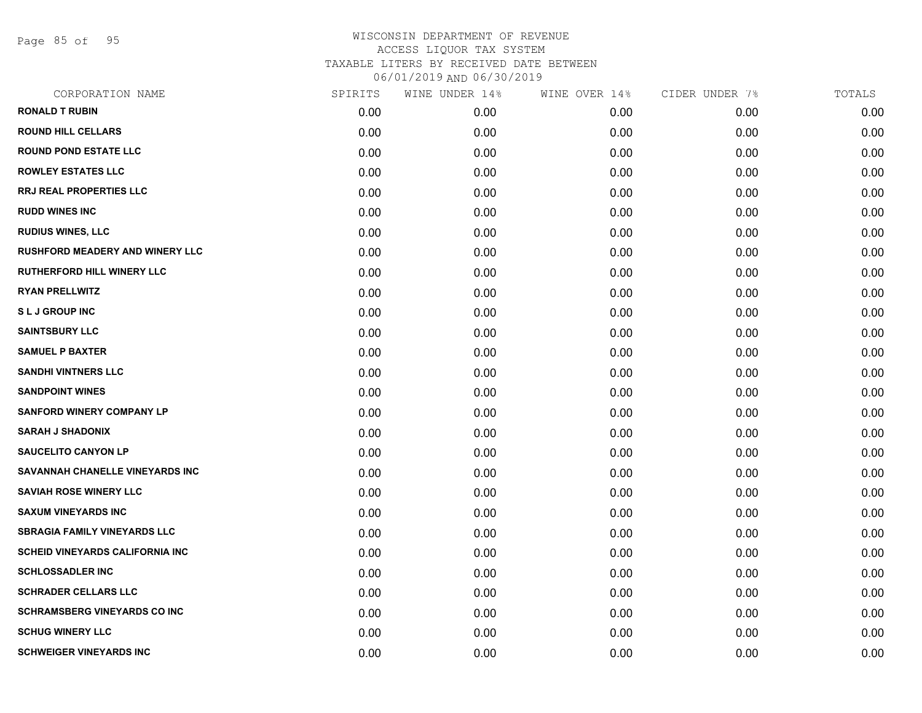WISCONSIN DEPARTMENT OF REVENUE
ACCESS LIQUOR TAX SYSTEM
TAXABLE LITERS BY RECEIVED DATE BETWEEN
06/01/2019 AND 06/30/2019

| CORPORATION NAME | SPIRITS | WINE UNDER 14% | WINE OVER 14% | CIDER UNDER 7% | TOTALS |
|---|---|---|---|---|---|
| RONALD T RUBIN | 0.00 | 0.00 | 0.00 | 0.00 | 0.00 |
| ROUND HILL CELLARS | 0.00 | 0.00 | 0.00 | 0.00 | 0.00 |
| ROUND POND ESTATE LLC | 0.00 | 0.00 | 0.00 | 0.00 | 0.00 |
| ROWLEY ESTATES LLC | 0.00 | 0.00 | 0.00 | 0.00 | 0.00 |
| RRJ REAL PROPERTIES LLC | 0.00 | 0.00 | 0.00 | 0.00 | 0.00 |
| RUDD WINES INC | 0.00 | 0.00 | 0.00 | 0.00 | 0.00 |
| RUDIUS WINES, LLC | 0.00 | 0.00 | 0.00 | 0.00 | 0.00 |
| RUSHFORD MEADERY AND WINERY LLC | 0.00 | 0.00 | 0.00 | 0.00 | 0.00 |
| RUTHERFORD HILL WINERY LLC | 0.00 | 0.00 | 0.00 | 0.00 | 0.00 |
| RYAN PRELLWITZ | 0.00 | 0.00 | 0.00 | 0.00 | 0.00 |
| S L J GROUP INC | 0.00 | 0.00 | 0.00 | 0.00 | 0.00 |
| SAINTSBURY LLC | 0.00 | 0.00 | 0.00 | 0.00 | 0.00 |
| SAMUEL P BAXTER | 0.00 | 0.00 | 0.00 | 0.00 | 0.00 |
| SANDHI VINTNERS LLC | 0.00 | 0.00 | 0.00 | 0.00 | 0.00 |
| SANDPOINT WINES | 0.00 | 0.00 | 0.00 | 0.00 | 0.00 |
| SANFORD WINERY COMPANY LP | 0.00 | 0.00 | 0.00 | 0.00 | 0.00 |
| SARAH J SHADONIX | 0.00 | 0.00 | 0.00 | 0.00 | 0.00 |
| SAUCELITO CANYON LP | 0.00 | 0.00 | 0.00 | 0.00 | 0.00 |
| SAVANNAH CHANELLE VINEYARDS INC | 0.00 | 0.00 | 0.00 | 0.00 | 0.00 |
| SAVIAH ROSE WINERY LLC | 0.00 | 0.00 | 0.00 | 0.00 | 0.00 |
| SAXUM VINEYARDS INC | 0.00 | 0.00 | 0.00 | 0.00 | 0.00 |
| SBRAGIA FAMILY VINEYARDS LLC | 0.00 | 0.00 | 0.00 | 0.00 | 0.00 |
| SCHEID VINEYARDS CALIFORNIA INC | 0.00 | 0.00 | 0.00 | 0.00 | 0.00 |
| SCHLOSSADLER INC | 0.00 | 0.00 | 0.00 | 0.00 | 0.00 |
| SCHRADER CELLARS LLC | 0.00 | 0.00 | 0.00 | 0.00 | 0.00 |
| SCHRAMSBERG VINEYARDS CO INC | 0.00 | 0.00 | 0.00 | 0.00 | 0.00 |
| SCHUG WINERY LLC | 0.00 | 0.00 | 0.00 | 0.00 | 0.00 |
| SCHWEIGER VINEYARDS INC | 0.00 | 0.00 | 0.00 | 0.00 | 0.00 |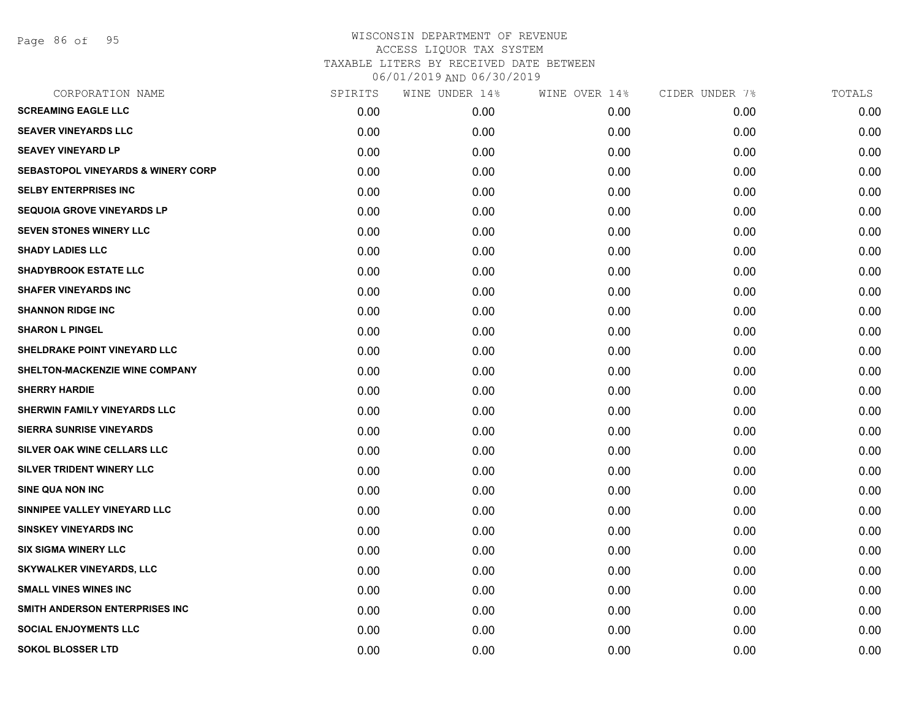# WISCONSIN DEPARTMENT OF REVENUE
ACCESS LIQUOR TAX SYSTEM
TAXABLE LITERS BY RECEIVED DATE BETWEEN
06/01/2019 AND 06/30/2019

| CORPORATION NAME | SPIRITS | WINE UNDER 14% | WINE OVER 14% | CIDER UNDER 7% | TOTALS |
|---|---|---|---|---|---|
| SCREAMING EAGLE LLC | 0.00 | 0.00 | 0.00 | 0.00 | 0.00 |
| SEAVER VINEYARDS LLC | 0.00 | 0.00 | 0.00 | 0.00 | 0.00 |
| SEAVEY VINEYARD LP | 0.00 | 0.00 | 0.00 | 0.00 | 0.00 |
| SEBASTOPOL VINEYARDS & WINERY CORP | 0.00 | 0.00 | 0.00 | 0.00 | 0.00 |
| SELBY ENTERPRISES INC | 0.00 | 0.00 | 0.00 | 0.00 | 0.00 |
| SEQUOIA GROVE VINEYARDS LP | 0.00 | 0.00 | 0.00 | 0.00 | 0.00 |
| SEVEN STONES WINERY LLC | 0.00 | 0.00 | 0.00 | 0.00 | 0.00 |
| SHADY LADIES LLC | 0.00 | 0.00 | 0.00 | 0.00 | 0.00 |
| SHADYBROOK ESTATE LLC | 0.00 | 0.00 | 0.00 | 0.00 | 0.00 |
| SHAFER VINEYARDS INC | 0.00 | 0.00 | 0.00 | 0.00 | 0.00 |
| SHANNON RIDGE INC | 0.00 | 0.00 | 0.00 | 0.00 | 0.00 |
| SHARON L PINGEL | 0.00 | 0.00 | 0.00 | 0.00 | 0.00 |
| SHELDRAKE POINT VINEYARD LLC | 0.00 | 0.00 | 0.00 | 0.00 | 0.00 |
| SHELTON-MACKENZIE WINE COMPANY | 0.00 | 0.00 | 0.00 | 0.00 | 0.00 |
| SHERRY HARDIE | 0.00 | 0.00 | 0.00 | 0.00 | 0.00 |
| SHERWIN FAMILY VINEYARDS LLC | 0.00 | 0.00 | 0.00 | 0.00 | 0.00 |
| SIERRA SUNRISE VINEYARDS | 0.00 | 0.00 | 0.00 | 0.00 | 0.00 |
| SILVER OAK WINE CELLARS LLC | 0.00 | 0.00 | 0.00 | 0.00 | 0.00 |
| SILVER TRIDENT WINERY LLC | 0.00 | 0.00 | 0.00 | 0.00 | 0.00 |
| SINE QUA NON INC | 0.00 | 0.00 | 0.00 | 0.00 | 0.00 |
| SINNIPEE VALLEY VINEYARD LLC | 0.00 | 0.00 | 0.00 | 0.00 | 0.00 |
| SINSKEY VINEYARDS INC | 0.00 | 0.00 | 0.00 | 0.00 | 0.00 |
| SIX SIGMA WINERY LLC | 0.00 | 0.00 | 0.00 | 0.00 | 0.00 |
| SKYWALKER VINEYARDS, LLC | 0.00 | 0.00 | 0.00 | 0.00 | 0.00 |
| SMALL VINES WINES INC | 0.00 | 0.00 | 0.00 | 0.00 | 0.00 |
| SMITH ANDERSON ENTERPRISES INC | 0.00 | 0.00 | 0.00 | 0.00 | 0.00 |
| SOCIAL ENJOYMENTS LLC | 0.00 | 0.00 | 0.00 | 0.00 | 0.00 |
| SOKOL BLOSSER LTD | 0.00 | 0.00 | 0.00 | 0.00 | 0.00 |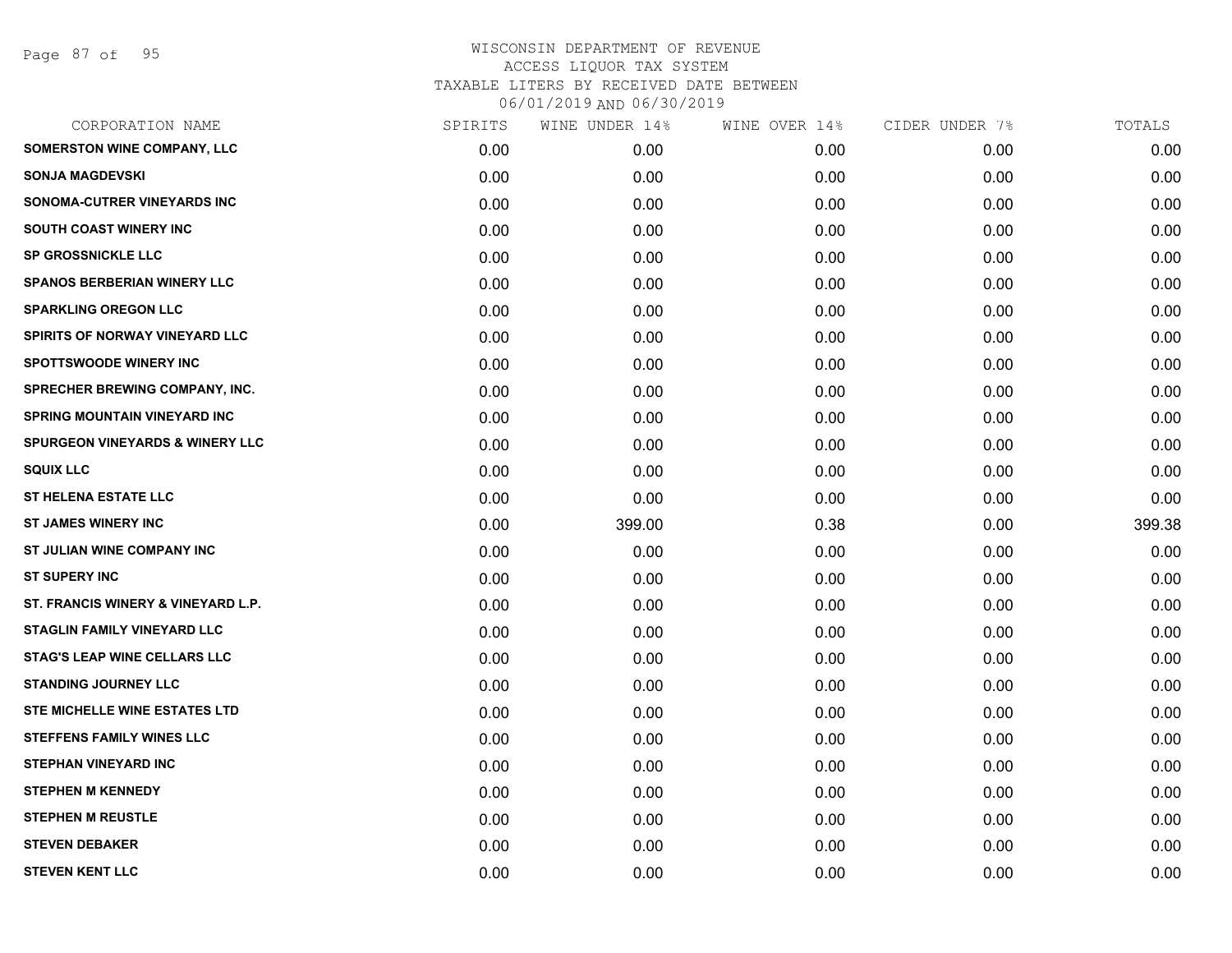# WISCONSIN DEPARTMENT OF REVENUE
ACCESS LIQUOR TAX SYSTEM
TAXABLE LITERS BY RECEIVED DATE BETWEEN
06/01/2019 AND 06/30/2019

| CORPORATION NAME | SPIRITS | WINE UNDER 14% | WINE OVER 14% | CIDER UNDER 7% | TOTALS |
|---|---|---|---|---|---|
| SOMERSTON WINE COMPANY, LLC | 0.00 | 0.00 | 0.00 | 0.00 | 0.00 |
| SONJA MAGDEVSKI | 0.00 | 0.00 | 0.00 | 0.00 | 0.00 |
| SONOMA-CUTRER VINEYARDS INC | 0.00 | 0.00 | 0.00 | 0.00 | 0.00 |
| SOUTH COAST WINERY INC | 0.00 | 0.00 | 0.00 | 0.00 | 0.00 |
| SP GROSSNICKLE LLC | 0.00 | 0.00 | 0.00 | 0.00 | 0.00 |
| SPANOS BERBERIAN WINERY LLC | 0.00 | 0.00 | 0.00 | 0.00 | 0.00 |
| SPARKLING OREGON LLC | 0.00 | 0.00 | 0.00 | 0.00 | 0.00 |
| SPIRITS OF NORWAY VINEYARD LLC | 0.00 | 0.00 | 0.00 | 0.00 | 0.00 |
| SPOTTSWOODE WINERY INC | 0.00 | 0.00 | 0.00 | 0.00 | 0.00 |
| SPRECHER BREWING COMPANY, INC. | 0.00 | 0.00 | 0.00 | 0.00 | 0.00 |
| SPRING MOUNTAIN VINEYARD INC | 0.00 | 0.00 | 0.00 | 0.00 | 0.00 |
| SPURGEON VINEYARDS & WINERY LLC | 0.00 | 0.00 | 0.00 | 0.00 | 0.00 |
| SQUIX LLC | 0.00 | 0.00 | 0.00 | 0.00 | 0.00 |
| ST HELENA ESTATE LLC | 0.00 | 0.00 | 0.00 | 0.00 | 0.00 |
| ST JAMES WINERY INC | 0.00 | 399.00 | 0.38 | 0.00 | 399.38 |
| ST JULIAN WINE COMPANY INC | 0.00 | 0.00 | 0.00 | 0.00 | 0.00 |
| ST SUPERY INC | 0.00 | 0.00 | 0.00 | 0.00 | 0.00 |
| ST. FRANCIS WINERY & VINEYARD L.P. | 0.00 | 0.00 | 0.00 | 0.00 | 0.00 |
| STAGLIN FAMILY VINEYARD LLC | 0.00 | 0.00 | 0.00 | 0.00 | 0.00 |
| STAG'S LEAP WINE CELLARS LLC | 0.00 | 0.00 | 0.00 | 0.00 | 0.00 |
| STANDING JOURNEY LLC | 0.00 | 0.00 | 0.00 | 0.00 | 0.00 |
| STE MICHELLE WINE ESTATES LTD | 0.00 | 0.00 | 0.00 | 0.00 | 0.00 |
| STEFFENS FAMILY WINES LLC | 0.00 | 0.00 | 0.00 | 0.00 | 0.00 |
| STEPHAN VINEYARD INC | 0.00 | 0.00 | 0.00 | 0.00 | 0.00 |
| STEPHEN M KENNEDY | 0.00 | 0.00 | 0.00 | 0.00 | 0.00 |
| STEPHEN M REUSTLE | 0.00 | 0.00 | 0.00 | 0.00 | 0.00 |
| STEVEN DEBAKER | 0.00 | 0.00 | 0.00 | 0.00 | 0.00 |
| STEVEN KENT LLC | 0.00 | 0.00 | 0.00 | 0.00 | 0.00 |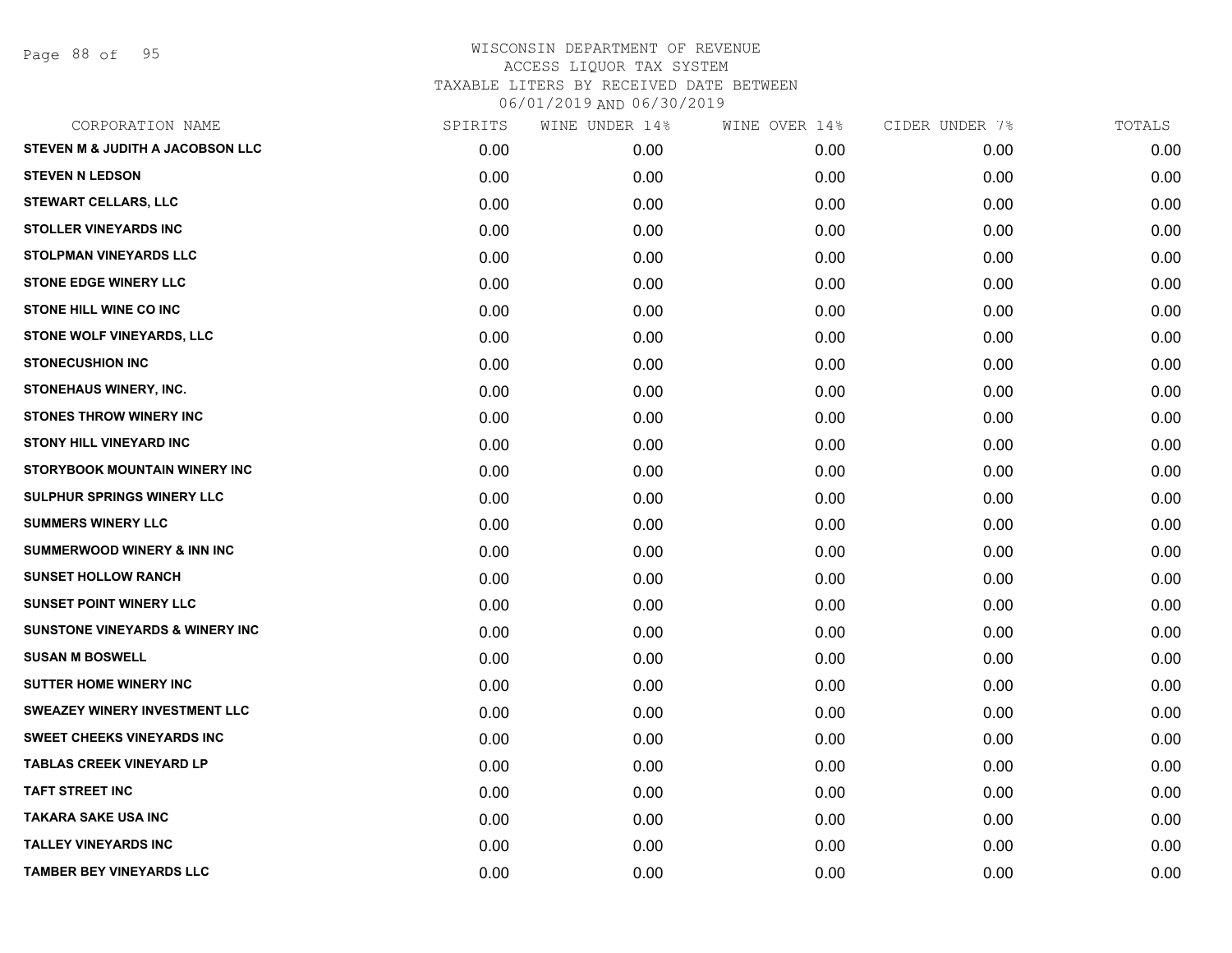WISCONSIN DEPARTMENT OF REVENUE
ACCESS LIQUOR TAX SYSTEM
TAXABLE LITERS BY RECEIVED DATE BETWEEN
06/01/2019 AND 06/30/2019

| CORPORATION NAME | SPIRITS | WINE UNDER 14% | WINE OVER 14% | CIDER UNDER 7% | TOTALS |
|---|---|---|---|---|---|
| STEVEN M & JUDITH A JACOBSON LLC | 0.00 | 0.00 | 0.00 | 0.00 | 0.00 |
| STEVEN N LEDSON | 0.00 | 0.00 | 0.00 | 0.00 | 0.00 |
| STEWART CELLARS, LLC | 0.00 | 0.00 | 0.00 | 0.00 | 0.00 |
| STOLLER VINEYARDS INC | 0.00 | 0.00 | 0.00 | 0.00 | 0.00 |
| STOLPMAN VINEYARDS LLC | 0.00 | 0.00 | 0.00 | 0.00 | 0.00 |
| STONE EDGE WINERY LLC | 0.00 | 0.00 | 0.00 | 0.00 | 0.00 |
| STONE HILL WINE CO INC | 0.00 | 0.00 | 0.00 | 0.00 | 0.00 |
| STONE WOLF VINEYARDS, LLC | 0.00 | 0.00 | 0.00 | 0.00 | 0.00 |
| STONECUSHION INC | 0.00 | 0.00 | 0.00 | 0.00 | 0.00 |
| STONEHAUS WINERY, INC. | 0.00 | 0.00 | 0.00 | 0.00 | 0.00 |
| STONES THROW WINERY INC | 0.00 | 0.00 | 0.00 | 0.00 | 0.00 |
| STONY HILL VINEYARD INC | 0.00 | 0.00 | 0.00 | 0.00 | 0.00 |
| STORYBOOK MOUNTAIN WINERY INC | 0.00 | 0.00 | 0.00 | 0.00 | 0.00 |
| SULPHUR SPRINGS WINERY LLC | 0.00 | 0.00 | 0.00 | 0.00 | 0.00 |
| SUMMERS WINERY LLC | 0.00 | 0.00 | 0.00 | 0.00 | 0.00 |
| SUMMERWOOD WINERY & INN INC | 0.00 | 0.00 | 0.00 | 0.00 | 0.00 |
| SUNSET HOLLOW RANCH | 0.00 | 0.00 | 0.00 | 0.00 | 0.00 |
| SUNSET POINT WINERY LLC | 0.00 | 0.00 | 0.00 | 0.00 | 0.00 |
| SUNSTONE VINEYARDS & WINERY INC | 0.00 | 0.00 | 0.00 | 0.00 | 0.00 |
| SUSAN M BOSWELL | 0.00 | 0.00 | 0.00 | 0.00 | 0.00 |
| SUTTER HOME WINERY INC | 0.00 | 0.00 | 0.00 | 0.00 | 0.00 |
| SWEAZEY WINERY INVESTMENT LLC | 0.00 | 0.00 | 0.00 | 0.00 | 0.00 |
| SWEET CHEEKS VINEYARDS INC | 0.00 | 0.00 | 0.00 | 0.00 | 0.00 |
| TABLAS CREEK VINEYARD LP | 0.00 | 0.00 | 0.00 | 0.00 | 0.00 |
| TAFT STREET INC | 0.00 | 0.00 | 0.00 | 0.00 | 0.00 |
| TAKARA SAKE USA INC | 0.00 | 0.00 | 0.00 | 0.00 | 0.00 |
| TALLEY VINEYARDS INC | 0.00 | 0.00 | 0.00 | 0.00 | 0.00 |
| TAMBER BEY VINEYARDS LLC | 0.00 | 0.00 | 0.00 | 0.00 | 0.00 |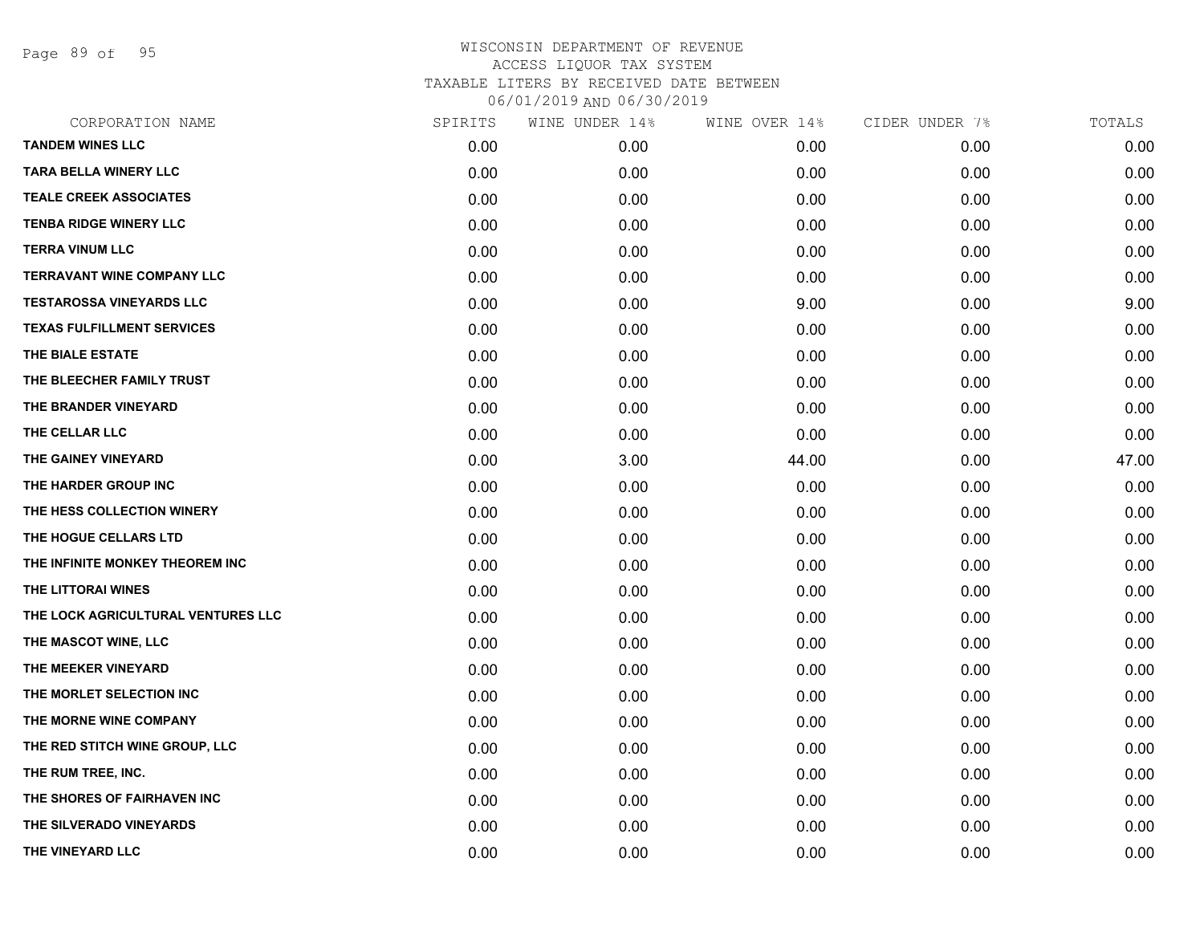# WISCONSIN DEPARTMENT OF REVENUE
## ACCESS LIQUOR TAX SYSTEM
## TAXABLE LITERS BY RECEIVED DATE BETWEEN 06/01/2019 AND 06/30/2019

| CORPORATION NAME | SPIRITS | WINE UNDER 14% | WINE OVER 14% | CIDER UNDER 7% | TOTALS |
|---|---|---|---|---|---|
| TANDEM WINES LLC | 0.00 | 0.00 | 0.00 | 0.00 | 0.00 |
| TARA BELLA WINERY LLC | 0.00 | 0.00 | 0.00 | 0.00 | 0.00 |
| TEALE CREEK ASSOCIATES | 0.00 | 0.00 | 0.00 | 0.00 | 0.00 |
| TENBA RIDGE WINERY LLC | 0.00 | 0.00 | 0.00 | 0.00 | 0.00 |
| TERRA VINUM LLC | 0.00 | 0.00 | 0.00 | 0.00 | 0.00 |
| TERRAVANT WINE COMPANY LLC | 0.00 | 0.00 | 0.00 | 0.00 | 0.00 |
| TESTAROSSA VINEYARDS LLC | 0.00 | 0.00 | 9.00 | 0.00 | 9.00 |
| TEXAS FULFILLMENT SERVICES | 0.00 | 0.00 | 0.00 | 0.00 | 0.00 |
| THE BIALE ESTATE | 0.00 | 0.00 | 0.00 | 0.00 | 0.00 |
| THE BLEECHER FAMILY TRUST | 0.00 | 0.00 | 0.00 | 0.00 | 0.00 |
| THE BRANDER VINEYARD | 0.00 | 0.00 | 0.00 | 0.00 | 0.00 |
| THE CELLAR LLC | 0.00 | 0.00 | 0.00 | 0.00 | 0.00 |
| THE GAINEY VINEYARD | 0.00 | 3.00 | 44.00 | 0.00 | 47.00 |
| THE HARDER GROUP INC | 0.00 | 0.00 | 0.00 | 0.00 | 0.00 |
| THE HESS COLLECTION WINERY | 0.00 | 0.00 | 0.00 | 0.00 | 0.00 |
| THE HOGUE CELLARS LTD | 0.00 | 0.00 | 0.00 | 0.00 | 0.00 |
| THE INFINITE MONKEY THEOREM INC | 0.00 | 0.00 | 0.00 | 0.00 | 0.00 |
| THE LITTORAI WINES | 0.00 | 0.00 | 0.00 | 0.00 | 0.00 |
| THE LOCK AGRICULTURAL VENTURES LLC | 0.00 | 0.00 | 0.00 | 0.00 | 0.00 |
| THE MASCOT WINE, LLC | 0.00 | 0.00 | 0.00 | 0.00 | 0.00 |
| THE MEEKER VINEYARD | 0.00 | 0.00 | 0.00 | 0.00 | 0.00 |
| THE MORLET SELECTION INC | 0.00 | 0.00 | 0.00 | 0.00 | 0.00 |
| THE MORNE WINE COMPANY | 0.00 | 0.00 | 0.00 | 0.00 | 0.00 |
| THE RED STITCH WINE GROUP, LLC | 0.00 | 0.00 | 0.00 | 0.00 | 0.00 |
| THE RUM TREE, INC. | 0.00 | 0.00 | 0.00 | 0.00 | 0.00 |
| THE SHORES OF FAIRHAVEN INC | 0.00 | 0.00 | 0.00 | 0.00 | 0.00 |
| THE SILVERADO VINEYARDS | 0.00 | 0.00 | 0.00 | 0.00 | 0.00 |
| THE VINEYARD LLC | 0.00 | 0.00 | 0.00 | 0.00 | 0.00 |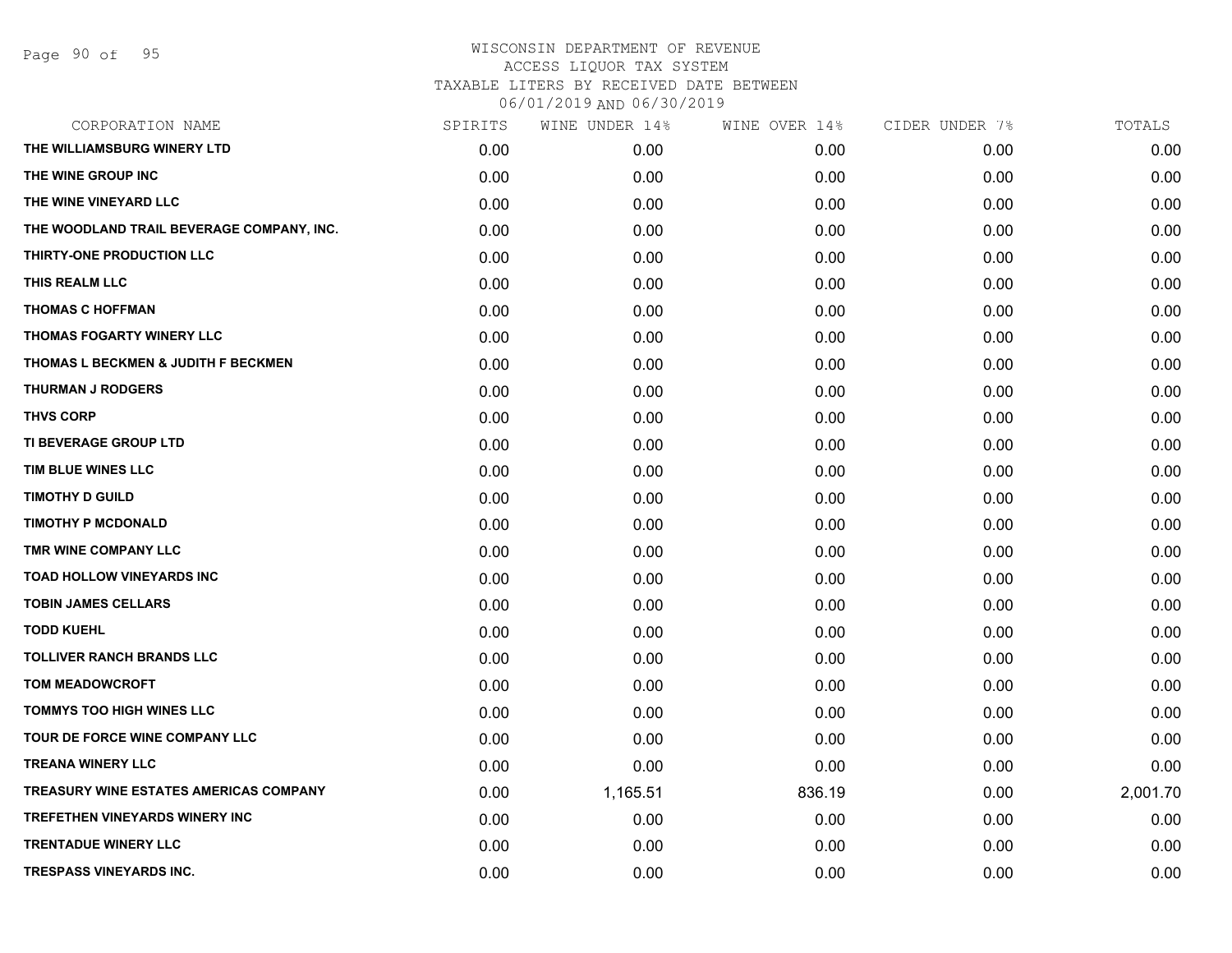# WISCONSIN DEPARTMENT OF REVENUE
ACCESS LIQUOR TAX SYSTEM
TAXABLE LITERS BY RECEIVED DATE BETWEEN
06/01/2019 AND 06/30/2019

| CORPORATION NAME | SPIRITS | WINE UNDER 14% | WINE OVER 14% | CIDER UNDER 7% | TOTALS |
|---|---|---|---|---|---|
| THE WILLIAMSBURG WINERY LTD | 0.00 | 0.00 | 0.00 | 0.00 | 0.00 |
| THE WINE GROUP INC | 0.00 | 0.00 | 0.00 | 0.00 | 0.00 |
| THE WINE VINEYARD LLC | 0.00 | 0.00 | 0.00 | 0.00 | 0.00 |
| THE WOODLAND TRAIL BEVERAGE COMPANY, INC. | 0.00 | 0.00 | 0.00 | 0.00 | 0.00 |
| THIRTY-ONE PRODUCTION LLC | 0.00 | 0.00 | 0.00 | 0.00 | 0.00 |
| THIS REALM LLC | 0.00 | 0.00 | 0.00 | 0.00 | 0.00 |
| THOMAS C HOFFMAN | 0.00 | 0.00 | 0.00 | 0.00 | 0.00 |
| THOMAS FOGARTY WINERY LLC | 0.00 | 0.00 | 0.00 | 0.00 | 0.00 |
| THOMAS L BECKMEN & JUDITH F BECKMEN | 0.00 | 0.00 | 0.00 | 0.00 | 0.00 |
| THURMAN J RODGERS | 0.00 | 0.00 | 0.00 | 0.00 | 0.00 |
| THVS CORP | 0.00 | 0.00 | 0.00 | 0.00 | 0.00 |
| TI BEVERAGE GROUP LTD | 0.00 | 0.00 | 0.00 | 0.00 | 0.00 |
| TIM BLUE WINES LLC | 0.00 | 0.00 | 0.00 | 0.00 | 0.00 |
| TIMOTHY D GUILD | 0.00 | 0.00 | 0.00 | 0.00 | 0.00 |
| TIMOTHY P MCDONALD | 0.00 | 0.00 | 0.00 | 0.00 | 0.00 |
| TMR WINE COMPANY LLC | 0.00 | 0.00 | 0.00 | 0.00 | 0.00 |
| TOAD HOLLOW VINEYARDS INC | 0.00 | 0.00 | 0.00 | 0.00 | 0.00 |
| TOBIN JAMES CELLARS | 0.00 | 0.00 | 0.00 | 0.00 | 0.00 |
| TODD KUEHL | 0.00 | 0.00 | 0.00 | 0.00 | 0.00 |
| TOLLIVER RANCH BRANDS LLC | 0.00 | 0.00 | 0.00 | 0.00 | 0.00 |
| TOM MEADOWCROFT | 0.00 | 0.00 | 0.00 | 0.00 | 0.00 |
| TOMMYS TOO HIGH WINES LLC | 0.00 | 0.00 | 0.00 | 0.00 | 0.00 |
| TOUR DE FORCE WINE COMPANY LLC | 0.00 | 0.00 | 0.00 | 0.00 | 0.00 |
| TREANA WINERY LLC | 0.00 | 0.00 | 0.00 | 0.00 | 0.00 |
| TREASURY WINE ESTATES AMERICAS COMPANY | 0.00 | 1,165.51 | 836.19 | 0.00 | 2,001.70 |
| TREFETHEN VINEYARDS WINERY INC | 0.00 | 0.00 | 0.00 | 0.00 | 0.00 |
| TRENTADUE WINERY LLC | 0.00 | 0.00 | 0.00 | 0.00 | 0.00 |
| TRESPASS VINEYARDS INC. | 0.00 | 0.00 | 0.00 | 0.00 | 0.00 |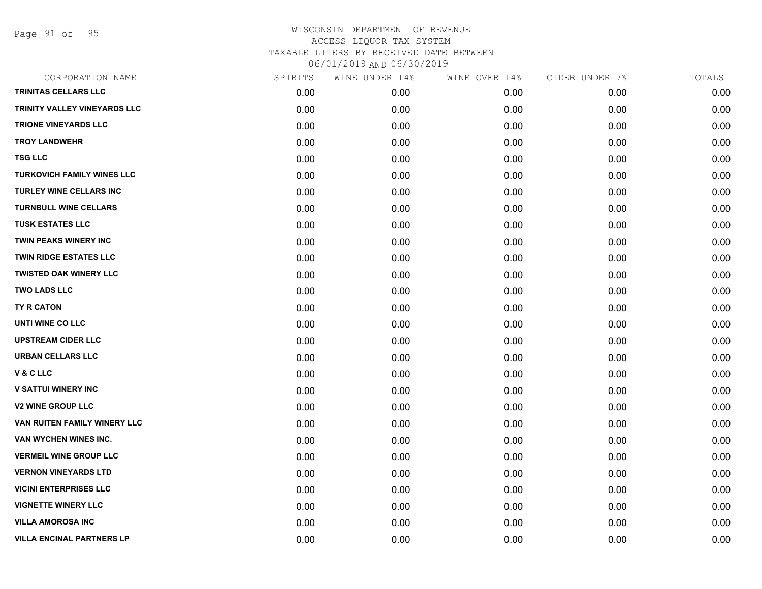# WISCONSIN DEPARTMENT OF REVENUE
## ACCESS LIQUOR TAX SYSTEM
### TAXABLE LITERS BY RECEIVED DATE BETWEEN 06/01/2019 AND 06/30/2019

| CORPORATION NAME | SPIRITS | WINE UNDER 14% | WINE OVER 14% | CIDER UNDER 7% | TOTALS |
|---|---|---|---|---|---|
| TRINITAS CELLARS LLC | 0.00 | 0.00 | 0.00 | 0.00 | 0.00 |
| TRINITY VALLEY VINEYARDS LLC | 0.00 | 0.00 | 0.00 | 0.00 | 0.00 |
| TRIONE VINEYARDS LLC | 0.00 | 0.00 | 0.00 | 0.00 | 0.00 |
| TROY LANDWEHR | 0.00 | 0.00 | 0.00 | 0.00 | 0.00 |
| TSG LLC | 0.00 | 0.00 | 0.00 | 0.00 | 0.00 |
| TURKOVICH FAMILY WINES LLC | 0.00 | 0.00 | 0.00 | 0.00 | 0.00 |
| TURLEY WINE CELLARS INC | 0.00 | 0.00 | 0.00 | 0.00 | 0.00 |
| TURNBULL WINE CELLARS | 0.00 | 0.00 | 0.00 | 0.00 | 0.00 |
| TUSK ESTATES LLC | 0.00 | 0.00 | 0.00 | 0.00 | 0.00 |
| TWIN PEAKS WINERY INC | 0.00 | 0.00 | 0.00 | 0.00 | 0.00 |
| TWIN RIDGE ESTATES LLC | 0.00 | 0.00 | 0.00 | 0.00 | 0.00 |
| TWISTED OAK WINERY LLC | 0.00 | 0.00 | 0.00 | 0.00 | 0.00 |
| TWO LADS LLC | 0.00 | 0.00 | 0.00 | 0.00 | 0.00 |
| TY R CATON | 0.00 | 0.00 | 0.00 | 0.00 | 0.00 |
| UNTI WINE CO LLC | 0.00 | 0.00 | 0.00 | 0.00 | 0.00 |
| UPSTREAM CIDER LLC | 0.00 | 0.00 | 0.00 | 0.00 | 0.00 |
| URBAN CELLARS LLC | 0.00 | 0.00 | 0.00 | 0.00 | 0.00 |
| V & C LLC | 0.00 | 0.00 | 0.00 | 0.00 | 0.00 |
| V SATTUI WINERY INC | 0.00 | 0.00 | 0.00 | 0.00 | 0.00 |
| V2 WINE GROUP LLC | 0.00 | 0.00 | 0.00 | 0.00 | 0.00 |
| VAN RUITEN FAMILY WINERY LLC | 0.00 | 0.00 | 0.00 | 0.00 | 0.00 |
| VAN WYCHEN WINES INC. | 0.00 | 0.00 | 0.00 | 0.00 | 0.00 |
| VERMEIL WINE GROUP LLC | 0.00 | 0.00 | 0.00 | 0.00 | 0.00 |
| VERNON VINEYARDS LTD | 0.00 | 0.00 | 0.00 | 0.00 | 0.00 |
| VICINI ENTERPRISES LLC | 0.00 | 0.00 | 0.00 | 0.00 | 0.00 |
| VIGNETTE WINERY LLC | 0.00 | 0.00 | 0.00 | 0.00 | 0.00 |
| VILLA AMOROSA INC | 0.00 | 0.00 | 0.00 | 0.00 | 0.00 |
| VILLA ENCINAL PARTNERS LP | 0.00 | 0.00 | 0.00 | 0.00 | 0.00 |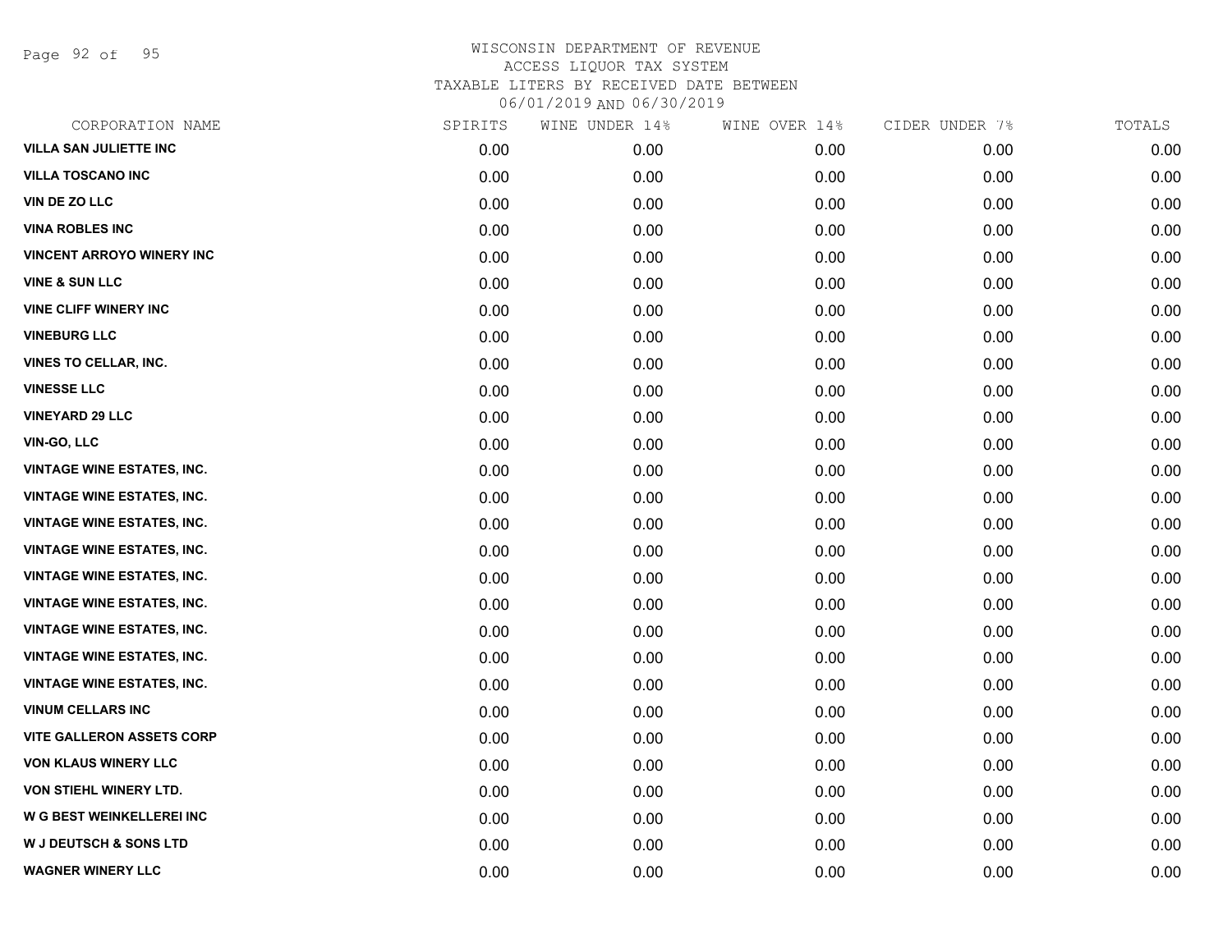# WISCONSIN DEPARTMENT OF REVENUE
## ACCESS LIQUOR TAX SYSTEM
### TAXABLE LITERS BY RECEIVED DATE BETWEEN 06/01/2019 AND 06/30/2019

| CORPORATION NAME | SPIRITS | WINE UNDER 14% | WINE OVER 14% | CIDER UNDER 7% | TOTALS |
|---|---|---|---|---|---|
| VILLA SAN JULIETTE INC | 0.00 | 0.00 | 0.00 | 0.00 | 0.00 |
| VILLA TOSCANO INC | 0.00 | 0.00 | 0.00 | 0.00 | 0.00 |
| VIN DE ZO LLC | 0.00 | 0.00 | 0.00 | 0.00 | 0.00 |
| VINA ROBLES INC | 0.00 | 0.00 | 0.00 | 0.00 | 0.00 |
| VINCENT ARROYO WINERY INC | 0.00 | 0.00 | 0.00 | 0.00 | 0.00 |
| VINE & SUN LLC | 0.00 | 0.00 | 0.00 | 0.00 | 0.00 |
| VINE CLIFF WINERY INC | 0.00 | 0.00 | 0.00 | 0.00 | 0.00 |
| VINEBURG LLC | 0.00 | 0.00 | 0.00 | 0.00 | 0.00 |
| VINES TO CELLAR, INC. | 0.00 | 0.00 | 0.00 | 0.00 | 0.00 |
| VINESSE LLC | 0.00 | 0.00 | 0.00 | 0.00 | 0.00 |
| VINEYARD 29 LLC | 0.00 | 0.00 | 0.00 | 0.00 | 0.00 |
| VIN-GO, LLC | 0.00 | 0.00 | 0.00 | 0.00 | 0.00 |
| VINTAGE WINE ESTATES, INC. | 0.00 | 0.00 | 0.00 | 0.00 | 0.00 |
| VINTAGE WINE ESTATES, INC. | 0.00 | 0.00 | 0.00 | 0.00 | 0.00 |
| VINTAGE WINE ESTATES, INC. | 0.00 | 0.00 | 0.00 | 0.00 | 0.00 |
| VINTAGE WINE ESTATES, INC. | 0.00 | 0.00 | 0.00 | 0.00 | 0.00 |
| VINTAGE WINE ESTATES, INC. | 0.00 | 0.00 | 0.00 | 0.00 | 0.00 |
| VINTAGE WINE ESTATES, INC. | 0.00 | 0.00 | 0.00 | 0.00 | 0.00 |
| VINTAGE WINE ESTATES, INC. | 0.00 | 0.00 | 0.00 | 0.00 | 0.00 |
| VINTAGE WINE ESTATES, INC. | 0.00 | 0.00 | 0.00 | 0.00 | 0.00 |
| VINTAGE WINE ESTATES, INC. | 0.00 | 0.00 | 0.00 | 0.00 | 0.00 |
| VINUM CELLARS INC | 0.00 | 0.00 | 0.00 | 0.00 | 0.00 |
| VITE GALLERON ASSETS CORP | 0.00 | 0.00 | 0.00 | 0.00 | 0.00 |
| VON KLAUS WINERY LLC | 0.00 | 0.00 | 0.00 | 0.00 | 0.00 |
| VON STIEHL WINERY LTD. | 0.00 | 0.00 | 0.00 | 0.00 | 0.00 |
| W G BEST WEINKELLEREI INC | 0.00 | 0.00 | 0.00 | 0.00 | 0.00 |
| W J DEUTSCH & SONS LTD | 0.00 | 0.00 | 0.00 | 0.00 | 0.00 |
| WAGNER WINERY LLC | 0.00 | 0.00 | 0.00 | 0.00 | 0.00 |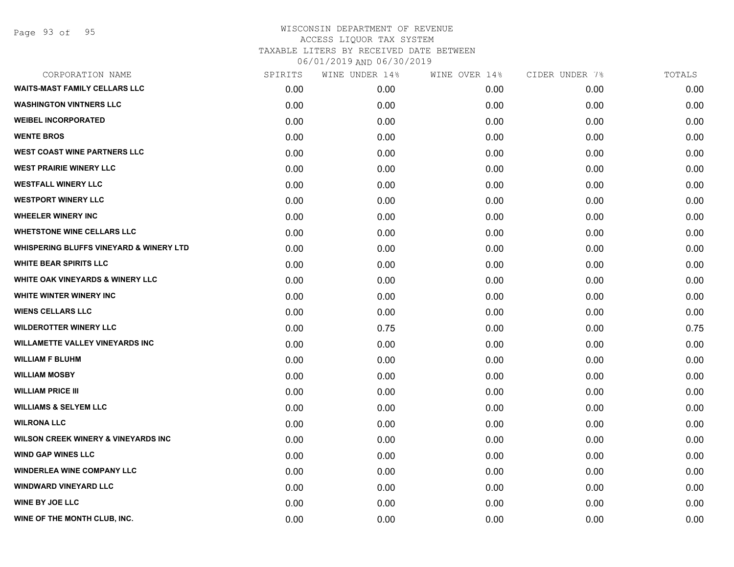WISCONSIN DEPARTMENT OF REVENUE
ACCESS LIQUOR TAX SYSTEM
TAXABLE LITERS BY RECEIVED DATE BETWEEN
06/01/2019 AND 06/30/2019

| CORPORATION NAME | SPIRITS | WINE UNDER 14% | WINE OVER 14% | CIDER UNDER 7% | TOTALS |
|---|---|---|---|---|---|
| WAITS-MAST FAMILY CELLARS LLC | 0.00 | 0.00 | 0.00 | 0.00 | 0.00 |
| WASHINGTON VINTNERS LLC | 0.00 | 0.00 | 0.00 | 0.00 | 0.00 |
| WEIBEL INCORPORATED | 0.00 | 0.00 | 0.00 | 0.00 | 0.00 |
| WENTE BROS | 0.00 | 0.00 | 0.00 | 0.00 | 0.00 |
| WEST COAST WINE PARTNERS LLC | 0.00 | 0.00 | 0.00 | 0.00 | 0.00 |
| WEST PRAIRIE WINERY LLC | 0.00 | 0.00 | 0.00 | 0.00 | 0.00 |
| WESTFALL WINERY LLC | 0.00 | 0.00 | 0.00 | 0.00 | 0.00 |
| WESTPORT WINERY LLC | 0.00 | 0.00 | 0.00 | 0.00 | 0.00 |
| WHEELER WINERY INC | 0.00 | 0.00 | 0.00 | 0.00 | 0.00 |
| WHETSTONE WINE CELLARS LLC | 0.00 | 0.00 | 0.00 | 0.00 | 0.00 |
| WHISPERING BLUFFS VINEYARD & WINERY LTD | 0.00 | 0.00 | 0.00 | 0.00 | 0.00 |
| WHITE BEAR SPIRITS LLC | 0.00 | 0.00 | 0.00 | 0.00 | 0.00 |
| WHITE OAK VINEYARDS & WINERY LLC | 0.00 | 0.00 | 0.00 | 0.00 | 0.00 |
| WHITE WINTER WINERY INC | 0.00 | 0.00 | 0.00 | 0.00 | 0.00 |
| WIENS CELLARS LLC | 0.00 | 0.00 | 0.00 | 0.00 | 0.00 |
| WILDEROTTER WINERY LLC | 0.00 | 0.75 | 0.00 | 0.00 | 0.75 |
| WILLAMETTE VALLEY VINEYARDS INC | 0.00 | 0.00 | 0.00 | 0.00 | 0.00 |
| WILLIAM F BLUHM | 0.00 | 0.00 | 0.00 | 0.00 | 0.00 |
| WILLIAM MOSBY | 0.00 | 0.00 | 0.00 | 0.00 | 0.00 |
| WILLIAM PRICE III | 0.00 | 0.00 | 0.00 | 0.00 | 0.00 |
| WILLIAMS & SELYEM LLC | 0.00 | 0.00 | 0.00 | 0.00 | 0.00 |
| WILRONA LLC | 0.00 | 0.00 | 0.00 | 0.00 | 0.00 |
| WILSON CREEK WINERY & VINEYARDS INC | 0.00 | 0.00 | 0.00 | 0.00 | 0.00 |
| WIND GAP WINES LLC | 0.00 | 0.00 | 0.00 | 0.00 | 0.00 |
| WINDERLEA WINE COMPANY LLC | 0.00 | 0.00 | 0.00 | 0.00 | 0.00 |
| WINDWARD VINEYARD LLC | 0.00 | 0.00 | 0.00 | 0.00 | 0.00 |
| WINE BY JOE LLC | 0.00 | 0.00 | 0.00 | 0.00 | 0.00 |
| WINE OF THE MONTH CLUB, INC. | 0.00 | 0.00 | 0.00 | 0.00 | 0.00 |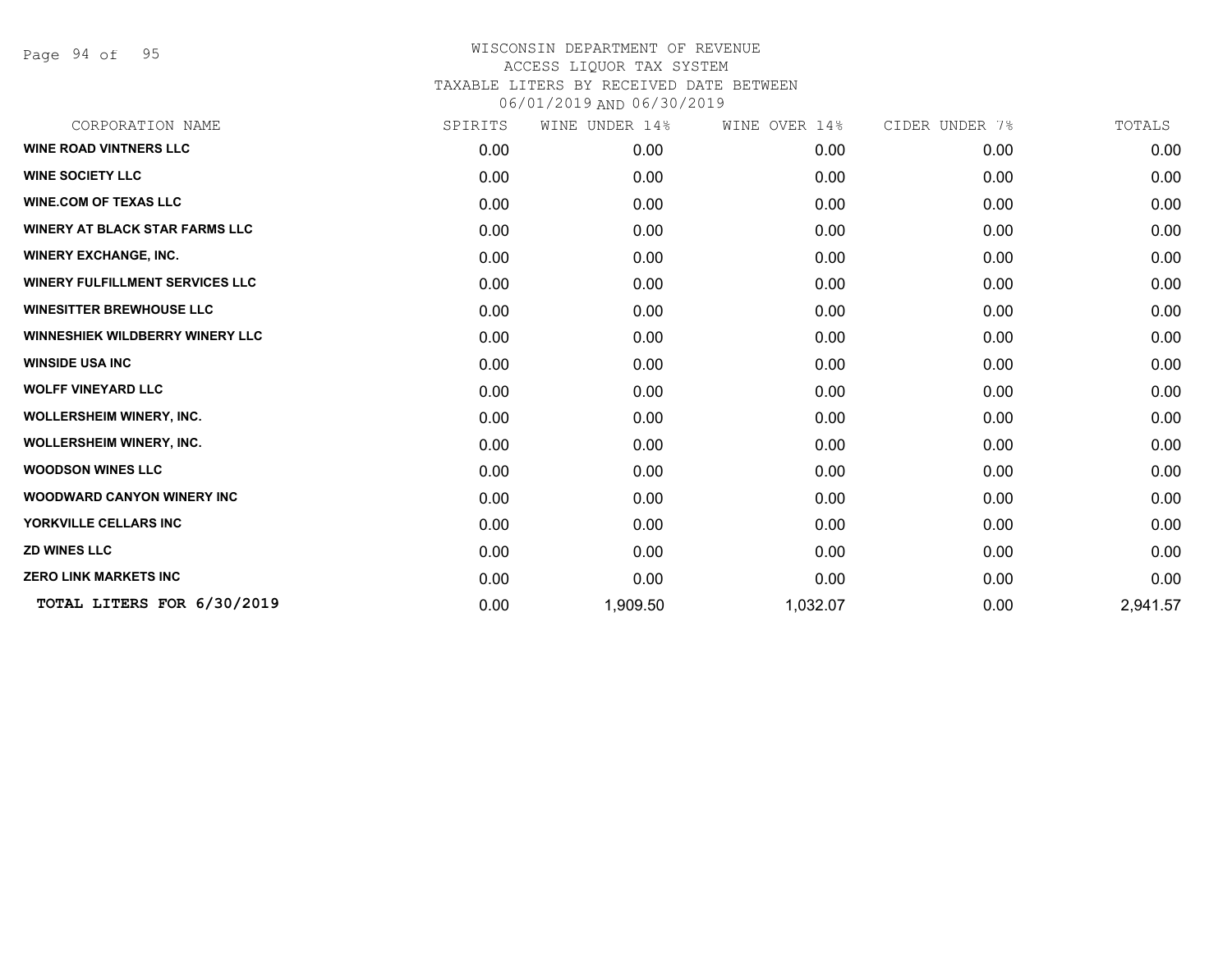WISCONSIN DEPARTMENT OF REVENUE
ACCESS LIQUOR TAX SYSTEM
TAXABLE LITERS BY RECEIVED DATE BETWEEN
06/01/2019 AND 06/30/2019

| CORPORATION NAME | SPIRITS | WINE UNDER 14% | WINE OVER 14% | CIDER UNDER 7% | TOTALS |
|---|---|---|---|---|---|
| **WINE ROAD VINTNERS LLC** | 0.00 | 0.00 | 0.00 | 0.00 | 0.00 |
| **WINE SOCIETY LLC** | 0.00 | 0.00 | 0.00 | 0.00 | 0.00 |
| **WINE.COM OF TEXAS LLC** | 0.00 | 0.00 | 0.00 | 0.00 | 0.00 |
| **WINERY AT BLACK STAR FARMS LLC** | 0.00 | 0.00 | 0.00 | 0.00 | 0.00 |
| **WINERY EXCHANGE, INC.** | 0.00 | 0.00 | 0.00 | 0.00 | 0.00 |
| **WINERY FULFILLMENT SERVICES LLC** | 0.00 | 0.00 | 0.00 | 0.00 | 0.00 |
| **WINESITTER BREWHOUSE LLC** | 0.00 | 0.00 | 0.00 | 0.00 | 0.00 |
| **WINNESHIEK WILDBERRY WINERY LLC** | 0.00 | 0.00 | 0.00 | 0.00 | 0.00 |
| **WINSIDE USA INC** | 0.00 | 0.00 | 0.00 | 0.00 | 0.00 |
| **WOLFF VINEYARD LLC** | 0.00 | 0.00 | 0.00 | 0.00 | 0.00 |
| **WOLLERSHEIM WINERY, INC.** | 0.00 | 0.00 | 0.00 | 0.00 | 0.00 |
| **WOLLERSHEIM WINERY, INC.** | 0.00 | 0.00 | 0.00 | 0.00 | 0.00 |
| **WOODSON WINES LLC** | 0.00 | 0.00 | 0.00 | 0.00 | 0.00 |
| **WOODWARD CANYON WINERY INC** | 0.00 | 0.00 | 0.00 | 0.00 | 0.00 |
| **YORKVILLE CELLARS INC** | 0.00 | 0.00 | 0.00 | 0.00 | 0.00 |
| **ZD WINES LLC** | 0.00 | 0.00 | 0.00 | 0.00 | 0.00 |
| **ZERO LINK MARKETS INC** | 0.00 | 0.00 | 0.00 | 0.00 | 0.00 |
| **TOTAL LITERS FOR 6/30/2019** | 0.00 | 1,909.50 | 1,032.07 | 0.00 | 2,941.57 |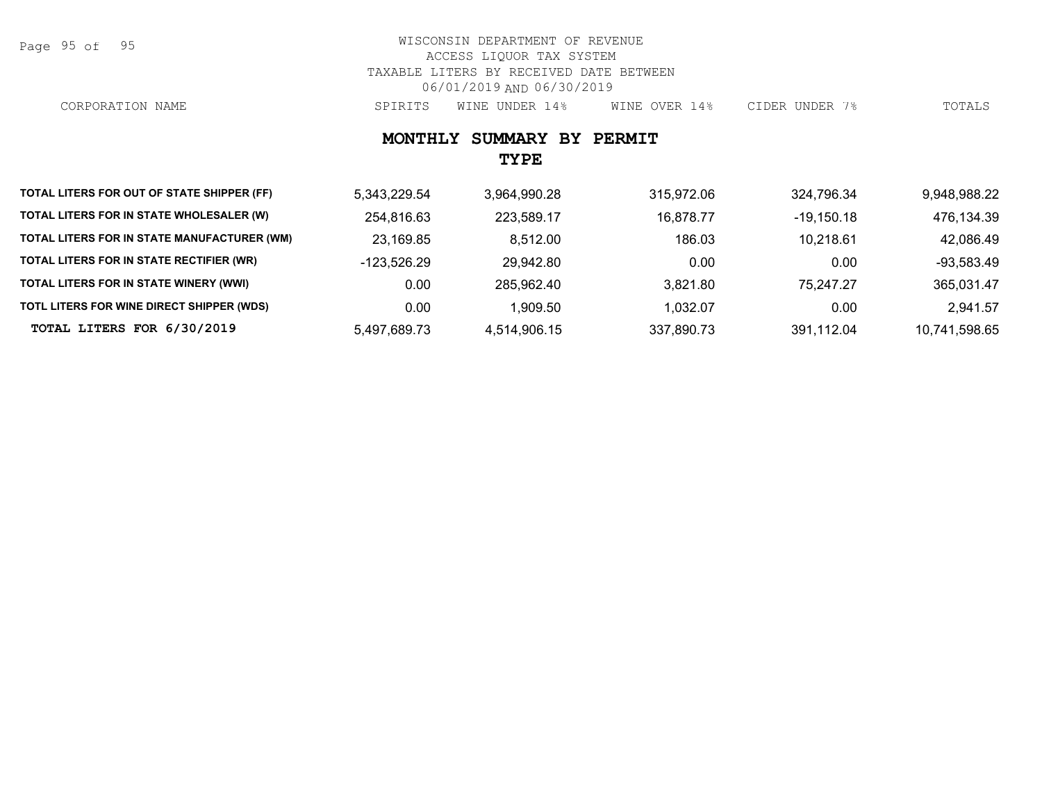WISCONSIN DEPARTMENT OF REVENUE
ACCESS LIQUOR TAX SYSTEM
TAXABLE LITERS BY RECEIVED DATE BETWEEN
06/01/2019 AND 06/30/2019

## MONTHLY SUMMARY BY PERMIT TYPE

| CORPORATION NAME | SPIRITS | WINE UNDER 14% | WINE OVER 14% | CIDER UNDER 7% | TOTALS |
|---|---|---|---|---|---|
| TOTAL LITERS FOR OUT OF STATE SHIPPER (FF) | 5,343,229.54 | 3,964,990.28 | 315,972.06 | 324,796.34 | 9,948,988.22 |
| TOTAL LITERS FOR IN STATE WHOLESALER (W) | 254,816.63 | 223,589.17 | 16,878.77 | -19,150.18 | 476,134.39 |
| TOTAL LITERS FOR IN STATE MANUFACTURER (WM) | 23,169.85 | 8,512.00 | 186.03 | 10,218.61 | 42,086.49 |
| TOTAL LITERS FOR IN STATE RECTIFIER (WR) | -123,526.29 | 29,942.80 | 0.00 | 0.00 | -93,583.49 |
| TOTAL LITERS FOR IN STATE WINERY (WWI) | 0.00 | 285,962.40 | 3,821.80 | 75,247.27 | 365,031.47 |
| TOTL LITERS FOR WINE DIRECT SHIPPER (WDS) | 0.00 | 1,909.50 | 1,032.07 | 0.00 | 2,941.57 |
| **TOTAL LITERS FOR 6/30/2019** | 5,497,689.73 | 4,514,906.15 | 337,890.73 | 391,112.04 | 10,741,598.65 |